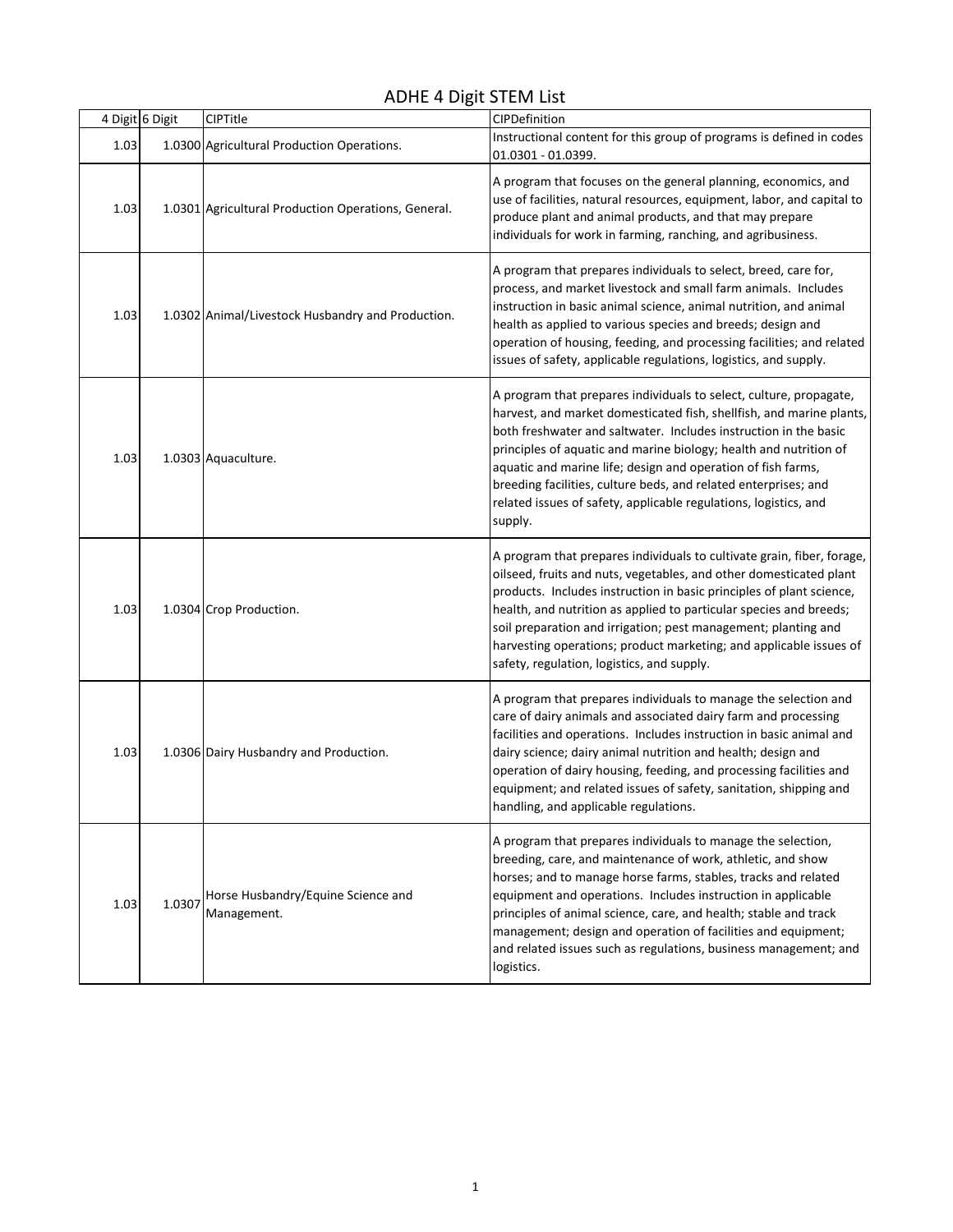# ADHE 4 Digit STEM List

| 4 Digit | 6 Digit | CIPTitle | CIPDefinition |
|---|---|---|---|
| 1.03 | 1.0300 | Agricultural Production Operations. | Instructional content for this group of programs is defined in codes 01.0301 - 01.0399. |
| 1.03 | 1.0301 | Agricultural Production Operations, General. | A program that focuses on the general planning, economics, and use of facilities, natural resources, equipment, labor, and capital to produce plant and animal products, and that may prepare individuals for work in farming, ranching, and agribusiness. |
| 1.03 | 1.0302 | Animal/Livestock Husbandry and Production. | A program that prepares individuals to select, breed, care for, process, and market livestock and small farm animals. Includes instruction in basic animal science, animal nutrition, and animal health as applied to various species and breeds; design and operation of housing, feeding, and processing facilities; and related issues of safety, applicable regulations, logistics, and supply. |
| 1.03 | 1.0303 | Aquaculture. | A program that prepares individuals to select, culture, propagate, harvest, and market domesticated fish, shellfish, and marine plants, both freshwater and saltwater. Includes instruction in the basic principles of aquatic and marine biology; health and nutrition of aquatic and marine life; design and operation of fish farms, breeding facilities, culture beds, and related enterprises; and related issues of safety, applicable regulations, logistics, and supply. |
| 1.03 | 1.0304 | Crop Production. | A program that prepares individuals to cultivate grain, fiber, forage, oilseed, fruits and nuts, vegetables, and other domesticated plant products. Includes instruction in basic principles of plant science, health, and nutrition as applied to particular species and breeds; soil preparation and irrigation; pest management; planting and harvesting operations; product marketing; and applicable issues of safety, regulation, logistics, and supply. |
| 1.03 | 1.0306 | Dairy Husbandry and Production. | A program that prepares individuals to manage the selection and care of dairy animals and associated dairy farm and processing facilities and operations. Includes instruction in basic animal and dairy science; dairy animal nutrition and health; design and operation of dairy housing, feeding, and processing facilities and equipment; and related issues of safety, sanitation, shipping and handling, and applicable regulations. |
| 1.03 | 1.0307 | Horse Husbandry/Equine Science and Management. | A program that prepares individuals to manage the selection, breeding, care, and maintenance of work, athletic, and show horses; and to manage horse farms, stables, tracks and related equipment and operations. Includes instruction in applicable principles of animal science, care, and health; stable and track management; design and operation of facilities and equipment; and related issues such as regulations, business management; and logistics. |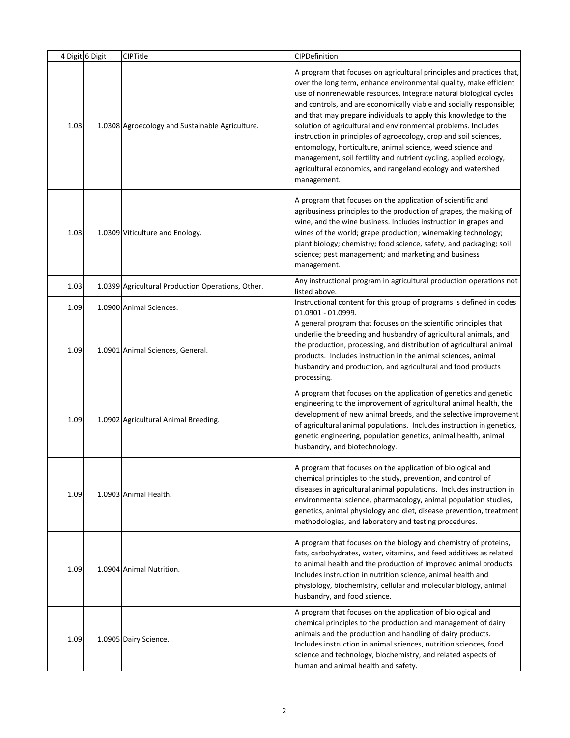| 4 Digit | 6 Digit | CIPTitle | CIPDefinition |
|---|---|---|---|
| 1.03 | 1.0308 | Agroecology and Sustainable Agriculture. | A program that focuses on agricultural principles and practices that, over the long term, enhance environmental quality, make efficient use of nonrenewable resources, integrate natural biological cycles and controls, and are economically viable and socially responsible; and that may prepare individuals to apply this knowledge to the solution of agricultural and environmental problems. Includes instruction in principles of agroecology, crop and soil sciences, entomology, horticulture, animal science, weed science and management, soil fertility and nutrient cycling, applied ecology, agricultural economics, and rangeland ecology and watershed management. |
| 1.03 | 1.0309 | Viticulture and Enology. | A program that focuses on the application of scientific and agribusiness principles to the production of grapes, the making of wine, and the wine business. Includes instruction in grapes and wines of the world; grape production; winemaking technology; plant biology; chemistry; food science, safety, and packaging; soil science; pest management; and marketing and business management. |
| 1.03 | 1.0399 | Agricultural Production Operations, Other. | Any instructional program in agricultural production operations not listed above. |
| 1.09 | 1.0900 | Animal Sciences. | Instructional content for this group of programs is defined in codes 01.0901 - 01.0999. |
| 1.09 | 1.0901 | Animal Sciences, General. | A general program that focuses on the scientific principles that underlie the breeding and husbandry of agricultural animals, and the production, processing, and distribution of agricultural animal products. Includes instruction in the animal sciences, animal husbandry and production, and agricultural and food products processing. |
| 1.09 | 1.0902 | Agricultural Animal Breeding. | A program that focuses on the application of genetics and genetic engineering to the improvement of agricultural animal health, the development of new animal breeds, and the selective improvement of agricultural animal populations. Includes instruction in genetics, genetic engineering, population genetics, animal health, animal husbandry, and biotechnology. |
| 1.09 | 1.0903 | Animal Health. | A program that focuses on the application of biological and chemical principles to the study, prevention, and control of diseases in agricultural animal populations. Includes instruction in environmental science, pharmacology, animal population studies, genetics, animal physiology and diet, disease prevention, treatment methodologies, and laboratory and testing procedures. |
| 1.09 | 1.0904 | Animal Nutrition. | A program that focuses on the biology and chemistry of proteins, fats, carbohydrates, water, vitamins, and feed additives as related to animal health and the production of improved animal products. Includes instruction in nutrition science, animal health and physiology, biochemistry, cellular and molecular biology, animal husbandry, and food science. |
| 1.09 | 1.0905 | Dairy Science. | A program that focuses on the application of biological and chemical principles to the production and management of dairy animals and the production and handling of dairy products. Includes instruction in animal sciences, nutrition sciences, food science and technology, biochemistry, and related aspects of human and animal health and safety. |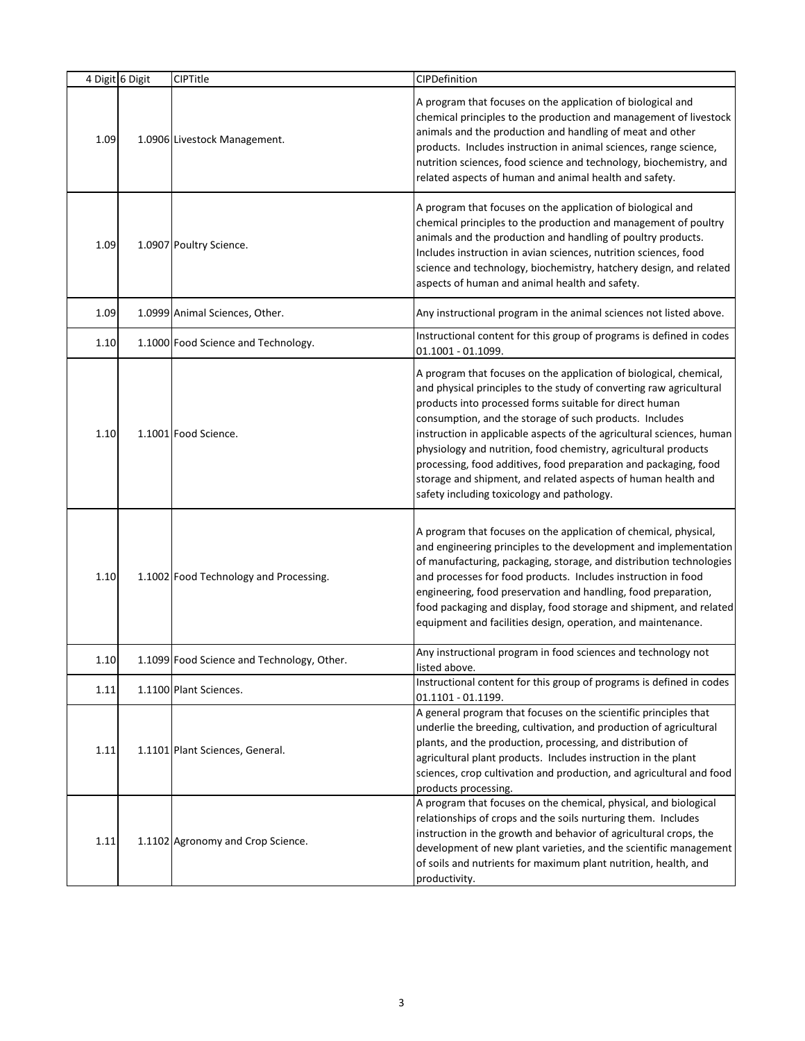| 4 Digit | 6 Digit | CIPTitle | CIPDefinition |
| --- | --- | --- | --- |
| 1.09 | 1.0906 | Livestock Management. | A program that focuses on the application of biological and chemical principles to the production and management of livestock animals and the production and handling of meat and other products. Includes instruction in animal sciences, range science, nutrition sciences, food science and technology, biochemistry, and related aspects of human and animal health and safety. |
| 1.09 | 1.0907 | Poultry Science. | A program that focuses on the application of biological and chemical principles to the production and management of poultry animals and the production and handling of poultry products. Includes instruction in avian sciences, nutrition sciences, food science and technology, biochemistry, hatchery design, and related aspects of human and animal health and safety. |
| 1.09 | 1.0999 | Animal Sciences, Other. | Any instructional program in the animal sciences not listed above. |
| 1.10 | 1.1000 | Food Science and Technology. | Instructional content for this group of programs is defined in codes 01.1001 - 01.1099. |
| 1.10 | 1.1001 | Food Science. | A program that focuses on the application of biological, chemical, and physical principles to the study of converting raw agricultural products into processed forms suitable for direct human consumption, and the storage of such products. Includes instruction in applicable aspects of the agricultural sciences, human physiology and nutrition, food chemistry, agricultural products processing, food additives, food preparation and packaging, food storage and shipment, and related aspects of human health and safety including toxicology and pathology. |
| 1.10 | 1.1002 | Food Technology and Processing. | A program that focuses on the application of chemical, physical, and engineering principles to the development and implementation of manufacturing, packaging, storage, and distribution technologies and processes for food products. Includes instruction in food engineering, food preservation and handling, food preparation, food packaging and display, food storage and shipment, and related equipment and facilities design, operation, and maintenance. |
| 1.10 | 1.1099 | Food Science and Technology, Other. | Any instructional program in food sciences and technology not listed above. |
| 1.11 | 1.1100 | Plant Sciences. | Instructional content for this group of programs is defined in codes 01.1101 - 01.1199. |
| 1.11 | 1.1101 | Plant Sciences, General. | A general program that focuses on the scientific principles that underlie the breeding, cultivation, and production of agricultural plants, and the production, processing, and distribution of agricultural plant products. Includes instruction in the plant sciences, crop cultivation and production, and agricultural and food products processing. |
| 1.11 | 1.1102 | Agronomy and Crop Science. | A program that focuses on the chemical, physical, and biological relationships of crops and the soils nurturing them. Includes instruction in the growth and behavior of agricultural crops, the development of new plant varieties, and the scientific management of soils and nutrients for maximum plant nutrition, health, and productivity. |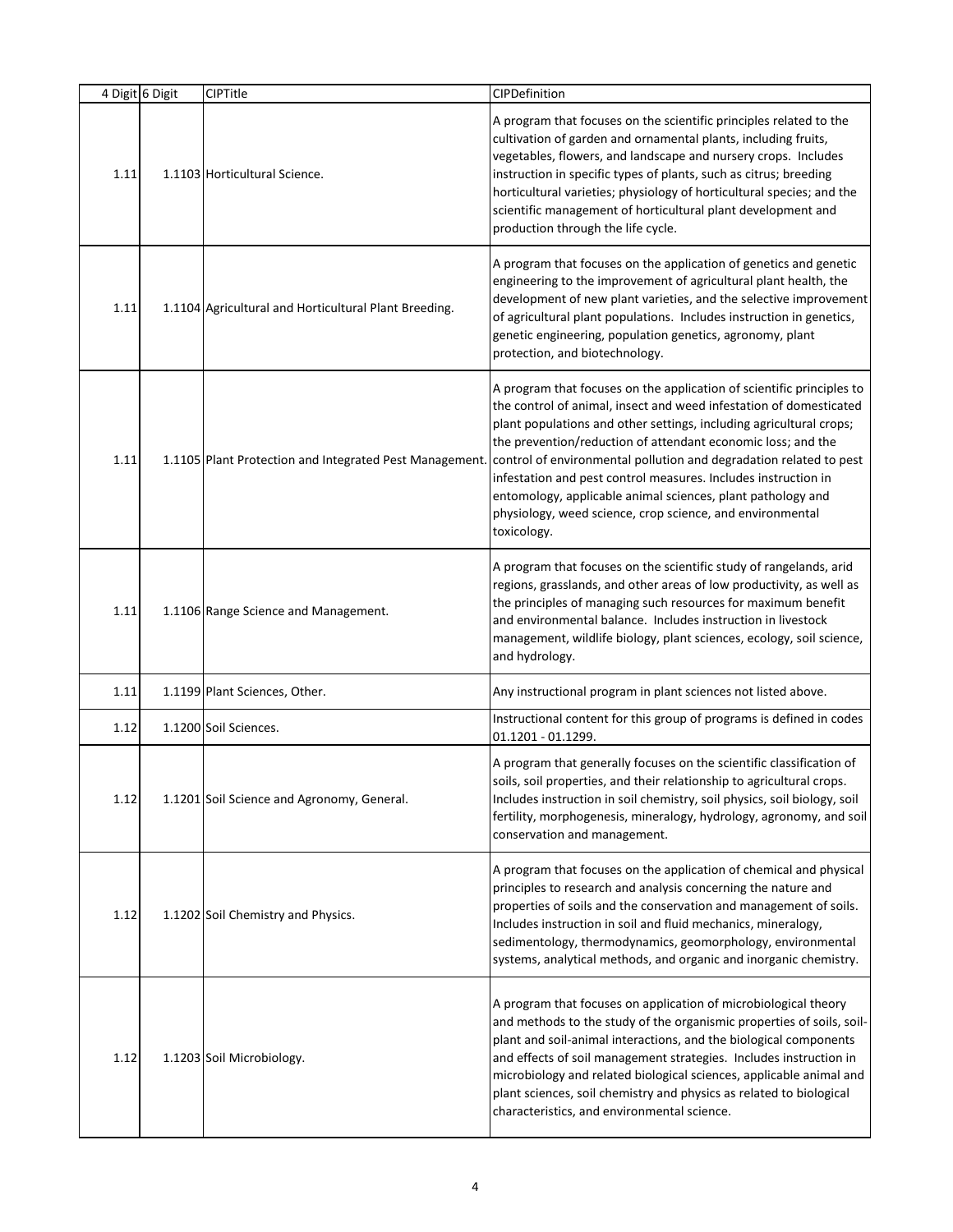| 4 Digit | 6 Digit | CIPTitle | CIPDefinition |
|---|---|---|---|
| 1.11 | 1.1103 | Horticultural Science. | A program that focuses on the scientific principles related to the cultivation of garden and ornamental plants, including fruits, vegetables, flowers, and landscape and nursery crops. Includes instruction in specific types of plants, such as citrus; breeding horticultural varieties; physiology of horticultural species; and the scientific management of horticultural plant development and production through the life cycle. |
| 1.11 | 1.1104 | Agricultural and Horticultural Plant Breeding. | A program that focuses on the application of genetics and genetic engineering to the improvement of agricultural plant health, the development of new plant varieties, and the selective improvement of agricultural plant populations. Includes instruction in genetics, genetic engineering, population genetics, agronomy, plant protection, and biotechnology. |
| 1.11 | 1.1105 | Plant Protection and Integrated Pest Management. | A program that focuses on the application of scientific principles to the control of animal, insect and weed infestation of domesticated plant populations and other settings, including agricultural crops; the prevention/reduction of attendant economic loss; and the control of environmental pollution and degradation related to pest infestation and pest control measures. Includes instruction in entomology, applicable animal sciences, plant pathology and physiology, weed science, crop science, and environmental toxicology. |
| 1.11 | 1.1106 | Range Science and Management. | A program that focuses on the scientific study of rangelands, arid regions, grasslands, and other areas of low productivity, as well as the principles of managing such resources for maximum benefit and environmental balance. Includes instruction in livestock management, wildlife biology, plant sciences, ecology, soil science, and hydrology. |
| 1.11 | 1.1199 | Plant Sciences, Other. | Any instructional program in plant sciences not listed above. |
| 1.12 | 1.1200 | Soil Sciences. | Instructional content for this group of programs is defined in codes 01.1201 - 01.1299. |
| 1.12 | 1.1201 | Soil Science and Agronomy, General. | A program that generally focuses on the scientific classification of soils, soil properties, and their relationship to agricultural crops. Includes instruction in soil chemistry, soil physics, soil biology, soil fertility, morphogenesis, mineralogy, hydrology, agronomy, and soil conservation and management. |
| 1.12 | 1.1202 | Soil Chemistry and Physics. | A program that focuses on the application of chemical and physical principles to research and analysis concerning the nature and properties of soils and the conservation and management of soils. Includes instruction in soil and fluid mechanics, mineralogy, sedimentology, thermodynamics, geomorphology, environmental systems, analytical methods, and organic and inorganic chemistry. |
| 1.12 | 1.1203 | Soil Microbiology. | A program that focuses on application of microbiological theory and methods to the study of the organismic properties of soils, soil-plant and soil-animal interactions, and the biological components and effects of soil management strategies. Includes instruction in microbiology and related biological sciences, applicable animal and plant sciences, soil chemistry and physics as related to biological characteristics, and environmental science. |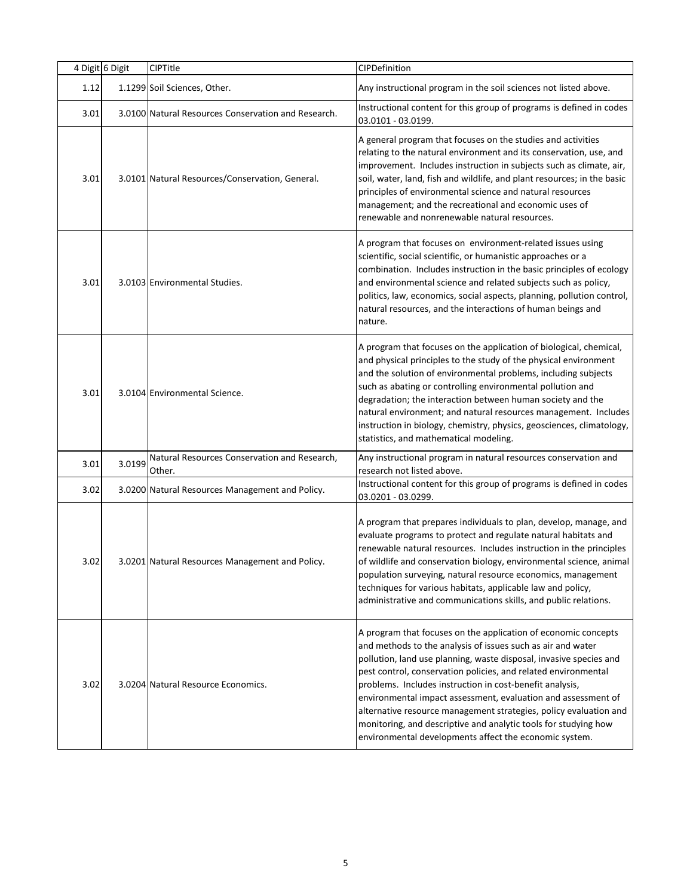| 4 Digit | 6 Digit | CIPTitle | CIPDefinition |
|---|---|---|---|
| 1.12 | 1.1299 | Soil Sciences, Other. | Any instructional program in the soil sciences not listed above. |
| 3.01 | 3.0100 | Natural Resources Conservation and Research. | Instructional content for this group of programs is defined in codes 03.0101 - 03.0199. |
| 3.01 | 3.0101 | Natural Resources/Conservation, General. | A general program that focuses on the studies and activities relating to the natural environment and its conservation, use, and improvement. Includes instruction in subjects such as climate, air, soil, water, land, fish and wildlife, and plant resources; in the basic principles of environmental science and natural resources management; and the recreational and economic uses of renewable and nonrenewable natural resources. |
| 3.01 | 3.0103 | Environmental Studies. | A program that focuses on environment-related issues using scientific, social scientific, or humanistic approaches or a combination. Includes instruction in the basic principles of ecology and environmental science and related subjects such as policy, politics, law, economics, social aspects, planning, pollution control, natural resources, and the interactions of human beings and nature. |
| 3.01 | 3.0104 | Environmental Science. | A program that focuses on the application of biological, chemical, and physical principles to the study of the physical environment and the solution of environmental problems, including subjects such as abating or controlling environmental pollution and degradation; the interaction between human society and the natural environment; and natural resources management. Includes instruction in biology, chemistry, physics, geosciences, climatology, statistics, and mathematical modeling. |
| 3.01 | 3.0199 | Natural Resources Conservation and Research, Other. | Any instructional program in natural resources conservation and research not listed above. |
| 3.02 | 3.0200 | Natural Resources Management and Policy. | Instructional content for this group of programs is defined in codes 03.0201 - 03.0299. |
| 3.02 | 3.0201 | Natural Resources Management and Policy. | A program that prepares individuals to plan, develop, manage, and evaluate programs to protect and regulate natural habitats and renewable natural resources. Includes instruction in the principles of wildlife and conservation biology, environmental science, animal population surveying, natural resource economics, management techniques for various habitats, applicable law and policy, administrative and communications skills, and public relations. |
| 3.02 | 3.0204 | Natural Resource Economics. | A program that focuses on the application of economic concepts and methods to the analysis of issues such as air and water pollution, land use planning, waste disposal, invasive species and pest control, conservation policies, and related environmental problems. Includes instruction in cost-benefit analysis, environmental impact assessment, evaluation and assessment of alternative resource management strategies, policy evaluation and monitoring, and descriptive and analytic tools for studying how environmental developments affect the economic system. |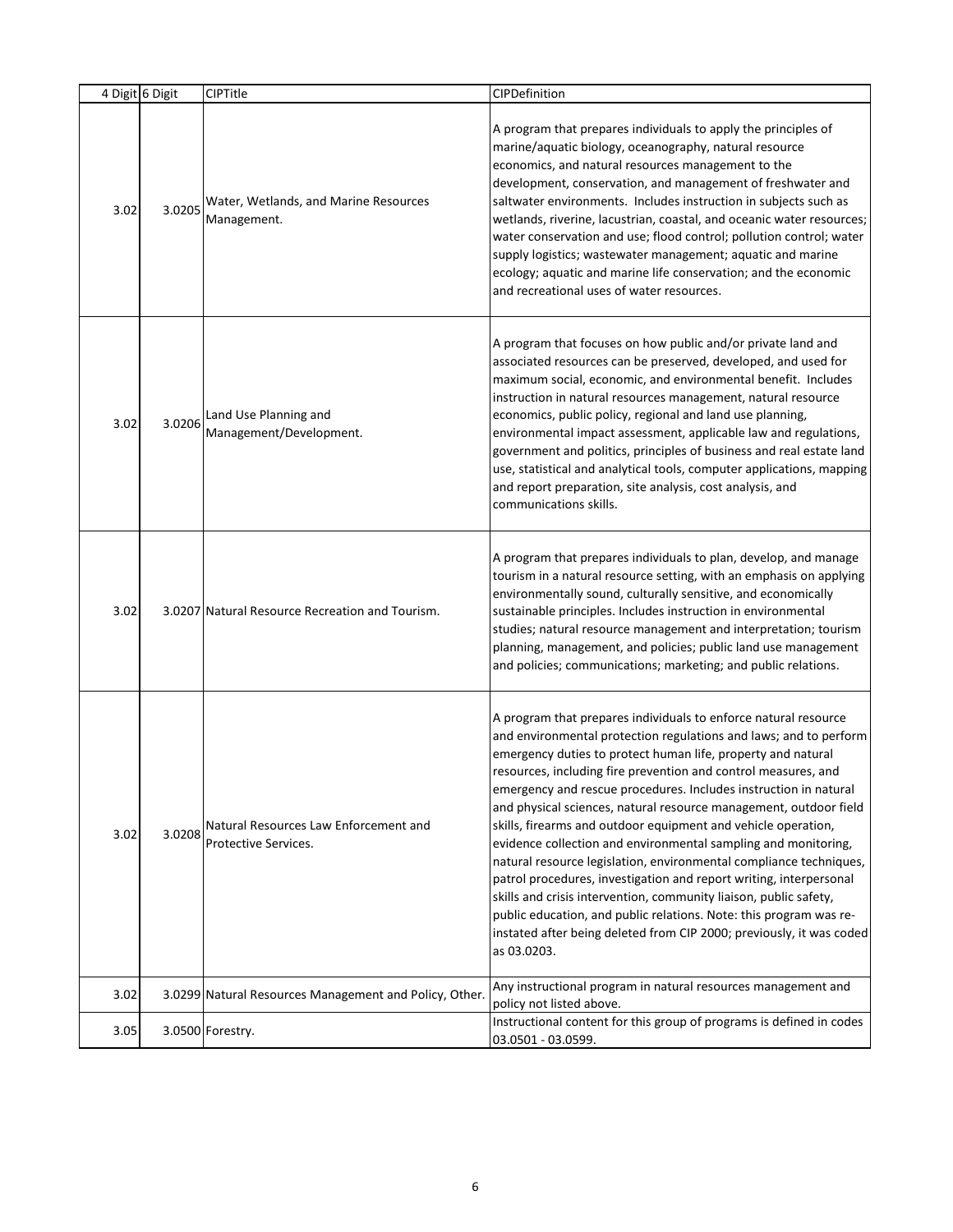| 4 Digit | 6 Digit | CIPTitle | CIPDefinition |
|---|---|---|---|
| 3.02 | 3.0205 | Water, Wetlands, and Marine Resources Management. | A program that prepares individuals to apply the principles of marine/aquatic biology, oceanography, natural resource economics, and natural resources management to the development, conservation, and management of freshwater and saltwater environments. Includes instruction in subjects such as wetlands, riverine, lacustrian, coastal, and oceanic water resources; water conservation and use; flood control; pollution control; water supply logistics; wastewater management; aquatic and marine ecology; aquatic and marine life conservation; and the economic and recreational uses of water resources. |
| 3.02 | 3.0206 | Land Use Planning and Management/Development. | A program that focuses on how public and/or private land and associated resources can be preserved, developed, and used for maximum social, economic, and environmental benefit. Includes instruction in natural resources management, natural resource economics, public policy, regional and land use planning, environmental impact assessment, applicable law and regulations, government and politics, principles of business and real estate land use, statistical and analytical tools, computer applications, mapping and report preparation, site analysis, cost analysis, and communications skills. |
| 3.02 | 3.0207 | Natural Resource Recreation and Tourism. | A program that prepares individuals to plan, develop, and manage tourism in a natural resource setting, with an emphasis on applying environmentally sound, culturally sensitive, and economically sustainable principles. Includes instruction in environmental studies; natural resource management and interpretation; tourism planning, management, and policies; public land use management and policies; communications; marketing; and public relations. |
| 3.02 | 3.0208 | Natural Resources Law Enforcement and Protective Services. | A program that prepares individuals to enforce natural resource and environmental protection regulations and laws; and to perform emergency duties to protect human life, property and natural resources, including fire prevention and control measures, and emergency and rescue procedures. Includes instruction in natural and physical sciences, natural resource management, outdoor field skills, firearms and outdoor equipment and vehicle operation, evidence collection and environmental sampling and monitoring, natural resource legislation, environmental compliance techniques, patrol procedures, investigation and report writing, interpersonal skills and crisis intervention, community liaison, public safety, public education, and public relations. Note: this program was re-instated after being deleted from CIP 2000; previously, it was coded as 03.0203. |
| 3.02 | 3.0299 | Natural Resources Management and Policy, Other. | Any instructional program in natural resources management and policy not listed above. |
| 3.05 | 3.0500 | Forestry. | Instructional content for this group of programs is defined in codes 03.0501 - 03.0599. |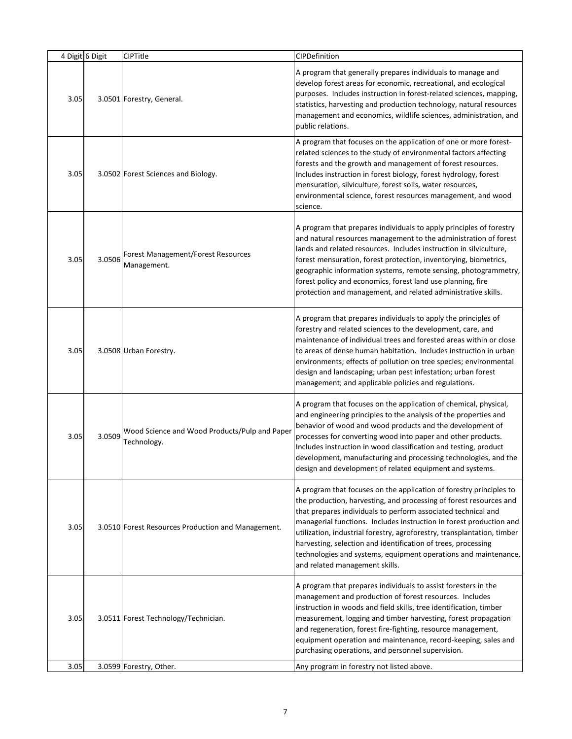| 4 Digit | 6 Digit | CIPTitle | CIPDefinition |
|---|---|---|---|
| 3.05 | 3.0501 | Forestry, General. | A program that generally prepares individuals to manage and develop forest areas for economic, recreational, and ecological purposes. Includes instruction in forest-related sciences, mapping, statistics, harvesting and production technology, natural resources management and economics, wildlife sciences, administration, and public relations. |
| 3.05 | 3.0502 | Forest Sciences and Biology. | A program that focuses on the application of one or more forest-related sciences to the study of environmental factors affecting forests and the growth and management of forest resources. Includes instruction in forest biology, forest hydrology, forest mensuration, silviculture, forest soils, water resources, environmental science, forest resources management, and wood science. |
| 3.05 | 3.0506 | Forest Management/Forest Resources Management. | A program that prepares individuals to apply principles of forestry and natural resources management to the administration of forest lands and related resources. Includes instruction in silviculture, forest mensuration, forest protection, inventorying, biometrics, geographic information systems, remote sensing, photogrammetry, forest policy and economics, forest land use planning, fire protection and management, and related administrative skills. |
| 3.05 | 3.0508 | Urban Forestry. | A program that prepares individuals to apply the principles of forestry and related sciences to the development, care, and maintenance of individual trees and forested areas within or close to areas of dense human habitation. Includes instruction in urban environments; effects of pollution on tree species; environmental design and landscaping; urban pest infestation; urban forest management; and applicable policies and regulations. |
| 3.05 | 3.0509 | Wood Science and Wood Products/Pulp and Paper Technology. | A program that focuses on the application of chemical, physical, and engineering principles to the analysis of the properties and behavior of wood and wood products and the development of processes for converting wood into paper and other products. Includes instruction in wood classification and testing, product development, manufacturing and processing technologies, and the design and development of related equipment and systems. |
| 3.05 | 3.0510 | Forest Resources Production and Management. | A program that focuses on the application of forestry principles to the production, harvesting, and processing of forest resources and that prepares individuals to perform associated technical and managerial functions. Includes instruction in forest production and utilization, industrial forestry, agroforestry, transplantation, timber harvesting, selection and identification of trees, processing technologies and systems, equipment operations and maintenance, and related management skills. |
| 3.05 | 3.0511 | Forest Technology/Technician. | A program that prepares individuals to assist foresters in the management and production of forest resources. Includes instruction in woods and field skills, tree identification, timber measurement, logging and timber harvesting, forest propagation and regeneration, forest fire-fighting, resource management, equipment operation and maintenance, record-keeping, sales and purchasing operations, and personnel supervision. |
| 3.05 | 3.0599 | Forestry, Other. | Any program in forestry not listed above. |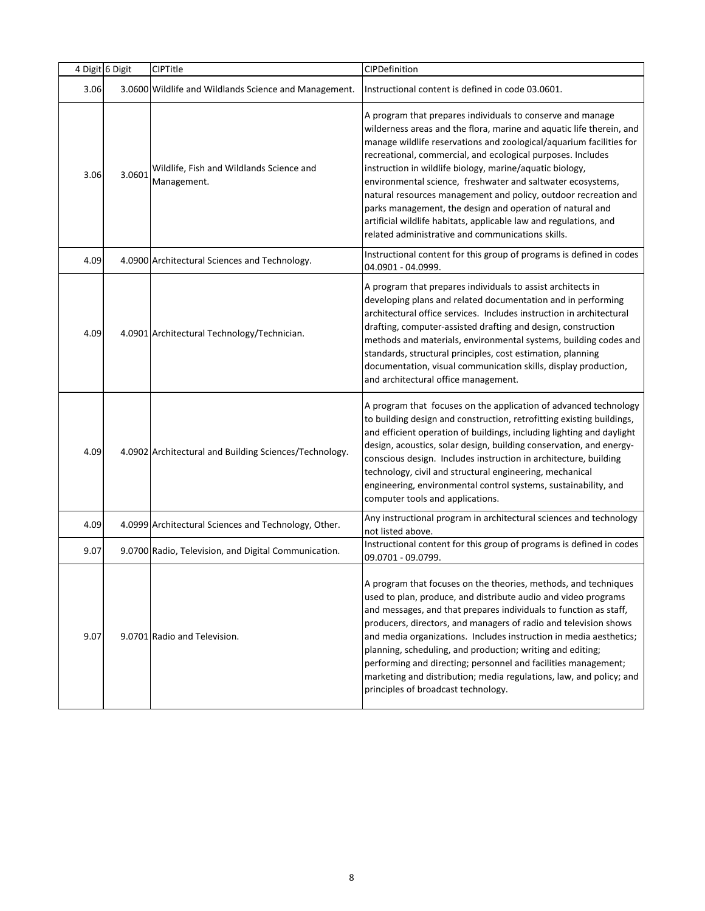| 4 Digit | 6 Digit | CIPTitle | CIPDefinition |
| --- | --- | --- | --- |
| 3.06 | 3.0600 | Wildlife and Wildlands Science and Management. | Instructional content is defined in code 03.0601. |
| 3.06 | 3.0601 | Wildlife, Fish and Wildlands Science and Management. | A program that prepares individuals to conserve and manage wilderness areas and the flora, marine and aquatic life therein, and manage wildlife reservations and zoological/aquarium facilities for recreational, commercial, and ecological purposes. Includes instruction in wildlife biology, marine/aquatic biology, environmental science, freshwater and saltwater ecosystems, natural resources management and policy, outdoor recreation and parks management, the design and operation of natural and artificial wildlife habitats, applicable law and regulations, and related administrative and communications skills. |
| 4.09 | 4.0900 | Architectural Sciences and Technology. | Instructional content for this group of programs is defined in codes 04.0901 - 04.0999. |
| 4.09 | 4.0901 | Architectural Technology/Technician. | A program that prepares individuals to assist architects in developing plans and related documentation and in performing architectural office services. Includes instruction in architectural drafting, computer-assisted drafting and design, construction methods and materials, environmental systems, building codes and standards, structural principles, cost estimation, planning documentation, visual communication skills, display production, and architectural office management. |
| 4.09 | 4.0902 | Architectural and Building Sciences/Technology. | A program that focuses on the application of advanced technology to building design and construction, retrofitting existing buildings, and efficient operation of buildings, including lighting and daylight design, acoustics, solar design, building conservation, and energy-conscious design. Includes instruction in architecture, building technology, civil and structural engineering, mechanical engineering, environmental control systems, sustainability, and computer tools and applications. |
| 4.09 | 4.0999 | Architectural Sciences and Technology, Other. | Any instructional program in architectural sciences and technology not listed above. |
| 9.07 | 9.0700 | Radio, Television, and Digital Communication. | Instructional content for this group of programs is defined in codes 09.0701 - 09.0799. |
| 9.07 | 9.0701 | Radio and Television. | A program that focuses on the theories, methods, and techniques used to plan, produce, and distribute audio and video programs and messages, and that prepares individuals to function as staff, producers, directors, and managers of radio and television shows and media organizations. Includes instruction in media aesthetics; planning, scheduling, and production; writing and editing; performing and directing; personnel and facilities management; marketing and distribution; media regulations, law, and policy; and principles of broadcast technology. |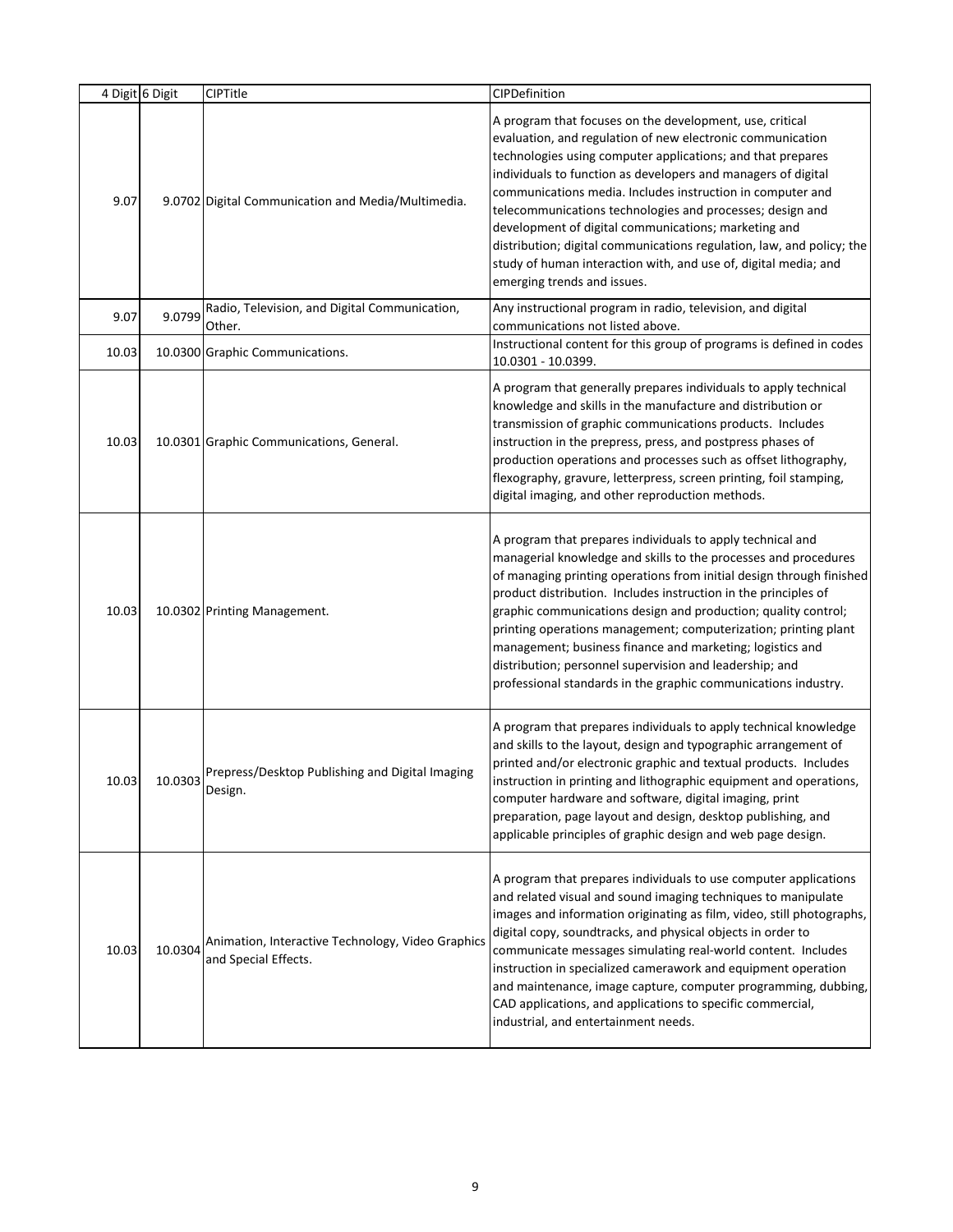| 4 Digit | 6 Digit | CIPTitle | CIPDefinition |
|---|---|---|---|
| 9.07 | 9.0702 | Digital Communication and Media/Multimedia. | A program that focuses on the development, use, critical evaluation, and regulation of new electronic communication technologies using computer applications; and that prepares individuals to function as developers and managers of digital communications media. Includes instruction in computer and telecommunications technologies and processes; design and development of digital communications; marketing and distribution; digital communications regulation, law, and policy; the study of human interaction with, and use of, digital media; and emerging trends and issues. |
| 9.07 | 9.0799 | Radio, Television, and Digital Communication, Other. | Any instructional program in radio, television, and digital communications not listed above. |
| 10.03 | 10.0300 | Graphic Communications. | Instructional content for this group of programs is defined in codes 10.0301 - 10.0399. |
| 10.03 | 10.0301 | Graphic Communications, General. | A program that generally prepares individuals to apply technical knowledge and skills in the manufacture and distribution or transmission of graphic communications products. Includes instruction in the prepress, press, and postpress phases of production operations and processes such as offset lithography, flexography, gravure, letterpress, screen printing, foil stamping, digital imaging, and other reproduction methods. |
| 10.03 | 10.0302 | Printing Management. | A program that prepares individuals to apply technical and managerial knowledge and skills to the processes and procedures of managing printing operations from initial design through finished product distribution. Includes instruction in the principles of graphic communications design and production; quality control; printing operations management; computerization; printing plant management; business finance and marketing; logistics and distribution; personnel supervision and leadership; and professional standards in the graphic communications industry. |
| 10.03 | 10.0303 | Prepress/Desktop Publishing and Digital Imaging Design. | A program that prepares individuals to apply technical knowledge and skills to the layout, design and typographic arrangement of printed and/or electronic graphic and textual products. Includes instruction in printing and lithographic equipment and operations, computer hardware and software, digital imaging, print preparation, page layout and design, desktop publishing, and applicable principles of graphic design and web page design. |
| 10.03 | 10.0304 | Animation, Interactive Technology, Video Graphics and Special Effects. | A program that prepares individuals to use computer applications and related visual and sound imaging techniques to manipulate images and information originating as film, video, still photographs, digital copy, soundtracks, and physical objects in order to communicate messages simulating real-world content. Includes instruction in specialized camerawork and equipment operation and maintenance, image capture, computer programming, dubbing, CAD applications, and applications to specific commercial, industrial, and entertainment needs. |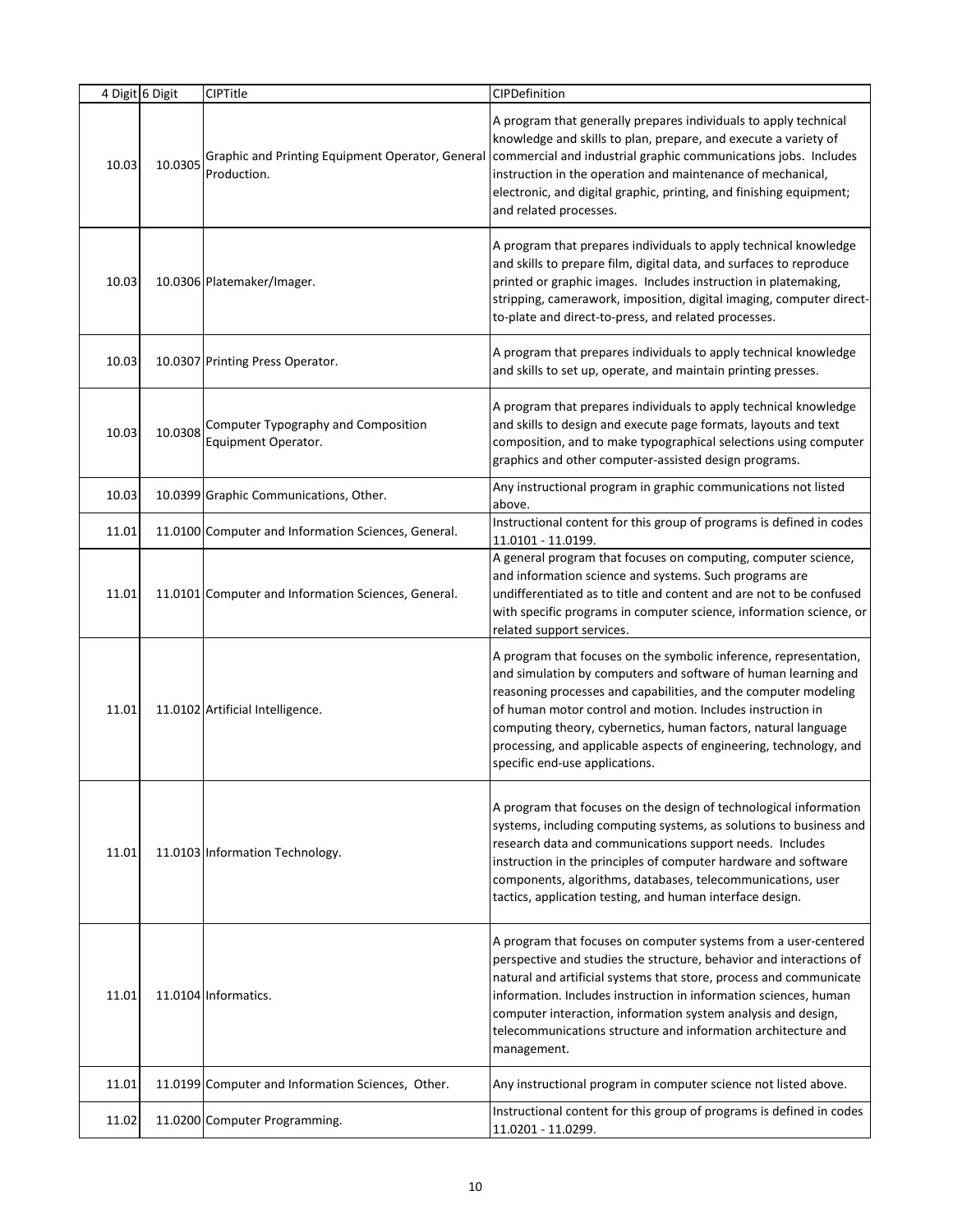| 4 Digit | 6 Digit | CIPTitle | CIPDefinition |
|---|---|---|---|
| 10.03 | 10.0305 | Graphic and Printing Equipment Operator, General Production. | A program that generally prepares individuals to apply technical knowledge and skills to plan, prepare, and execute a variety of commercial and industrial graphic communications jobs. Includes instruction in the operation and maintenance of mechanical, electronic, and digital graphic, printing, and finishing equipment; and related processes. |
| 10.03 | 10.0306 | Platemaker/Imager. | A program that prepares individuals to apply technical knowledge and skills to prepare film, digital data, and surfaces to reproduce printed or graphic images. Includes instruction in platemaking, stripping, camerawork, imposition, digital imaging, computer direct-to-plate and direct-to-press, and related processes. |
| 10.03 | 10.0307 | Printing Press Operator. | A program that prepares individuals to apply technical knowledge and skills to set up, operate, and maintain printing presses. |
| 10.03 | 10.0308 | Computer Typography and Composition Equipment Operator. | A program that prepares individuals to apply technical knowledge and skills to design and execute page formats, layouts and text composition, and to make typographical selections using computer graphics and other computer-assisted design programs. |
| 10.03 | 10.0399 | Graphic Communications, Other. | Any instructional program in graphic communications not listed above. |
| 11.01 | 11.0100 | Computer and Information Sciences, General. | Instructional content for this group of programs is defined in codes 11.0101 - 11.0199. |
| 11.01 | 11.0101 | Computer and Information Sciences, General. | A general program that focuses on computing, computer science, and information science and systems. Such programs are undifferentiated as to title and content and are not to be confused with specific programs in computer science, information science, or related support services. |
| 11.01 | 11.0102 | Artificial Intelligence. | A program that focuses on the symbolic inference, representation, and simulation by computers and software of human learning and reasoning processes and capabilities, and the computer modeling of human motor control and motion. Includes instruction in computing theory, cybernetics, human factors, natural language processing, and applicable aspects of engineering, technology, and specific end-use applications. |
| 11.01 | 11.0103 | Information Technology. | A program that focuses on the design of technological information systems, including computing systems, as solutions to business and research data and communications support needs. Includes instruction in the principles of computer hardware and software components, algorithms, databases, telecommunications, user tactics, application testing, and human interface design. |
| 11.01 | 11.0104 | Informatics. | A program that focuses on computer systems from a user-centered perspective and studies the structure, behavior and interactions of natural and artificial systems that store, process and communicate information. Includes instruction in information sciences, human computer interaction, information system analysis and design, telecommunications structure and information architecture and management. |
| 11.01 | 11.0199 | Computer and Information Sciences, Other. | Any instructional program in computer science not listed above. |
| 11.02 | 11.0200 | Computer Programming. | Instructional content for this group of programs is defined in codes 11.0201 - 11.0299. |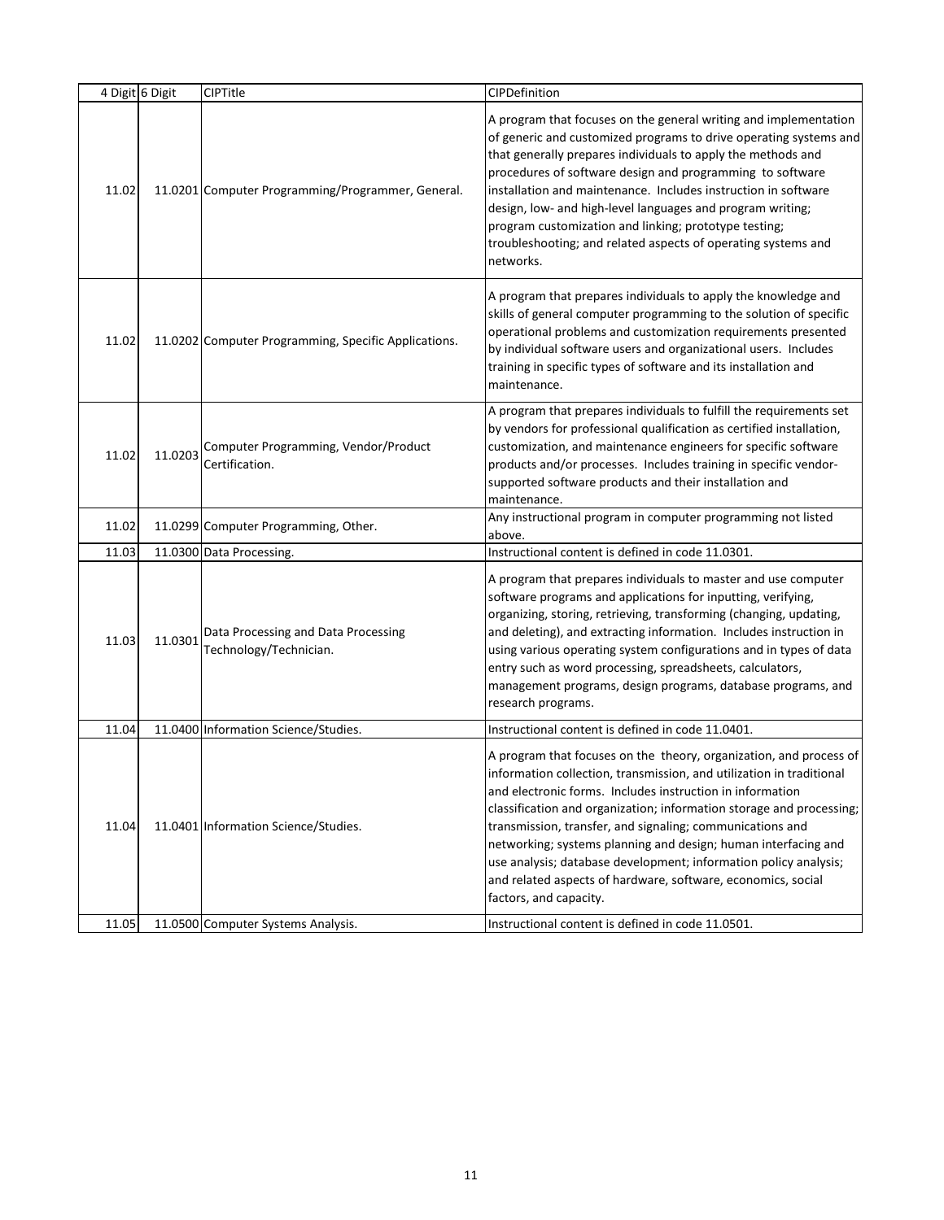| 4 Digit | 6 Digit | CIPTitle | CIPDefinition |
|---|---|---|---|
| 11.02 | 11.0201 | Computer Programming/Programmer, General. | A program that focuses on the general writing and implementation of generic and customized programs to drive operating systems and that generally prepares individuals to apply the methods and procedures of software design and programming to software installation and maintenance. Includes instruction in software design, low- and high-level languages and program writing; program customization and linking; prototype testing; troubleshooting; and related aspects of operating systems and networks. |
| 11.02 | 11.0202 | Computer Programming, Specific Applications. | A program that prepares individuals to apply the knowledge and skills of general computer programming to the solution of specific operational problems and customization requirements presented by individual software users and organizational users. Includes training in specific types of software and its installation and maintenance. |
| 11.02 | 11.0203 | Computer Programming, Vendor/Product Certification. | A program that prepares individuals to fulfill the requirements set by vendors for professional qualification as certified installation, customization, and maintenance engineers for specific software products and/or processes. Includes training in specific vendor-supported software products and their installation and maintenance. |
| 11.02 | 11.0299 | Computer Programming, Other. | Any instructional program in computer programming not listed above. |
| 11.03 | 11.0300 | Data Processing. | Instructional content is defined in code 11.0301. |
| 11.03 | 11.0301 | Data Processing and Data Processing Technology/Technician. | A program that prepares individuals to master and use computer software programs and applications for inputting, verifying, organizing, storing, retrieving, transforming (changing, updating, and deleting), and extracting information. Includes instruction in using various operating system configurations and in types of data entry such as word processing, spreadsheets, calculators, management programs, design programs, database programs, and research programs. |
| 11.04 | 11.0400 | Information Science/Studies. | Instructional content is defined in code 11.0401. |
| 11.04 | 11.0401 | Information Science/Studies. | A program that focuses on the theory, organization, and process of information collection, transmission, and utilization in traditional and electronic forms. Includes instruction in information classification and organization; information storage and processing; transmission, transfer, and signaling; communications and networking; systems planning and design; human interfacing and use analysis; database development; information policy analysis; and related aspects of hardware, software, economics, social factors, and capacity. |
| 11.05 | 11.0500 | Computer Systems Analysis. | Instructional content is defined in code 11.0501. |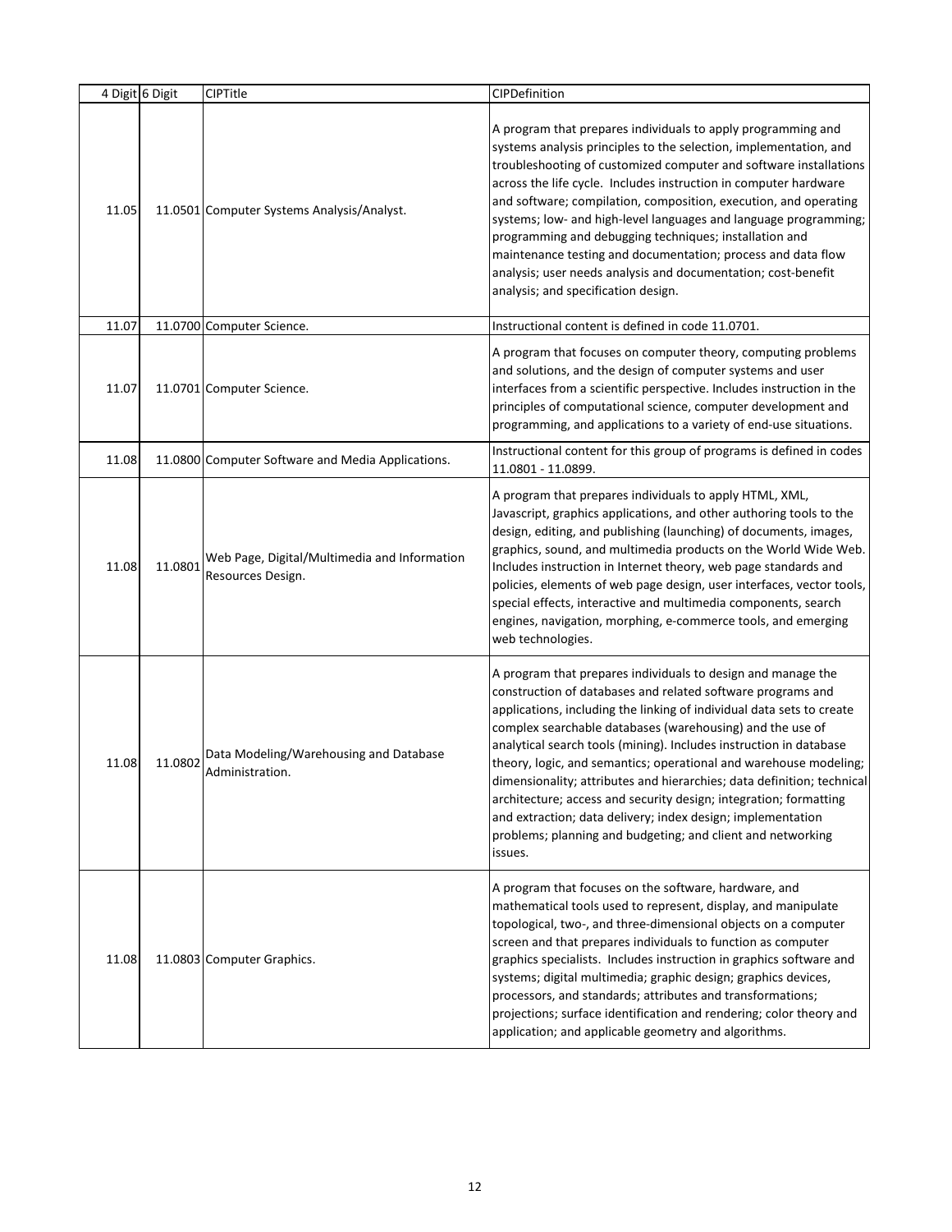| 4 Digit | 6 Digit | CIPTitle | CIPDefinition |
|---|---|---|---|
| 11.05 | 11.0501 | Computer Systems Analysis/Analyst. | A program that prepares individuals to apply programming and systems analysis principles to the selection, implementation, and troubleshooting of customized computer and software installations across the life cycle. Includes instruction in computer hardware and software; compilation, composition, execution, and operating systems; low- and high-level languages and language programming; programming and debugging techniques; installation and maintenance testing and documentation; process and data flow analysis; user needs analysis and documentation; cost-benefit analysis; and specification design. |
| 11.07 | 11.0700 | Computer Science. | Instructional content is defined in code 11.0701. |
| 11.07 | 11.0701 | Computer Science. | A program that focuses on computer theory, computing problems and solutions, and the design of computer systems and user interfaces from a scientific perspective. Includes instruction in the principles of computational science, computer development and programming, and applications to a variety of end-use situations. |
| 11.08 | 11.0800 | Computer Software and Media Applications. | Instructional content for this group of programs is defined in codes 11.0801 - 11.0899. |
| 11.08 | 11.0801 | Web Page, Digital/Multimedia and Information Resources Design. | A program that prepares individuals to apply HTML, XML, Javascript, graphics applications, and other authoring tools to the design, editing, and publishing (launching) of documents, images, graphics, sound, and multimedia products on the World Wide Web. Includes instruction in Internet theory, web page standards and policies, elements of web page design, user interfaces, vector tools, special effects, interactive and multimedia components, search engines, navigation, morphing, e-commerce tools, and emerging web technologies. |
| 11.08 | 11.0802 | Data Modeling/Warehousing and Database Administration. | A program that prepares individuals to design and manage the construction of databases and related software programs and applications, including the linking of individual data sets to create complex searchable databases (warehousing) and the use of analytical search tools (mining). Includes instruction in database theory, logic, and semantics; operational and warehouse modeling; dimensionality; attributes and hierarchies; data definition; technical architecture; access and security design; integration; formatting and extraction; data delivery; index design; implementation problems; planning and budgeting; and client and networking issues. |
| 11.08 | 11.0803 | Computer Graphics. | A program that focuses on the software, hardware, and mathematical tools used to represent, display, and manipulate topological, two-, and three-dimensional objects on a computer screen and that prepares individuals to function as computer graphics specialists. Includes instruction in graphics software and systems; digital multimedia; graphic design; graphics devices, processors, and standards; attributes and transformations; projections; surface identification and rendering; color theory and application; and applicable geometry and algorithms. |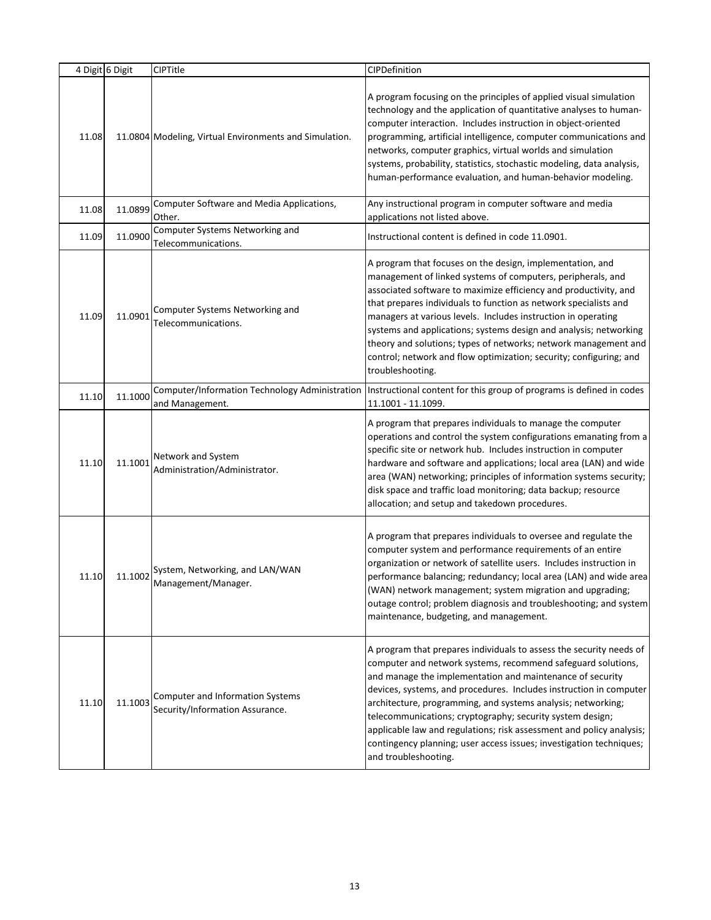| 4 Digit | 6 Digit | CIPTitle | CIPDefinition |
|---|---|---|---|
| 11.08 | 11.0804 | Modeling, Virtual Environments and Simulation. | A program focusing on the principles of applied visual simulation technology and the application of quantitative analyses to human-computer interaction. Includes instruction in object-oriented programming, artificial intelligence, computer communications and networks, computer graphics, virtual worlds and simulation systems, probability, statistics, stochastic modeling, data analysis, human-performance evaluation, and human-behavior modeling. |
| 11.08 | 11.0899 | Computer Software and Media Applications, Other. | Any instructional program in computer software and media applications not listed above. |
| 11.09 | 11.0900 | Computer Systems Networking and Telecommunications. | Instructional content is defined in code 11.0901. |
| 11.09 | 11.0901 | Computer Systems Networking and Telecommunications. | A program that focuses on the design, implementation, and management of linked systems of computers, peripherals, and associated software to maximize efficiency and productivity, and that prepares individuals to function as network specialists and managers at various levels. Includes instruction in operating systems and applications; systems design and analysis; networking theory and solutions; types of networks; network management and control; network and flow optimization; security; configuring; and troubleshooting. |
| 11.10 | 11.1000 | Computer/Information Technology Administration and Management. | Instructional content for this group of programs is defined in codes 11.1001 - 11.1099. |
| 11.10 | 11.1001 | Network and System Administration/Administrator. | A program that prepares individuals to manage the computer operations and control the system configurations emanating from a specific site or network hub. Includes instruction in computer hardware and software and applications; local area (LAN) and wide area (WAN) networking; principles of information systems security; disk space and traffic load monitoring; data backup; resource allocation; and setup and takedown procedures. |
| 11.10 | 11.1002 | System, Networking, and LAN/WAN Management/Manager. | A program that prepares individuals to oversee and regulate the computer system and performance requirements of an entire organization or network of satellite users. Includes instruction in performance balancing; redundancy; local area (LAN) and wide area (WAN) network management; system migration and upgrading; outage control; problem diagnosis and troubleshooting; and system maintenance, budgeting, and management. |
| 11.10 | 11.1003 | Computer and Information Systems Security/Information Assurance. | A program that prepares individuals to assess the security needs of computer and network systems, recommend safeguard solutions, and manage the implementation and maintenance of security devices, systems, and procedures. Includes instruction in computer architecture, programming, and systems analysis; networking; telecommunications; cryptography; security system design; applicable law and regulations; risk assessment and policy analysis; contingency planning; user access issues; investigation techniques; and troubleshooting. |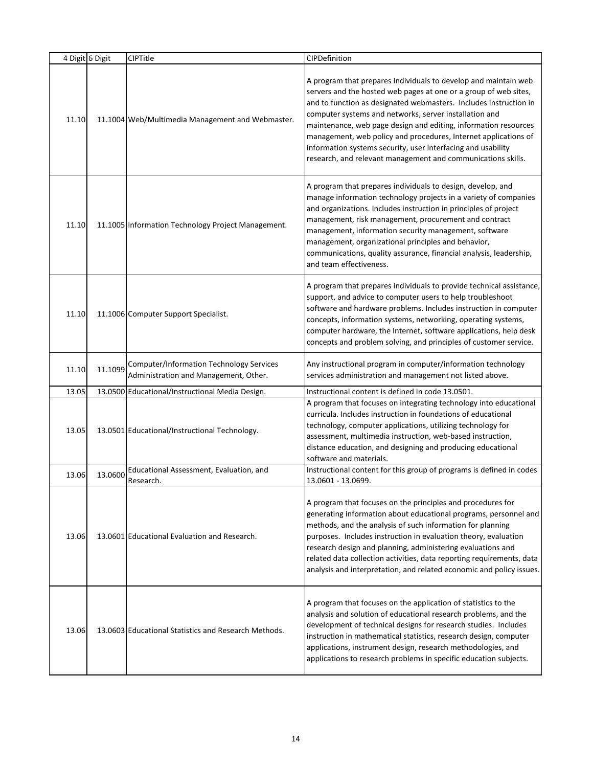| 4 Digit | 6 Digit | CIPTitle | CIPDefinition |
|---|---|---|---|
| 11.10 | 11.1004 | Web/Multimedia Management and Webmaster. | A program that prepares individuals to develop and maintain web servers and the hosted web pages at one or a group of web sites, and to function as designated webmasters. Includes instruction in computer systems and networks, server installation and maintenance, web page design and editing, information resources management, web policy and procedures, Internet applications of information systems security, user interfacing and usability research, and relevant management and communications skills. |
| 11.10 | 11.1005 | Information Technology Project Management. | A program that prepares individuals to design, develop, and manage information technology projects in a variety of companies and organizations. Includes instruction in principles of project management, risk management, procurement and contract management, information security management, software management, organizational principles and behavior, communications, quality assurance, financial analysis, leadership, and team effectiveness. |
| 11.10 | 11.1006 | Computer Support Specialist. | A program that prepares individuals to provide technical assistance, support, and advice to computer users to help troubleshoot software and hardware problems. Includes instruction in computer concepts, information systems, networking, operating systems, computer hardware, the Internet, software applications, help desk concepts and problem solving, and principles of customer service. |
| 11.10 | 11.1099 | Computer/Information Technology Services Administration and Management, Other. | Any instructional program in computer/information technology services administration and management not listed above. |
| 13.05 | 13.0500 | Educational/Instructional Media Design. | Instructional content is defined in code 13.0501. |
| 13.05 | 13.0501 | Educational/Instructional Technology. | A program that focuses on integrating technology into educational curricula. Includes instruction in foundations of educational technology, computer applications, utilizing technology for assessment, multimedia instruction, web-based instruction, distance education, and designing and producing educational software and materials. |
| 13.06 | 13.0600 | Educational Assessment, Evaluation, and Research. | Instructional content for this group of programs is defined in codes 13.0601 - 13.0699. |
| 13.06 | 13.0601 | Educational Evaluation and Research. | A program that focuses on the principles and procedures for generating information about educational programs, personnel and methods, and the analysis of such information for planning purposes. Includes instruction in evaluation theory, evaluation research design and planning, administering evaluations and related data collection activities, data reporting requirements, data analysis and interpretation, and related economic and policy issues. |
| 13.06 | 13.0603 | Educational Statistics and Research Methods. | A program that focuses on the application of statistics to the analysis and solution of educational research problems, and the development of technical designs for research studies. Includes instruction in mathematical statistics, research design, computer applications, instrument design, research methodologies, and applications to research problems in specific education subjects. |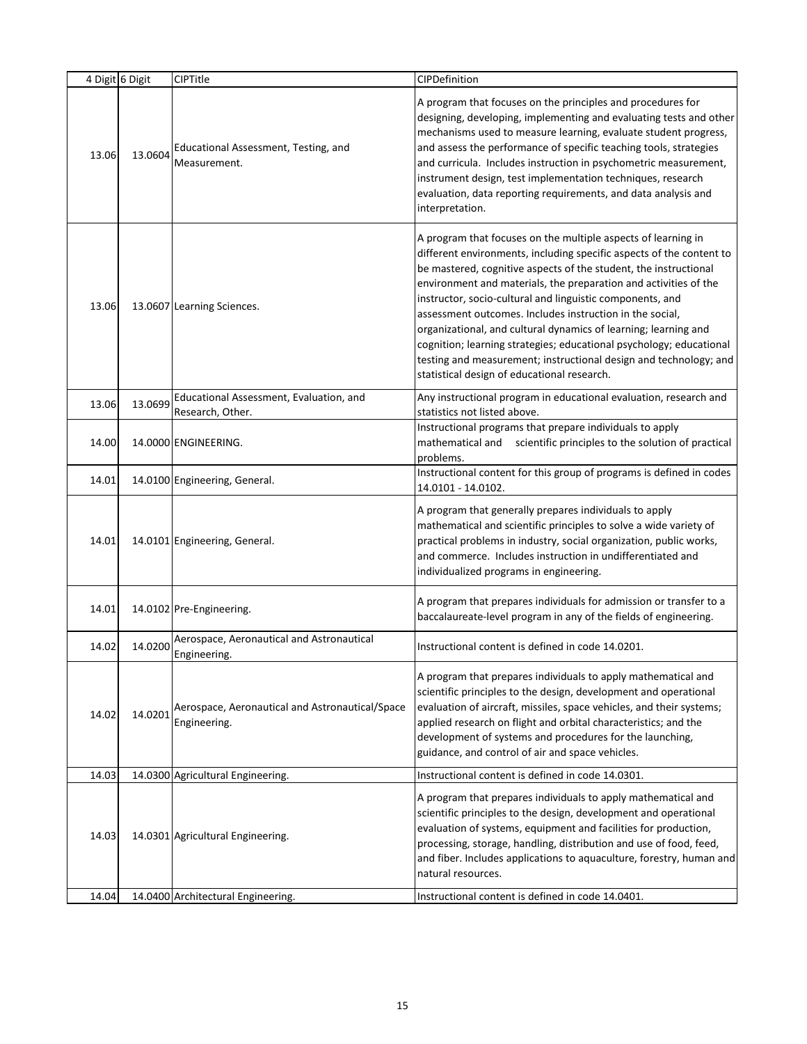| 4 Digit | 6 Digit | CIPTitle | CIPDefinition |
|---|---|---|---|
| 13.06 | 13.0604 | Educational Assessment, Testing, and Measurement. | A program that focuses on the principles and procedures for designing, developing, implementing and evaluating tests and other mechanisms used to measure learning, evaluate student progress, and assess the performance of specific teaching tools, strategies and curricula. Includes instruction in psychometric measurement, instrument design, test implementation techniques, research evaluation, data reporting requirements, and data analysis and interpretation. |
| 13.06 | 13.0607 | Learning Sciences. | A program that focuses on the multiple aspects of learning in different environments, including specific aspects of the content to be mastered, cognitive aspects of the student, the instructional environment and materials, the preparation and activities of the instructor, socio-cultural and linguistic components, and assessment outcomes. Includes instruction in the social, organizational, and cultural dynamics of learning; learning and cognition; learning strategies; educational psychology; educational testing and measurement; instructional design and technology; and statistical design of educational research. |
| 13.06 | 13.0699 | Educational Assessment, Evaluation, and Research, Other. | Any instructional program in educational evaluation, research and statistics not listed above. |
| 14.00 | 14.0000 | ENGINEERING. | Instructional programs that prepare individuals to apply mathematical and scientific principles to the solution of practical problems. |
| 14.01 | 14.0100 | Engineering, General. | Instructional content for this group of programs is defined in codes 14.0101 - 14.0102. |
| 14.01 | 14.0101 | Engineering, General. | A program that generally prepares individuals to apply mathematical and scientific principles to solve a wide variety of practical problems in industry, social organization, public works, and commerce. Includes instruction in undifferentiated and individualized programs in engineering. |
| 14.01 | 14.0102 | Pre-Engineering. | A program that prepares individuals for admission or transfer to a baccalaureate-level program in any of the fields of engineering. |
| 14.02 | 14.0200 | Aerospace, Aeronautical and Astronautical Engineering. | Instructional content is defined in code 14.0201. |
| 14.02 | 14.0201 | Aerospace, Aeronautical and Astronautical/Space Engineering. | A program that prepares individuals to apply mathematical and scientific principles to the design, development and operational evaluation of aircraft, missiles, space vehicles, and their systems; applied research on flight and orbital characteristics; and the development of systems and procedures for the launching, guidance, and control of air and space vehicles. |
| 14.03 | 14.0300 | Agricultural Engineering. | Instructional content is defined in code 14.0301. |
| 14.03 | 14.0301 | Agricultural Engineering. | A program that prepares individuals to apply mathematical and scientific principles to the design, development and operational evaluation of systems, equipment and facilities for production, processing, storage, handling, distribution and use of food, feed, and fiber. Includes applications to aquaculture, forestry, human and natural resources. |
| 14.04 | 14.0400 | Architectural Engineering. | Instructional content is defined in code 14.0401. |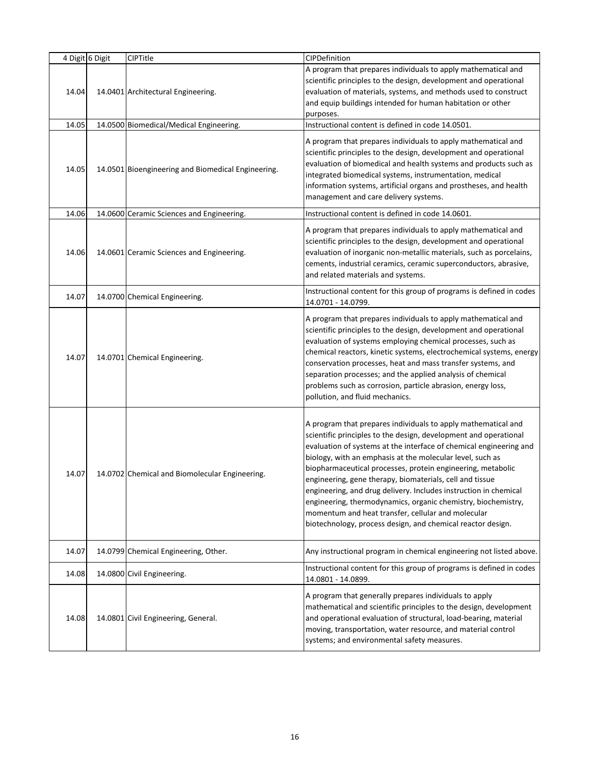| 4 Digit | 6 Digit | CIPTitle | CIPDefinition |
|---|---|---|---|
| 14.04 | 14.0401 | Architectural Engineering. | A program that prepares individuals to apply mathematical and scientific principles to the design, development and operational evaluation of materials, systems, and methods used to construct and equip buildings intended for human habitation or other purposes. |
| 14.05 | 14.0500 | Biomedical/Medical Engineering. | Instructional content is defined in code 14.0501. |
| 14.05 | 14.0501 | Bioengineering and Biomedical Engineering. | A program that prepares individuals to apply mathematical and scientific principles to the design, development and operational evaluation of biomedical and health systems and products such as integrated biomedical systems, instrumentation, medical information systems, artificial organs and prostheses, and health management and care delivery systems. |
| 14.06 | 14.0600 | Ceramic Sciences and Engineering. | Instructional content is defined in code 14.0601. |
| 14.06 | 14.0601 | Ceramic Sciences and Engineering. | A program that prepares individuals to apply mathematical and scientific principles to the design, development and operational evaluation of inorganic non-metallic materials, such as porcelains, cements, industrial ceramics, ceramic superconductors, abrasive, and related materials and systems. |
| 14.07 | 14.0700 | Chemical Engineering. | Instructional content for this group of programs is defined in codes 14.0701 - 14.0799. |
| 14.07 | 14.0701 | Chemical Engineering. | A program that prepares individuals to apply mathematical and scientific principles to the design, development and operational evaluation of systems employing chemical processes, such as chemical reactors, kinetic systems, electrochemical systems, energy conservation processes, heat and mass transfer systems, and separation processes; and the applied analysis of chemical problems such as corrosion, particle abrasion, energy loss, pollution, and fluid mechanics. |
| 14.07 | 14.0702 | Chemical and Biomolecular Engineering. | A program that prepares individuals to apply mathematical and scientific principles to the design, development and operational evaluation of systems at the interface of chemical engineering and biology, with an emphasis at the molecular level, such as biopharmaceutical processes, protein engineering, metabolic engineering, gene therapy, biomaterials, cell and tissue engineering, and drug delivery. Includes instruction in chemical engineering, thermodynamics, organic chemistry, biochemistry, momentum and heat transfer, cellular and molecular biotechnology, process design, and chemical reactor design. |
| 14.07 | 14.0799 | Chemical Engineering, Other. | Any instructional program in chemical engineering not listed above. |
| 14.08 | 14.0800 | Civil Engineering. | Instructional content for this group of programs is defined in codes 14.0801 - 14.0899. |
| 14.08 | 14.0801 | Civil Engineering, General. | A program that generally prepares individuals to apply mathematical and scientific principles to the design, development and operational evaluation of structural, load-bearing, material moving, transportation, water resource, and material control systems; and environmental safety measures. |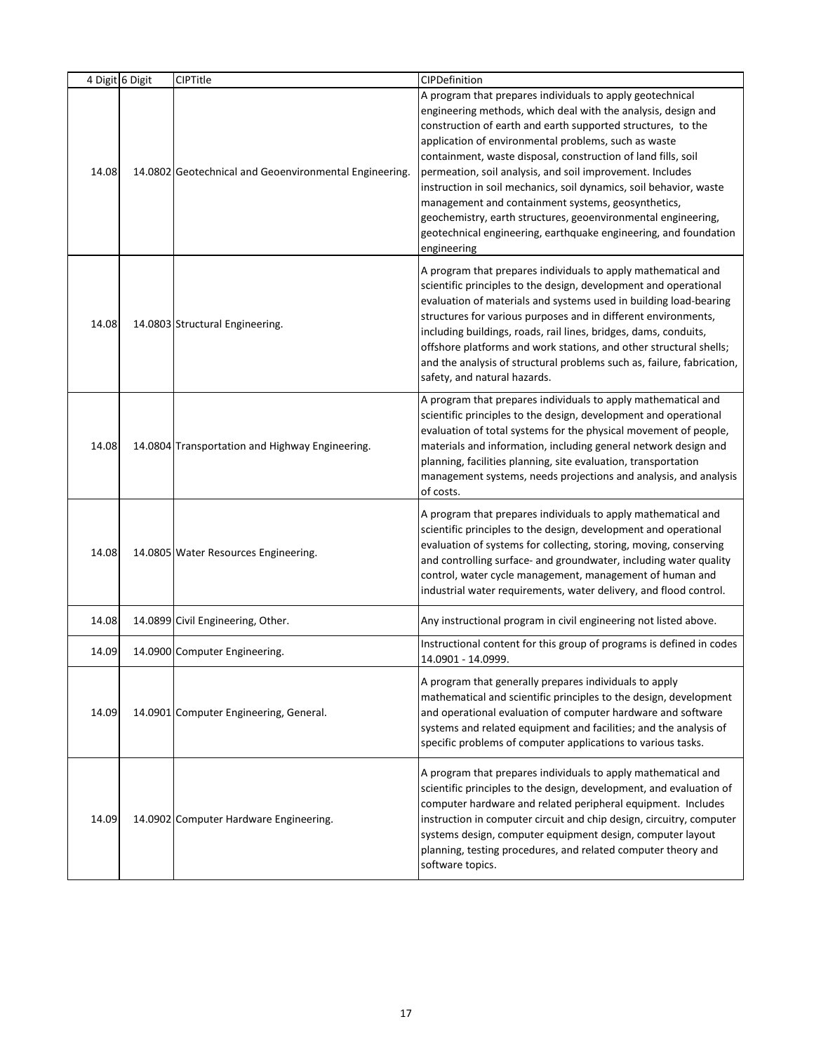| 4 Digit | 6 Digit | CIPTitle | CIPDefinition |
|---|---|---|---|
| 14.08 | 14.0802 | Geotechnical and Geoenvironmental Engineering. | A program that prepares individuals to apply geotechnical engineering methods, which deal with the analysis, design and construction of earth and earth supported structures, to the application of environmental problems, such as waste containment, waste disposal, construction of land fills, soil permeation, soil analysis, and soil improvement. Includes instruction in soil mechanics, soil dynamics, soil behavior, waste management and containment systems, geosynthetics, geochemistry, earth structures, geoenvironmental engineering, geotechnical engineering, earthquake engineering, and foundation engineering |
| 14.08 | 14.0803 | Structural Engineering. | A program that prepares individuals to apply mathematical and scientific principles to the design, development and operational evaluation of materials and systems used in building load-bearing structures for various purposes and in different environments, including buildings, roads, rail lines, bridges, dams, conduits, offshore platforms and work stations, and other structural shells; and the analysis of structural problems such as, failure, fabrication, safety, and natural hazards. |
| 14.08 | 14.0804 | Transportation and Highway Engineering. | A program that prepares individuals to apply mathematical and scientific principles to the design, development and operational evaluation of total systems for the physical movement of people, materials and information, including general network design and planning, facilities planning, site evaluation, transportation management systems, needs projections and analysis, and analysis of costs. |
| 14.08 | 14.0805 | Water Resources Engineering. | A program that prepares individuals to apply mathematical and scientific principles to the design, development and operational evaluation of systems for collecting, storing, moving, conserving and controlling surface- and groundwater, including water quality control, water cycle management, management of human and industrial water requirements, water delivery, and flood control. |
| 14.08 | 14.0899 | Civil Engineering, Other. | Any instructional program in civil engineering not listed above. |
| 14.09 | 14.0900 | Computer Engineering. | Instructional content for this group of programs is defined in codes 14.0901 - 14.0999. |
| 14.09 | 14.0901 | Computer Engineering, General. | A program that generally prepares individuals to apply mathematical and scientific principles to the design, development and operational evaluation of computer hardware and software systems and related equipment and facilities; and the analysis of specific problems of computer applications to various tasks. |
| 14.09 | 14.0902 | Computer Hardware Engineering. | A program that prepares individuals to apply mathematical and scientific principles to the design, development, and evaluation of computer hardware and related peripheral equipment. Includes instruction in computer circuit and chip design, circuitry, computer systems design, computer equipment design, computer layout planning, testing procedures, and related computer theory and software topics. |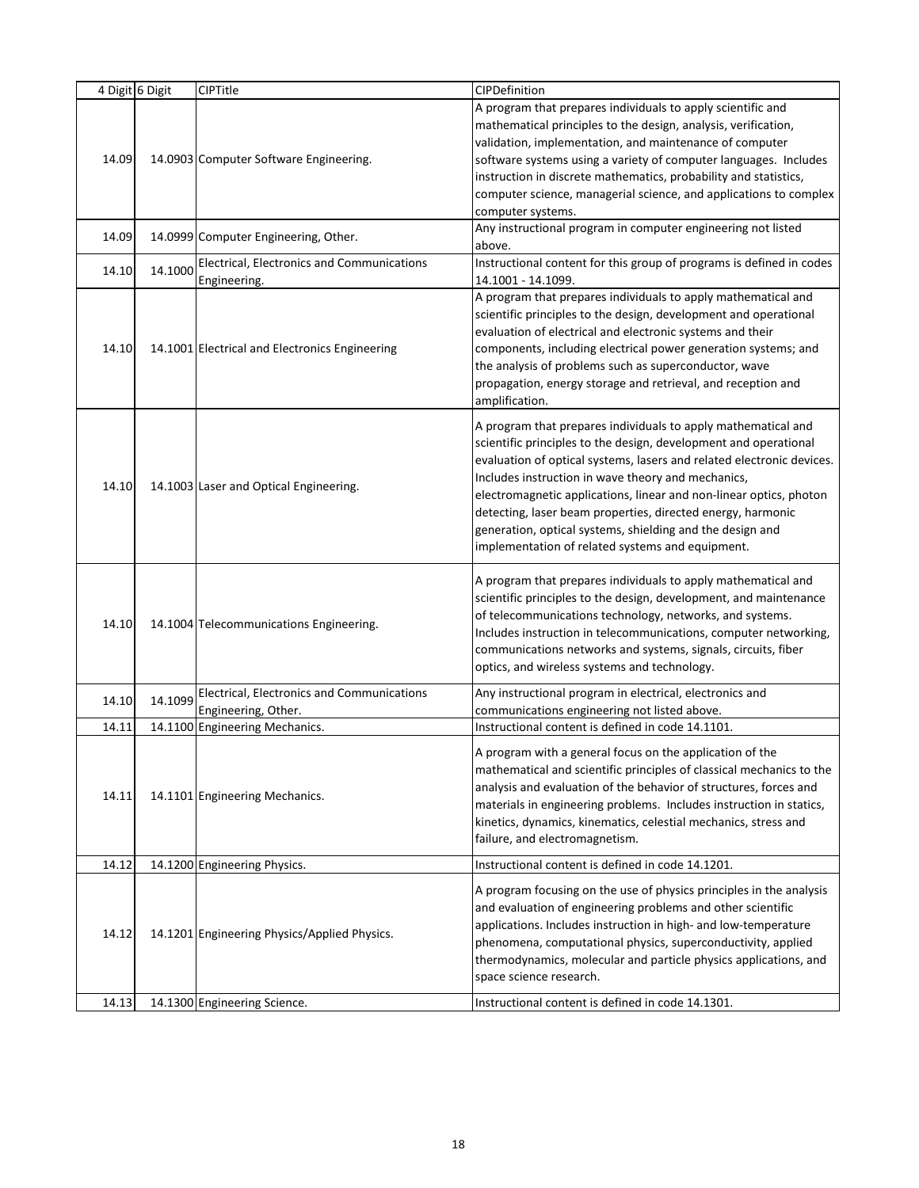| 4 Digit | 6 Digit | CIPTitle | CIPDefinition |
|---|---|---|---|
| 14.09 | 14.0903 | Computer Software Engineering. | A program that prepares individuals to apply scientific and mathematical principles to the design, analysis, verification, validation, implementation, and maintenance of computer software systems using a variety of computer languages. Includes instruction in discrete mathematics, probability and statistics, computer science, managerial science, and applications to complex computer systems. |
| 14.09 | 14.0999 | Computer Engineering, Other. | Any instructional program in computer engineering not listed above. |
| 14.10 | 14.1000 | Electrical, Electronics and Communications Engineering. | Instructional content for this group of programs is defined in codes 14.1001 - 14.1099. |
| 14.10 | 14.1001 | Electrical and Electronics Engineering | A program that prepares individuals to apply mathematical and scientific principles to the design, development and operational evaluation of electrical and electronic systems and their components, including electrical power generation systems; and the analysis of problems such as superconductor, wave propagation, energy storage and retrieval, and reception and amplification. |
| 14.10 | 14.1003 | Laser and Optical Engineering. | A program that prepares individuals to apply mathematical and scientific principles to the design, development and operational evaluation of optical systems, lasers and related electronic devices. Includes instruction in wave theory and mechanics, electromagnetic applications, linear and non-linear optics, photon detecting, laser beam properties, directed energy, harmonic generation, optical systems, shielding and the design and implementation of related systems and equipment. |
| 14.10 | 14.1004 | Telecommunications Engineering. | A program that prepares individuals to apply mathematical and scientific principles to the design, development, and maintenance of telecommunications technology, networks, and systems. Includes instruction in telecommunications, computer networking, communications networks and systems, signals, circuits, fiber optics, and wireless systems and technology. |
| 14.10 | 14.1099 | Electrical, Electronics and Communications Engineering, Other. | Any instructional program in electrical, electronics and communications engineering not listed above. |
| 14.11 | 14.1100 | Engineering Mechanics. | Instructional content is defined in code 14.1101. |
| 14.11 | 14.1101 | Engineering Mechanics. | A program with a general focus on the application of the mathematical and scientific principles of classical mechanics to the analysis and evaluation of the behavior of structures, forces and materials in engineering problems. Includes instruction in statics, kinetics, dynamics, kinematics, celestial mechanics, stress and failure, and electromagnetism. |
| 14.12 | 14.1200 | Engineering Physics. | Instructional content is defined in code 14.1201. |
| 14.12 | 14.1201 | Engineering Physics/Applied Physics. | A program focusing on the use of physics principles in the analysis and evaluation of engineering problems and other scientific applications. Includes instruction in high- and low-temperature phenomena, computational physics, superconductivity, applied thermodynamics, molecular and particle physics applications, and space science research. |
| 14.13 | 14.1300 | Engineering Science. | Instructional content is defined in code 14.1301. |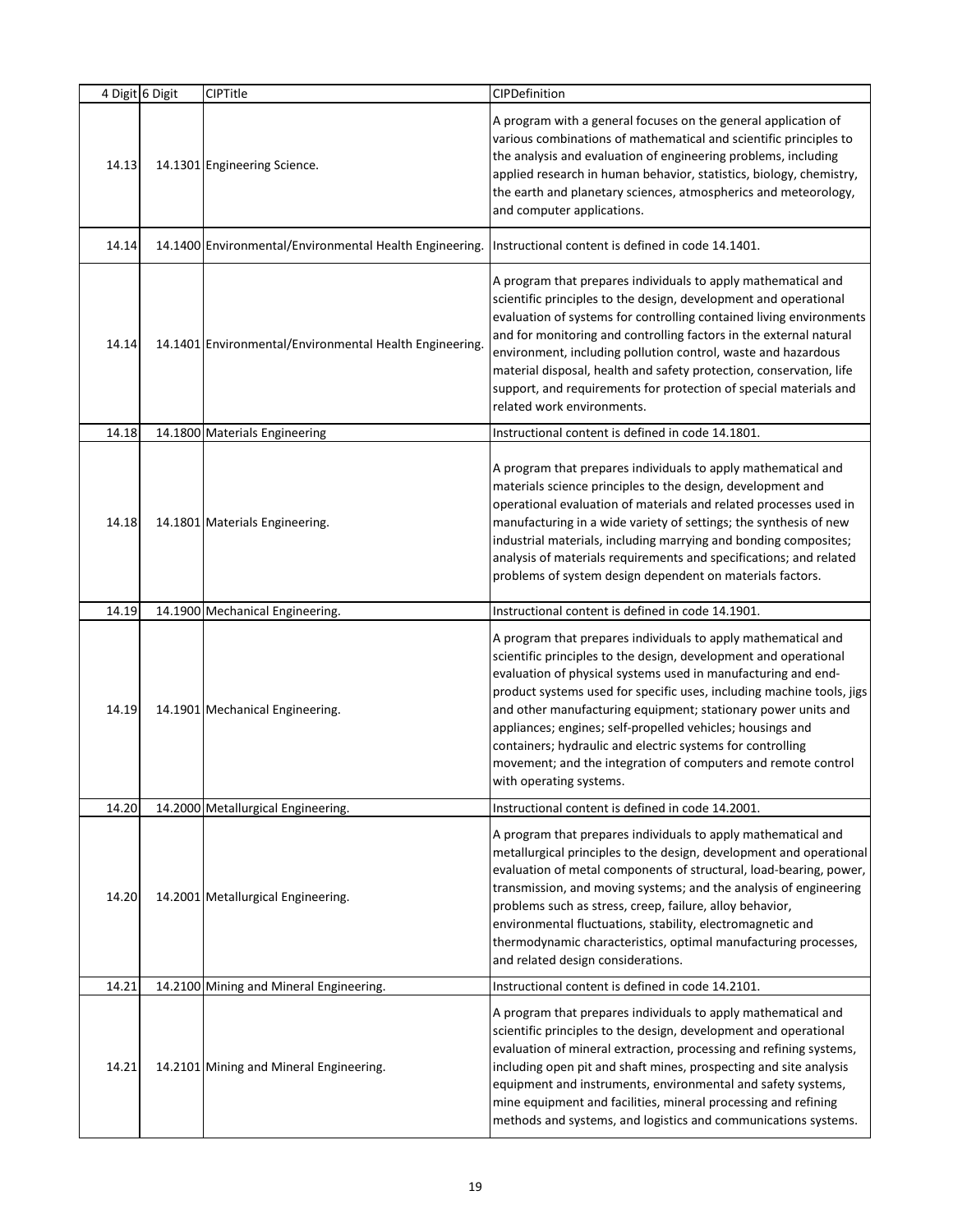| 4 Digit | 6 Digit | CIPTitle | CIPDefinition |
|---|---|---|---|
| 14.13 | 14.1301 | Engineering Science. | A program with a general focuses on the general application of various combinations of mathematical and scientific principles to the analysis and evaluation of engineering problems, including applied research in human behavior, statistics, biology, chemistry, the earth and planetary sciences, atmospherics and meteorology, and computer applications. |
| 14.14 | 14.1400 | Environmental/Environmental Health Engineering. | Instructional content is defined in code 14.1401. |
| 14.14 | 14.1401 | Environmental/Environmental Health Engineering. | A program that prepares individuals to apply mathematical and scientific principles to the design, development and operational evaluation of systems for controlling contained living environments and for monitoring and controlling factors in the external natural environment, including pollution control, waste and hazardous material disposal, health and safety protection, conservation, life support, and requirements for protection of special materials and related work environments. |
| 14.18 | 14.1800 | Materials Engineering | Instructional content is defined in code 14.1801. |
| 14.18 | 14.1801 | Materials Engineering. | A program that prepares individuals to apply mathematical and materials science principles to the design, development and operational evaluation of materials and related processes used in manufacturing in a wide variety of settings; the synthesis of new industrial materials, including marrying and bonding composites; analysis of materials requirements and specifications; and related problems of system design dependent on materials factors. |
| 14.19 | 14.1900 | Mechanical Engineering. | Instructional content is defined in code 14.1901. |
| 14.19 | 14.1901 | Mechanical Engineering. | A program that prepares individuals to apply mathematical and scientific principles to the design, development and operational evaluation of physical systems used in manufacturing and end-product systems used for specific uses, including machine tools, jigs and other manufacturing equipment; stationary power units and appliances; engines; self-propelled vehicles; housings and containers; hydraulic and electric systems for controlling movement; and the integration of computers and remote control with operating systems. |
| 14.20 | 14.2000 | Metallurgical Engineering. | Instructional content is defined in code 14.2001. |
| 14.20 | 14.2001 | Metallurgical Engineering. | A program that prepares individuals to apply mathematical and metallurgical principles to the design, development and operational evaluation of metal components of structural, load-bearing, power, transmission, and moving systems; and the analysis of engineering problems such as stress, creep, failure, alloy behavior, environmental fluctuations, stability, electromagnetic and thermodynamic characteristics, optimal manufacturing processes, and related design considerations. |
| 14.21 | 14.2100 | Mining and Mineral Engineering. | Instructional content is defined in code 14.2101. |
| 14.21 | 14.2101 | Mining and Mineral Engineering. | A program that prepares individuals to apply mathematical and scientific principles to the design, development and operational evaluation of mineral extraction, processing and refining systems, including open pit and shaft mines, prospecting and site analysis equipment and instruments, environmental and safety systems, mine equipment and facilities, mineral processing and refining methods and systems, and logistics and communications systems. |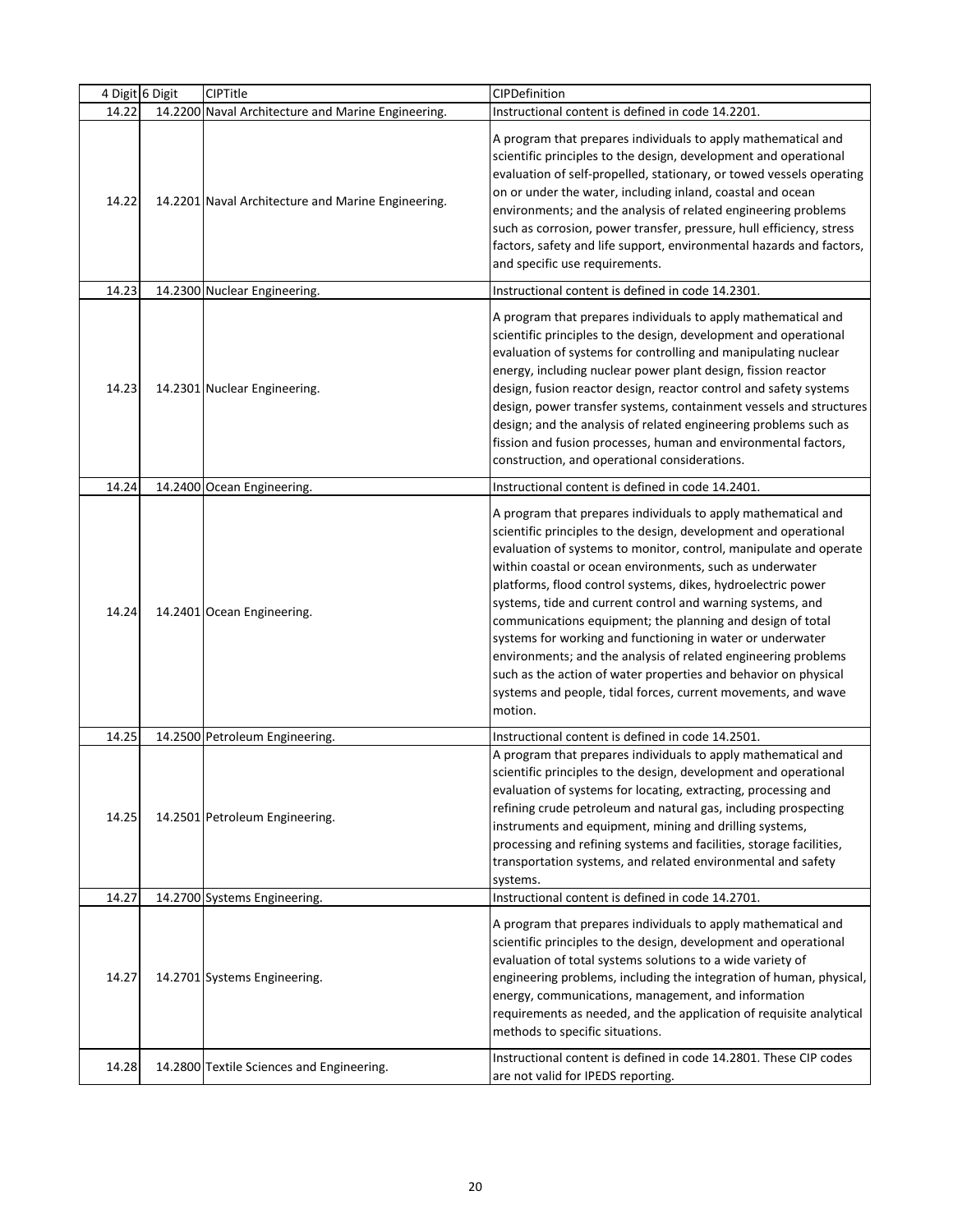| 4 Digit | 6 Digit | CIPTitle | CIPDefinition |
| --- | --- | --- | --- |
| 14.22 | 14.2200 | Naval Architecture and Marine Engineering. | Instructional content is defined in code 14.2201. |
| 14.22 | 14.2201 | Naval Architecture and Marine Engineering. | A program that prepares individuals to apply mathematical and scientific principles to the design, development and operational evaluation of self-propelled, stationary, or towed vessels operating on or under the water, including inland, coastal and ocean environments; and the analysis of related engineering problems such as corrosion, power transfer, pressure, hull efficiency, stress factors, safety and life support, environmental hazards and factors, and specific use requirements. |
| 14.23 | 14.2300 | Nuclear Engineering. | Instructional content is defined in code 14.2301. |
| 14.23 | 14.2301 | Nuclear Engineering. | A program that prepares individuals to apply mathematical and scientific principles to the design, development and operational evaluation of systems for controlling and manipulating nuclear energy, including nuclear power plant design, fission reactor design, fusion reactor design, reactor control and safety systems design, power transfer systems, containment vessels and structures design; and the analysis of related engineering problems such as fission and fusion processes, human and environmental factors, construction, and operational considerations. |
| 14.24 | 14.2400 | Ocean Engineering. | Instructional content is defined in code 14.2401. |
| 14.24 | 14.2401 | Ocean Engineering. | A program that prepares individuals to apply mathematical and scientific principles to the design, development and operational evaluation of systems to monitor, control, manipulate and operate within coastal or ocean environments, such as underwater platforms, flood control systems, dikes, hydroelectric power systems, tide and current control and warning systems, and communications equipment; the planning and design of total systems for working and functioning in water or underwater environments; and the analysis of related engineering problems such as the action of water properties and behavior on physical systems and people, tidal forces, current movements, and wave motion. |
| 14.25 | 14.2500 | Petroleum Engineering. | Instructional content is defined in code 14.2501. |
| 14.25 | 14.2501 | Petroleum Engineering. | A program that prepares individuals to apply mathematical and scientific principles to the design, development and operational evaluation of systems for locating, extracting, processing and refining crude petroleum and natural gas, including prospecting instruments and equipment, mining and drilling systems, processing and refining systems and facilities, storage facilities, transportation systems, and related environmental and safety systems. |
| 14.27 | 14.2700 | Systems Engineering. | Instructional content is defined in code 14.2701. |
| 14.27 | 14.2701 | Systems Engineering. | A program that prepares individuals to apply mathematical and scientific principles to the design, development and operational evaluation of total systems solutions to a wide variety of engineering problems, including the integration of human, physical, energy, communications, management, and information requirements as needed, and the application of requisite analytical methods to specific situations. |
| 14.28 | 14.2800 | Textile Sciences and Engineering. | Instructional content is defined in code 14.2801. These CIP codes are not valid for IPEDS reporting. |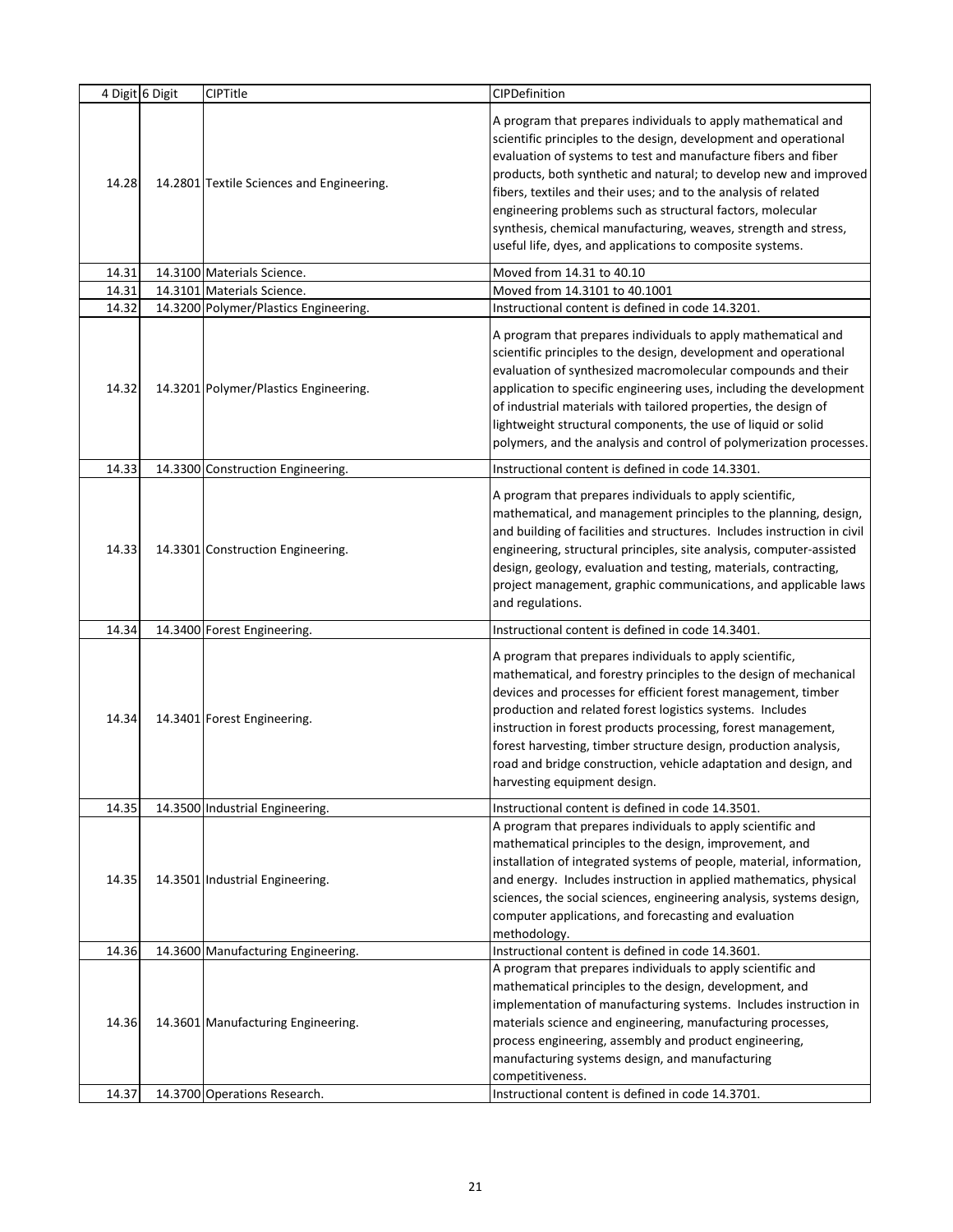| 4 Digit | 6 Digit | CIPTitle | CIPDefinition |
|---|---|---|---|
| 14.28 | 14.2801 | Textile Sciences and Engineering. | A program that prepares individuals to apply mathematical and scientific principles to the design, development and operational evaluation of systems to test and manufacture fibers and fiber products, both synthetic and natural; to develop new and improved fibers, textiles and their uses; and to the analysis of related engineering problems such as structural factors, molecular synthesis, chemical manufacturing, weaves, strength and stress, useful life, dyes, and applications to composite systems. |
| 14.31 | 14.3100 | Materials Science. | Moved from 14.31 to 40.10 |
| 14.31 | 14.3101 | Materials Science. | Moved from 14.3101 to 40.1001 |
| 14.32 | 14.3200 | Polymer/Plastics Engineering. | Instructional content is defined in code 14.3201. |
| 14.32 | 14.3201 | Polymer/Plastics Engineering. | A program that prepares individuals to apply mathematical and scientific principles to the design, development and operational evaluation of synthesized macromolecular compounds and their application to specific engineering uses, including the development of industrial materials with tailored properties, the design of lightweight structural components, the use of liquid or solid polymers, and the analysis and control of polymerization processes. |
| 14.33 | 14.3300 | Construction Engineering. | Instructional content is defined in code 14.3301. |
| 14.33 | 14.3301 | Construction Engineering. | A program that prepares individuals to apply scientific, mathematical, and management principles to the planning, design, and building of facilities and structures. Includes instruction in civil engineering, structural principles, site analysis, computer-assisted design, geology, evaluation and testing, materials, contracting, project management, graphic communications, and applicable laws and regulations. |
| 14.34 | 14.3400 | Forest Engineering. | Instructional content is defined in code 14.3401. |
| 14.34 | 14.3401 | Forest Engineering. | A program that prepares individuals to apply scientific, mathematical, and forestry principles to the design of mechanical devices and processes for efficient forest management, timber production and related forest logistics systems. Includes instruction in forest products processing, forest management, forest harvesting, timber structure design, production analysis, road and bridge construction, vehicle adaptation and design, and harvesting equipment design. |
| 14.35 | 14.3500 | Industrial Engineering. | Instructional content is defined in code 14.3501. |
| 14.35 | 14.3501 | Industrial Engineering. | A program that prepares individuals to apply scientific and mathematical principles to the design, improvement, and installation of integrated systems of people, material, information, and energy. Includes instruction in applied mathematics, physical sciences, the social sciences, engineering analysis, systems design, computer applications, and forecasting and evaluation methodology. |
| 14.36 | 14.3600 | Manufacturing Engineering. | Instructional content is defined in code 14.3601. |
| 14.36 | 14.3601 | Manufacturing Engineering. | A program that prepares individuals to apply scientific and mathematical principles to the design, development, and implementation of manufacturing systems. Includes instruction in materials science and engineering, manufacturing processes, process engineering, assembly and product engineering, manufacturing systems design, and manufacturing competitiveness. |
| 14.37 | 14.3700 | Operations Research. | Instructional content is defined in code 14.3701. |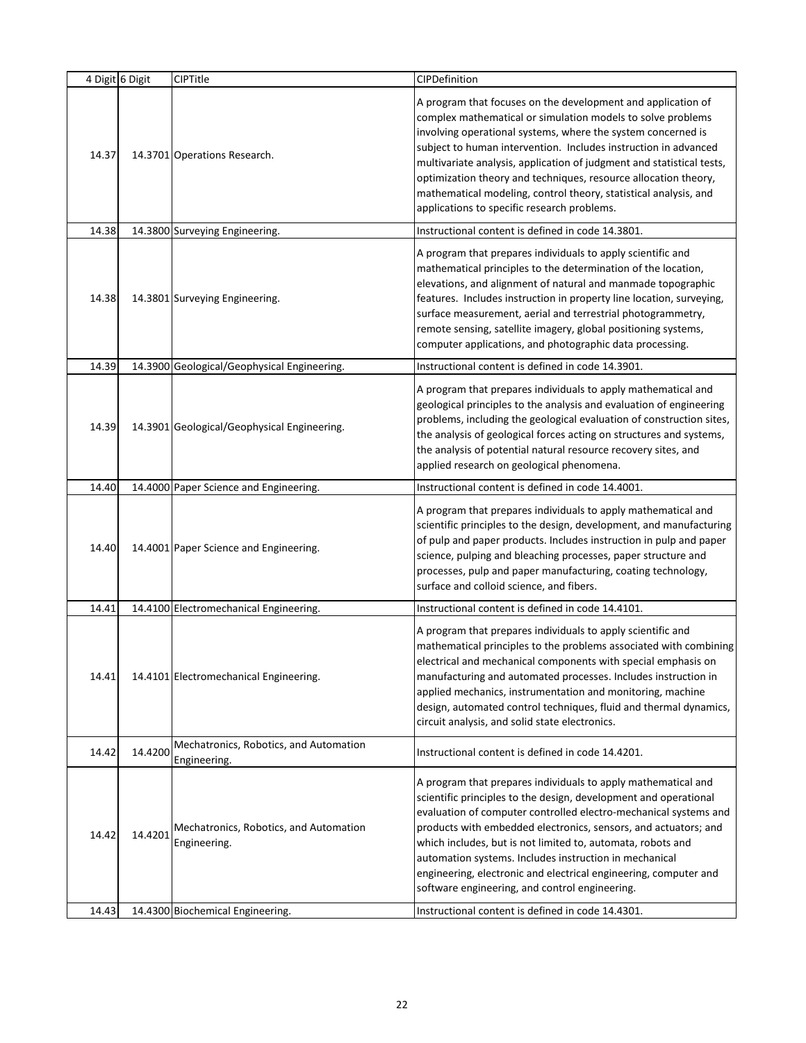| 4 Digit | 6 Digit | CIPTitle | CIPDefinition |
|---|---|---|---|
| 14.37 | 14.3701 | Operations Research. | A program that focuses on the development and application of complex mathematical or simulation models to solve problems involving operational systems, where the system concerned is subject to human intervention. Includes instruction in advanced multivariate analysis, application of judgment and statistical tests, optimization theory and techniques, resource allocation theory, mathematical modeling, control theory, statistical analysis, and applications to specific research problems. |
| 14.38 | 14.3800 | Surveying Engineering. | Instructional content is defined in code 14.3801. |
| 14.38 | 14.3801 | Surveying Engineering. | A program that prepares individuals to apply scientific and mathematical principles to the determination of the location, elevations, and alignment of natural and manmade topographic features. Includes instruction in property line location, surveying, surface measurement, aerial and terrestrial photogrammetry, remote sensing, satellite imagery, global positioning systems, computer applications, and photographic data processing. |
| 14.39 | 14.3900 | Geological/Geophysical Engineering. | Instructional content is defined in code 14.3901. |
| 14.39 | 14.3901 | Geological/Geophysical Engineering. | A program that prepares individuals to apply mathematical and geological principles to the analysis and evaluation of engineering problems, including the geological evaluation of construction sites, the analysis of geological forces acting on structures and systems, the analysis of potential natural resource recovery sites, and applied research on geological phenomena. |
| 14.40 | 14.4000 | Paper Science and Engineering. | Instructional content is defined in code 14.4001. |
| 14.40 | 14.4001 | Paper Science and Engineering. | A program that prepares individuals to apply mathematical and scientific principles to the design, development, and manufacturing of pulp and paper products. Includes instruction in pulp and paper science, pulping and bleaching processes, paper structure and processes, pulp and paper manufacturing, coating technology, surface and colloid science, and fibers. |
| 14.41 | 14.4100 | Electromechanical Engineering. | Instructional content is defined in code 14.4101. |
| 14.41 | 14.4101 | Electromechanical Engineering. | A program that prepares individuals to apply scientific and mathematical principles to the problems associated with combining electrical and mechanical components with special emphasis on manufacturing and automated processes. Includes instruction in applied mechanics, instrumentation and monitoring, machine design, automated control techniques, fluid and thermal dynamics, circuit analysis, and solid state electronics. |
| 14.42 | 14.4200 | Mechatronics, Robotics, and Automation Engineering. | Instructional content is defined in code 14.4201. |
| 14.42 | 14.4201 | Mechatronics, Robotics, and Automation Engineering. | A program that prepares individuals to apply mathematical and scientific principles to the design, development and operational evaluation of computer controlled electro-mechanical systems and products with embedded electronics, sensors, and actuators; and which includes, but is not limited to, automata, robots and automation systems. Includes instruction in mechanical engineering, electronic and electrical engineering, computer and software engineering, and control engineering. |
| 14.43 | 14.4300 | Biochemical Engineering. | Instructional content is defined in code 14.4301. |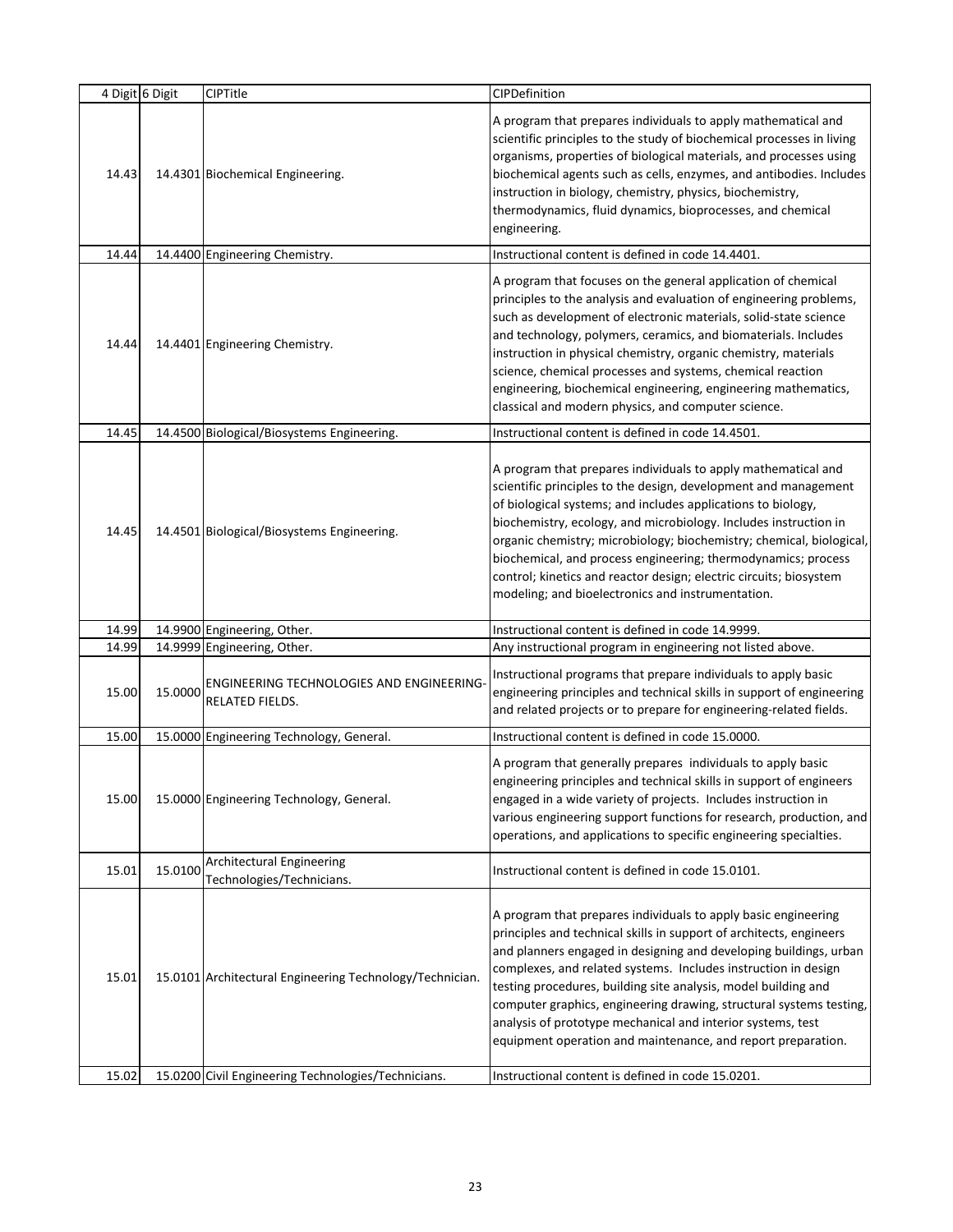| 4 Digit | 6 Digit | CIPTitle | CIPDefinition |
|---|---|---|---|
| 14.43 | 14.4301 | Biochemical Engineering. | A program that prepares individuals to apply mathematical and scientific principles to the study of biochemical processes in living organisms, properties of biological materials, and processes using biochemical agents such as cells, enzymes, and antibodies. Includes instruction in biology, chemistry, physics, biochemistry, thermodynamics, fluid dynamics, bioprocesses, and chemical engineering. |
| 14.44 | 14.4400 | Engineering Chemistry. | Instructional content is defined in code 14.4401. |
| 14.44 | 14.4401 | Engineering Chemistry. | A program that focuses on the general application of chemical principles to the analysis and evaluation of engineering problems, such as development of electronic materials, solid-state science and technology, polymers, ceramics, and biomaterials. Includes instruction in physical chemistry, organic chemistry, materials science, chemical processes and systems, chemical reaction engineering, biochemical engineering, engineering mathematics, classical and modern physics, and computer science. |
| 14.45 | 14.4500 | Biological/Biosystems Engineering. | Instructional content is defined in code 14.4501. |
| 14.45 | 14.4501 | Biological/Biosystems Engineering. | A program that prepares individuals to apply mathematical and scientific principles to the design, development and management of biological systems; and includes applications to biology, biochemistry, ecology, and microbiology. Includes instruction in organic chemistry; microbiology; biochemistry; chemical, biological, biochemical, and process engineering; thermodynamics; process control; kinetics and reactor design; electric circuits; biosystem modeling; and bioelectronics and instrumentation. |
| 14.99 | 14.9900 | Engineering, Other. | Instructional content is defined in code 14.9999. |
| 14.99 | 14.9999 | Engineering, Other. | Any instructional program in engineering not listed above. |
| 15.00 | 15.0000 | ENGINEERING TECHNOLOGIES AND ENGINEERING-RELATED FIELDS. | Instructional programs that prepare individuals to apply basic engineering principles and technical skills in support of engineering and related projects or to prepare for engineering-related fields. |
| 15.00 | 15.0000 | Engineering Technology, General. | Instructional content is defined in code 15.0000. |
| 15.00 | 15.0000 | Engineering Technology, General. | A program that generally prepares individuals to apply basic engineering principles and technical skills in support of engineers engaged in a wide variety of projects. Includes instruction in various engineering support functions for research, production, and operations, and applications to specific engineering specialties. |
| 15.01 | 15.0100 | Architectural Engineering Technologies/Technicians. | Instructional content is defined in code 15.0101. |
| 15.01 | 15.0101 | Architectural Engineering Technology/Technician. | A program that prepares individuals to apply basic engineering principles and technical skills in support of architects, engineers and planners engaged in designing and developing buildings, urban complexes, and related systems. Includes instruction in design testing procedures, building site analysis, model building and computer graphics, engineering drawing, structural systems testing, analysis of prototype mechanical and interior systems, test equipment operation and maintenance, and report preparation. |
| 15.02 | 15.0200 | Civil Engineering Technologies/Technicians. | Instructional content is defined in code 15.0201. |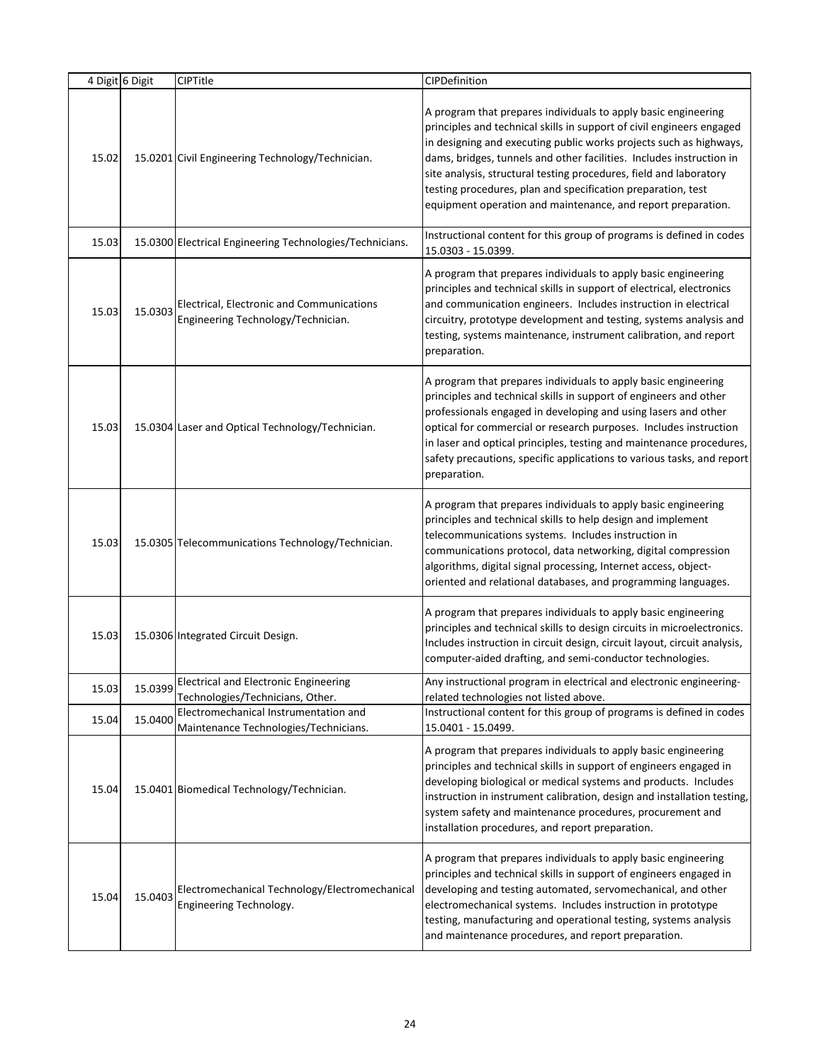| 4 Digit | 6 Digit | CIPTitle | CIPDefinition |
|---|---|---|---|
| 15.02 | 15.0201 | Civil Engineering Technology/Technician. | A program that prepares individuals to apply basic engineering principles and technical skills in support of civil engineers engaged in designing and executing public works projects such as highways, dams, bridges, tunnels and other facilities. Includes instruction in site analysis, structural testing procedures, field and laboratory testing procedures, plan and specification preparation, test equipment operation and maintenance, and report preparation. |
| 15.03 | 15.0300 | Electrical Engineering Technologies/Technicians. | Instructional content for this group of programs is defined in codes 15.0303 - 15.0399. |
| 15.03 | 15.0303 | Electrical, Electronic and Communications Engineering Technology/Technician. | A program that prepares individuals to apply basic engineering principles and technical skills in support of electrical, electronics and communication engineers. Includes instruction in electrical circuitry, prototype development and testing, systems analysis and testing, systems maintenance, instrument calibration, and report preparation. |
| 15.03 | 15.0304 | Laser and Optical Technology/Technician. | A program that prepares individuals to apply basic engineering principles and technical skills in support of engineers and other professionals engaged in developing and using lasers and other optical for commercial or research purposes. Includes instruction in laser and optical principles, testing and maintenance procedures, safety precautions, specific applications to various tasks, and report preparation. |
| 15.03 | 15.0305 | Telecommunications Technology/Technician. | A program that prepares individuals to apply basic engineering principles and technical skills to help design and implement telecommunications systems. Includes instruction in communications protocol, data networking, digital compression algorithms, digital signal processing, Internet access, object-oriented and relational databases, and programming languages. |
| 15.03 | 15.0306 | Integrated Circuit Design. | A program that prepares individuals to apply basic engineering principles and technical skills to design circuits in microelectronics. Includes instruction in circuit design, circuit layout, circuit analysis, computer-aided drafting, and semi-conductor technologies. |
| 15.03 | 15.0399 | Electrical and Electronic Engineering Technologies/Technicians, Other. | Any instructional program in electrical and electronic engineering-related technologies not listed above. |
| 15.04 | 15.0400 | Electromechanical Instrumentation and Maintenance Technologies/Technicians. | Instructional content for this group of programs is defined in codes 15.0401 - 15.0499. |
| 15.04 | 15.0401 | Biomedical Technology/Technician. | A program that prepares individuals to apply basic engineering principles and technical skills in support of engineers engaged in developing biological or medical systems and products. Includes instruction in instrument calibration, design and installation testing, system safety and maintenance procedures, procurement and installation procedures, and report preparation. |
| 15.04 | 15.0403 | Electromechanical Technology/Electromechanical Engineering Technology. | A program that prepares individuals to apply basic engineering principles and technical skills in support of engineers engaged in developing and testing automated, servomechanical, and other electromechanical systems. Includes instruction in prototype testing, manufacturing and operational testing, systems analysis and maintenance procedures, and report preparation. |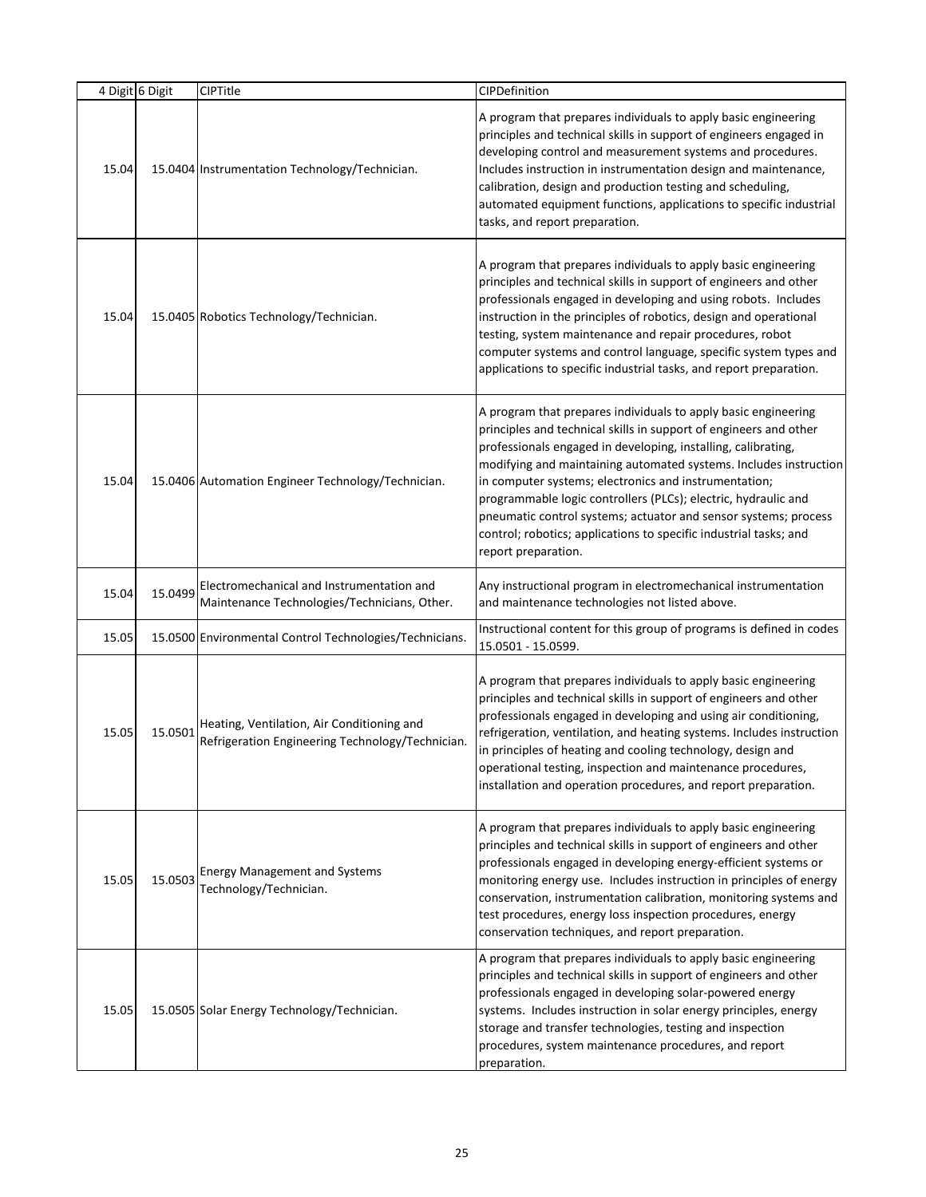| 4 Digit | 6 Digit | CIPTitle | CIPDefinition |
|---|---|---|---|
| 15.04 | 15.0404 | Instrumentation Technology/Technician. | A program that prepares individuals to apply basic engineering principles and technical skills in support of engineers engaged in developing control and measurement systems and procedures. Includes instruction in instrumentation design and maintenance, calibration, design and production testing and scheduling, automated equipment functions, applications to specific industrial tasks, and report preparation. |
| 15.04 | 15.0405 | Robotics Technology/Technician. | A program that prepares individuals to apply basic engineering principles and technical skills in support of engineers and other professionals engaged in developing and using robots. Includes instruction in the principles of robotics, design and operational testing, system maintenance and repair procedures, robot computer systems and control language, specific system types and applications to specific industrial tasks, and report preparation. |
| 15.04 | 15.0406 | Automation Engineer Technology/Technician. | A program that prepares individuals to apply basic engineering principles and technical skills in support of engineers and other professionals engaged in developing, installing, calibrating, modifying and maintaining automated systems. Includes instruction in computer systems; electronics and instrumentation; programmable logic controllers (PLCs); electric, hydraulic and pneumatic control systems; actuator and sensor systems; process control; robotics; applications to specific industrial tasks; and report preparation. |
| 15.04 | 15.0499 | Electromechanical and Instrumentation and Maintenance Technologies/Technicians, Other. | Any instructional program in electromechanical instrumentation and maintenance technologies not listed above. |
| 15.05 | 15.0500 | Environmental Control Technologies/Technicians. | Instructional content for this group of programs is defined in codes 15.0501 - 15.0599. |
| 15.05 | 15.0501 | Heating, Ventilation, Air Conditioning and Refrigeration Engineering Technology/Technician. | A program that prepares individuals to apply basic engineering principles and technical skills in support of engineers and other professionals engaged in developing and using air conditioning, refrigeration, ventilation, and heating systems. Includes instruction in principles of heating and cooling technology, design and operational testing, inspection and maintenance procedures, installation and operation procedures, and report preparation. |
| 15.05 | 15.0503 | Energy Management and Systems Technology/Technician. | A program that prepares individuals to apply basic engineering principles and technical skills in support of engineers and other professionals engaged in developing energy-efficient systems or monitoring energy use. Includes instruction in principles of energy conservation, instrumentation calibration, monitoring systems and test procedures, energy loss inspection procedures, energy conservation techniques, and report preparation. |
| 15.05 | 15.0505 | Solar Energy Technology/Technician. | A program that prepares individuals to apply basic engineering principles and technical skills in support of engineers and other professionals engaged in developing solar-powered energy systems. Includes instruction in solar energy principles, energy storage and transfer technologies, testing and inspection procedures, system maintenance procedures, and report preparation. |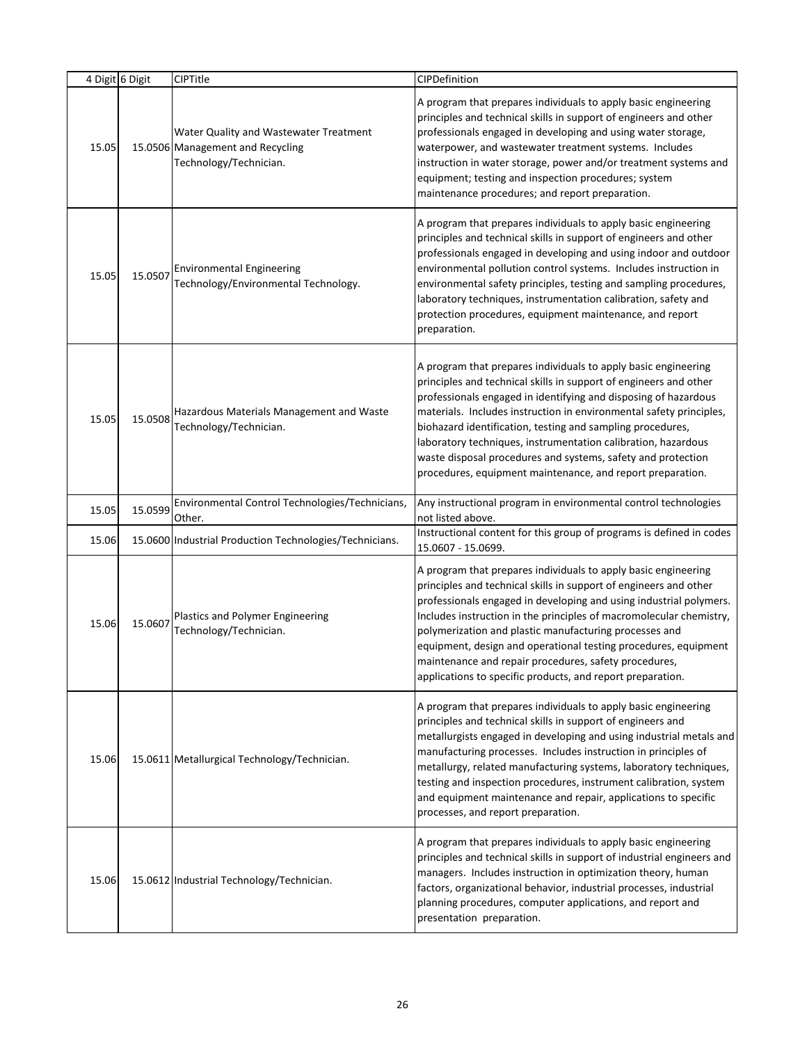| 4 Digit | 6 Digit | CIPTitle | CIPDefinition |
|---|---|---|---|
| 15.05 | 15.0506 | Water Quality and Wastewater Treatment Management and Recycling Technology/Technician. | A program that prepares individuals to apply basic engineering principles and technical skills in support of engineers and other professionals engaged in developing and using water storage, waterpower, and wastewater treatment systems. Includes instruction in water storage, power and/or treatment systems and equipment; testing and inspection procedures; system maintenance procedures; and report preparation. |
| 15.05 | 15.0507 | Environmental Engineering Technology/Environmental Technology. | A program that prepares individuals to apply basic engineering principles and technical skills in support of engineers and other professionals engaged in developing and using indoor and outdoor environmental pollution control systems. Includes instruction in environmental safety principles, testing and sampling procedures, laboratory techniques, instrumentation calibration, safety and protection procedures, equipment maintenance, and report preparation. |
| 15.05 | 15.0508 | Hazardous Materials Management and Waste Technology/Technician. | A program that prepares individuals to apply basic engineering principles and technical skills in support of engineers and other professionals engaged in identifying and disposing of hazardous materials. Includes instruction in environmental safety principles, biohazard identification, testing and sampling procedures, laboratory techniques, instrumentation calibration, hazardous waste disposal procedures and systems, safety and protection procedures, equipment maintenance, and report preparation. |
| 15.05 | 15.0599 | Environmental Control Technologies/Technicians, Other. | Any instructional program in environmental control technologies not listed above. |
| 15.06 | 15.0600 | Industrial Production Technologies/Technicians. | Instructional content for this group of programs is defined in codes 15.0607 - 15.0699. |
| 15.06 | 15.0607 | Plastics and Polymer Engineering Technology/Technician. | A program that prepares individuals to apply basic engineering principles and technical skills in support of engineers and other professionals engaged in developing and using industrial polymers. Includes instruction in the principles of macromolecular chemistry, polymerization and plastic manufacturing processes and equipment, design and operational testing procedures, equipment maintenance and repair procedures, safety procedures, applications to specific products, and report preparation. |
| 15.06 | 15.0611 | Metallurgical Technology/Technician. | A program that prepares individuals to apply basic engineering principles and technical skills in support of engineers and metallurgists engaged in developing and using industrial metals and manufacturing processes. Includes instruction in principles of metallurgy, related manufacturing systems, laboratory techniques, testing and inspection procedures, instrument calibration, system and equipment maintenance and repair, applications to specific processes, and report preparation. |
| 15.06 | 15.0612 | Industrial Technology/Technician. | A program that prepares individuals to apply basic engineering principles and technical skills in support of industrial engineers and managers. Includes instruction in optimization theory, human factors, organizational behavior, industrial processes, industrial planning procedures, computer applications, and report and presentation preparation. |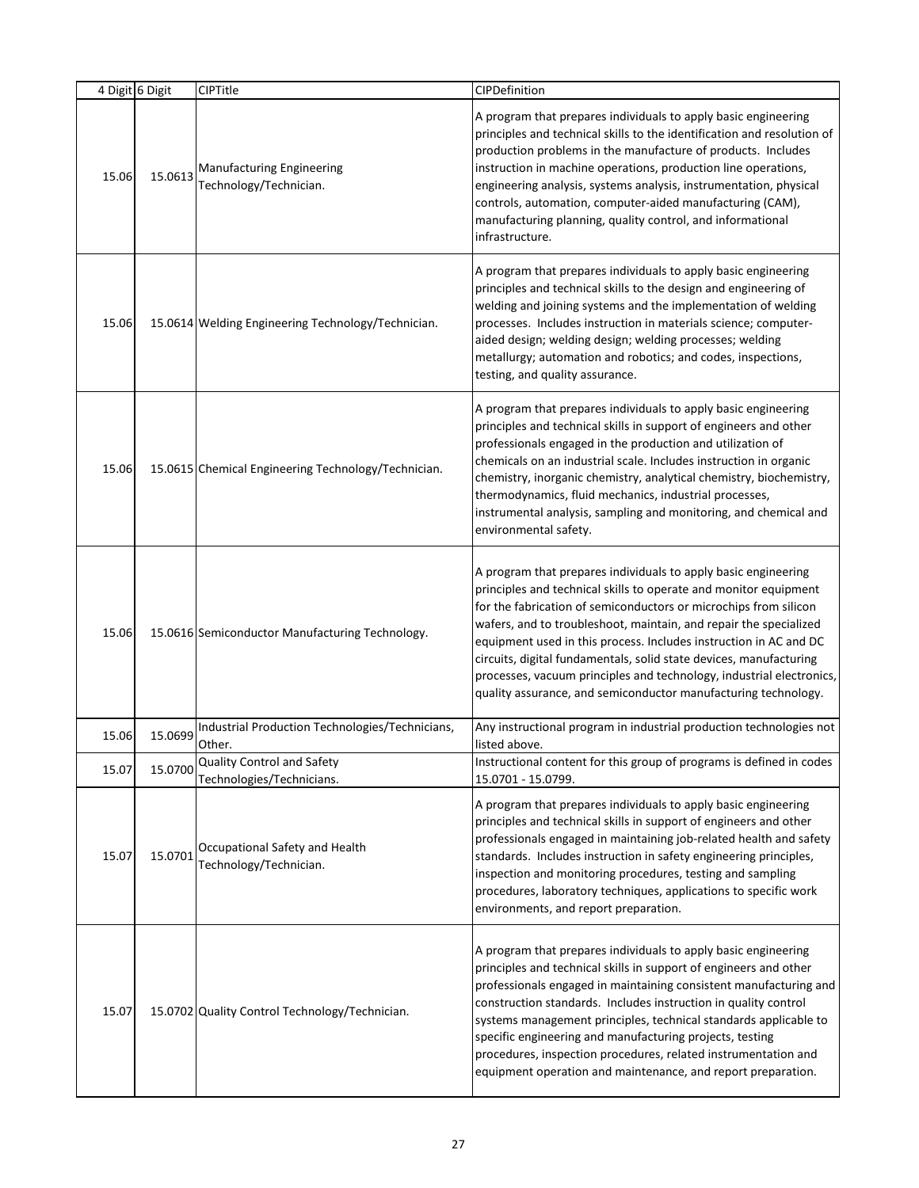| 4 Digit | 6 Digit | CIPTitle | CIPDefinition |
|---|---|---|---|
| 15.06 | 15.0613 | Manufacturing Engineering Technology/Technician. | A program that prepares individuals to apply basic engineering principles and technical skills to the identification and resolution of production problems in the manufacture of products. Includes instruction in machine operations, production line operations, engineering analysis, systems analysis, instrumentation, physical controls, automation, computer-aided manufacturing (CAM), manufacturing planning, quality control, and informational infrastructure. |
| 15.06 | 15.0614 | Welding Engineering Technology/Technician. | A program that prepares individuals to apply basic engineering principles and technical skills to the design and engineering of welding and joining systems and the implementation of welding processes. Includes instruction in materials science; computer-aided design; welding design; welding processes; welding metallurgy; automation and robotics; and codes, inspections, testing, and quality assurance. |
| 15.06 | 15.0615 | Chemical Engineering Technology/Technician. | A program that prepares individuals to apply basic engineering principles and technical skills in support of engineers and other professionals engaged in the production and utilization of chemicals on an industrial scale. Includes instruction in organic chemistry, inorganic chemistry, analytical chemistry, biochemistry, thermodynamics, fluid mechanics, industrial processes, instrumental analysis, sampling and monitoring, and chemical and environmental safety. |
| 15.06 | 15.0616 | Semiconductor Manufacturing Technology. | A program that prepares individuals to apply basic engineering principles and technical skills to operate and monitor equipment for the fabrication of semiconductors or microchips from silicon wafers, and to troubleshoot, maintain, and repair the specialized equipment used in this process. Includes instruction in AC and DC circuits, digital fundamentals, solid state devices, manufacturing processes, vacuum principles and technology, industrial electronics, quality assurance, and semiconductor manufacturing technology. |
| 15.06 | 15.0699 | Industrial Production Technologies/Technicians, Other. | Any instructional program in industrial production technologies not listed above. |
| 15.07 | 15.0700 | Quality Control and Safety Technologies/Technicians. | Instructional content for this group of programs is defined in codes 15.0701 - 15.0799. |
| 15.07 | 15.0701 | Occupational Safety and Health Technology/Technician. | A program that prepares individuals to apply basic engineering principles and technical skills in support of engineers and other professionals engaged in maintaining job-related health and safety standards. Includes instruction in safety engineering principles, inspection and monitoring procedures, testing and sampling procedures, laboratory techniques, applications to specific work environments, and report preparation. |
| 15.07 | 15.0702 | Quality Control Technology/Technician. | A program that prepares individuals to apply basic engineering principles and technical skills in support of engineers and other professionals engaged in maintaining consistent manufacturing and construction standards. Includes instruction in quality control systems management principles, technical standards applicable to specific engineering and manufacturing projects, testing procedures, inspection procedures, related instrumentation and equipment operation and maintenance, and report preparation. |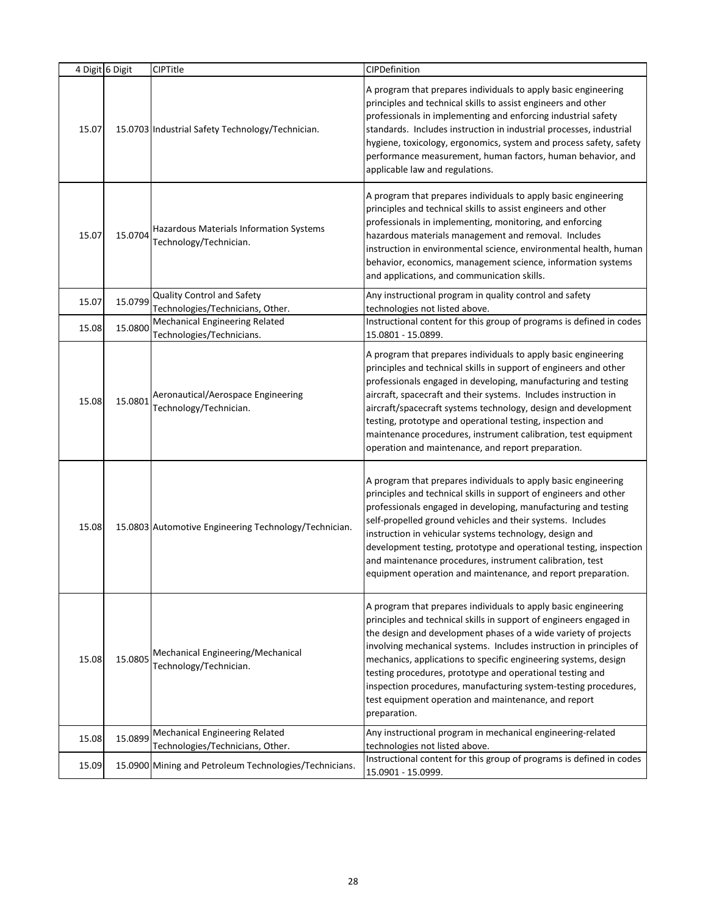| 4 Digit | 6 Digit | CIPTitle | CIPDefinition |
|---|---|---|---|
| 15.07 | 15.0703 | Industrial Safety Technology/Technician. | A program that prepares individuals to apply basic engineering principles and technical skills to assist engineers and other professionals in implementing and enforcing industrial safety standards. Includes instruction in industrial processes, industrial hygiene, toxicology, ergonomics, system and process safety, safety performance measurement, human factors, human behavior, and applicable law and regulations. |
| 15.07 | 15.0704 | Hazardous Materials Information Systems Technology/Technician. | A program that prepares individuals to apply basic engineering principles and technical skills to assist engineers and other professionals in implementing, monitoring, and enforcing hazardous materials management and removal. Includes instruction in environmental science, environmental health, human behavior, economics, management science, information systems and applications, and communication skills. |
| 15.07 | 15.0799 | Quality Control and Safety Technologies/Technicians, Other. | Any instructional program in quality control and safety technologies not listed above. |
| 15.08 | 15.0800 | Mechanical Engineering Related Technologies/Technicians. | Instructional content for this group of programs is defined in codes 15.0801 - 15.0899. |
| 15.08 | 15.0801 | Aeronautical/Aerospace Engineering Technology/Technician. | A program that prepares individuals to apply basic engineering principles and technical skills in support of engineers and other professionals engaged in developing, manufacturing and testing aircraft, spacecraft and their systems. Includes instruction in aircraft/spacecraft systems technology, design and development testing, prototype and operational testing, inspection and maintenance procedures, instrument calibration, test equipment operation and maintenance, and report preparation. |
| 15.08 | 15.0803 | Automotive Engineering Technology/Technician. | A program that prepares individuals to apply basic engineering principles and technical skills in support of engineers and other professionals engaged in developing, manufacturing and testing self-propelled ground vehicles and their systems. Includes instruction in vehicular systems technology, design and development testing, prototype and operational testing, inspection and maintenance procedures, instrument calibration, test equipment operation and maintenance, and report preparation. |
| 15.08 | 15.0805 | Mechanical Engineering/Mechanical Technology/Technician. | A program that prepares individuals to apply basic engineering principles and technical skills in support of engineers engaged in the design and development phases of a wide variety of projects involving mechanical systems. Includes instruction in principles of mechanics, applications to specific engineering systems, design testing procedures, prototype and operational testing and inspection procedures, manufacturing system-testing procedures, test equipment operation and maintenance, and report preparation. |
| 15.08 | 15.0899 | Mechanical Engineering Related Technologies/Technicians, Other. | Any instructional program in mechanical engineering-related technologies not listed above. |
| 15.09 | 15.0900 | Mining and Petroleum Technologies/Technicians. | Instructional content for this group of programs is defined in codes 15.0901 - 15.0999. |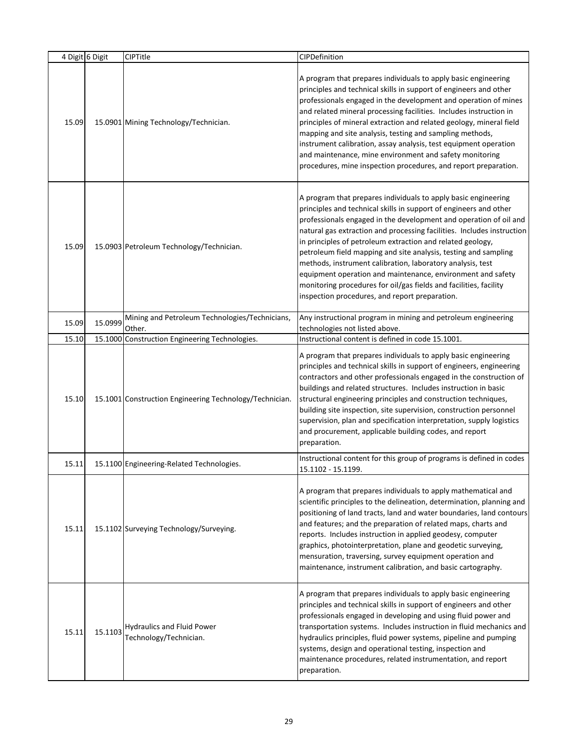| 4 Digit | 6 Digit | CIPTitle | CIPDefinition |
|---|---|---|---|
| 15.09 | 15.0901 | Mining Technology/Technician. | A program that prepares individuals to apply basic engineering principles and technical skills in support of engineers and other professionals engaged in the development and operation of mines and related mineral processing facilities. Includes instruction in principles of mineral extraction and related geology, mineral field mapping and site analysis, testing and sampling methods, instrument calibration, assay analysis, test equipment operation and maintenance, mine environment and safety monitoring procedures, mine inspection procedures, and report preparation. |
| 15.09 | 15.0903 | Petroleum Technology/Technician. | A program that prepares individuals to apply basic engineering principles and technical skills in support of engineers and other professionals engaged in the development and operation of oil and natural gas extraction and processing facilities. Includes instruction in principles of petroleum extraction and related geology, petroleum field mapping and site analysis, testing and sampling methods, instrument calibration, laboratory analysis, test equipment operation and maintenance, environment and safety monitoring procedures for oil/gas fields and facilities, facility inspection procedures, and report preparation. |
| 15.09 | 15.0999 | Mining and Petroleum Technologies/Technicians, Other. | Any instructional program in mining and petroleum engineering technologies not listed above. |
| 15.10 | 15.1000 | Construction Engineering Technologies. | Instructional content is defined in code 15.1001. |
| 15.10 | 15.1001 | Construction Engineering Technology/Technician. | A program that prepares individuals to apply basic engineering principles and technical skills in support of engineers, engineering contractors and other professionals engaged in the construction of buildings and related structures. Includes instruction in basic structural engineering principles and construction techniques, building site inspection, site supervision, construction personnel supervision, plan and specification interpretation, supply logistics and procurement, applicable building codes, and report preparation. |
| 15.11 | 15.1100 | Engineering-Related Technologies. | Instructional content for this group of programs is defined in codes 15.1102 - 15.1199. |
| 15.11 | 15.1102 | Surveying Technology/Surveying. | A program that prepares individuals to apply mathematical and scientific principles to the delineation, determination, planning and positioning of land tracts, land and water boundaries, land contours and features; and the preparation of related maps, charts and reports. Includes instruction in applied geodesy, computer graphics, photointerpretation, plane and geodetic surveying, mensuration, traversing, survey equipment operation and maintenance, instrument calibration, and basic cartography. |
| 15.11 | 15.1103 | Hydraulics and Fluid Power Technology/Technician. | A program that prepares individuals to apply basic engineering principles and technical skills in support of engineers and other professionals engaged in developing and using fluid power and transportation systems. Includes instruction in fluid mechanics and hydraulics principles, fluid power systems, pipeline and pumping systems, design and operational testing, inspection and maintenance procedures, related instrumentation, and report preparation. |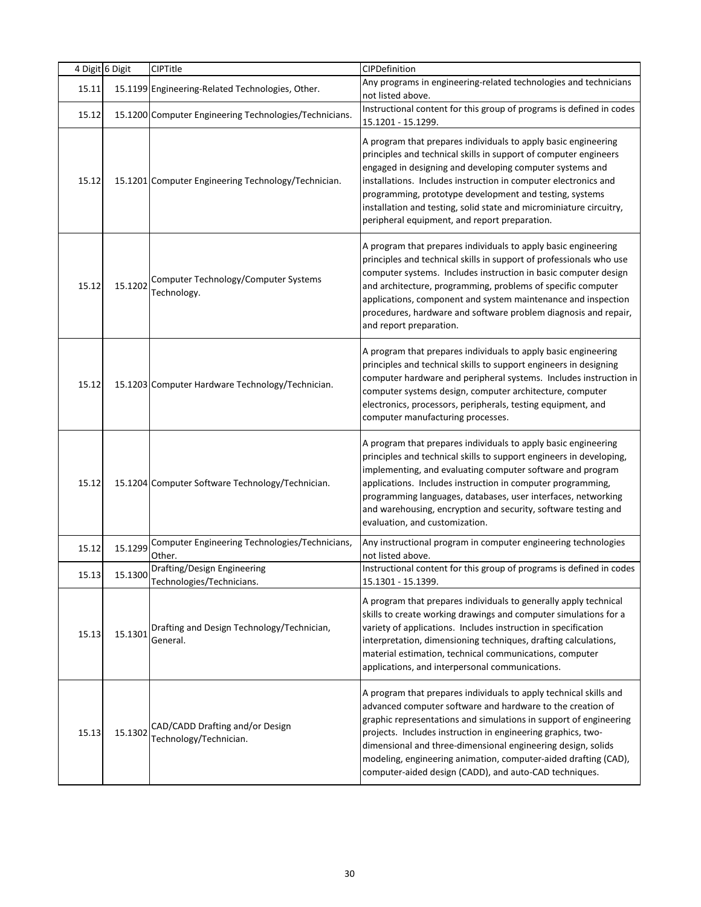| 4 Digit | 6 Digit | CIPTitle | CIPDefinition |
|---|---|---|---|
| 15.11 | 15.1199 | Engineering-Related Technologies, Other. | Any programs in engineering-related technologies and technicians not listed above. |
| 15.12 | 15.1200 | Computer Engineering Technologies/Technicians. | Instructional content for this group of programs is defined in codes 15.1201 - 15.1299. |
| 15.12 | 15.1201 | Computer Engineering Technology/Technician. | A program that prepares individuals to apply basic engineering principles and technical skills in support of computer engineers engaged in designing and developing computer systems and installations. Includes instruction in computer electronics and programming, prototype development and testing, systems installation and testing, solid state and microminiature circuitry, peripheral equipment, and report preparation. |
| 15.12 | 15.1202 | Computer Technology/Computer Systems Technology. | A program that prepares individuals to apply basic engineering principles and technical skills in support of professionals who use computer systems. Includes instruction in basic computer design and architecture, programming, problems of specific computer applications, component and system maintenance and inspection procedures, hardware and software problem diagnosis and repair, and report preparation. |
| 15.12 | 15.1203 | Computer Hardware Technology/Technician. | A program that prepares individuals to apply basic engineering principles and technical skills to support engineers in designing computer hardware and peripheral systems. Includes instruction in computer systems design, computer architecture, computer electronics, processors, peripherals, testing equipment, and computer manufacturing processes. |
| 15.12 | 15.1204 | Computer Software Technology/Technician. | A program that prepares individuals to apply basic engineering principles and technical skills to support engineers in developing, implementing, and evaluating computer software and program applications. Includes instruction in computer programming, programming languages, databases, user interfaces, networking and warehousing, encryption and security, software testing and evaluation, and customization. |
| 15.12 | 15.1299 | Computer Engineering Technologies/Technicians, Other. | Any instructional program in computer engineering technologies not listed above. |
| 15.13 | 15.1300 | Drafting/Design Engineering Technologies/Technicians. | Instructional content for this group of programs is defined in codes 15.1301 - 15.1399. |
| 15.13 | 15.1301 | Drafting and Design Technology/Technician, General. | A program that prepares individuals to generally apply technical skills to create working drawings and computer simulations for a variety of applications. Includes instruction in specification interpretation, dimensioning techniques, drafting calculations, material estimation, technical communications, computer applications, and interpersonal communications. |
| 15.13 | 15.1302 | CAD/CADD Drafting and/or Design Technology/Technician. | A program that prepares individuals to apply technical skills and advanced computer software and hardware to the creation of graphic representations and simulations in support of engineering projects. Includes instruction in engineering graphics, two-dimensional and three-dimensional engineering design, solids modeling, engineering animation, computer-aided drafting (CAD), computer-aided design (CADD), and auto-CAD techniques. |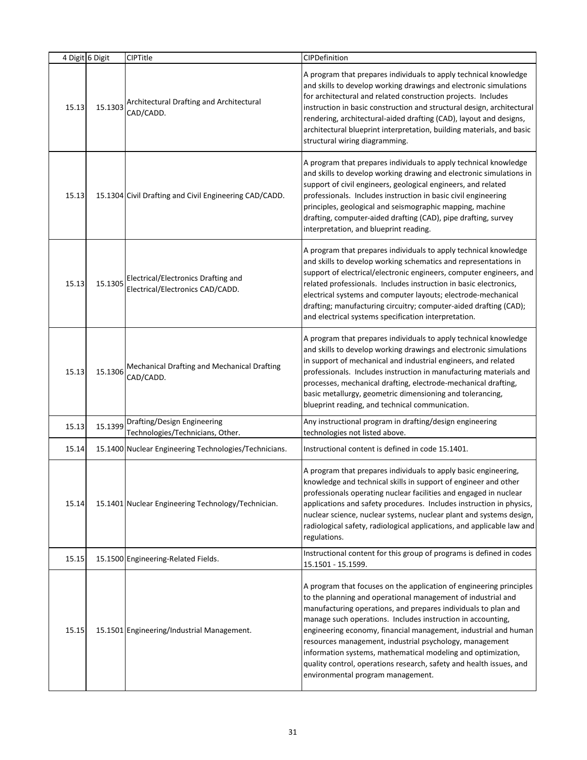| 4 Digit | 6 Digit | CIPTitle | CIPDefinition |
|---|---|---|---|
| 15.13 | 15.1303 | Architectural Drafting and Architectural CAD/CADD. | A program that prepares individuals to apply technical knowledge and skills to develop working drawings and electronic simulations for architectural and related construction projects. Includes instruction in basic construction and structural design, architectural rendering, architectural-aided drafting (CAD), layout and designs, architectural blueprint interpretation, building materials, and basic structural wiring diagramming. |
| 15.13 | 15.1304 | Civil Drafting and Civil Engineering CAD/CADD. | A program that prepares individuals to apply technical knowledge and skills to develop working drawing and electronic simulations in support of civil engineers, geological engineers, and related professionals. Includes instruction in basic civil engineering principles, geological and seismographic mapping, machine drafting, computer-aided drafting (CAD), pipe drafting, survey interpretation, and blueprint reading. |
| 15.13 | 15.1305 | Electrical/Electronics Drafting and Electrical/Electronics CAD/CADD. | A program that prepares individuals to apply technical knowledge and skills to develop working schematics and representations in support of electrical/electronic engineers, computer engineers, and related professionals. Includes instruction in basic electronics, electrical systems and computer layouts; electrode-mechanical drafting; manufacturing circuitry; computer-aided drafting (CAD); and electrical systems specification interpretation. |
| 15.13 | 15.1306 | Mechanical Drafting and Mechanical Drafting CAD/CADD. | A program that prepares individuals to apply technical knowledge and skills to develop working drawings and electronic simulations in support of mechanical and industrial engineers, and related professionals. Includes instruction in manufacturing materials and processes, mechanical drafting, electrode-mechanical drafting, basic metallurgy, geometric dimensioning and tolerancing, blueprint reading, and technical communication. |
| 15.13 | 15.1399 | Drafting/Design Engineering Technologies/Technicians, Other. | Any instructional program in drafting/design engineering technologies not listed above. |
| 15.14 | 15.1400 | Nuclear Engineering Technologies/Technicians. | Instructional content is defined in code 15.1401. |
| 15.14 | 15.1401 | Nuclear Engineering Technology/Technician. | A program that prepares individuals to apply basic engineering, knowledge and technical skills in support of engineer and other professionals operating nuclear facilities and engaged in nuclear applications and safety procedures. Includes instruction in physics, nuclear science, nuclear systems, nuclear plant and systems design, radiological safety, radiological applications, and applicable law and regulations. |
| 15.15 | 15.1500 | Engineering-Related Fields. | Instructional content for this group of programs is defined in codes 15.1501 - 15.1599. |
| 15.15 | 15.1501 | Engineering/Industrial Management. | A program that focuses on the application of engineering principles to the planning and operational management of industrial and manufacturing operations, and prepares individuals to plan and manage such operations. Includes instruction in accounting, engineering economy, financial management, industrial and human resources management, industrial psychology, management information systems, mathematical modeling and optimization, quality control, operations research, safety and health issues, and environmental program management. |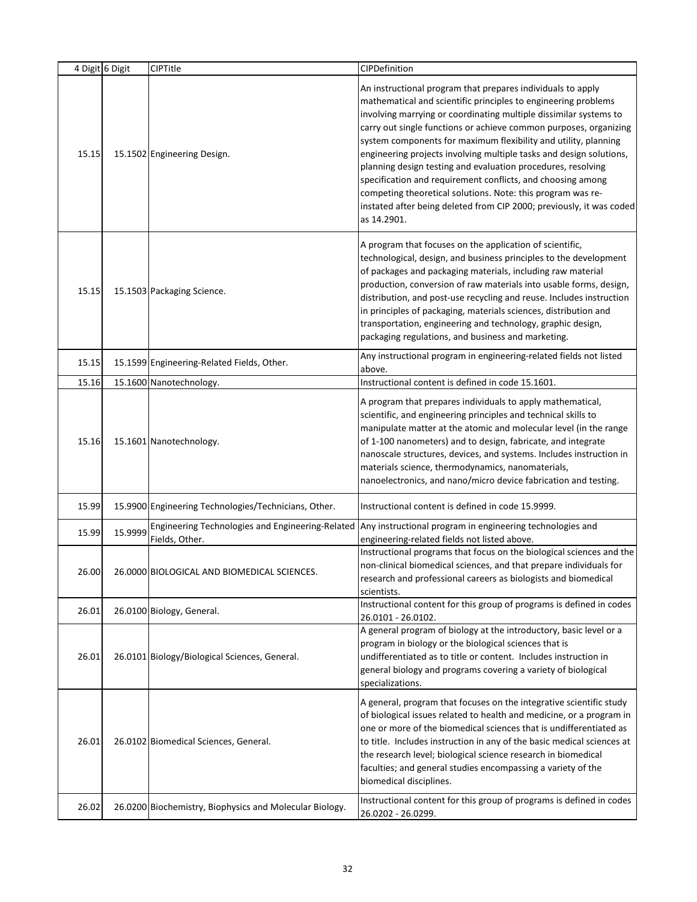| 4 Digit | 6 Digit | CIPTitle | CIPDefinition |
|---|---|---|---|
| 15.15 | 15.1502 | Engineering Design. | An instructional program that prepares individuals to apply mathematical and scientific principles to engineering problems involving marrying or coordinating multiple dissimilar systems to carry out single functions or achieve common purposes, organizing system components for maximum flexibility and utility, planning engineering projects involving multiple tasks and design solutions, planning design testing and evaluation procedures, resolving specification and requirement conflicts, and choosing among competing theoretical solutions. Note: this program was re-instated after being deleted from CIP 2000; previously, it was coded as 14.2901. |
| 15.15 | 15.1503 | Packaging Science. | A program that focuses on the application of scientific, technological, design, and business principles to the development of packages and packaging materials, including raw material production, conversion of raw materials into usable forms, design, distribution, and post-use recycling and reuse. Includes instruction in principles of packaging, materials sciences, distribution and transportation, engineering and technology, graphic design, packaging regulations, and business and marketing. |
| 15.15 | 15.1599 | Engineering-Related Fields, Other. | Any instructional program in engineering-related fields not listed above. |
| 15.16 | 15.1600 | Nanotechnology. | Instructional content is defined in code 15.1601. |
| 15.16 | 15.1601 | Nanotechnology. | A program that prepares individuals to apply mathematical, scientific, and engineering principles and technical skills to manipulate matter at the atomic and molecular level (in the range of 1-100 nanometers) and to design, fabricate, and integrate nanoscale structures, devices, and systems. Includes instruction in materials science, thermodynamics, nanomaterials, nanoelectronics, and nano/micro device fabrication and testing. |
| 15.99 | 15.9900 | Engineering Technologies/Technicians, Other. | Instructional content is defined in code 15.9999. |
| 15.99 | 15.9999 | Engineering Technologies and Engineering-Related Fields, Other. | Any instructional program in engineering technologies and engineering-related fields not listed above. |
| 26.00 | 26.0000 | BIOLOGICAL AND BIOMEDICAL SCIENCES. | Instructional programs that focus on the biological sciences and the non-clinical biomedical sciences, and that prepare individuals for research and professional careers as biologists and biomedical scientists. |
| 26.01 | 26.0100 | Biology, General. | Instructional content for this group of programs is defined in codes 26.0101 - 26.0102. |
| 26.01 | 26.0101 | Biology/Biological Sciences, General. | A general program of biology at the introductory, basic level or a program in biology or the biological sciences that is undifferentiated as to title or content. Includes instruction in general biology and programs covering a variety of biological specializations. |
| 26.01 | 26.0102 | Biomedical Sciences, General. | A general, program that focuses on the integrative scientific study of biological issues related to health and medicine, or a program in one or more of the biomedical sciences that is undifferentiated as to title. Includes instruction in any of the basic medical sciences at the research level; biological science research in biomedical faculties; and general studies encompassing a variety of the biomedical disciplines. |
| 26.02 | 26.0200 | Biochemistry, Biophysics and Molecular Biology. | Instructional content for this group of programs is defined in codes 26.0202 - 26.0299. |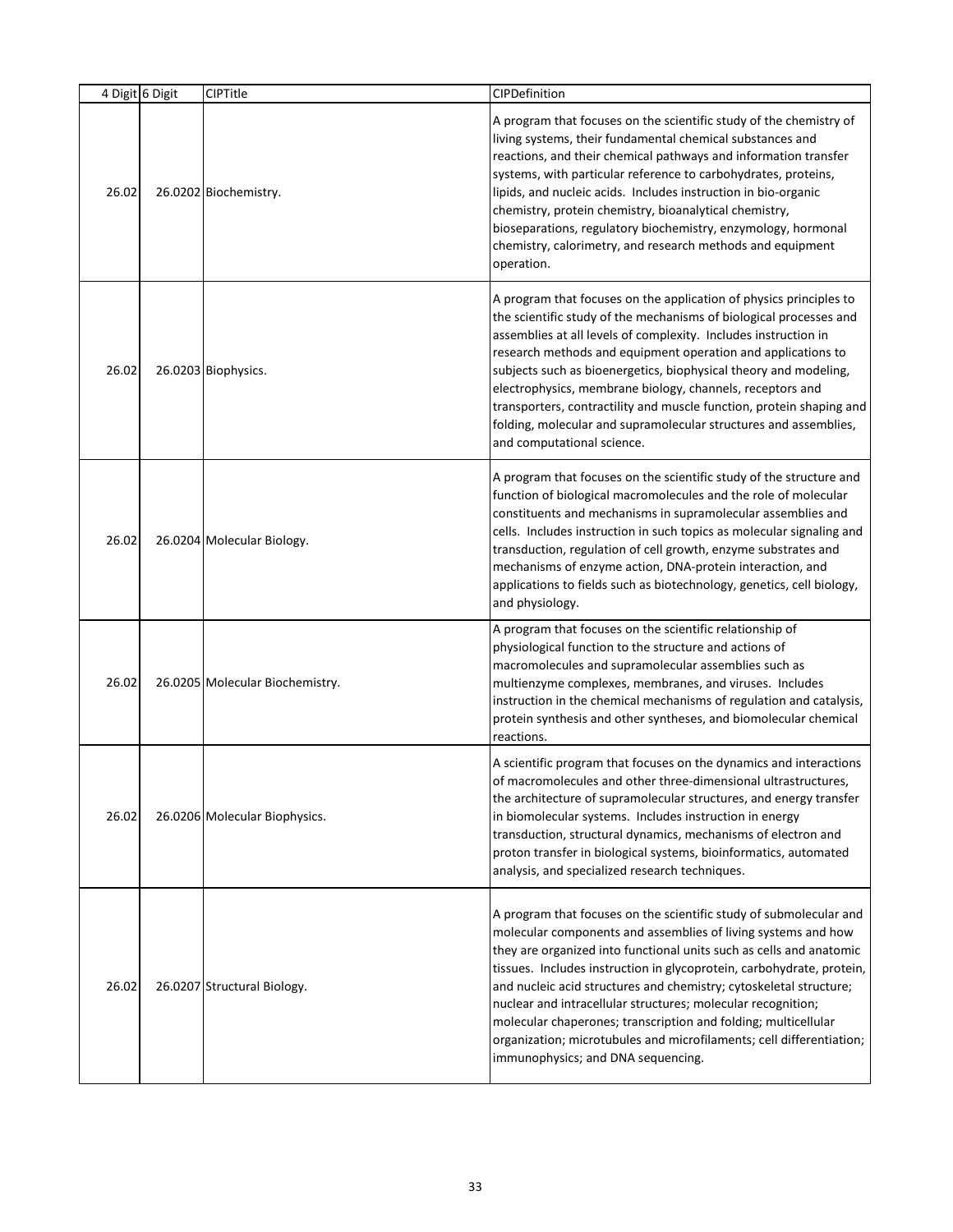| 4 Digit | 6 Digit | CIPTitle | CIPDefinition |
|---|---|---|---|
| 26.02 | 26.0202 | Biochemistry. | A program that focuses on the scientific study of the chemistry of living systems, their fundamental chemical substances and reactions, and their chemical pathways and information transfer systems, with particular reference to carbohydrates, proteins, lipids, and nucleic acids. Includes instruction in bio-organic chemistry, protein chemistry, bioanalytical chemistry, bioseparations, regulatory biochemistry, enzymology, hormonal chemistry, calorimetry, and research methods and equipment operation. |
| 26.02 | 26.0203 | Biophysics. | A program that focuses on the application of physics principles to the scientific study of the mechanisms of biological processes and assemblies at all levels of complexity. Includes instruction in research methods and equipment operation and applications to subjects such as bioenergetics, biophysical theory and modeling, electrophysics, membrane biology, channels, receptors and transporters, contractility and muscle function, protein shaping and folding, molecular and supramolecular structures and assemblies, and computational science. |
| 26.02 | 26.0204 | Molecular Biology. | A program that focuses on the scientific study of the structure and function of biological macromolecules and the role of molecular constituents and mechanisms in supramolecular assemblies and cells. Includes instruction in such topics as molecular signaling and transduction, regulation of cell growth, enzyme substrates and mechanisms of enzyme action, DNA-protein interaction, and applications to fields such as biotechnology, genetics, cell biology, and physiology. |
| 26.02 | 26.0205 | Molecular Biochemistry. | A program that focuses on the scientific relationship of physiological function to the structure and actions of macromolecules and supramolecular assemblies such as multienzyme complexes, membranes, and viruses. Includes instruction in the chemical mechanisms of regulation and catalysis, protein synthesis and other syntheses, and biomolecular chemical reactions. |
| 26.02 | 26.0206 | Molecular Biophysics. | A scientific program that focuses on the dynamics and interactions of macromolecules and other three-dimensional ultrastructures, the architecture of supramolecular structures, and energy transfer in biomolecular systems. Includes instruction in energy transduction, structural dynamics, mechanisms of electron and proton transfer in biological systems, bioinformatics, automated analysis, and specialized research techniques. |
| 26.02 | 26.0207 | Structural Biology. | A program that focuses on the scientific study of submolecular and molecular components and assemblies of living systems and how they are organized into functional units such as cells and anatomic tissues. Includes instruction in glycoprotein, carbohydrate, protein, and nucleic acid structures and chemistry; cytoskeletal structure; nuclear and intracellular structures; molecular recognition; molecular chaperones; transcription and folding; multicellular organization; microtubules and microfilaments; cell differentiation; immunophysics; and DNA sequencing. |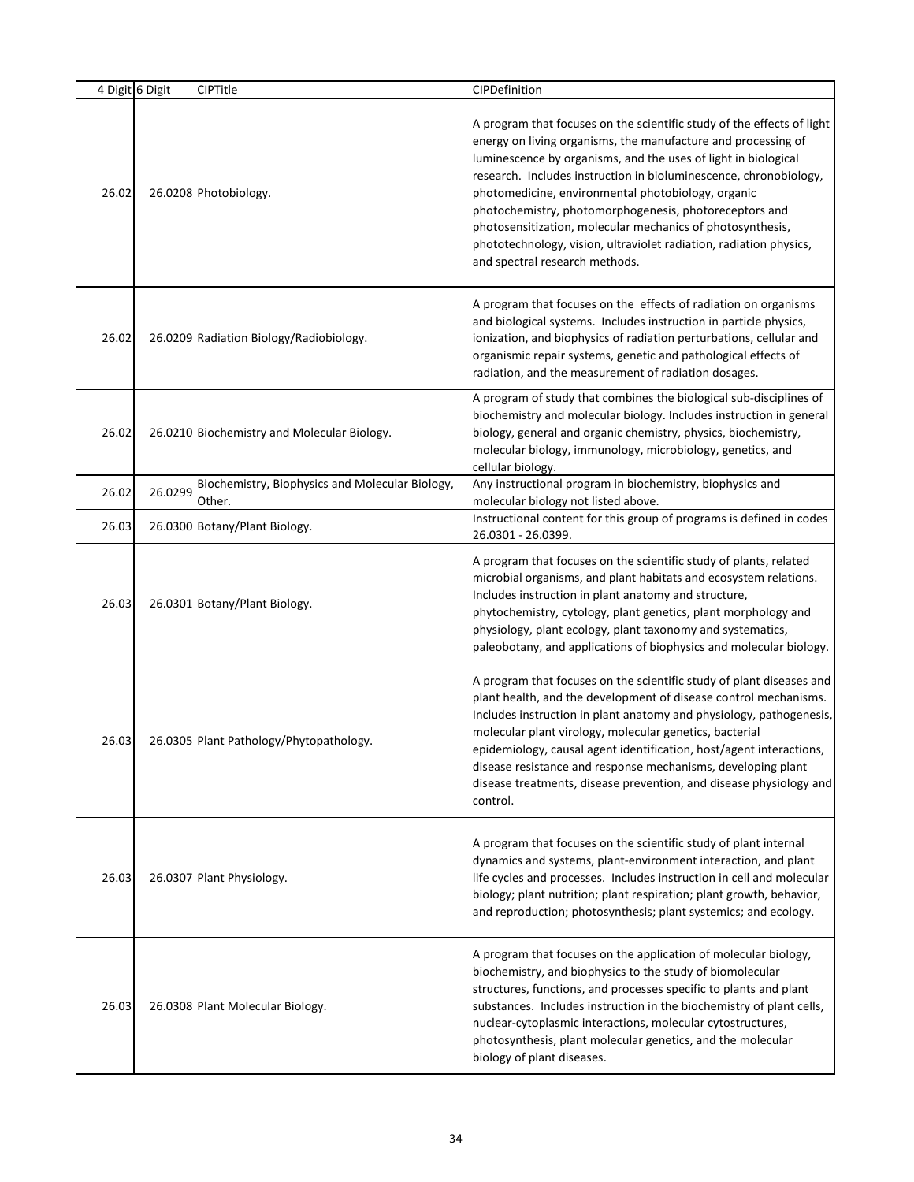| 4 Digit | 6 Digit | CIPTitle | CIPDefinition |
|---|---|---|---|
| 26.02 | 26.0208 | Photobiology. | A program that focuses on the scientific study of the effects of light energy on living organisms, the manufacture and processing of luminescence by organisms, and the uses of light in biological research. Includes instruction in bioluminescence, chronobiology, photomedicine, environmental photobiology, organic photochemistry, photomorphogenesis, photoreceptors and photosensitization, molecular mechanics of photosynthesis, phototechnology, vision, ultraviolet radiation, radiation physics, and spectral research methods. |
| 26.02 | 26.0209 | Radiation Biology/Radiobiology. | A program that focuses on the effects of radiation on organisms and biological systems. Includes instruction in particle physics, ionization, and biophysics of radiation perturbations, cellular and organismic repair systems, genetic and pathological effects of radiation, and the measurement of radiation dosages. |
| 26.02 | 26.0210 | Biochemistry and Molecular Biology. | A program of study that combines the biological sub-disciplines of biochemistry and molecular biology. Includes instruction in general biology, general and organic chemistry, physics, biochemistry, molecular biology, immunology, microbiology, genetics, and cellular biology. |
| 26.02 | 26.0299 | Biochemistry, Biophysics and Molecular Biology, Other. | Any instructional program in biochemistry, biophysics and molecular biology not listed above. |
| 26.03 | 26.0300 | Botany/Plant Biology. | Instructional content for this group of programs is defined in codes 26.0301 - 26.0399. |
| 26.03 | 26.0301 | Botany/Plant Biology. | A program that focuses on the scientific study of plants, related microbial organisms, and plant habitats and ecosystem relations. Includes instruction in plant anatomy and structure, phytochemistry, cytology, plant genetics, plant morphology and physiology, plant ecology, plant taxonomy and systematics, paleobotany, and applications of biophysics and molecular biology. |
| 26.03 | 26.0305 | Plant Pathology/Phytopathology. | A program that focuses on the scientific study of plant diseases and plant health, and the development of disease control mechanisms. Includes instruction in plant anatomy and physiology, pathogenesis, molecular plant virology, molecular genetics, bacterial epidemiology, causal agent identification, host/agent interactions, disease resistance and response mechanisms, developing plant disease treatments, disease prevention, and disease physiology and control. |
| 26.03 | 26.0307 | Plant Physiology. | A program that focuses on the scientific study of plant internal dynamics and systems, plant-environment interaction, and plant life cycles and processes. Includes instruction in cell and molecular biology; plant nutrition; plant respiration; plant growth, behavior, and reproduction; photosynthesis; plant systemics; and ecology. |
| 26.03 | 26.0308 | Plant Molecular Biology. | A program that focuses on the application of molecular biology, biochemistry, and biophysics to the study of biomolecular structures, functions, and processes specific to plants and plant substances. Includes instruction in the biochemistry of plant cells, nuclear-cytoplasmic interactions, molecular cytostructures, photosynthesis, plant molecular genetics, and the molecular biology of plant diseases. |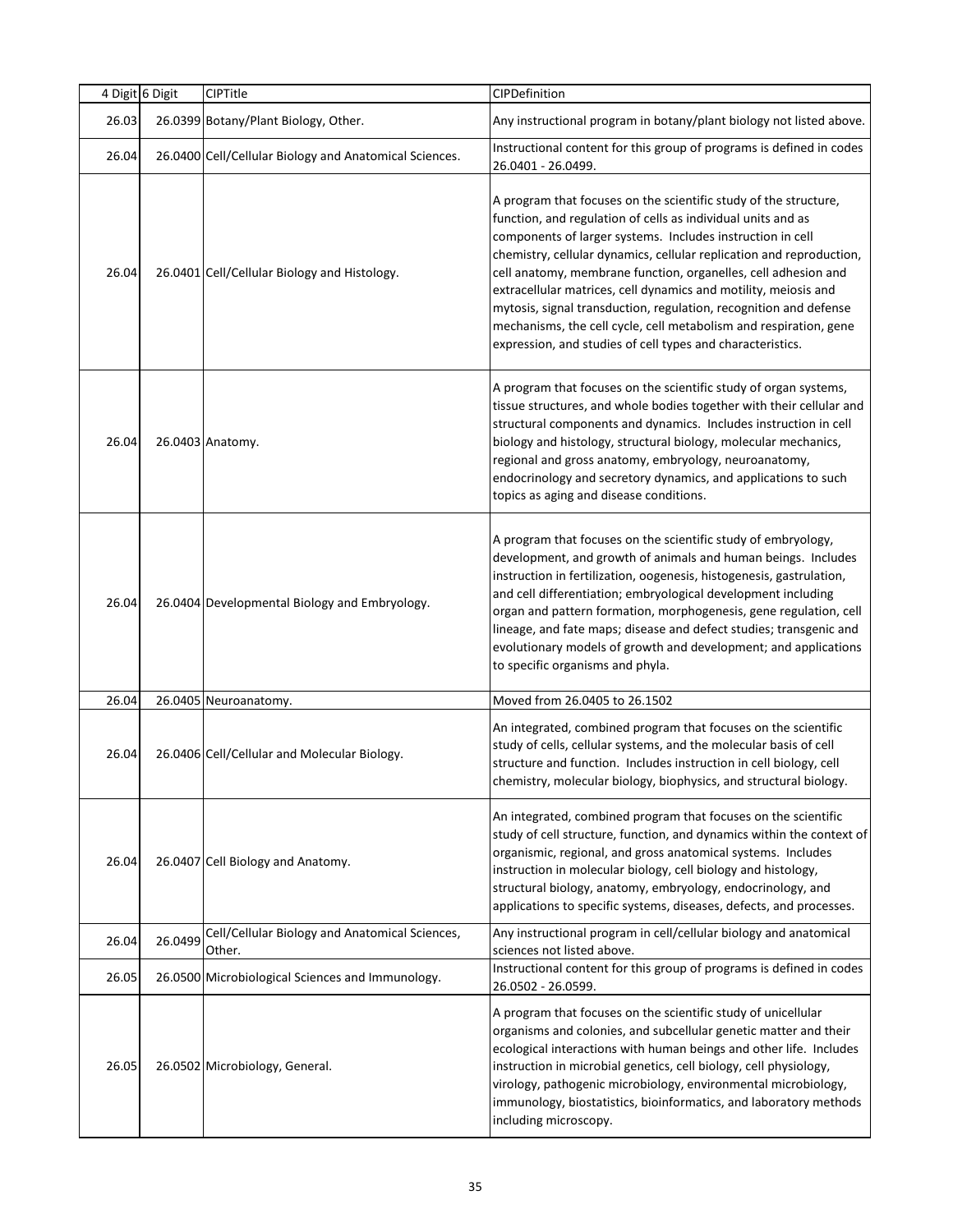| 4 Digit | 6 Digit | CIPTitle | CIPDefinition |
|---|---|---|---|
| 26.03 | 26.0399 | Botany/Plant Biology, Other. | Any instructional program in botany/plant biology not listed above. |
| 26.04 | 26.0400 | Cell/Cellular Biology and Anatomical Sciences. | Instructional content for this group of programs is defined in codes 26.0401 - 26.0499. |
| 26.04 | 26.0401 | Cell/Cellular Biology and Histology. | A program that focuses on the scientific study of the structure, function, and regulation of cells as individual units and as components of larger systems. Includes instruction in cell chemistry, cellular dynamics, cellular replication and reproduction, cell anatomy, membrane function, organelles, cell adhesion and extracellular matrices, cell dynamics and motility, meiosis and mytosis, signal transduction, regulation, recognition and defense mechanisms, the cell cycle, cell metabolism and respiration, gene expression, and studies of cell types and characteristics. |
| 26.04 | 26.0403 | Anatomy. | A program that focuses on the scientific study of organ systems, tissue structures, and whole bodies together with their cellular and structural components and dynamics. Includes instruction in cell biology and histology, structural biology, molecular mechanics, regional and gross anatomy, embryology, neuroanatomy, endocrinology and secretory dynamics, and applications to such topics as aging and disease conditions. |
| 26.04 | 26.0404 | Developmental Biology and Embryology. | A program that focuses on the scientific study of embryology, development, and growth of animals and human beings. Includes instruction in fertilization, oogenesis, histogenesis, gastrulation, and cell differentiation; embryological development including organ and pattern formation, morphogenesis, gene regulation, cell lineage, and fate maps; disease and defect studies; transgenic and evolutionary models of growth and development; and applications to specific organisms and phyla. |
| 26.04 | 26.0405 | Neuroanatomy. | Moved from 26.0405 to 26.1502 |
| 26.04 | 26.0406 | Cell/Cellular and Molecular Biology. | An integrated, combined program that focuses on the scientific study of cells, cellular systems, and the molecular basis of cell structure and function. Includes instruction in cell biology, cell chemistry, molecular biology, biophysics, and structural biology. |
| 26.04 | 26.0407 | Cell Biology and Anatomy. | An integrated, combined program that focuses on the scientific study of cell structure, function, and dynamics within the context of organismic, regional, and gross anatomical systems. Includes instruction in molecular biology, cell biology and histology, structural biology, anatomy, embryology, endocrinology, and applications to specific systems, diseases, defects, and processes. |
| 26.04 | 26.0499 | Cell/Cellular Biology and Anatomical Sciences, Other. | Any instructional program in cell/cellular biology and anatomical sciences not listed above. |
| 26.05 | 26.0500 | Microbiological Sciences and Immunology. | Instructional content for this group of programs is defined in codes 26.0502 - 26.0599. |
| 26.05 | 26.0502 | Microbiology, General. | A program that focuses on the scientific study of unicellular organisms and colonies, and subcellular genetic matter and their ecological interactions with human beings and other life. Includes instruction in microbial genetics, cell biology, cell physiology, virology, pathogenic microbiology, environmental microbiology, immunology, biostatistics, bioinformatics, and laboratory methods including microscopy. |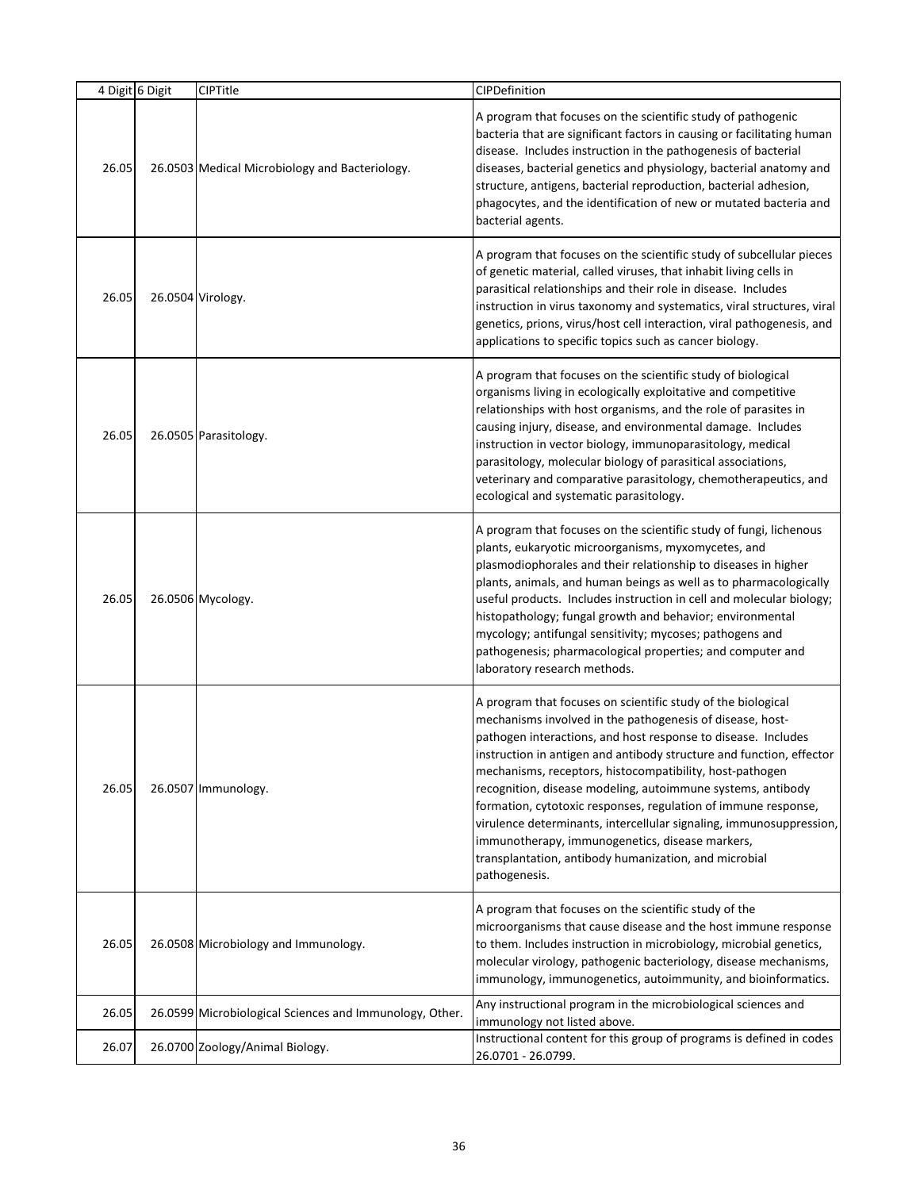| 4 Digit | 6 Digit | CIPTitle | CIPDefinition |
|---|---|---|---|
| 26.05 | 26.0503 | Medical Microbiology and Bacteriology. | A program that focuses on the scientific study of pathogenic bacteria that are significant factors in causing or facilitating human disease. Includes instruction in the pathogenesis of bacterial diseases, bacterial genetics and physiology, bacterial anatomy and structure, antigens, bacterial reproduction, bacterial adhesion, phagocytes, and the identification of new or mutated bacteria and bacterial agents. |
| 26.05 | 26.0504 | Virology. | A program that focuses on the scientific study of subcellular pieces of genetic material, called viruses, that inhabit living cells in parasitical relationships and their role in disease. Includes instruction in virus taxonomy and systematics, viral structures, viral genetics, prions, virus/host cell interaction, viral pathogenesis, and applications to specific topics such as cancer biology. |
| 26.05 | 26.0505 | Parasitology. | A program that focuses on the scientific study of biological organisms living in ecologically exploitative and competitive relationships with host organisms, and the role of parasites in causing injury, disease, and environmental damage. Includes instruction in vector biology, immunoparasitology, medical parasitology, molecular biology of parasitical associations, veterinary and comparative parasitology, chemotherapeutics, and ecological and systematic parasitology. |
| 26.05 | 26.0506 | Mycology. | A program that focuses on the scientific study of fungi, lichenous plants, eukaryotic microorganisms, myxomycetes, and plasmodiophorales and their relationship to diseases in higher plants, animals, and human beings as well as to pharmacologically useful products. Includes instruction in cell and molecular biology; histopathology; fungal growth and behavior; environmental mycology; antifungal sensitivity; mycoses; pathogens and pathogenesis; pharmacological properties; and computer and laboratory research methods. |
| 26.05 | 26.0507 | Immunology. | A program that focuses on scientific study of the biological mechanisms involved in the pathogenesis of disease, host-pathogen interactions, and host response to disease. Includes instruction in antigen and antibody structure and function, effector mechanisms, receptors, histocompatibility, host-pathogen recognition, disease modeling, autoimmune systems, antibody formation, cytotoxic responses, regulation of immune response, virulence determinants, intercellular signaling, immunosuppression, immunotherapy, immunogenetics, disease markers, transplantation, antibody humanization, and microbial pathogenesis. |
| 26.05 | 26.0508 | Microbiology and Immunology. | A program that focuses on the scientific study of the microorganisms that cause disease and the host immune response to them. Includes instruction in microbiology, microbial genetics, molecular virology, pathogenic bacteriology, disease mechanisms, immunology, immunogenetics, autoimmunity, and bioinformatics. |
| 26.05 | 26.0599 | Microbiological Sciences and Immunology, Other. | Any instructional program in the microbiological sciences and immunology not listed above. |
| 26.07 | 26.0700 | Zoology/Animal Biology. | Instructional content for this group of programs is defined in codes 26.0701 - 26.0799. |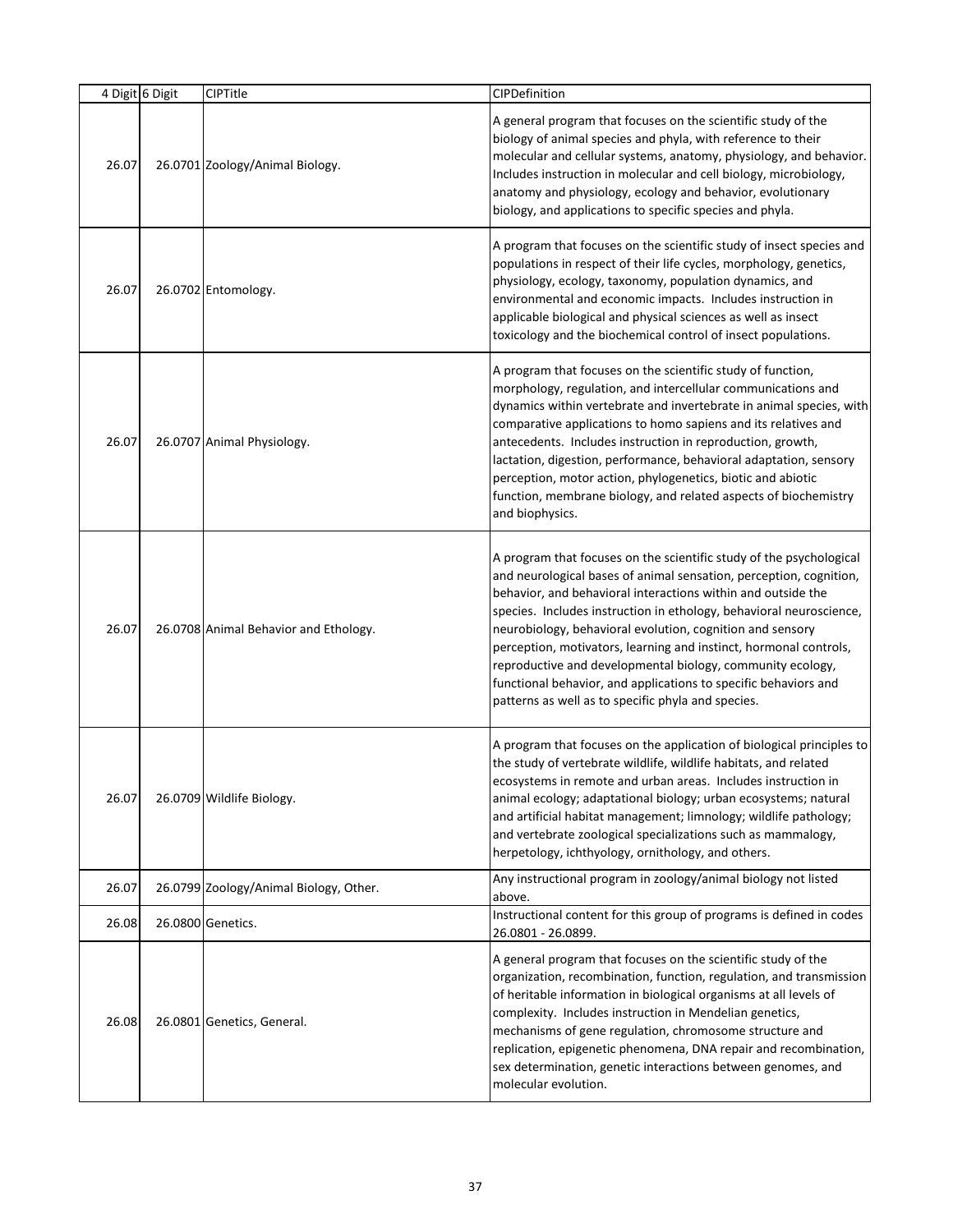| 4 Digit | 6 Digit | CIPTitle | CIPDefinition |
|---|---|---|---|
| 26.07 | 26.0701 | Zoology/Animal Biology. | A general program that focuses on the scientific study of the biology of animal species and phyla, with reference to their molecular and cellular systems, anatomy, physiology, and behavior. Includes instruction in molecular and cell biology, microbiology, anatomy and physiology, ecology and behavior, evolutionary biology, and applications to specific species and phyla. |
| 26.07 | 26.0702 | Entomology. | A program that focuses on the scientific study of insect species and populations in respect of their life cycles, morphology, genetics, physiology, ecology, taxonomy, population dynamics, and environmental and economic impacts. Includes instruction in applicable biological and physical sciences as well as insect toxicology and the biochemical control of insect populations. |
| 26.07 | 26.0707 | Animal Physiology. | A program that focuses on the scientific study of function, morphology, regulation, and intercellular communications and dynamics within vertebrate and invertebrate in animal species, with comparative applications to homo sapiens and its relatives and antecedents. Includes instruction in reproduction, growth, lactation, digestion, performance, behavioral adaptation, sensory perception, motor action, phylogenetics, biotic and abiotic function, membrane biology, and related aspects of biochemistry and biophysics. |
| 26.07 | 26.0708 | Animal Behavior and Ethology. | A program that focuses on the scientific study of the psychological and neurological bases of animal sensation, perception, cognition, behavior, and behavioral interactions within and outside the species. Includes instruction in ethology, behavioral neuroscience, neurobiology, behavioral evolution, cognition and sensory perception, motivators, learning and instinct, hormonal controls, reproductive and developmental biology, community ecology, functional behavior, and applications to specific behaviors and patterns as well as to specific phyla and species. |
| 26.07 | 26.0709 | Wildlife Biology. | A program that focuses on the application of biological principles to the study of vertebrate wildlife, wildlife habitats, and related ecosystems in remote and urban areas. Includes instruction in animal ecology; adaptational biology; urban ecosystems; natural and artificial habitat management; limnology; wildlife pathology; and vertebrate zoological specializations such as mammalogy, herpetology, ichthyology, ornithology, and others. |
| 26.07 | 26.0799 | Zoology/Animal Biology, Other. | Any instructional program in zoology/animal biology not listed above. |
| 26.08 | 26.0800 | Genetics. | Instructional content for this group of programs is defined in codes 26.0801 - 26.0899. |
| 26.08 | 26.0801 | Genetics, General. | A general program that focuses on the scientific study of the organization, recombination, function, regulation, and transmission of heritable information in biological organisms at all levels of complexity. Includes instruction in Mendelian genetics, mechanisms of gene regulation, chromosome structure and replication, epigenetic phenomena, DNA repair and recombination, sex determination, genetic interactions between genomes, and molecular evolution. |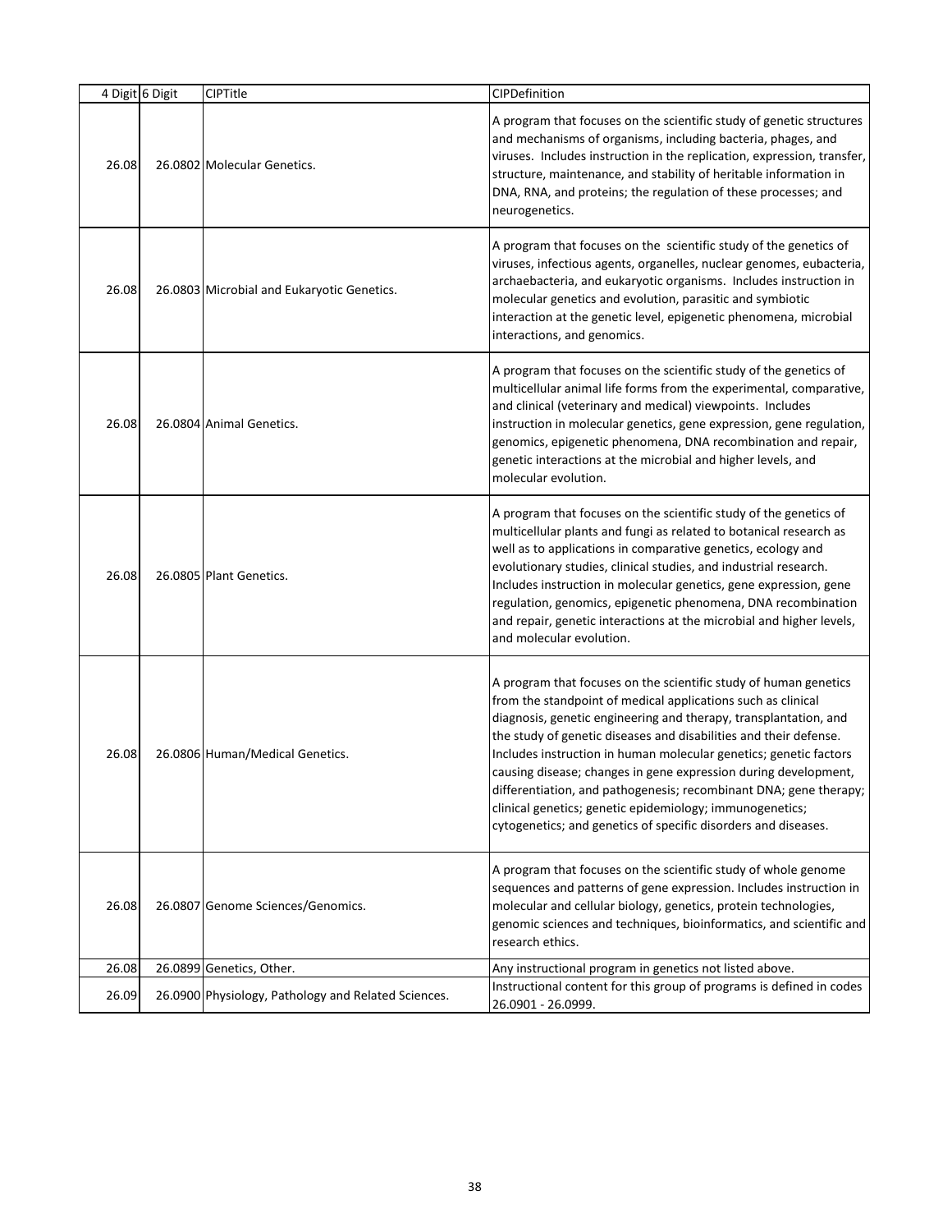| 4 Digit | 6 Digit | CIPTitle | CIPDefinition |
|---|---|---|---|
| 26.08 | 26.0802 | Molecular Genetics. | A program that focuses on the scientific study of genetic structures and mechanisms of organisms, including bacteria, phages, and viruses. Includes instruction in the replication, expression, transfer, structure, maintenance, and stability of heritable information in DNA, RNA, and proteins; the regulation of these processes; and neurogenetics. |
| 26.08 | 26.0803 | Microbial and Eukaryotic Genetics. | A program that focuses on the scientific study of the genetics of viruses, infectious agents, organelles, nuclear genomes, eubacteria, archaebacteria, and eukaryotic organisms. Includes instruction in molecular genetics and evolution, parasitic and symbiotic interaction at the genetic level, epigenetic phenomena, microbial interactions, and genomics. |
| 26.08 | 26.0804 | Animal Genetics. | A program that focuses on the scientific study of the genetics of multicellular animal life forms from the experimental, comparative, and clinical (veterinary and medical) viewpoints. Includes instruction in molecular genetics, gene expression, gene regulation, genomics, epigenetic phenomena, DNA recombination and repair, genetic interactions at the microbial and higher levels, and molecular evolution. |
| 26.08 | 26.0805 | Plant Genetics. | A program that focuses on the scientific study of the genetics of multicellular plants and fungi as related to botanical research as well as to applications in comparative genetics, ecology and evolutionary studies, clinical studies, and industrial research. Includes instruction in molecular genetics, gene expression, gene regulation, genomics, epigenetic phenomena, DNA recombination and repair, genetic interactions at the microbial and higher levels, and molecular evolution. |
| 26.08 | 26.0806 | Human/Medical Genetics. | A program that focuses on the scientific study of human genetics from the standpoint of medical applications such as clinical diagnosis, genetic engineering and therapy, transplantation, and the study of genetic diseases and disabilities and their defense. Includes instruction in human molecular genetics; genetic factors causing disease; changes in gene expression during development, differentiation, and pathogenesis; recombinant DNA; gene therapy; clinical genetics; genetic epidemiology; immunogenetics; cytogenetics; and genetics of specific disorders and diseases. |
| 26.08 | 26.0807 | Genome Sciences/Genomics. | A program that focuses on the scientific study of whole genome sequences and patterns of gene expression. Includes instruction in molecular and cellular biology, genetics, protein technologies, genomic sciences and techniques, bioinformatics, and scientific and research ethics. |
| 26.08 | 26.0899 | Genetics, Other. | Any instructional program in genetics not listed above. |
| 26.09 | 26.0900 | Physiology, Pathology and Related Sciences. | Instructional content for this group of programs is defined in codes 26.0901 - 26.0999. |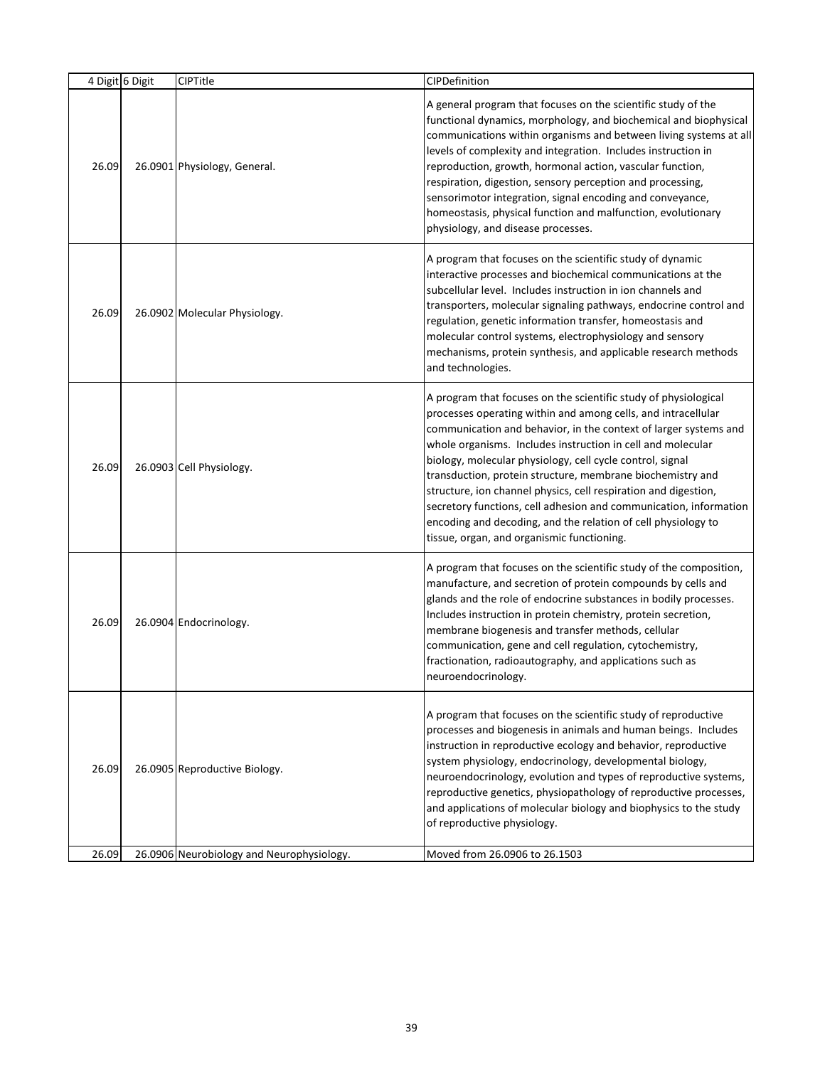| 4 Digit | 6 Digit | CIPTitle | CIPDefinition |
|---|---|---|---|
| 26.09 | 26.0901 | Physiology, General. | A general program that focuses on the scientific study of the functional dynamics, morphology, and biochemical and biophysical communications within organisms and between living systems at all levels of complexity and integration. Includes instruction in reproduction, growth, hormonal action, vascular function, respiration, digestion, sensory perception and processing, sensorimotor integration, signal encoding and conveyance, homeostasis, physical function and malfunction, evolutionary physiology, and disease processes. |
| 26.09 | 26.0902 | Molecular Physiology. | A program that focuses on the scientific study of dynamic interactive processes and biochemical communications at the subcellular level. Includes instruction in ion channels and transporters, molecular signaling pathways, endocrine control and regulation, genetic information transfer, homeostasis and molecular control systems, electrophysiology and sensory mechanisms, protein synthesis, and applicable research methods and technologies. |
| 26.09 | 26.0903 | Cell Physiology. | A program that focuses on the scientific study of physiological processes operating within and among cells, and intracellular communication and behavior, in the context of larger systems and whole organisms. Includes instruction in cell and molecular biology, molecular physiology, cell cycle control, signal transduction, protein structure, membrane biochemistry and structure, ion channel physics, cell respiration and digestion, secretory functions, cell adhesion and communication, information encoding and decoding, and the relation of cell physiology to tissue, organ, and organismic functioning. |
| 26.09 | 26.0904 | Endocrinology. | A program that focuses on the scientific study of the composition, manufacture, and secretion of protein compounds by cells and glands and the role of endocrine substances in bodily processes. Includes instruction in protein chemistry, protein secretion, membrane biogenesis and transfer methods, cellular communication, gene and cell regulation, cytochemistry, fractionation, radioautography, and applications such as neuroendocrinology. |
| 26.09 | 26.0905 | Reproductive Biology. | A program that focuses on the scientific study of reproductive processes and biogenesis in animals and human beings. Includes instruction in reproductive ecology and behavior, reproductive system physiology, endocrinology, developmental biology, neuroendocrinology, evolution and types of reproductive systems, reproductive genetics, physiopathology of reproductive processes, and applications of molecular biology and biophysics to the study of reproductive physiology. |
| 26.09 | 26.0906 | Neurobiology and Neurophysiology. | Moved from 26.0906 to 26.1503 |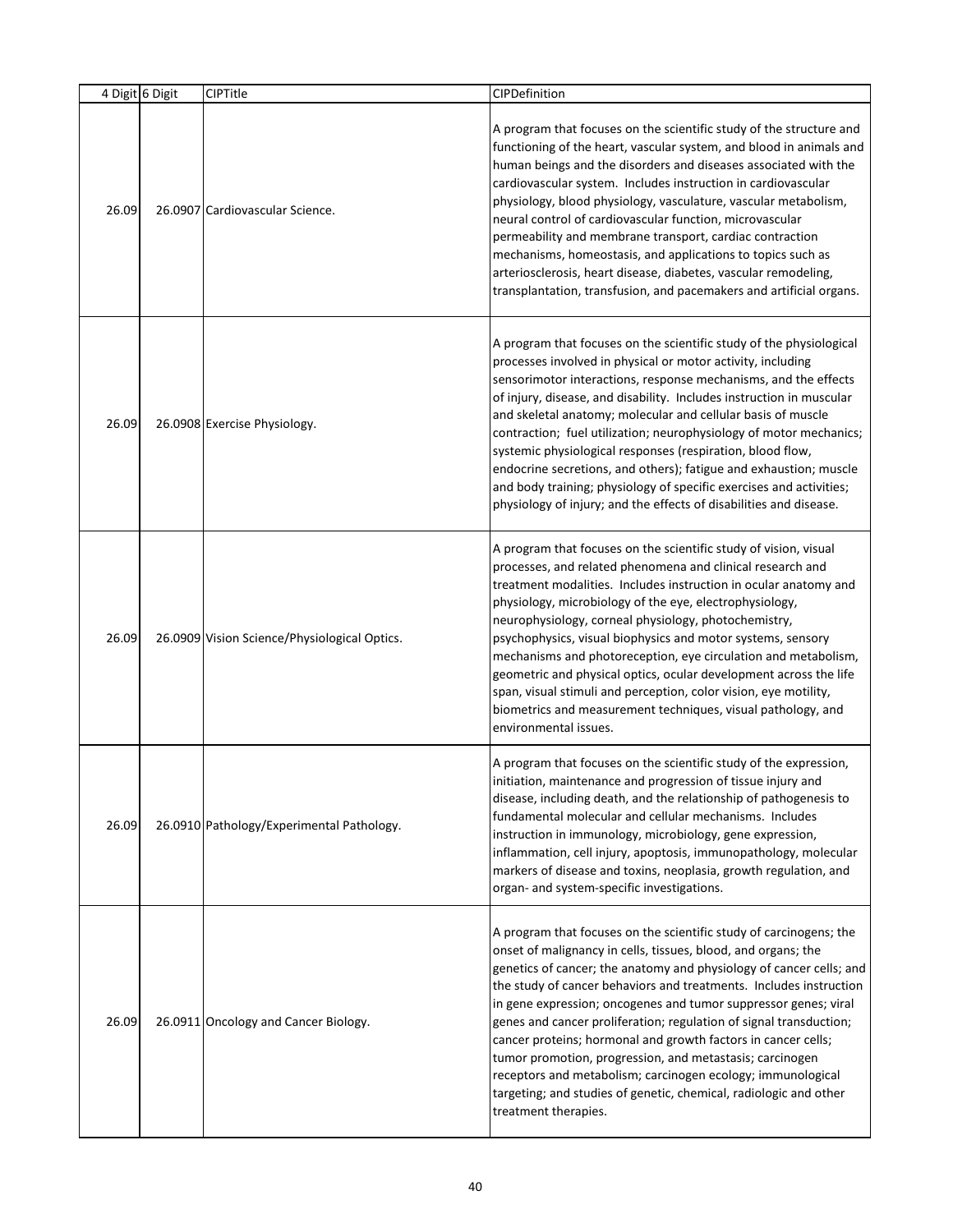| 4 Digit | 6 Digit | CIPTitle | CIPDefinition |
|---|---|---|---|
| 26.09 | 26.0907 | Cardiovascular Science. | A program that focuses on the scientific study of the structure and functioning of the heart, vascular system, and blood in animals and human beings and the disorders and diseases associated with the cardiovascular system. Includes instruction in cardiovascular physiology, blood physiology, vasculature, vascular metabolism, neural control of cardiovascular function, microvascular permeability and membrane transport, cardiac contraction mechanisms, homeostasis, and applications to topics such as arteriosclerosis, heart disease, diabetes, vascular remodeling, transplantation, transfusion, and pacemakers and artificial organs. |
| 26.09 | 26.0908 | Exercise Physiology. | A program that focuses on the scientific study of the physiological processes involved in physical or motor activity, including sensorimotor interactions, response mechanisms, and the effects of injury, disease, and disability. Includes instruction in muscular and skeletal anatomy; molecular and cellular basis of muscle contraction; fuel utilization; neurophysiology of motor mechanics; systemic physiological responses (respiration, blood flow, endocrine secretions, and others); fatigue and exhaustion; muscle and body training; physiology of specific exercises and activities; physiology of injury; and the effects of disabilities and disease. |
| 26.09 | 26.0909 | Vision Science/Physiological Optics. | A program that focuses on the scientific study of vision, visual processes, and related phenomena and clinical research and treatment modalities. Includes instruction in ocular anatomy and physiology, microbiology of the eye, electrophysiology, neurophysiology, corneal physiology, photochemistry, psychophysics, visual biophysics and motor systems, sensory mechanisms and photoreception, eye circulation and metabolism, geometric and physical optics, ocular development across the life span, visual stimuli and perception, color vision, eye motility, biometrics and measurement techniques, visual pathology, and environmental issues. |
| 26.09 | 26.0910 | Pathology/Experimental Pathology. | A program that focuses on the scientific study of the expression, initiation, maintenance and progression of tissue injury and disease, including death, and the relationship of pathogenesis to fundamental molecular and cellular mechanisms. Includes instruction in immunology, microbiology, gene expression, inflammation, cell injury, apoptosis, immunopathology, molecular markers of disease and toxins, neoplasia, growth regulation, and organ- and system-specific investigations. |
| 26.09 | 26.0911 | Oncology and Cancer Biology. | A program that focuses on the scientific study of carcinogens; the onset of malignancy in cells, tissues, blood, and organs; the genetics of cancer; the anatomy and physiology of cancer cells; and the study of cancer behaviors and treatments. Includes instruction in gene expression; oncogenes and tumor suppressor genes; viral genes and cancer proliferation; regulation of signal transduction; cancer proteins; hormonal and growth factors in cancer cells; tumor promotion, progression, and metastasis; carcinogen receptors and metabolism; carcinogen ecology; immunological targeting; and studies of genetic, chemical, radiologic and other treatment therapies. |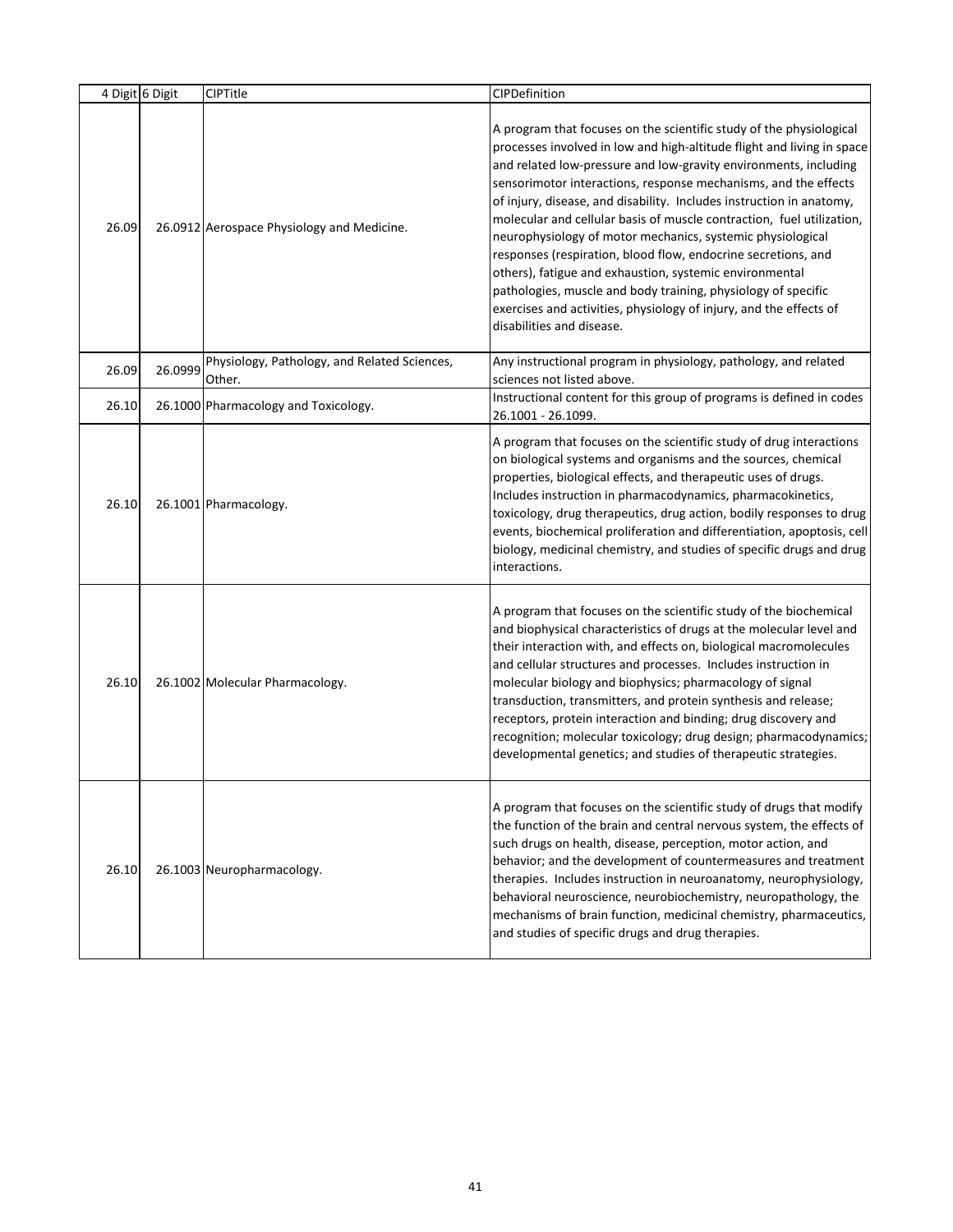| 4 Digit | 6 Digit | CIPTitle | CIPDefinition |
|---|---|---|---|
| 26.09 | 26.0912 | Aerospace Physiology and Medicine. | A program that focuses on the scientific study of the physiological processes involved in low and high-altitude flight and living in space and related low-pressure and low-gravity environments, including sensorimotor interactions, response mechanisms, and the effects of injury, disease, and disability. Includes instruction in anatomy, molecular and cellular basis of muscle contraction, fuel utilization, neurophysiology of motor mechanics, systemic physiological responses (respiration, blood flow, endocrine secretions, and others), fatigue and exhaustion, systemic environmental pathologies, muscle and body training, physiology of specific exercises and activities, physiology of injury, and the effects of disabilities and disease. |
| 26.09 | 26.0999 | Physiology, Pathology, and Related Sciences, Other. | Any instructional program in physiology, pathology, and related sciences not listed above. |
| 26.10 | 26.1000 | Pharmacology and Toxicology. | Instructional content for this group of programs is defined in codes 26.1001 - 26.1099. |
| 26.10 | 26.1001 | Pharmacology. | A program that focuses on the scientific study of drug interactions on biological systems and organisms and the sources, chemical properties, biological effects, and therapeutic uses of drugs. Includes instruction in pharmacodynamics, pharmacokinetics, toxicology, drug therapeutics, drug action, bodily responses to drug events, biochemical proliferation and differentiation, apoptosis, cell biology, medicinal chemistry, and studies of specific drugs and drug interactions. |
| 26.10 | 26.1002 | Molecular Pharmacology. | A program that focuses on the scientific study of the biochemical and biophysical characteristics of drugs at the molecular level and their interaction with, and effects on, biological macromolecules and cellular structures and processes. Includes instruction in molecular biology and biophysics; pharmacology of signal transduction, transmitters, and protein synthesis and release; receptors, protein interaction and binding; drug discovery and recognition; molecular toxicology; drug design; pharmacodynamics; developmental genetics; and studies of therapeutic strategies. |
| 26.10 | 26.1003 | Neuropharmacology. | A program that focuses on the scientific study of drugs that modify the function of the brain and central nervous system, the effects of such drugs on health, disease, perception, motor action, and behavior; and the development of countermeasures and treatment therapies. Includes instruction in neuroanatomy, neurophysiology, behavioral neuroscience, neurobiochemistry, neuropathology, the mechanisms of brain function, medicinal chemistry, pharmaceutics, and studies of specific drugs and drug therapies. |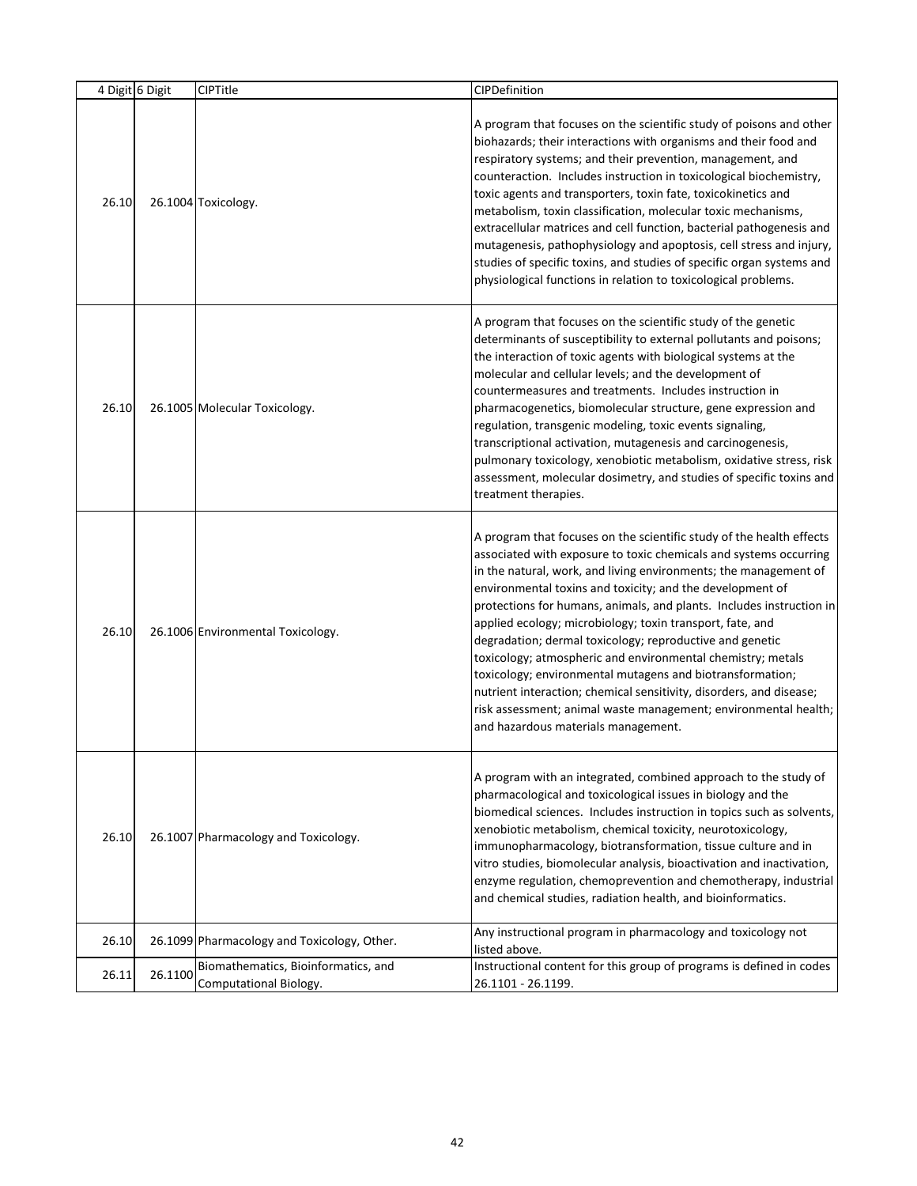| 4 Digit | 6 Digit | CIPTitle | CIPDefinition |
|---|---|---|---|
| 26.10 | 26.1004 | Toxicology. | A program that focuses on the scientific study of poisons and other biohazards; their interactions with organisms and their food and respiratory systems; and their prevention, management, and counteraction. Includes instruction in toxicological biochemistry, toxic agents and transporters, toxin fate, toxicokinetics and metabolism, toxin classification, molecular toxic mechanisms, extracellular matrices and cell function, bacterial pathogenesis and mutagenesis, pathophysiology and apoptosis, cell stress and injury, studies of specific toxins, and studies of specific organ systems and physiological functions in relation to toxicological problems. |
| 26.10 | 26.1005 | Molecular Toxicology. | A program that focuses on the scientific study of the genetic determinants of susceptibility to external pollutants and poisons; the interaction of toxic agents with biological systems at the molecular and cellular levels; and the development of countermeasures and treatments. Includes instruction in pharmacogenetics, biomolecular structure, gene expression and regulation, transgenic modeling, toxic events signaling, transcriptional activation, mutagenesis and carcinogenesis, pulmonary toxicology, xenobiotic metabolism, oxidative stress, risk assessment, molecular dosimetry, and studies of specific toxins and treatment therapies. |
| 26.10 | 26.1006 | Environmental Toxicology. | A program that focuses on the scientific study of the health effects associated with exposure to toxic chemicals and systems occurring in the natural, work, and living environments; the management of environmental toxins and toxicity; and the development of protections for humans, animals, and plants. Includes instruction in applied ecology; microbiology; toxin transport, fate, and degradation; dermal toxicology; reproductive and genetic toxicology; atmospheric and environmental chemistry; metals toxicology; environmental mutagens and biotransformation; nutrient interaction; chemical sensitivity, disorders, and disease; risk assessment; animal waste management; environmental health; and hazardous materials management. |
| 26.10 | 26.1007 | Pharmacology and Toxicology. | A program with an integrated, combined approach to the study of pharmacological and toxicological issues in biology and the biomedical sciences. Includes instruction in topics such as solvents, xenobiotic metabolism, chemical toxicity, neurotoxicology, immunopharmacology, biotransformation, tissue culture and in vitro studies, biomolecular analysis, bioactivation and inactivation, enzyme regulation, chemoprevention and chemotherapy, industrial and chemical studies, radiation health, and bioinformatics. |
| 26.10 | 26.1099 | Pharmacology and Toxicology, Other. | Any instructional program in pharmacology and toxicology not listed above. |
| 26.11 | 26.1100 | Biomathematics, Bioinformatics, and Computational Biology. | Instructional content for this group of programs is defined in codes 26.1101 - 26.1199. |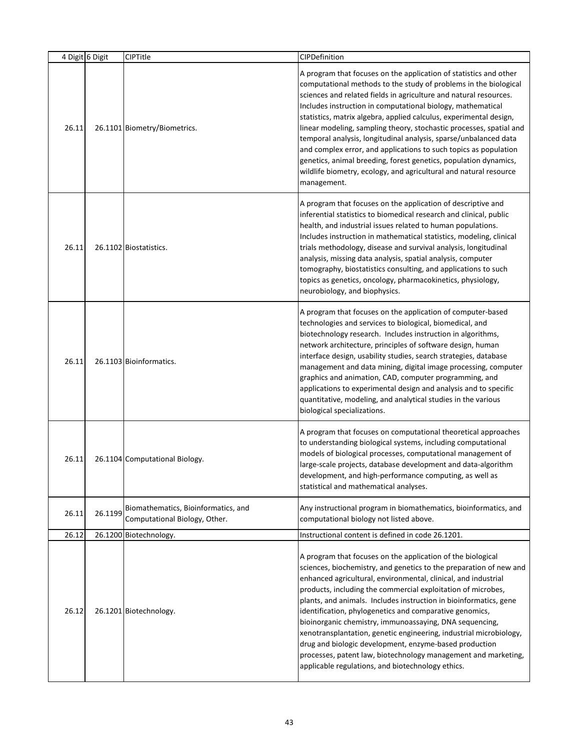| 4 Digit | 6 Digit | CIPTitle | CIPDefinition |
|---|---|---|---|
| 26.11 | 26.1101 | Biometry/Biometrics. | A program that focuses on the application of statistics and other computational methods to the study of problems in the biological sciences and related fields in agriculture and natural resources. Includes instruction in computational biology, mathematical statistics, matrix algebra, applied calculus, experimental design, linear modeling, sampling theory, stochastic processes, spatial and temporal analysis, longitudinal analysis, sparse/unbalanced data and complex error, and applications to such topics as population genetics, animal breeding, forest genetics, population dynamics, wildlife biometry, ecology, and agricultural and natural resource management. |
| 26.11 | 26.1102 | Biostatistics. | A program that focuses on the application of descriptive and inferential statistics to biomedical research and clinical, public health, and industrial issues related to human populations. Includes instruction in mathematical statistics, modeling, clinical trials methodology, disease and survival analysis, longitudinal analysis, missing data analysis, spatial analysis, computer tomography, biostatistics consulting, and applications to such topics as genetics, oncology, pharmacokinetics, physiology, neurobiology, and biophysics. |
| 26.11 | 26.1103 | Bioinformatics. | A program that focuses on the application of computer-based technologies and services to biological, biomedical, and biotechnology research. Includes instruction in algorithms, network architecture, principles of software design, human interface design, usability studies, search strategies, database management and data mining, digital image processing, computer graphics and animation, CAD, computer programming, and applications to experimental design and analysis and to specific quantitative, modeling, and analytical studies in the various biological specializations. |
| 26.11 | 26.1104 | Computational Biology. | A program that focuses on computational theoretical approaches to understanding biological systems, including computational models of biological processes, computational management of large-scale projects, database development and data-algorithm development, and high-performance computing, as well as statistical and mathematical analyses. |
| 26.11 | 26.1199 | Biomathematics, Bioinformatics, and Computational Biology, Other. | Any instructional program in biomathematics, bioinformatics, and computational biology not listed above. |
| 26.12 | 26.1200 | Biotechnology. | Instructional content is defined in code 26.1201. |
| 26.12 | 26.1201 | Biotechnology. | A program that focuses on the application of the biological sciences, biochemistry, and genetics to the preparation of new and enhanced agricultural, environmental, clinical, and industrial products, including the commercial exploitation of microbes, plants, and animals. Includes instruction in bioinformatics, gene identification, phylogenetics and comparative genomics, bioinorganic chemistry, immunoassaying, DNA sequencing, xenotransplantation, genetic engineering, industrial microbiology, drug and biologic development, enzyme-based production processes, patent law, biotechnology management and marketing, applicable regulations, and biotechnology ethics. |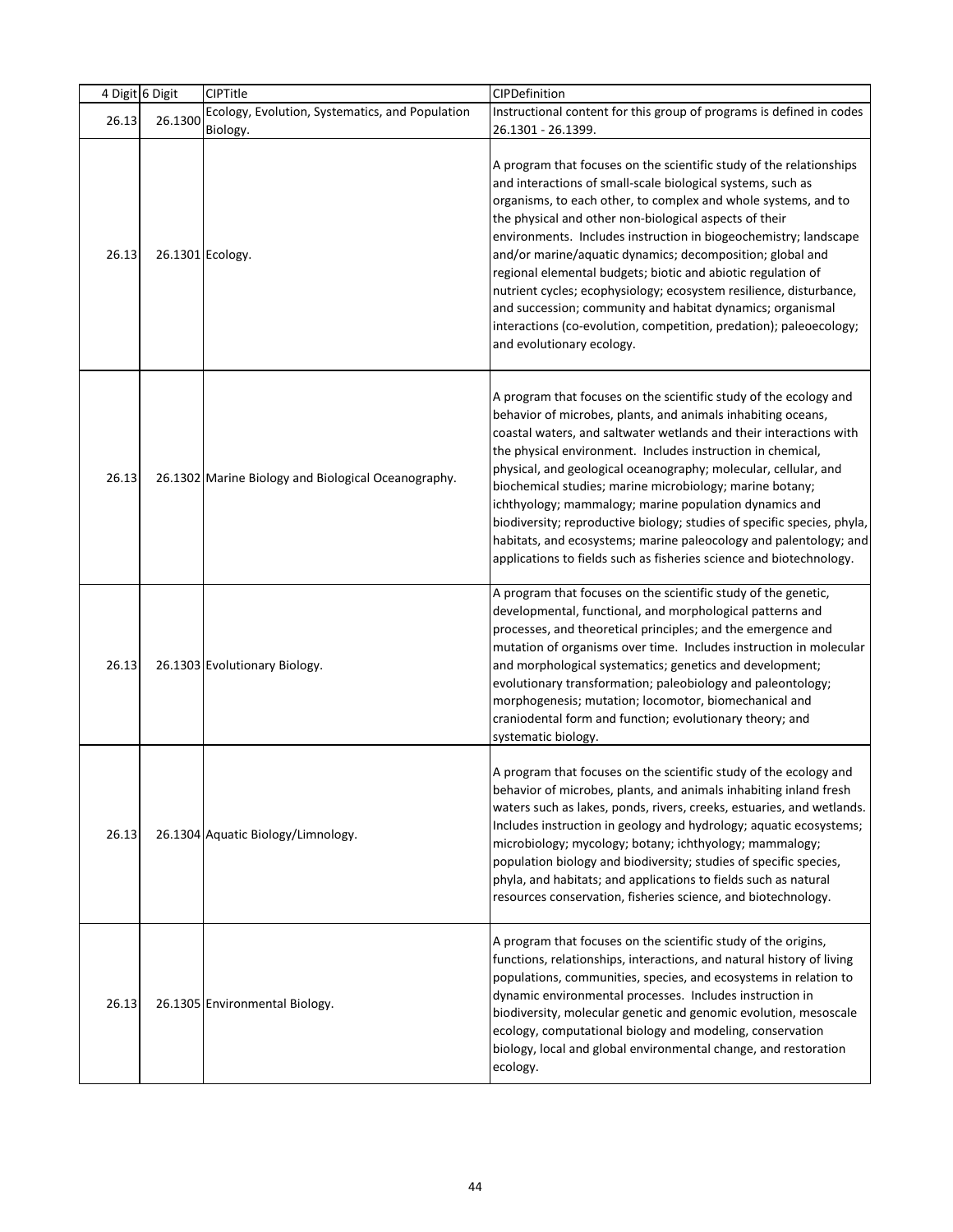| 4 Digit | 6 Digit | CIPTitle | CIPDefinition |
|---|---|---|---|
| 26.13 | 26.1300 | Ecology, Evolution, Systematics, and Population Biology. | Instructional content for this group of programs is defined in codes 26.1301 - 26.1399. |
| 26.13 | 26.1301 | Ecology. | A program that focuses on the scientific study of the relationships and interactions of small-scale biological systems, such as organisms, to each other, to complex and whole systems, and to the physical and other non-biological aspects of their environments. Includes instruction in biogeochemistry; landscape and/or marine/aquatic dynamics; decomposition; global and regional elemental budgets; biotic and abiotic regulation of nutrient cycles; ecophysiology; ecosystem resilience, disturbance, and succession; community and habitat dynamics; organismal interactions (co-evolution, competition, predation); paleoecology; and evolutionary ecology. |
| 26.13 | 26.1302 | Marine Biology and Biological Oceanography. | A program that focuses on the scientific study of the ecology and behavior of microbes, plants, and animals inhabiting oceans, coastal waters, and saltwater wetlands and their interactions with the physical environment. Includes instruction in chemical, physical, and geological oceanography; molecular, cellular, and biochemical studies; marine microbiology; marine botany; ichthyology; mammalogy; marine population dynamics and biodiversity; reproductive biology; studies of specific species, phyla, habitats, and ecosystems; marine paleocology and palentology; and applications to fields such as fisheries science and biotechnology. |
| 26.13 | 26.1303 | Evolutionary Biology. | A program that focuses on the scientific study of the genetic, developmental, functional, and morphological patterns and processes, and theoretical principles; and the emergence and mutation of organisms over time. Includes instruction in molecular and morphological systematics; genetics and development; evolutionary transformation; paleobiology and paleontology; morphogenesis; mutation; locomotor, biomechanical and craniodental form and function; evolutionary theory; and systematic biology. |
| 26.13 | 26.1304 | Aquatic Biology/Limnology. | A program that focuses on the scientific study of the ecology and behavior of microbes, plants, and animals inhabiting inland fresh waters such as lakes, ponds, rivers, creeks, estuaries, and wetlands. Includes instruction in geology and hydrology; aquatic ecosystems; microbiology; mycology; botany; ichthyology; mammalogy; population biology and biodiversity; studies of specific species, phyla, and habitats; and applications to fields such as natural resources conservation, fisheries science, and biotechnology. |
| 26.13 | 26.1305 | Environmental Biology. | A program that focuses on the scientific study of the origins, functions, relationships, interactions, and natural history of living populations, communities, species, and ecosystems in relation to dynamic environmental processes. Includes instruction in biodiversity, molecular genetic and genomic evolution, mesoscale ecology, computational biology and modeling, conservation biology, local and global environmental change, and restoration ecology. |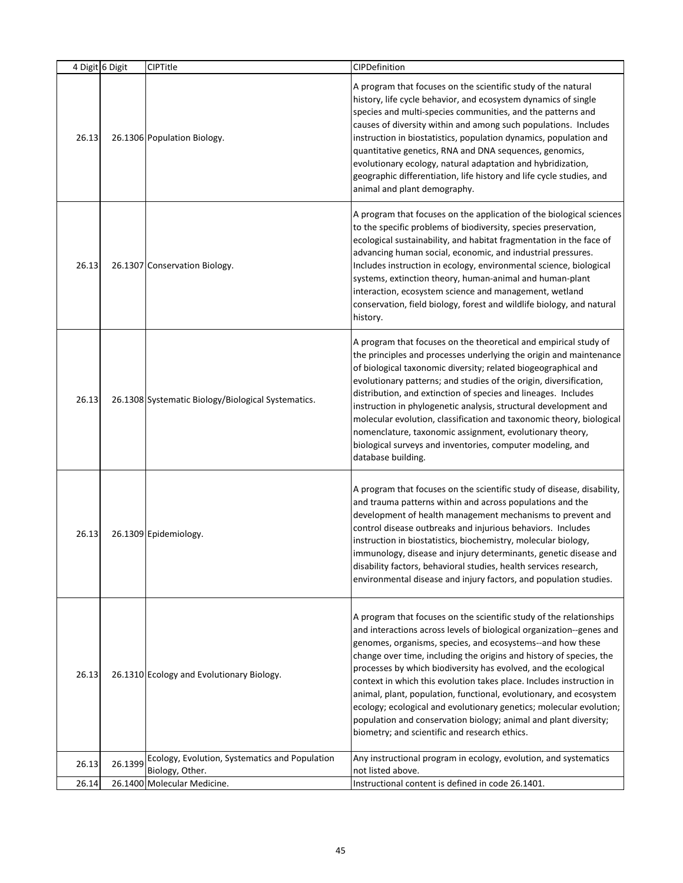| 4 Digit | 6 Digit | CIPTitle | CIPDefinition |
|---|---|---|---|
| 26.13 | 26.1306 | Population Biology. | A program that focuses on the scientific study of the natural history, life cycle behavior, and ecosystem dynamics of single species and multi-species communities, and the patterns and causes of diversity within and among such populations. Includes instruction in biostatistics, population dynamics, population and quantitative genetics, RNA and DNA sequences, genomics, evolutionary ecology, natural adaptation and hybridization, geographic differentiation, life history and life cycle studies, and animal and plant demography. |
| 26.13 | 26.1307 | Conservation Biology. | A program that focuses on the application of the biological sciences to the specific problems of biodiversity, species preservation, ecological sustainability, and habitat fragmentation in the face of advancing human social, economic, and industrial pressures. Includes instruction in ecology, environmental science, biological systems, extinction theory, human-animal and human-plant interaction, ecosystem science and management, wetland conservation, field biology, forest and wildlife biology, and natural history. |
| 26.13 | 26.1308 | Systematic Biology/Biological Systematics. | A program that focuses on the theoretical and empirical study of the principles and processes underlying the origin and maintenance of biological taxonomic diversity; related biogeographical and evolutionary patterns; and studies of the origin, diversification, distribution, and extinction of species and lineages. Includes instruction in phylogenetic analysis, structural development and molecular evolution, classification and taxonomic theory, biological nomenclature, taxonomic assignment, evolutionary theory, biological surveys and inventories, computer modeling, and database building. |
| 26.13 | 26.1309 | Epidemiology. | A program that focuses on the scientific study of disease, disability, and trauma patterns within and across populations and the development of health management mechanisms to prevent and control disease outbreaks and injurious behaviors. Includes instruction in biostatistics, biochemistry, molecular biology, immunology, disease and injury determinants, genetic disease and disability factors, behavioral studies, health services research, environmental disease and injury factors, and population studies. |
| 26.13 | 26.1310 | Ecology and Evolutionary Biology. | A program that focuses on the scientific study of the relationships and interactions across levels of biological organization--genes and genomes, organisms, species, and ecosystems--and how these change over time, including the origins and history of species, the processes by which biodiversity has evolved, and the ecological context in which this evolution takes place. Includes instruction in animal, plant, population, functional, evolutionary, and ecosystem ecology; ecological and evolutionary genetics; molecular evolution; population and conservation biology; animal and plant diversity; biometry; and scientific and research ethics. |
| 26.13 | 26.1399 | Ecology, Evolution, Systematics and Population Biology, Other. | Any instructional program in ecology, evolution, and systematics not listed above. |
| 26.14 | 26.1400 | Molecular Medicine. | Instructional content is defined in code 26.1401. |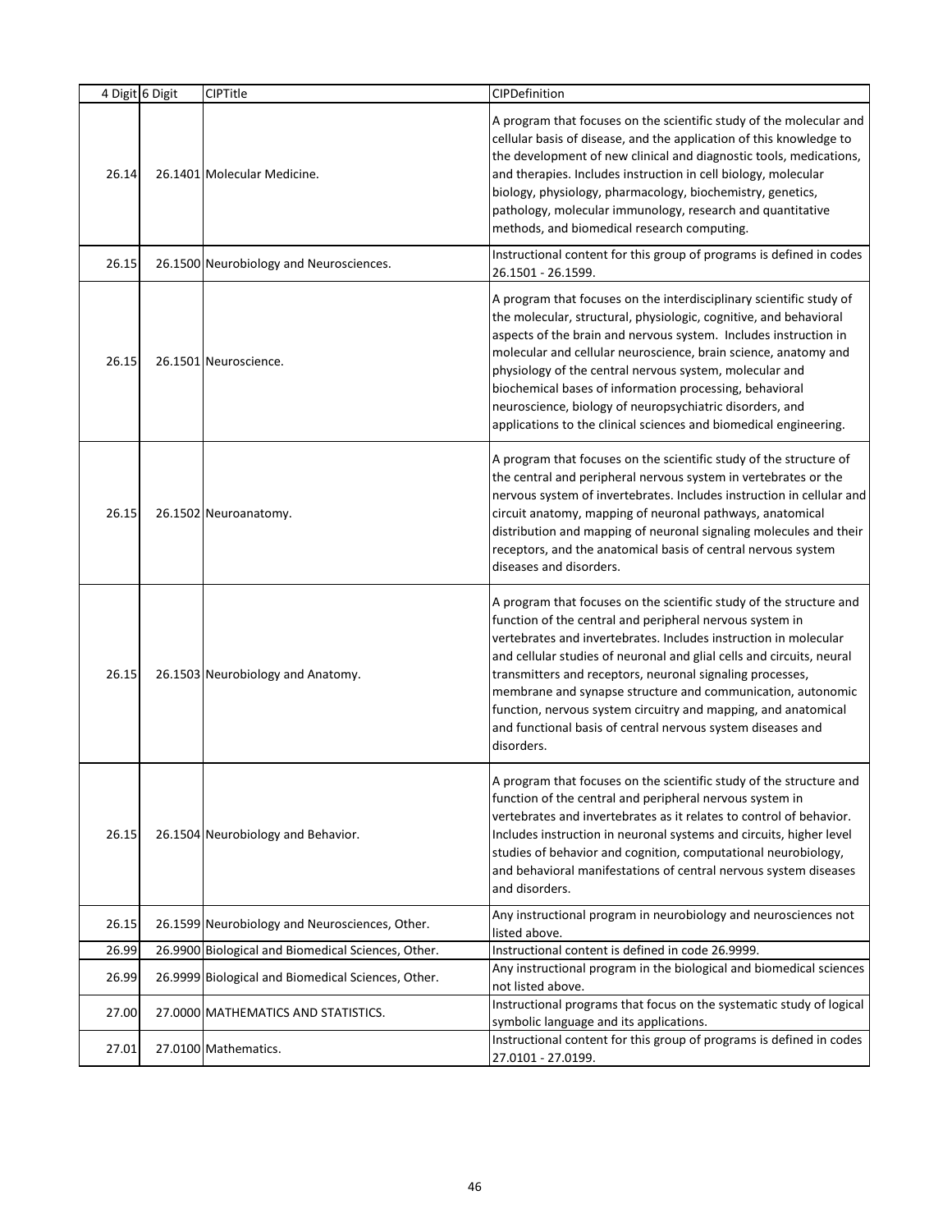| 4 Digit | 6 Digit | CIPTitle | CIPDefinition |
|---|---|---|---|
| 26.14 | 26.1401 | Molecular Medicine. | A program that focuses on the scientific study of the molecular and cellular basis of disease, and the application of this knowledge to the development of new clinical and diagnostic tools, medications, and therapies. Includes instruction in cell biology, molecular biology, physiology, pharmacology, biochemistry, genetics, pathology, molecular immunology, research and quantitative methods, and biomedical research computing. |
| 26.15 | 26.1500 | Neurobiology and Neurosciences. | Instructional content for this group of programs is defined in codes 26.1501 - 26.1599. |
| 26.15 | 26.1501 | Neuroscience. | A program that focuses on the interdisciplinary scientific study of the molecular, structural, physiologic, cognitive, and behavioral aspects of the brain and nervous system. Includes instruction in molecular and cellular neuroscience, brain science, anatomy and physiology of the central nervous system, molecular and biochemical bases of information processing, behavioral neuroscience, biology of neuropsychiatric disorders, and applications to the clinical sciences and biomedical engineering. |
| 26.15 | 26.1502 | Neuroanatomy. | A program that focuses on the scientific study of the structure of the central and peripheral nervous system in vertebrates or the nervous system of invertebrates. Includes instruction in cellular and circuit anatomy, mapping of neuronal pathways, anatomical distribution and mapping of neuronal signaling molecules and their receptors, and the anatomical basis of central nervous system diseases and disorders. |
| 26.15 | 26.1503 | Neurobiology and Anatomy. | A program that focuses on the scientific study of the structure and function of the central and peripheral nervous system in vertebrates and invertebrates. Includes instruction in molecular and cellular studies of neuronal and glial cells and circuits, neural transmitters and receptors, neuronal signaling processes, membrane and synapse structure and communication, autonomic function, nervous system circuitry and mapping, and anatomical and functional basis of central nervous system diseases and disorders. |
| 26.15 | 26.1504 | Neurobiology and Behavior. | A program that focuses on the scientific study of the structure and function of the central and peripheral nervous system in vertebrates and invertebrates as it relates to control of behavior. Includes instruction in neuronal systems and circuits, higher level studies of behavior and cognition, computational neurobiology, and behavioral manifestations of central nervous system diseases and disorders. |
| 26.15 | 26.1599 | Neurobiology and Neurosciences, Other. | Any instructional program in neurobiology and neurosciences not listed above. |
| 26.99 | 26.9900 | Biological and Biomedical Sciences, Other. | Instructional content is defined in code 26.9999. |
| 26.99 | 26.9999 | Biological and Biomedical Sciences, Other. | Any instructional program in the biological and biomedical sciences not listed above. |
| 27.00 | 27.0000 | MATHEMATICS AND STATISTICS. | Instructional programs that focus on the systematic study of logical symbolic language and its applications. |
| 27.01 | 27.0100 | Mathematics. | Instructional content for this group of programs is defined in codes 27.0101 - 27.0199. |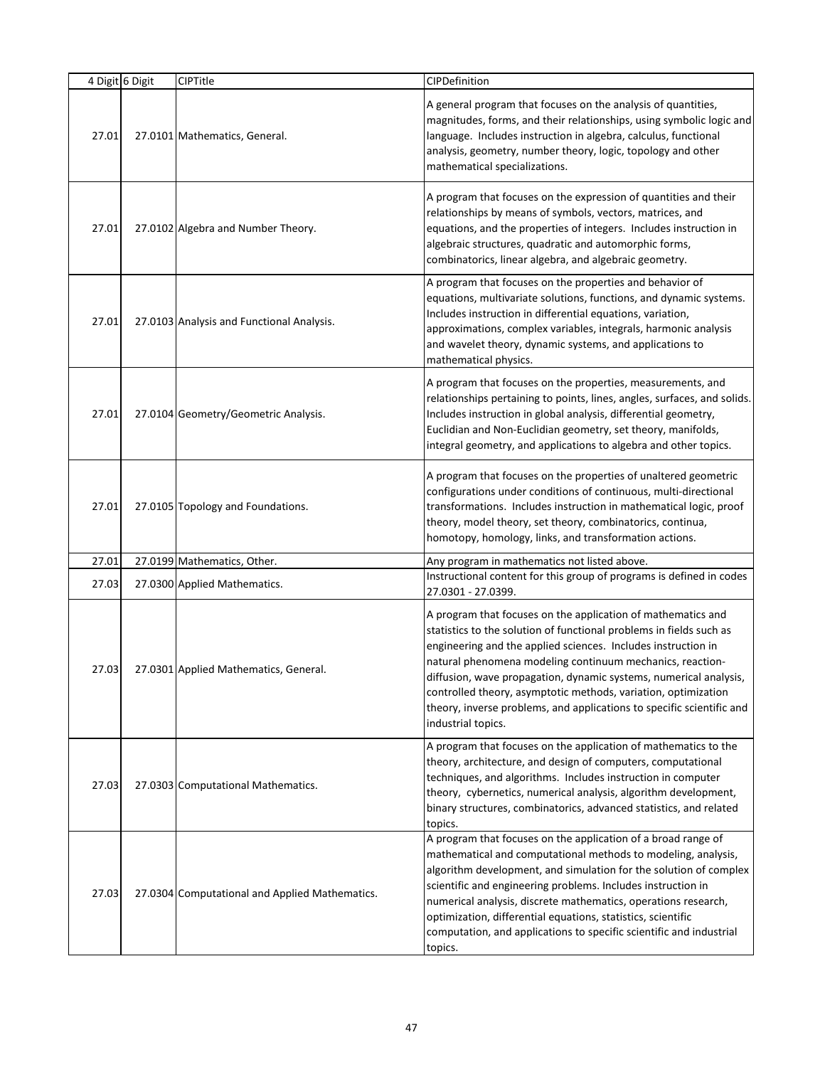| 4 Digit | 6 Digit | CIPTitle | CIPDefinition |
|---|---|---|---|
| 27.01 | 27.0101 | Mathematics, General. | A general program that focuses on the analysis of quantities, magnitudes, forms, and their relationships, using symbolic logic and language. Includes instruction in algebra, calculus, functional analysis, geometry, number theory, logic, topology and other mathematical specializations. |
| 27.01 | 27.0102 | Algebra and Number Theory. | A program that focuses on the expression of quantities and their relationships by means of symbols, vectors, matrices, and equations, and the properties of integers. Includes instruction in algebraic structures, quadratic and automorphic forms, combinatorics, linear algebra, and algebraic geometry. |
| 27.01 | 27.0103 | Analysis and Functional Analysis. | A program that focuses on the properties and behavior of equations, multivariate solutions, functions, and dynamic systems. Includes instruction in differential equations, variation, approximations, complex variables, integrals, harmonic analysis and wavelet theory, dynamic systems, and applications to mathematical physics. |
| 27.01 | 27.0104 | Geometry/Geometric Analysis. | A program that focuses on the properties, measurements, and relationships pertaining to points, lines, angles, surfaces, and solids. Includes instruction in global analysis, differential geometry, Euclidian and Non-Euclidian geometry, set theory, manifolds, integral geometry, and applications to algebra and other topics. |
| 27.01 | 27.0105 | Topology and Foundations. | A program that focuses on the properties of unaltered geometric configurations under conditions of continuous, multi-directional transformations. Includes instruction in mathematical logic, proof theory, model theory, set theory, combinatorics, continua, homotopy, homology, links, and transformation actions. |
| 27.01 | 27.0199 | Mathematics, Other. | Any program in mathematics not listed above. |
| 27.03 | 27.0300 | Applied Mathematics. | Instructional content for this group of programs is defined in codes 27.0301 - 27.0399. |
| 27.03 | 27.0301 | Applied Mathematics, General. | A program that focuses on the application of mathematics and statistics to the solution of functional problems in fields such as engineering and the applied sciences. Includes instruction in natural phenomena modeling continuum mechanics, reaction-diffusion, wave propagation, dynamic systems, numerical analysis, controlled theory, asymptotic methods, variation, optimization theory, inverse problems, and applications to specific scientific and industrial topics. |
| 27.03 | 27.0303 | Computational Mathematics. | A program that focuses on the application of mathematics to the theory, architecture, and design of computers, computational techniques, and algorithms. Includes instruction in computer theory, cybernetics, numerical analysis, algorithm development, binary structures, combinatorics, advanced statistics, and related topics. |
| 27.03 | 27.0304 | Computational and Applied Mathematics. | A program that focuses on the application of a broad range of mathematical and computational methods to modeling, analysis, algorithm development, and simulation for the solution of complex scientific and engineering problems. Includes instruction in numerical analysis, discrete mathematics, operations research, optimization, differential equations, statistics, scientific computation, and applications to specific scientific and industrial topics. |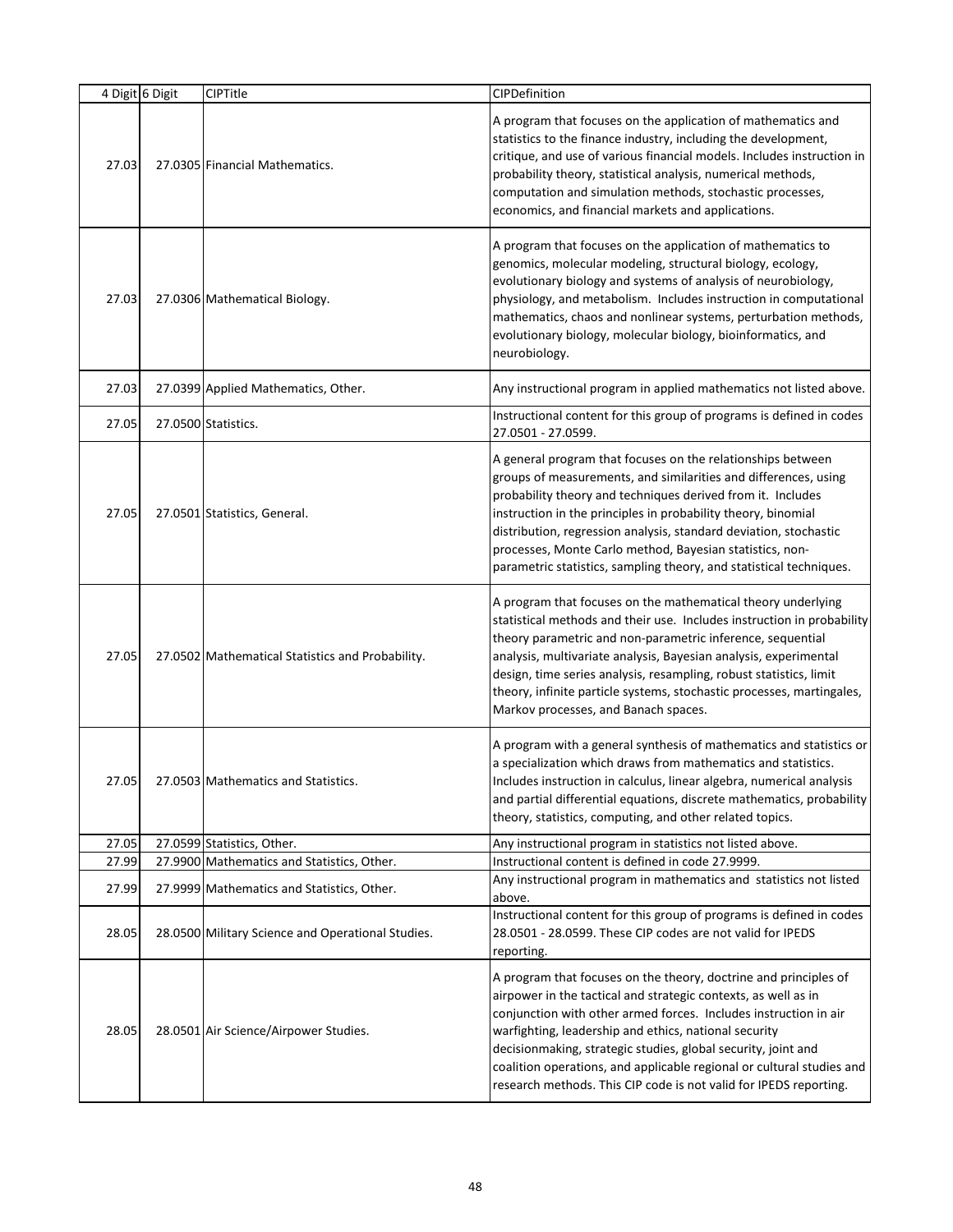| 4 Digit | 6 Digit | CIPTitle | CIPDefinition |
|---|---|---|---|
| 27.03 | 27.0305 | Financial Mathematics. | A program that focuses on the application of mathematics and statistics to the finance industry, including the development, critique, and use of various financial models. Includes instruction in probability theory, statistical analysis, numerical methods, computation and simulation methods, stochastic processes, economics, and financial markets and applications. |
| 27.03 | 27.0306 | Mathematical Biology. | A program that focuses on the application of mathematics to genomics, molecular modeling, structural biology, ecology, evolutionary biology and systems of analysis of neurobiology, physiology, and metabolism. Includes instruction in computational mathematics, chaos and nonlinear systems, perturbation methods, evolutionary biology, molecular biology, bioinformatics, and neurobiology. |
| 27.03 | 27.0399 | Applied Mathematics, Other. | Any instructional program in applied mathematics not listed above. |
| 27.05 | 27.0500 | Statistics. | Instructional content for this group of programs is defined in codes 27.0501 - 27.0599. |
| 27.05 | 27.0501 | Statistics, General. | A general program that focuses on the relationships between groups of measurements, and similarities and differences, using probability theory and techniques derived from it. Includes instruction in the principles in probability theory, binomial distribution, regression analysis, standard deviation, stochastic processes, Monte Carlo method, Bayesian statistics, non-parametric statistics, sampling theory, and statistical techniques. |
| 27.05 | 27.0502 | Mathematical Statistics and Probability. | A program that focuses on the mathematical theory underlying statistical methods and their use. Includes instruction in probability theory parametric and non-parametric inference, sequential analysis, multivariate analysis, Bayesian analysis, experimental design, time series analysis, resampling, robust statistics, limit theory, infinite particle systems, stochastic processes, martingales, Markov processes, and Banach spaces. |
| 27.05 | 27.0503 | Mathematics and Statistics. | A program with a general synthesis of mathematics and statistics or a specialization which draws from mathematics and statistics. Includes instruction in calculus, linear algebra, numerical analysis and partial differential equations, discrete mathematics, probability theory, statistics, computing, and other related topics. |
| 27.05 | 27.0599 | Statistics, Other. | Any instructional program in statistics not listed above. |
| 27.99 | 27.9900 | Mathematics and Statistics, Other. | Instructional content is defined in code 27.9999. |
| 27.99 | 27.9999 | Mathematics and Statistics, Other. | Any instructional program in mathematics and statistics not listed above. |
| 28.05 | 28.0500 | Military Science and Operational Studies. | Instructional content for this group of programs is defined in codes 28.0501 - 28.0599. These CIP codes are not valid for IPEDS reporting. |
| 28.05 | 28.0501 | Air Science/Airpower Studies. | A program that focuses on the theory, doctrine and principles of airpower in the tactical and strategic contexts, as well as in conjunction with other armed forces. Includes instruction in air warfighting, leadership and ethics, national security decisionmaking, strategic studies, global security, joint and coalition operations, and applicable regional or cultural studies and research methods. This CIP code is not valid for IPEDS reporting. |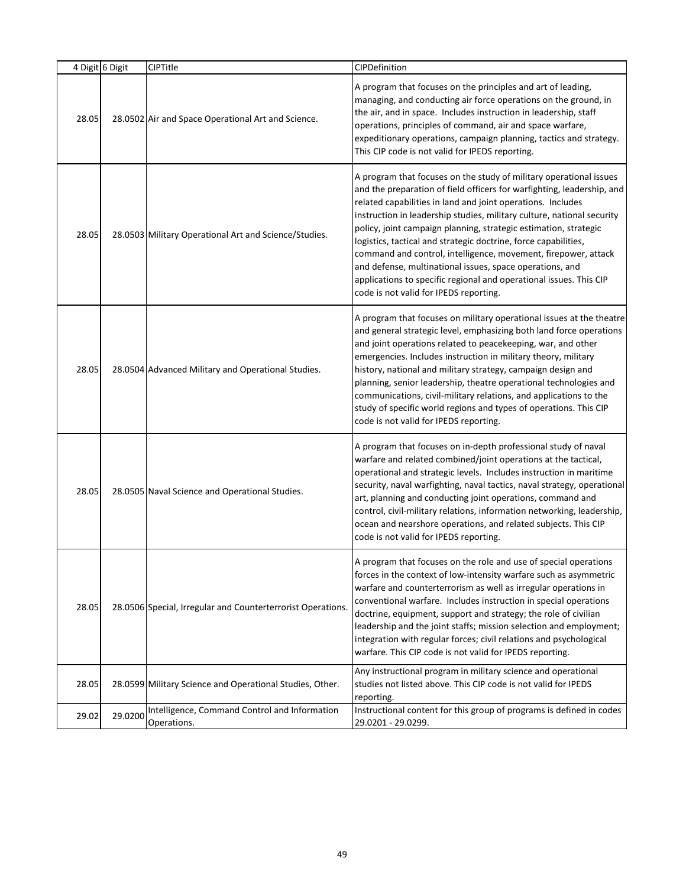| 4 Digit | 6 Digit | CIPTitle | CIPDefinition |
|---|---|---|---|
| 28.05 | 28.0502 | Air and Space Operational Art and Science. | A program that focuses on the principles and art of leading, managing, and conducting air force operations on the ground, in the air, and in space. Includes instruction in leadership, staff operations, principles of command, air and space warfare, expeditionary operations, campaign planning, tactics and strategy. This CIP code is not valid for IPEDS reporting. |
| 28.05 | 28.0503 | Military Operational Art and Science/Studies. | A program that focuses on the study of military operational issues and the preparation of field officers for warfighting, leadership, and related capabilities in land and joint operations. Includes instruction in leadership studies, military culture, national security policy, joint campaign planning, strategic estimation, strategic logistics, tactical and strategic doctrine, force capabilities, command and control, intelligence, movement, firepower, attack and defense, multinational issues, space operations, and applications to specific regional and operational issues. This CIP code is not valid for IPEDS reporting. |
| 28.05 | 28.0504 | Advanced Military and Operational Studies. | A program that focuses on military operational issues at the theatre and general strategic level, emphasizing both land force operations and joint operations related to peacekeeping, war, and other emergencies. Includes instruction in military theory, military history, national and military strategy, campaign design and planning, senior leadership, theatre operational technologies and communications, civil-military relations, and applications to the study of specific world regions and types of operations. This CIP code is not valid for IPEDS reporting. |
| 28.05 | 28.0505 | Naval Science and Operational Studies. | A program that focuses on in-depth professional study of naval warfare and related combined/joint operations at the tactical, operational and strategic levels. Includes instruction in maritime security, naval warfighting, naval tactics, naval strategy, operational art, planning and conducting joint operations, command and control, civil-military relations, information networking, leadership, ocean and nearshore operations, and related subjects. This CIP code is not valid for IPEDS reporting. |
| 28.05 | 28.0506 | Special, Irregular and Counterterrorist Operations. | A program that focuses on the role and use of special operations forces in the context of low-intensity warfare such as asymmetric warfare and counterterrorism as well as irregular operations in conventional warfare. Includes instruction in special operations doctrine, equipment, support and strategy; the role of civilian leadership and the joint staffs; mission selection and employment; integration with regular forces; civil relations and psychological warfare. This CIP code is not valid for IPEDS reporting. |
| 28.05 | 28.0599 | Military Science and Operational Studies, Other. | Any instructional program in military science and operational studies not listed above. This CIP code is not valid for IPEDS reporting. |
| 29.02 | 29.0200 | Intelligence, Command Control and Information Operations. | Instructional content for this group of programs is defined in codes 29.0201 - 29.0299. |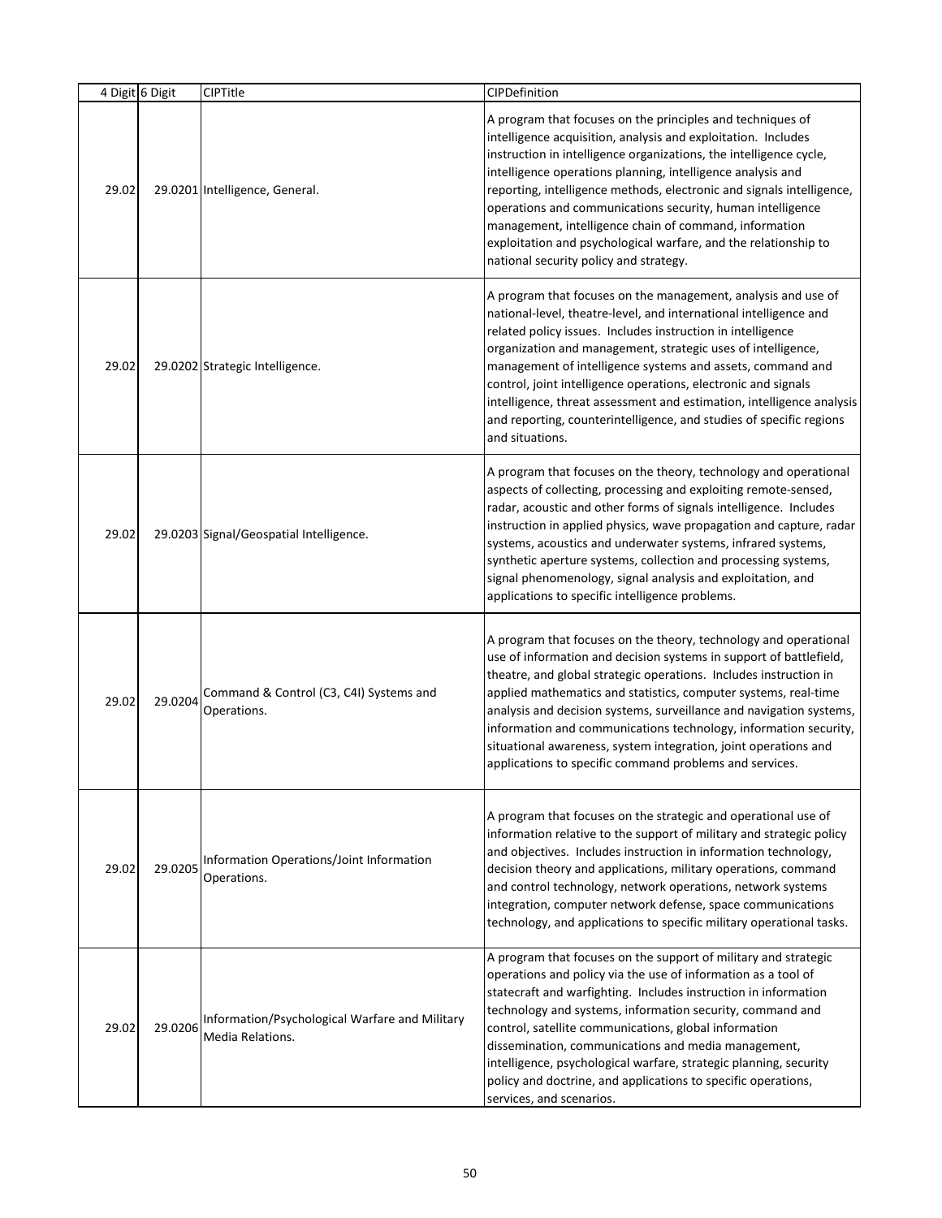| 4 Digit | 6 Digit | CIPTitle | CIPDefinition |
|---|---|---|---|
| 29.02 | 29.0201 | Intelligence, General. | A program that focuses on the principles and techniques of intelligence acquisition, analysis and exploitation. Includes instruction in intelligence organizations, the intelligence cycle, intelligence operations planning, intelligence analysis and reporting, intelligence methods, electronic and signals intelligence, operations and communications security, human intelligence management, intelligence chain of command, information exploitation and psychological warfare, and the relationship to national security policy and strategy. |
| 29.02 | 29.0202 | Strategic Intelligence. | A program that focuses on the management, analysis and use of national-level, theatre-level, and international intelligence and related policy issues. Includes instruction in intelligence organization and management, strategic uses of intelligence, management of intelligence systems and assets, command and control, joint intelligence operations, electronic and signals intelligence, threat assessment and estimation, intelligence analysis and reporting, counterintelligence, and studies of specific regions and situations. |
| 29.02 | 29.0203 | Signal/Geospatial Intelligence. | A program that focuses on the theory, technology and operational aspects of collecting, processing and exploiting remote-sensed, radar, acoustic and other forms of signals intelligence. Includes instruction in applied physics, wave propagation and capture, radar systems, acoustics and underwater systems, infrared systems, synthetic aperture systems, collection and processing systems, signal phenomenology, signal analysis and exploitation, and applications to specific intelligence problems. |
| 29.02 | 29.0204 | Command & Control (C3, C4I) Systems and Operations. | A program that focuses on the theory, technology and operational use of information and decision systems in support of battlefield, theatre, and global strategic operations. Includes instruction in applied mathematics and statistics, computer systems, real-time analysis and decision systems, surveillance and navigation systems, information and communications technology, information security, situational awareness, system integration, joint operations and applications to specific command problems and services. |
| 29.02 | 29.0205 | Information Operations/Joint Information Operations. | A program that focuses on the strategic and operational use of information relative to the support of military and strategic policy and objectives. Includes instruction in information technology, decision theory and applications, military operations, command and control technology, network operations, network systems integration, computer network defense, space communications technology, and applications to specific military operational tasks. |
| 29.02 | 29.0206 | Information/Psychological Warfare and Military Media Relations. | A program that focuses on the support of military and strategic operations and policy via the use of information as a tool of statecraft and warfighting. Includes instruction in information technology and systems, information security, command and control, satellite communications, global information dissemination, communications and media management, intelligence, psychological warfare, strategic planning, security policy and doctrine, and applications to specific operations, services, and scenarios. |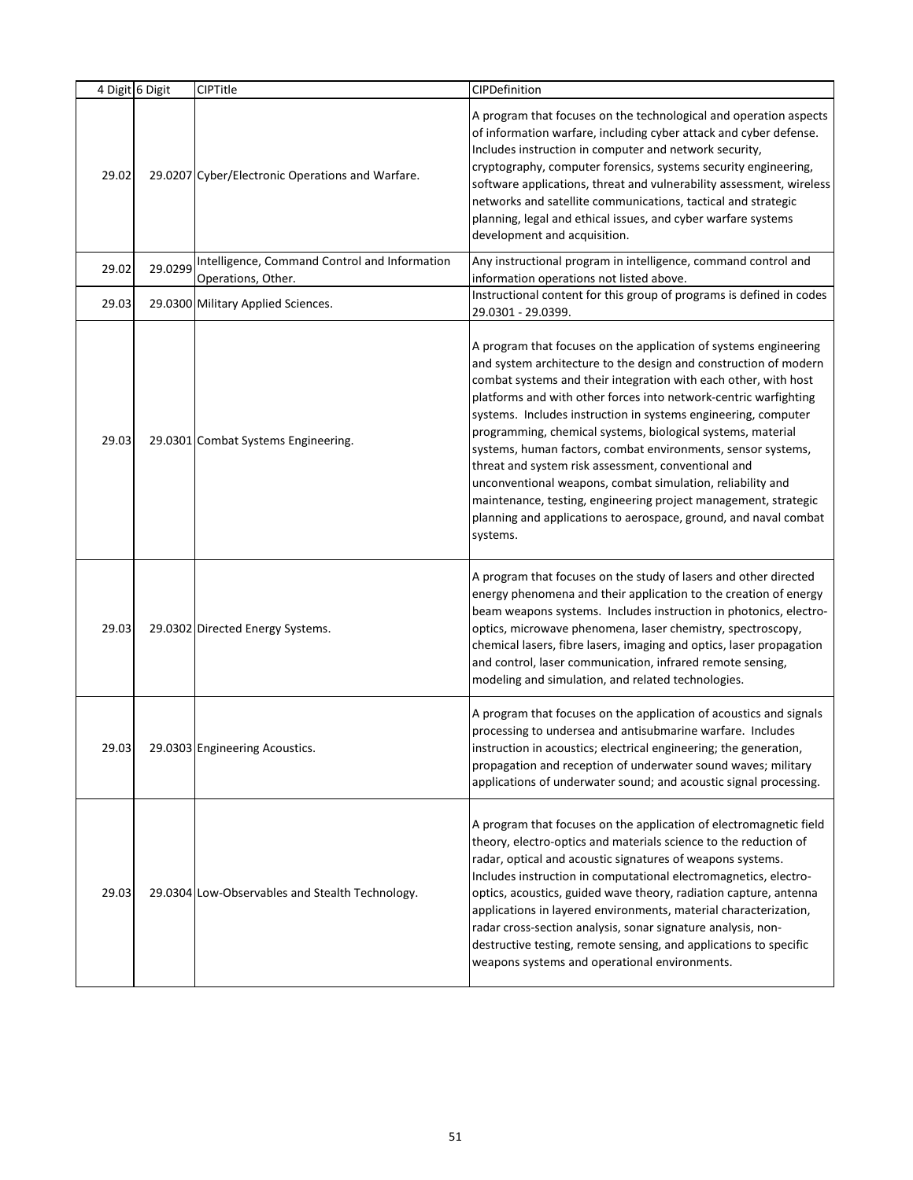| 4 Digit | 6 Digit | CIPTitle | CIPDefinition |
|---|---|---|---|
| 29.02 | 29.0207 | Cyber/Electronic Operations and Warfare. | A program that focuses on the technological and operation aspects of information warfare, including cyber attack and cyber defense. Includes instruction in computer and network security, cryptography, computer forensics, systems security engineering, software applications, threat and vulnerability assessment, wireless networks and satellite communications, tactical and strategic planning, legal and ethical issues, and cyber warfare systems development and acquisition. |
| 29.02 | 29.0299 | Intelligence, Command Control and Information Operations, Other. | Any instructional program in intelligence, command control and information operations not listed above. |
| 29.03 | 29.0300 | Military Applied Sciences. | Instructional content for this group of programs is defined in codes 29.0301 - 29.0399. |
| 29.03 | 29.0301 | Combat Systems Engineering. | A program that focuses on the application of systems engineering and system architecture to the design and construction of modern combat systems and their integration with each other, with host platforms and with other forces into network-centric warfighting systems. Includes instruction in systems engineering, computer programming, chemical systems, biological systems, material systems, human factors, combat environments, sensor systems, threat and system risk assessment, conventional and unconventional weapons, combat simulation, reliability and maintenance, testing, engineering project management, strategic planning and applications to aerospace, ground, and naval combat systems. |
| 29.03 | 29.0302 | Directed Energy Systems. | A program that focuses on the study of lasers and other directed energy phenomena and their application to the creation of energy beam weapons systems. Includes instruction in photonics, electro-optics, microwave phenomena, laser chemistry, spectroscopy, chemical lasers, fibre lasers, imaging and optics, laser propagation and control, laser communication, infrared remote sensing, modeling and simulation, and related technologies. |
| 29.03 | 29.0303 | Engineering Acoustics. | A program that focuses on the application of acoustics and signals processing to undersea and antisubmarine warfare. Includes instruction in acoustics; electrical engineering; the generation, propagation and reception of underwater sound waves; military applications of underwater sound; and acoustic signal processing. |
| 29.03 | 29.0304 | Low-Observables and Stealth Technology. | A program that focuses on the application of electromagnetic field theory, electro-optics and materials science to the reduction of radar, optical and acoustic signatures of weapons systems. Includes instruction in computational electromagnetics, electro-optics, acoustics, guided wave theory, radiation capture, antenna applications in layered environments, material characterization, radar cross-section analysis, sonar signature analysis, non-destructive testing, remote sensing, and applications to specific weapons systems and operational environments. |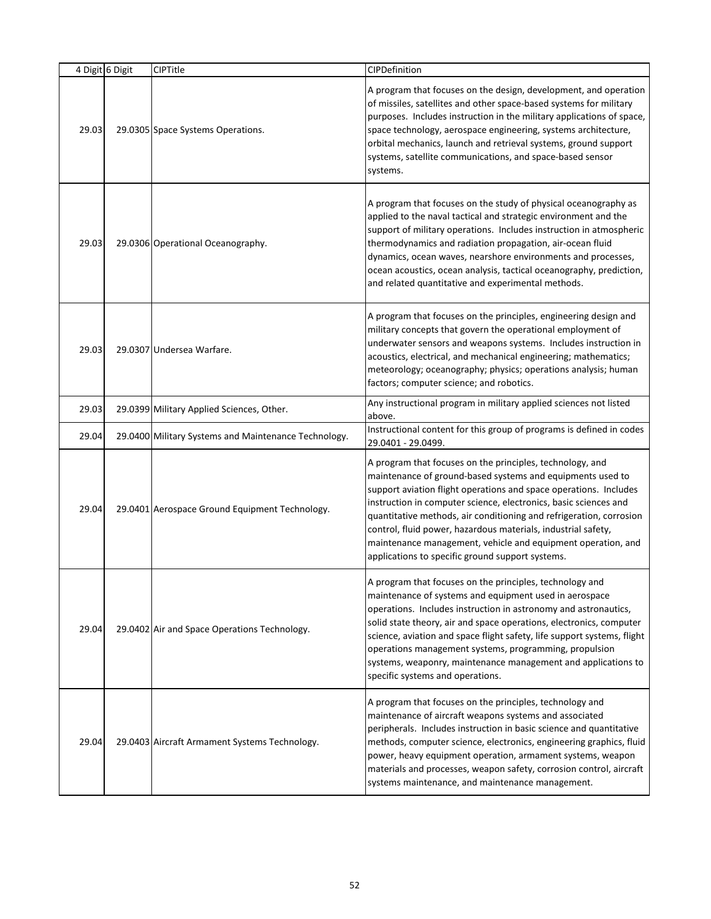| 4 Digit | 6 Digit | CIPTitle | CIPDefinition |
|---|---|---|---|
| 29.03 | 29.0305 | Space Systems Operations. | A program that focuses on the design, development, and operation of missiles, satellites and other space-based systems for military purposes. Includes instruction in the military applications of space, space technology, aerospace engineering, systems architecture, orbital mechanics, launch and retrieval systems, ground support systems, satellite communications, and space-based sensor systems. |
| 29.03 | 29.0306 | Operational Oceanography. | A program that focuses on the study of physical oceanography as applied to the naval tactical and strategic environment and the support of military operations. Includes instruction in atmospheric thermodynamics and radiation propagation, air-ocean fluid dynamics, ocean waves, nearshore environments and processes, ocean acoustics, ocean analysis, tactical oceanography, prediction, and related quantitative and experimental methods. |
| 29.03 | 29.0307 | Undersea Warfare. | A program that focuses on the principles, engineering design and military concepts that govern the operational employment of underwater sensors and weapons systems. Includes instruction in acoustics, electrical, and mechanical engineering; mathematics; meteorology; oceanography; physics; operations analysis; human factors; computer science; and robotics. |
| 29.03 | 29.0399 | Military Applied Sciences, Other. | Any instructional program in military applied sciences not listed above. |
| 29.04 | 29.0400 | Military Systems and Maintenance Technology. | Instructional content for this group of programs is defined in codes 29.0401 - 29.0499. |
| 29.04 | 29.0401 | Aerospace Ground Equipment Technology. | A program that focuses on the principles, technology, and maintenance of ground-based systems and equipments used to support aviation flight operations and space operations. Includes instruction in computer science, electronics, basic sciences and quantitative methods, air conditioning and refrigeration, corrosion control, fluid power, hazardous materials, industrial safety, maintenance management, vehicle and equipment operation, and applications to specific ground support systems. |
| 29.04 | 29.0402 | Air and Space Operations Technology. | A program that focuses on the principles, technology and maintenance of systems and equipment used in aerospace operations. Includes instruction in astronomy and astronautics, solid state theory, air and space operations, electronics, computer science, aviation and space flight safety, life support systems, flight operations management systems, programming, propulsion systems, weaponry, maintenance management and applications to specific systems and operations. |
| 29.04 | 29.0403 | Aircraft Armament Systems Technology. | A program that focuses on the principles, technology and maintenance of aircraft weapons systems and associated peripherals. Includes instruction in basic science and quantitative methods, computer science, electronics, engineering graphics, fluid power, heavy equipment operation, armament systems, weapon materials and processes, weapon safety, corrosion control, aircraft systems maintenance, and maintenance management. |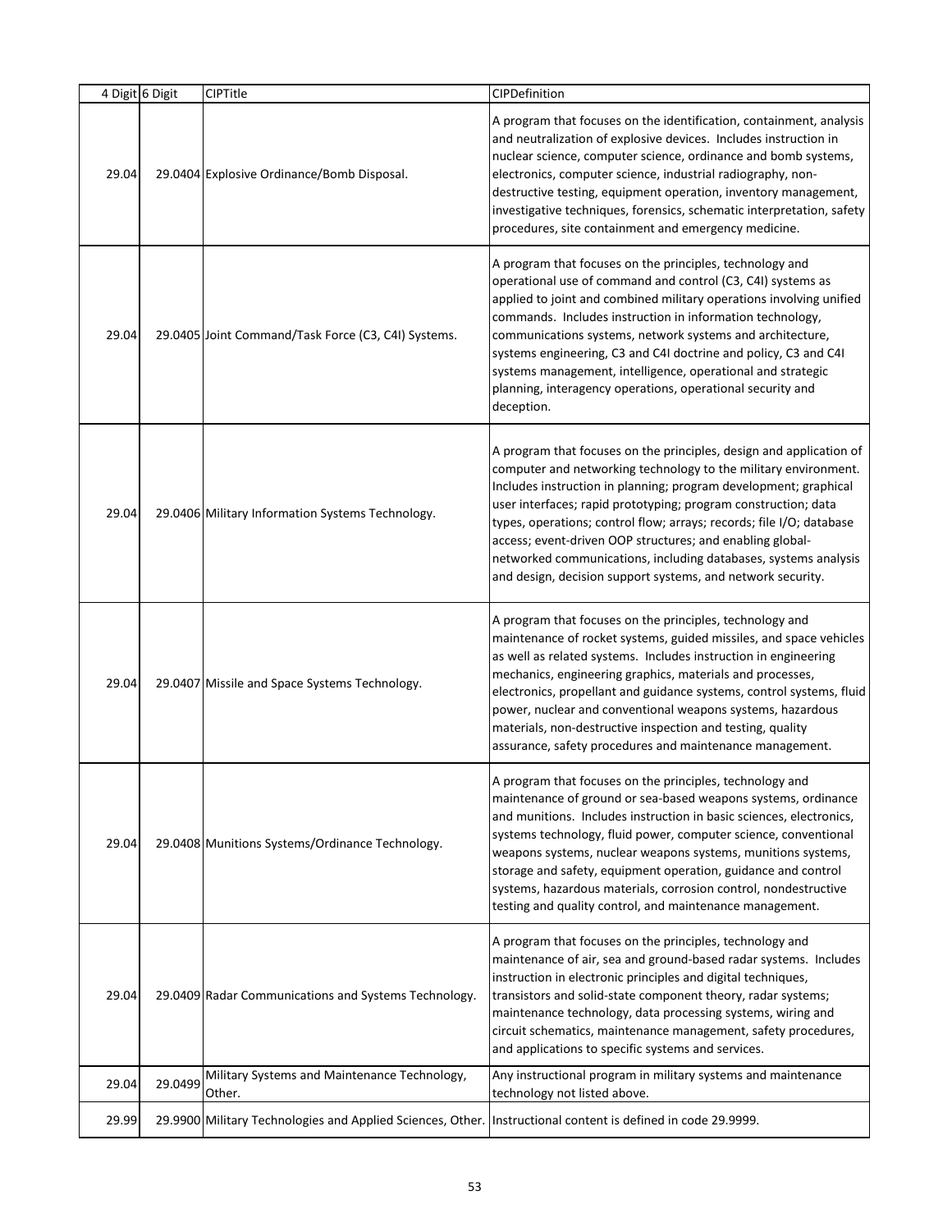| 4 Digit | 6 Digit | CIPTitle | CIPDefinition |
|---|---|---|---|
| 29.04 | 29.0404 | Explosive Ordinance/Bomb Disposal. | A program that focuses on the identification, containment, analysis and neutralization of explosive devices. Includes instruction in nuclear science, computer science, ordinance and bomb systems, electronics, computer science, industrial radiography, non-destructive testing, equipment operation, inventory management, investigative techniques, forensics, schematic interpretation, safety procedures, site containment and emergency medicine. |
| 29.04 | 29.0405 | Joint Command/Task Force (C3, C4I) Systems. | A program that focuses on the principles, technology and operational use of command and control (C3, C4I) systems as applied to joint and combined military operations involving unified commands. Includes instruction in information technology, communications systems, network systems and architecture, systems engineering, C3 and C4I doctrine and policy, C3 and C4I systems management, intelligence, operational and strategic planning, interagency operations, operational security and deception. |
| 29.04 | 29.0406 | Military Information Systems Technology. | A program that focuses on the principles, design and application of computer and networking technology to the military environment. Includes instruction in planning; program development; graphical user interfaces; rapid prototyping; program construction; data types, operations; control flow; arrays; records; file I/O; database access; event-driven OOP structures; and enabling global-networked communications, including databases, systems analysis and design, decision support systems, and network security. |
| 29.04 | 29.0407 | Missile and Space Systems Technology. | A program that focuses on the principles, technology and maintenance of rocket systems, guided missiles, and space vehicles as well as related systems. Includes instruction in engineering mechanics, engineering graphics, materials and processes, electronics, propellant and guidance systems, control systems, fluid power, nuclear and conventional weapons systems, hazardous materials, non-destructive inspection and testing, quality assurance, safety procedures and maintenance management. |
| 29.04 | 29.0408 | Munitions Systems/Ordinance Technology. | A program that focuses on the principles, technology and maintenance of ground or sea-based weapons systems, ordinance and munitions. Includes instruction in basic sciences, electronics, systems technology, fluid power, computer science, conventional weapons systems, nuclear weapons systems, munitions systems, storage and safety, equipment operation, guidance and control systems, hazardous materials, corrosion control, nondestructive testing and quality control, and maintenance management. |
| 29.04 | 29.0409 | Radar Communications and Systems Technology. | A program that focuses on the principles, technology and maintenance of air, sea and ground-based radar systems. Includes instruction in electronic principles and digital techniques, transistors and solid-state component theory, radar systems; maintenance technology, data processing systems, wiring and circuit schematics, maintenance management, safety procedures, and applications to specific systems and services. |
| 29.04 | 29.0499 | Military Systems and Maintenance Technology, Other. | Any instructional program in military systems and maintenance technology not listed above. |
| 29.99 | 29.9900 | Military Technologies and Applied Sciences, Other. | Instructional content is defined in code 29.9999. |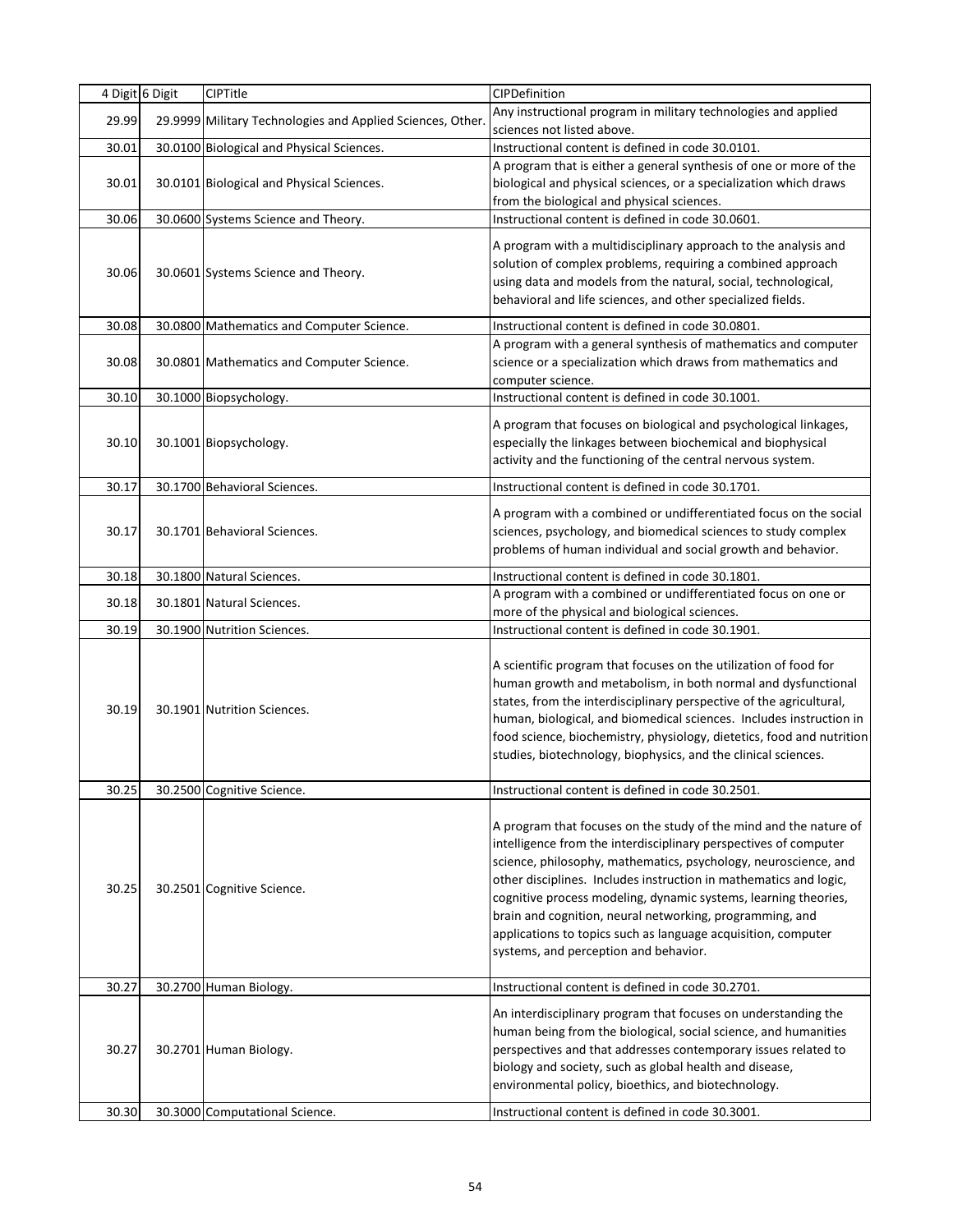| 4 Digit | 6 Digit | CIPTitle | CIPDefinition |
|---|---|---|---|
| 29.99 | 29.9999 | Military Technologies and Applied Sciences, Other. | Any instructional program in military technologies and applied sciences not listed above. |
| 30.01 | 30.0100 | Biological and Physical Sciences. | Instructional content is defined in code 30.0101. |
| 30.01 | 30.0101 | Biological and Physical Sciences. | A program that is either a general synthesis of one or more of the biological and physical sciences, or a specialization which draws from the biological and physical sciences. |
| 30.06 | 30.0600 | Systems Science and Theory. | Instructional content is defined in code 30.0601. |
| 30.06 | 30.0601 | Systems Science and Theory. | A program with a multidisciplinary approach to the analysis and solution of complex problems, requiring a combined approach using data and models from the natural, social, technological, behavioral and life sciences, and other specialized fields. |
| 30.08 | 30.0800 | Mathematics and Computer Science. | Instructional content is defined in code 30.0801. |
| 30.08 | 30.0801 | Mathematics and Computer Science. | A program with a general synthesis of mathematics and computer science or a specialization which draws from mathematics and computer science. |
| 30.10 | 30.1000 | Biopsychology. | Instructional content is defined in code 30.1001. |
| 30.10 | 30.1001 | Biopsychology. | A program that focuses on biological and psychological linkages, especially the linkages between biochemical and biophysical activity and the functioning of the central nervous system. |
| 30.17 | 30.1700 | Behavioral Sciences. | Instructional content is defined in code 30.1701. |
| 30.17 | 30.1701 | Behavioral Sciences. | A program with a combined or undifferentiated focus on the social sciences, psychology, and biomedical sciences to study complex problems of human individual and social growth and behavior. |
| 30.18 | 30.1800 | Natural Sciences. | Instructional content is defined in code 30.1801. |
| 30.18 | 30.1801 | Natural Sciences. | A program with a combined or undifferentiated focus on one or more of the physical and biological sciences. |
| 30.19 | 30.1900 | Nutrition Sciences. | Instructional content is defined in code 30.1901. |
| 30.19 | 30.1901 | Nutrition Sciences. | A scientific program that focuses on the utilization of food for human growth and metabolism, in both normal and dysfunctional states, from the interdisciplinary perspective of the agricultural, human, biological, and biomedical sciences. Includes instruction in food science, biochemistry, physiology, dietetics, food and nutrition studies, biotechnology, biophysics, and the clinical sciences. |
| 30.25 | 30.2500 | Cognitive Science. | Instructional content is defined in code 30.2501. |
| 30.25 | 30.2501 | Cognitive Science. | A program that focuses on the study of the mind and the nature of intelligence from the interdisciplinary perspectives of computer science, philosophy, mathematics, psychology, neuroscience, and other disciplines. Includes instruction in mathematics and logic, cognitive process modeling, dynamic systems, learning theories, brain and cognition, neural networking, programming, and applications to topics such as language acquisition, computer systems, and perception and behavior. |
| 30.27 | 30.2700 | Human Biology. | Instructional content is defined in code 30.2701. |
| 30.27 | 30.2701 | Human Biology. | An interdisciplinary program that focuses on understanding the human being from the biological, social science, and humanities perspectives and that addresses contemporary issues related to biology and society, such as global health and disease, environmental policy, bioethics, and biotechnology. |
| 30.30 | 30.3000 | Computational Science. | Instructional content is defined in code 30.3001. |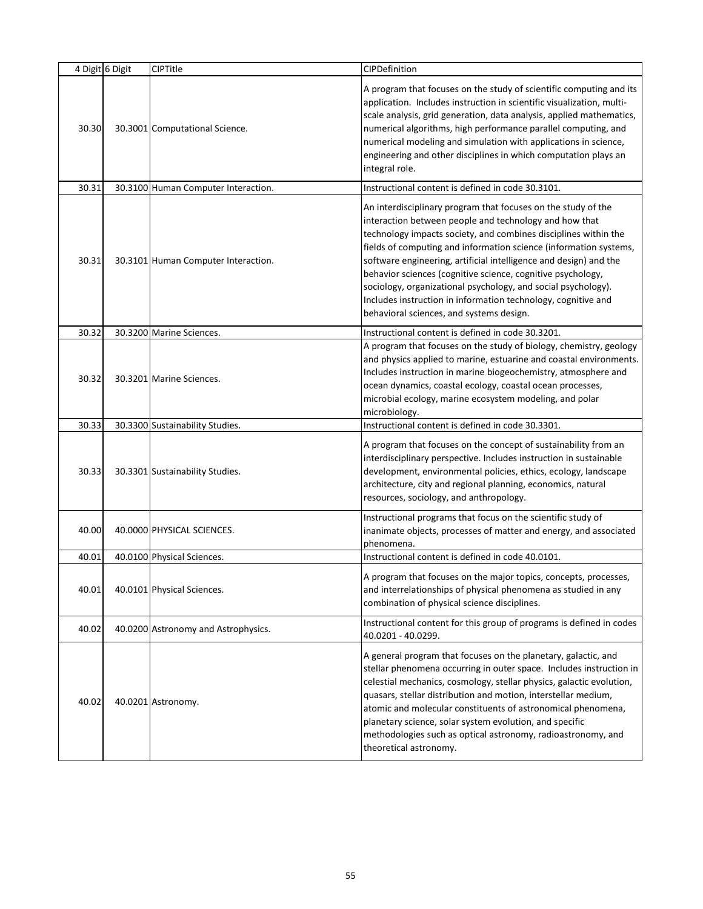| 4 Digit | 6 Digit | CIPTitle | CIPDefinition |
|---|---|---|---|
| 30.30 | 30.3001 | Computational Science. | A program that focuses on the study of scientific computing and its application. Includes instruction in scientific visualization, multi-scale analysis, grid generation, data analysis, applied mathematics, numerical algorithms, high performance parallel computing, and numerical modeling and simulation with applications in science, engineering and other disciplines in which computation plays an integral role. |
| 30.31 | 30.3100 | Human Computer Interaction. | Instructional content is defined in code 30.3101. |
| 30.31 | 30.3101 | Human Computer Interaction. | An interdisciplinary program that focuses on the study of the interaction between people and technology and how that technology impacts society, and combines disciplines within the fields of computing and information science (information systems, software engineering, artificial intelligence and design) and the behavior sciences (cognitive science, cognitive psychology, sociology, organizational psychology, and social psychology). Includes instruction in information technology, cognitive and behavioral sciences, and systems design. |
| 30.32 | 30.3200 | Marine Sciences. | Instructional content is defined in code 30.3201. |
| 30.32 | 30.3201 | Marine Sciences. | A program that focuses on the study of biology, chemistry, geology and physics applied to marine, estuarine and coastal environments. Includes instruction in marine biogeochemistry, atmosphere and ocean dynamics, coastal ecology, coastal ocean processes, microbial ecology, marine ecosystem modeling, and polar microbiology. |
| 30.33 | 30.3300 | Sustainability Studies. | Instructional content is defined in code 30.3301. |
| 30.33 | 30.3301 | Sustainability Studies. | A program that focuses on the concept of sustainability from an interdisciplinary perspective. Includes instruction in sustainable development, environmental policies, ethics, ecology, landscape architecture, city and regional planning, economics, natural resources, sociology, and anthropology. |
| 40.00 | 40.0000 | PHYSICAL SCIENCES. | Instructional programs that focus on the scientific study of inanimate objects, processes of matter and energy, and associated phenomena. |
| 40.01 | 40.0100 | Physical Sciences. | Instructional content is defined in code 40.0101. |
| 40.01 | 40.0101 | Physical Sciences. | A program that focuses on the major topics, concepts, processes, and interrelationships of physical phenomena as studied in any combination of physical science disciplines. |
| 40.02 | 40.0200 | Astronomy and Astrophysics. | Instructional content for this group of programs is defined in codes 40.0201 - 40.0299. |
| 40.02 | 40.0201 | Astronomy. | A general program that focuses on the planetary, galactic, and stellar phenomena occurring in outer space. Includes instruction in celestial mechanics, cosmology, stellar physics, galactic evolution, quasars, stellar distribution and motion, interstellar medium, atomic and molecular constituents of astronomical phenomena, planetary science, solar system evolution, and specific methodologies such as optical astronomy, radioastronomy, and theoretical astronomy. |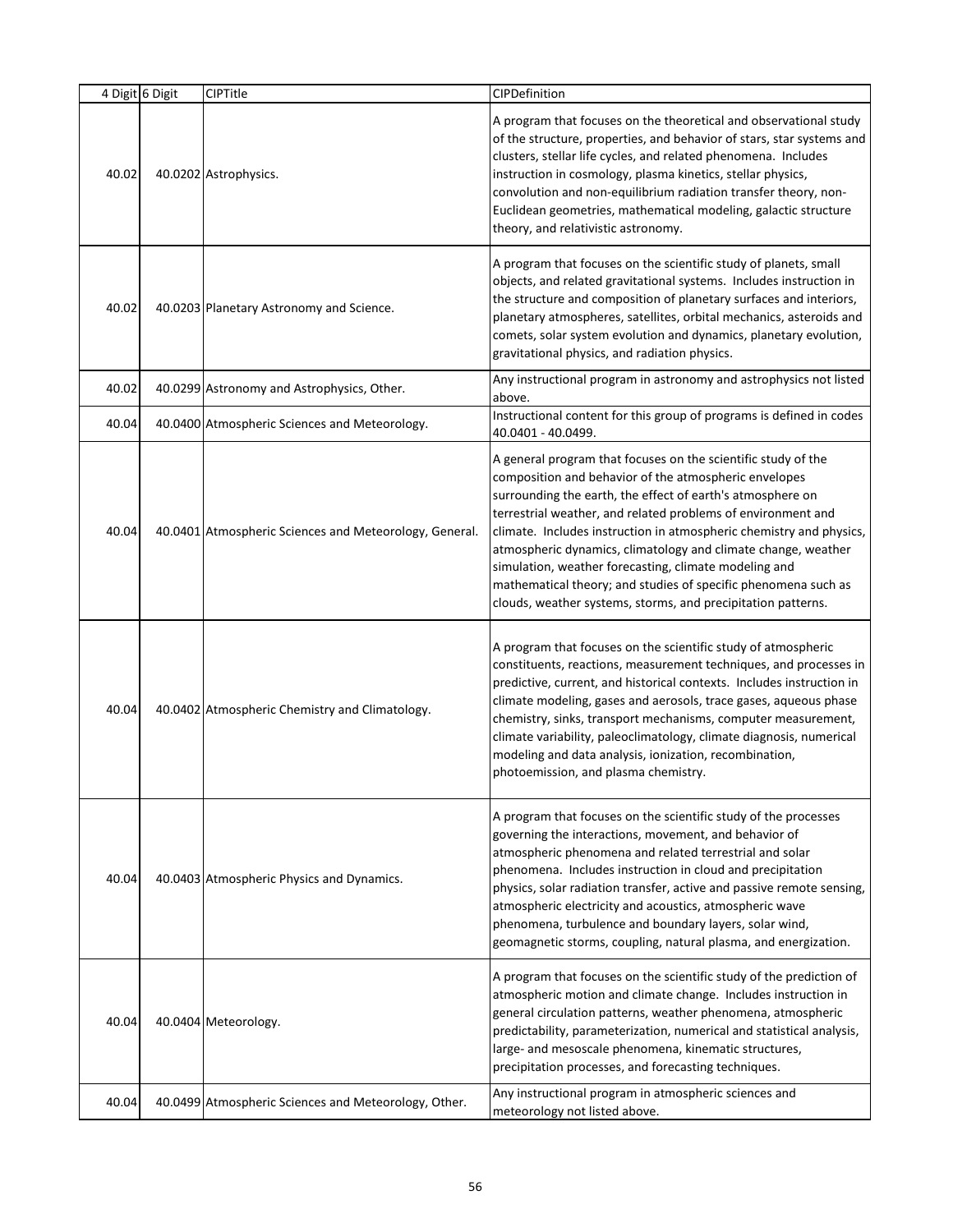| 4 Digit | 6 Digit | CIPTitle | CIPDefinition |
|---|---|---|---|
| 40.02 | 40.0202 | Astrophysics. | A program that focuses on the theoretical and observational study of the structure, properties, and behavior of stars, star systems and clusters, stellar life cycles, and related phenomena. Includes instruction in cosmology, plasma kinetics, stellar physics, convolution and non-equilibrium radiation transfer theory, non-Euclidean geometries, mathematical modeling, galactic structure theory, and relativistic astronomy. |
| 40.02 | 40.0203 | Planetary Astronomy and Science. | A program that focuses on the scientific study of planets, small objects, and related gravitational systems. Includes instruction in the structure and composition of planetary surfaces and interiors, planetary atmospheres, satellites, orbital mechanics, asteroids and comets, solar system evolution and dynamics, planetary evolution, gravitational physics, and radiation physics. |
| 40.02 | 40.0299 | Astronomy and Astrophysics, Other. | Any instructional program in astronomy and astrophysics not listed above. |
| 40.04 | 40.0400 | Atmospheric Sciences and Meteorology. | Instructional content for this group of programs is defined in codes 40.0401 - 40.0499. |
| 40.04 | 40.0401 | Atmospheric Sciences and Meteorology, General. | A general program that focuses on the scientific study of the composition and behavior of the atmospheric envelopes surrounding the earth, the effect of earth's atmosphere on terrestrial weather, and related problems of environment and climate. Includes instruction in atmospheric chemistry and physics, atmospheric dynamics, climatology and climate change, weather simulation, weather forecasting, climate modeling and mathematical theory; and studies of specific phenomena such as clouds, weather systems, storms, and precipitation patterns. |
| 40.04 | 40.0402 | Atmospheric Chemistry and Climatology. | A program that focuses on the scientific study of atmospheric constituents, reactions, measurement techniques, and processes in predictive, current, and historical contexts. Includes instruction in climate modeling, gases and aerosols, trace gases, aqueous phase chemistry, sinks, transport mechanisms, computer measurement, climate variability, paleoclimatology, climate diagnosis, numerical modeling and data analysis, ionization, recombination, photoemission, and plasma chemistry. |
| 40.04 | 40.0403 | Atmospheric Physics and Dynamics. | A program that focuses on the scientific study of the processes governing the interactions, movement, and behavior of atmospheric phenomena and related terrestrial and solar phenomena. Includes instruction in cloud and precipitation physics, solar radiation transfer, active and passive remote sensing, atmospheric electricity and acoustics, atmospheric wave phenomena, turbulence and boundary layers, solar wind, geomagnetic storms, coupling, natural plasma, and energization. |
| 40.04 | 40.0404 | Meteorology. | A program that focuses on the scientific study of the prediction of atmospheric motion and climate change. Includes instruction in general circulation patterns, weather phenomena, atmospheric predictability, parameterization, numerical and statistical analysis, large- and mesoscale phenomena, kinematic structures, precipitation processes, and forecasting techniques. |
| 40.04 | 40.0499 | Atmospheric Sciences and Meteorology, Other. | Any instructional program in atmospheric sciences and meteorology not listed above. |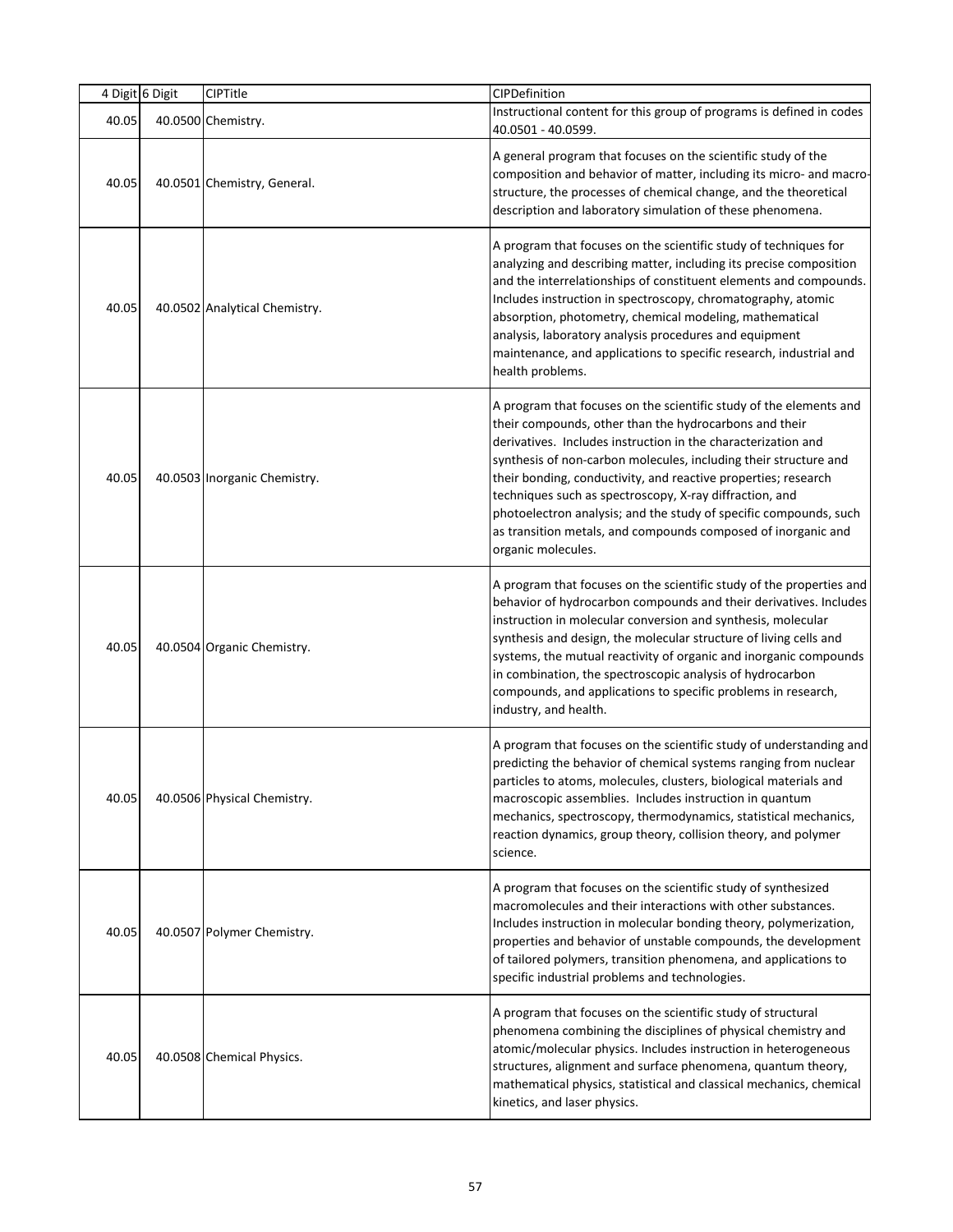| 4 Digit | 6 Digit | CIPTitle | CIPDefinition |
|---|---|---|---|
| 40.05 | 40.0500 | Chemistry. | Instructional content for this group of programs is defined in codes 40.0501 - 40.0599. |
| 40.05 | 40.0501 | Chemistry, General. | A general program that focuses on the scientific study of the composition and behavior of matter, including its micro- and macro-structure, the processes of chemical change, and the theoretical description and laboratory simulation of these phenomena. |
| 40.05 | 40.0502 | Analytical Chemistry. | A program that focuses on the scientific study of techniques for analyzing and describing matter, including its precise composition and the interrelationships of constituent elements and compounds. Includes instruction in spectroscopy, chromatography, atomic absorption, photometry, chemical modeling, mathematical analysis, laboratory analysis procedures and equipment maintenance, and applications to specific research, industrial and health problems. |
| 40.05 | 40.0503 | Inorganic Chemistry. | A program that focuses on the scientific study of the elements and their compounds, other than the hydrocarbons and their derivatives. Includes instruction in the characterization and synthesis of non-carbon molecules, including their structure and their bonding, conductivity, and reactive properties; research techniques such as spectroscopy, X-ray diffraction, and photoelectron analysis; and the study of specific compounds, such as transition metals, and compounds composed of inorganic and organic molecules. |
| 40.05 | 40.0504 | Organic Chemistry. | A program that focuses on the scientific study of the properties and behavior of hydrocarbon compounds and their derivatives. Includes instruction in molecular conversion and synthesis, molecular synthesis and design, the molecular structure of living cells and systems, the mutual reactivity of organic and inorganic compounds in combination, the spectroscopic analysis of hydrocarbon compounds, and applications to specific problems in research, industry, and health. |
| 40.05 | 40.0506 | Physical Chemistry. | A program that focuses on the scientific study of understanding and predicting the behavior of chemical systems ranging from nuclear particles to atoms, molecules, clusters, biological materials and macroscopic assemblies. Includes instruction in quantum mechanics, spectroscopy, thermodynamics, statistical mechanics, reaction dynamics, group theory, collision theory, and polymer science. |
| 40.05 | 40.0507 | Polymer Chemistry. | A program that focuses on the scientific study of synthesized macromolecules and their interactions with other substances. Includes instruction in molecular bonding theory, polymerization, properties and behavior of unstable compounds, the development of tailored polymers, transition phenomena, and applications to specific industrial problems and technologies. |
| 40.05 | 40.0508 | Chemical Physics. | A program that focuses on the scientific study of structural phenomena combining the disciplines of physical chemistry and atomic/molecular physics. Includes instruction in heterogeneous structures, alignment and surface phenomena, quantum theory, mathematical physics, statistical and classical mechanics, chemical kinetics, and laser physics. |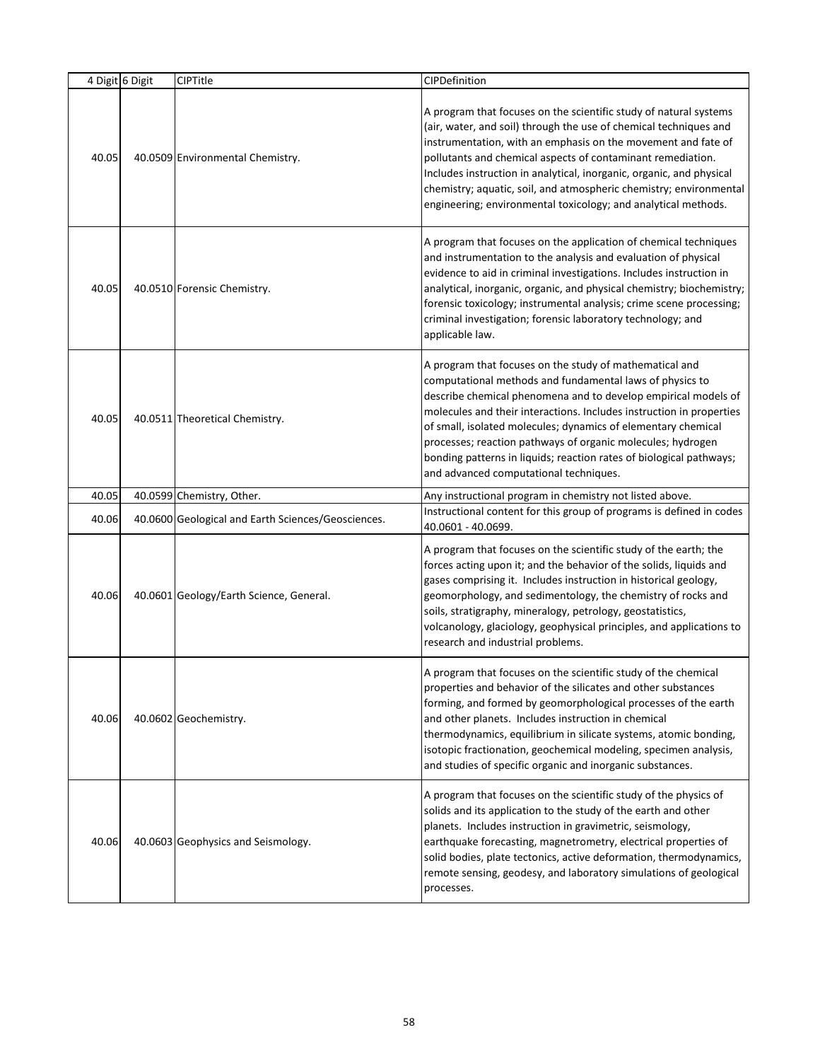| 4 Digit | 6 Digit | CIPTitle | CIPDefinition |
|---|---|---|---|
| 40.05 | 40.0509 | Environmental Chemistry. | A program that focuses on the scientific study of natural systems (air, water, and soil) through the use of chemical techniques and instrumentation, with an emphasis on the movement and fate of pollutants and chemical aspects of contaminant remediation. Includes instruction in analytical, inorganic, organic, and physical chemistry; aquatic, soil, and atmospheric chemistry; environmental engineering; environmental toxicology; and analytical methods. |
| 40.05 | 40.0510 | Forensic Chemistry. | A program that focuses on the application of chemical techniques and instrumentation to the analysis and evaluation of physical evidence to aid in criminal investigations. Includes instruction in analytical, inorganic, organic, and physical chemistry; biochemistry; forensic toxicology; instrumental analysis; crime scene processing; criminal investigation; forensic laboratory technology; and applicable law. |
| 40.05 | 40.0511 | Theoretical Chemistry. | A program that focuses on the study of mathematical and computational methods and fundamental laws of physics to describe chemical phenomena and to develop empirical models of molecules and their interactions. Includes instruction in properties of small, isolated molecules; dynamics of elementary chemical processes; reaction pathways of organic molecules; hydrogen bonding patterns in liquids; reaction rates of biological pathways; and advanced computational techniques. |
| 40.05 | 40.0599 | Chemistry, Other. | Any instructional program in chemistry not listed above. |
| 40.06 | 40.0600 | Geological and Earth Sciences/Geosciences. | Instructional content for this group of programs is defined in codes 40.0601 - 40.0699. |
| 40.06 | 40.0601 | Geology/Earth Science, General. | A program that focuses on the scientific study of the earth; the forces acting upon it; and the behavior of the solids, liquids and gases comprising it. Includes instruction in historical geology, geomorphology, and sedimentology, the chemistry of rocks and soils, stratigraphy, mineralogy, petrology, geostatistics, volcanology, glaciology, geophysical principles, and applications to research and industrial problems. |
| 40.06 | 40.0602 | Geochemistry. | A program that focuses on the scientific study of the chemical properties and behavior of the silicates and other substances forming, and formed by geomorphological processes of the earth and other planets. Includes instruction in chemical thermodynamics, equilibrium in silicate systems, atomic bonding, isotopic fractionation, geochemical modeling, specimen analysis, and studies of specific organic and inorganic substances. |
| 40.06 | 40.0603 | Geophysics and Seismology. | A program that focuses on the scientific study of the physics of solids and its application to the study of the earth and other planets. Includes instruction in gravimetric, seismology, earthquake forecasting, magnetrometry, electrical properties of solid bodies, plate tectonics, active deformation, thermodynamics, remote sensing, geodesy, and laboratory simulations of geological processes. |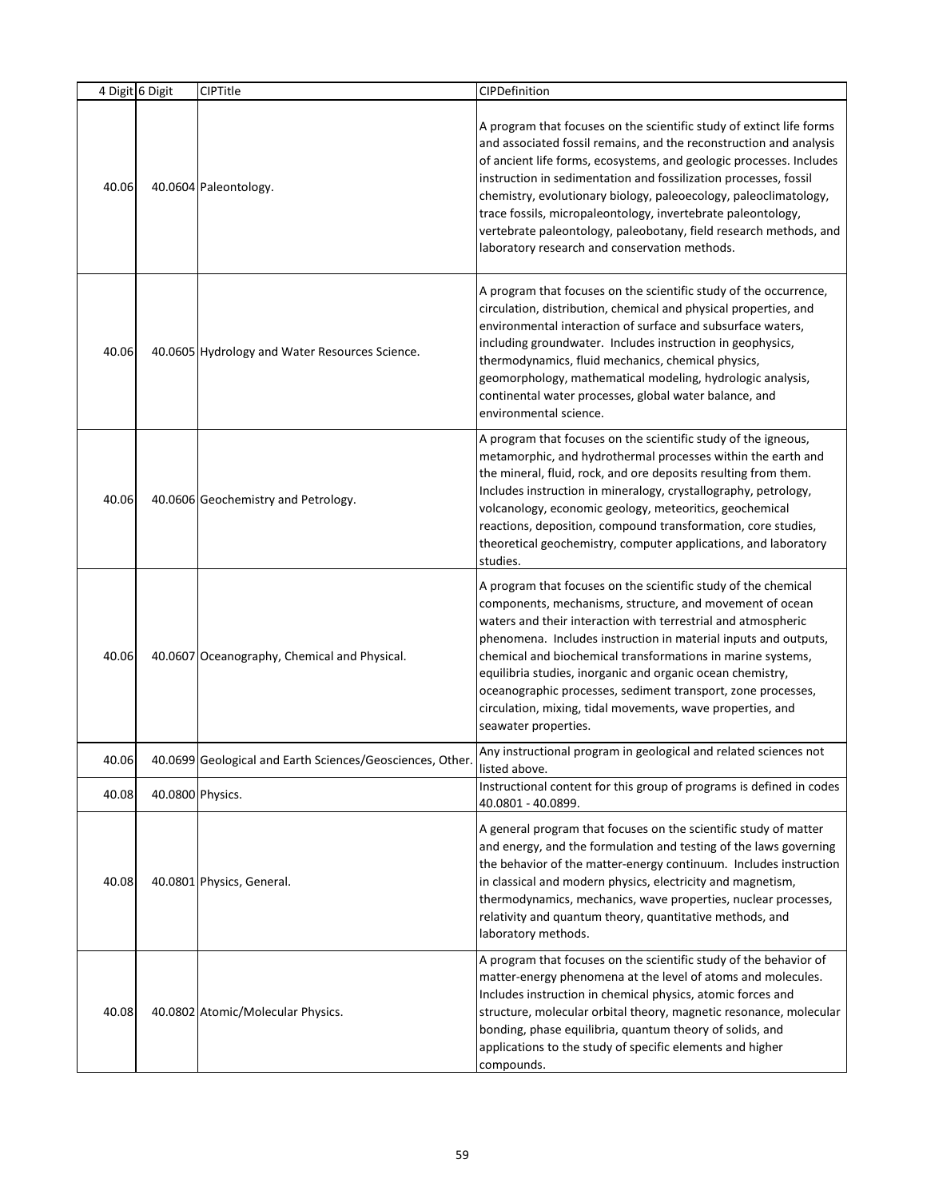| 4 Digit | 6 Digit | CIPTitle | CIPDefinition |
|---|---|---|---|
| 40.06 | 40.0604 | Paleontology. | A program that focuses on the scientific study of extinct life forms and associated fossil remains, and the reconstruction and analysis of ancient life forms, ecosystems, and geologic processes. Includes instruction in sedimentation and fossilization processes, fossil chemistry, evolutionary biology, paleoecology, paleoclimatology, trace fossils, micropaleontology, invertebrate paleontology, vertebrate paleontology, paleobotany, field research methods, and laboratory research and conservation methods. |
| 40.06 | 40.0605 | Hydrology and Water Resources Science. | A program that focuses on the scientific study of the occurrence, circulation, distribution, chemical and physical properties, and environmental interaction of surface and subsurface waters, including groundwater. Includes instruction in geophysics, thermodynamics, fluid mechanics, chemical physics, geomorphology, mathematical modeling, hydrologic analysis, continental water processes, global water balance, and environmental science. |
| 40.06 | 40.0606 | Geochemistry and Petrology. | A program that focuses on the scientific study of the igneous, metamorphic, and hydrothermal processes within the earth and the mineral, fluid, rock, and ore deposits resulting from them. Includes instruction in mineralogy, crystallography, petrology, volcanology, economic geology, meteoritics, geochemical reactions, deposition, compound transformation, core studies, theoretical geochemistry, computer applications, and laboratory studies. |
| 40.06 | 40.0607 | Oceanography, Chemical and Physical. | A program that focuses on the scientific study of the chemical components, mechanisms, structure, and movement of ocean waters and their interaction with terrestrial and atmospheric phenomena. Includes instruction in material inputs and outputs, chemical and biochemical transformations in marine systems, equilibria studies, inorganic and organic ocean chemistry, oceanographic processes, sediment transport, zone processes, circulation, mixing, tidal movements, wave properties, and seawater properties. |
| 40.06 | 40.0699 | Geological and Earth Sciences/Geosciences, Other. | Any instructional program in geological and related sciences not listed above. |
| 40.08 | 40.0800 | Physics. | Instructional content for this group of programs is defined in codes 40.0801 - 40.0899. |
| 40.08 | 40.0801 | Physics, General. | A general program that focuses on the scientific study of matter and energy, and the formulation and testing of the laws governing the behavior of the matter-energy continuum. Includes instruction in classical and modern physics, electricity and magnetism, thermodynamics, mechanics, wave properties, nuclear processes, relativity and quantum theory, quantitative methods, and laboratory methods. |
| 40.08 | 40.0802 | Atomic/Molecular Physics. | A program that focuses on the scientific study of the behavior of matter-energy phenomena at the level of atoms and molecules. Includes instruction in chemical physics, atomic forces and structure, molecular orbital theory, magnetic resonance, molecular bonding, phase equilibria, quantum theory of solids, and applications to the study of specific elements and higher compounds. |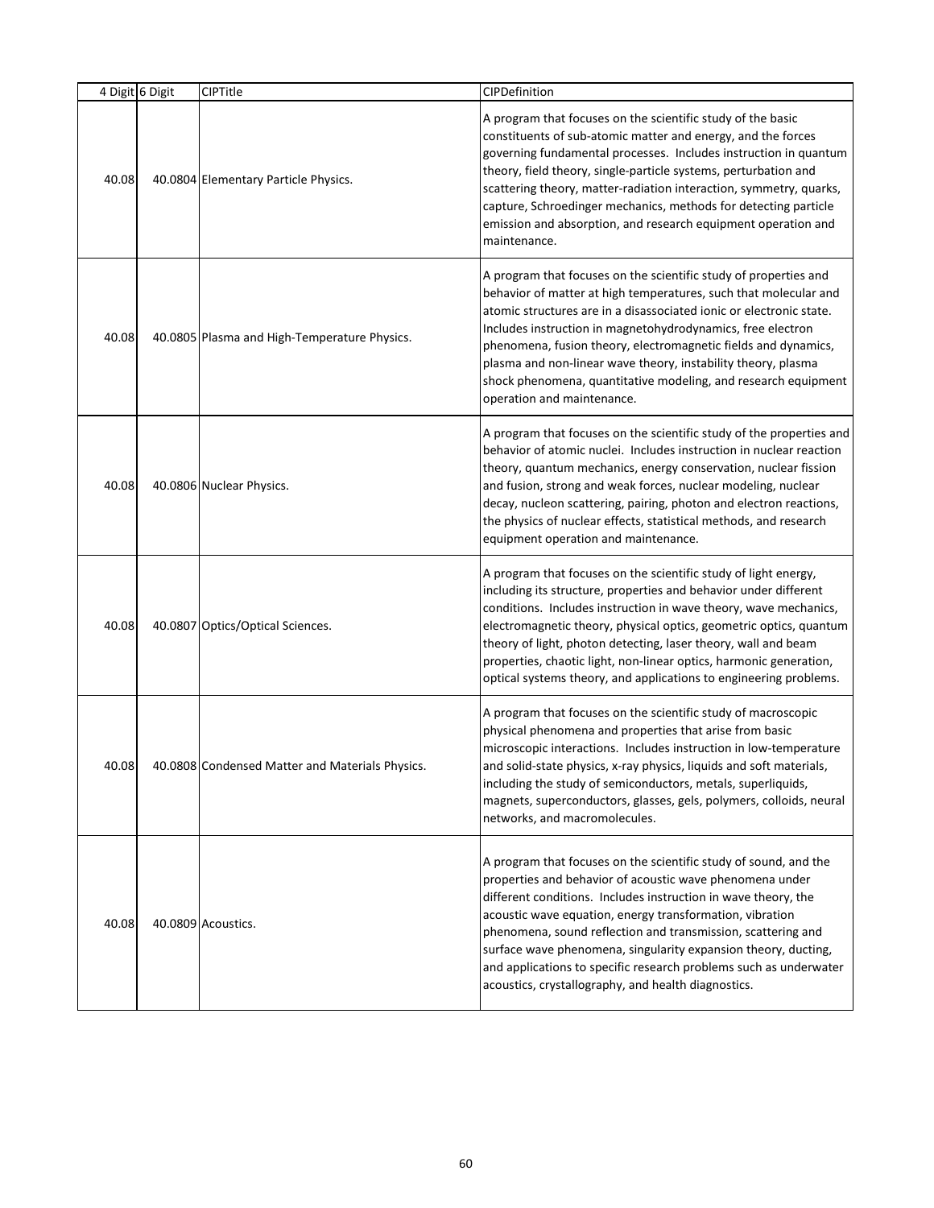| 4 Digit | 6 Digit | CIPTitle | CIPDefinition |
|---|---|---|---|
| 40.08 | 40.0804 | Elementary Particle Physics. | A program that focuses on the scientific study of the basic constituents of sub-atomic matter and energy, and the forces governing fundamental processes. Includes instruction in quantum theory, field theory, single-particle systems, perturbation and scattering theory, matter-radiation interaction, symmetry, quarks, capture, Schroedinger mechanics, methods for detecting particle emission and absorption, and research equipment operation and maintenance. |
| 40.08 | 40.0805 | Plasma and High-Temperature Physics. | A program that focuses on the scientific study of properties and behavior of matter at high temperatures, such that molecular and atomic structures are in a disassociated ionic or electronic state. Includes instruction in magnetohydrodynamics, free electron phenomena, fusion theory, electromagnetic fields and dynamics, plasma and non-linear wave theory, instability theory, plasma shock phenomena, quantitative modeling, and research equipment operation and maintenance. |
| 40.08 | 40.0806 | Nuclear Physics. | A program that focuses on the scientific study of the properties and behavior of atomic nuclei. Includes instruction in nuclear reaction theory, quantum mechanics, energy conservation, nuclear fission and fusion, strong and weak forces, nuclear modeling, nuclear decay, nucleon scattering, pairing, photon and electron reactions, the physics of nuclear effects, statistical methods, and research equipment operation and maintenance. |
| 40.08 | 40.0807 | Optics/Optical Sciences. | A program that focuses on the scientific study of light energy, including its structure, properties and behavior under different conditions. Includes instruction in wave theory, wave mechanics, electromagnetic theory, physical optics, geometric optics, quantum theory of light, photon detecting, laser theory, wall and beam properties, chaotic light, non-linear optics, harmonic generation, optical systems theory, and applications to engineering problems. |
| 40.08 | 40.0808 | Condensed Matter and Materials Physics. | A program that focuses on the scientific study of macroscopic physical phenomena and properties that arise from basic microscopic interactions. Includes instruction in low-temperature and solid-state physics, x-ray physics, liquids and soft materials, including the study of semiconductors, metals, superliquids, magnets, superconductors, glasses, gels, polymers, colloids, neural networks, and macromolecules. |
| 40.08 | 40.0809 | Acoustics. | A program that focuses on the scientific study of sound, and the properties and behavior of acoustic wave phenomena under different conditions. Includes instruction in wave theory, the acoustic wave equation, energy transformation, vibration phenomena, sound reflection and transmission, scattering and surface wave phenomena, singularity expansion theory, ducting, and applications to specific research problems such as underwater acoustics, crystallography, and health diagnostics. |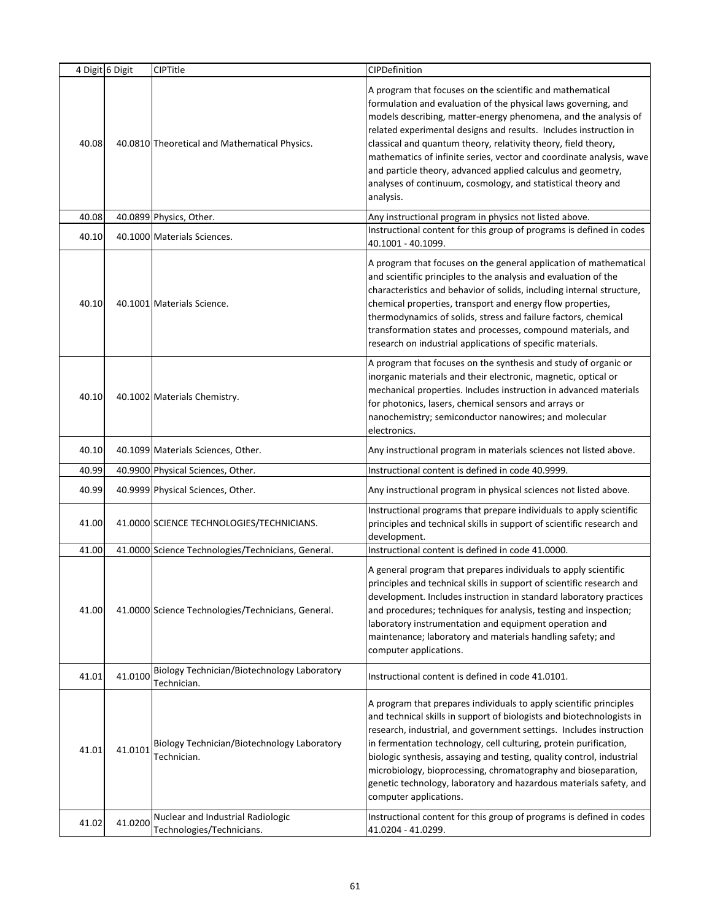| 4 Digit | 6 Digit | CIPTitle | CIPDefinition |
|---|---|---|---|
| 40.08 | 40.0810 | Theoretical and Mathematical Physics. | A program that focuses on the scientific and mathematical formulation and evaluation of the physical laws governing, and models describing, matter-energy phenomena, and the analysis of related experimental designs and results. Includes instruction in classical and quantum theory, relativity theory, field theory, mathematics of infinite series, vector and coordinate analysis, wave and particle theory, advanced applied calculus and geometry, analyses of continuum, cosmology, and statistical theory and analysis. |
| 40.08 | 40.0899 | Physics, Other. | Any instructional program in physics not listed above. |
| 40.10 | 40.1000 | Materials Sciences. | Instructional content for this group of programs is defined in codes 40.1001 - 40.1099. |
| 40.10 | 40.1001 | Materials Science. | A program that focuses on the general application of mathematical and scientific principles to the analysis and evaluation of the characteristics and behavior of solids, including internal structure, chemical properties, transport and energy flow properties, thermodynamics of solids, stress and failure factors, chemical transformation states and processes, compound materials, and research on industrial applications of specific materials. |
| 40.10 | 40.1002 | Materials Chemistry. | A program that focuses on the synthesis and study of organic or inorganic materials and their electronic, magnetic, optical or mechanical properties. Includes instruction in advanced materials for photonics, lasers, chemical sensors and arrays or nanochemistry; semiconductor nanowires; and molecular electronics. |
| 40.10 | 40.1099 | Materials Sciences, Other. | Any instructional program in materials sciences not listed above. |
| 40.99 | 40.9900 | Physical Sciences, Other. | Instructional content is defined in code 40.9999. |
| 40.99 | 40.9999 | Physical Sciences, Other. | Any instructional program in physical sciences not listed above. |
| 41.00 | 41.0000 | SCIENCE TECHNOLOGIES/TECHNICIANS. | Instructional programs that prepare individuals to apply scientific principles and technical skills in support of scientific research and development. |
| 41.00 | 41.0000 | Science Technologies/Technicians, General. | Instructional content is defined in code 41.0000. |
| 41.00 | 41.0000 | Science Technologies/Technicians, General. | A general program that prepares individuals to apply scientific principles and technical skills in support of scientific research and development. Includes instruction in standard laboratory practices and procedures; techniques for analysis, testing and inspection; laboratory instrumentation and equipment operation and maintenance; laboratory and materials handling safety; and computer applications. |
| 41.01 | 41.0100 | Biology Technician/Biotechnology Laboratory Technician. | Instructional content is defined in code 41.0101. |
| 41.01 | 41.0101 | Biology Technician/Biotechnology Laboratory Technician. | A program that prepares individuals to apply scientific principles and technical skills in support of biologists and biotechnologists in research, industrial, and government settings. Includes instruction in fermentation technology, cell culturing, protein purification, biologic synthesis, assaying and testing, quality control, industrial microbiology, bioprocessing, chromatography and bioseparation, genetic technology, laboratory and hazardous materials safety, and computer applications. |
| 41.02 | 41.0200 | Nuclear and Industrial Radiologic Technologies/Technicians. | Instructional content for this group of programs is defined in codes 41.0204 - 41.0299. |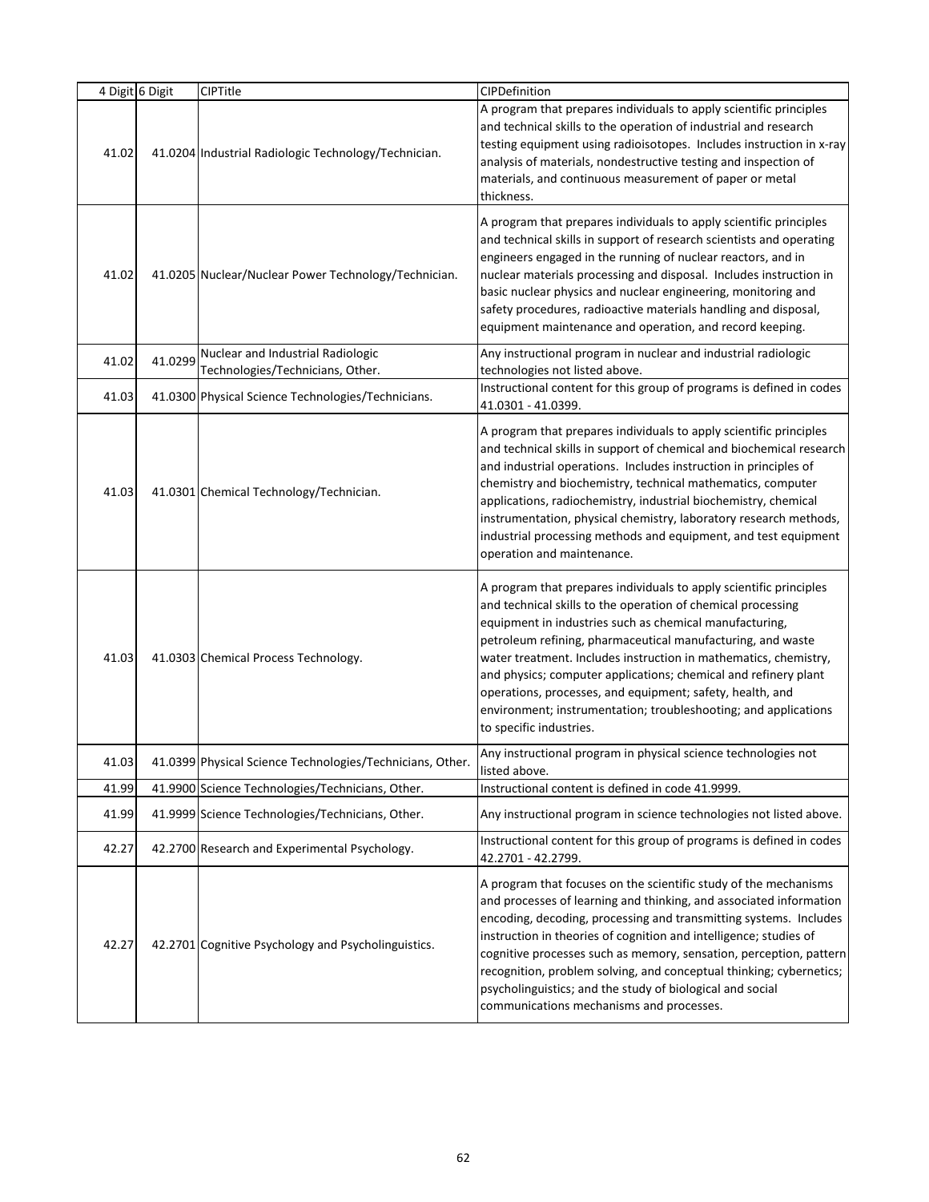| 4 Digit | 6 Digit | CIPTitle | CIPDefinition |
|---|---|---|---|
| 41.02 | 41.0204 | Industrial Radiologic Technology/Technician. | A program that prepares individuals to apply scientific principles and technical skills to the operation of industrial and research testing equipment using radioisotopes. Includes instruction in x-ray analysis of materials, nondestructive testing and inspection of materials, and continuous measurement of paper or metal thickness. |
| 41.02 | 41.0205 | Nuclear/Nuclear Power Technology/Technician. | A program that prepares individuals to apply scientific principles and technical skills in support of research scientists and operating engineers engaged in the running of nuclear reactors, and in nuclear materials processing and disposal. Includes instruction in basic nuclear physics and nuclear engineering, monitoring and safety procedures, radioactive materials handling and disposal, equipment maintenance and operation, and record keeping. |
| 41.02 | 41.0299 | Nuclear and Industrial Radiologic Technologies/Technicians, Other. | Any instructional program in nuclear and industrial radiologic technologies not listed above. |
| 41.03 | 41.0300 | Physical Science Technologies/Technicians. | Instructional content for this group of programs is defined in codes 41.0301 - 41.0399. |
| 41.03 | 41.0301 | Chemical Technology/Technician. | A program that prepares individuals to apply scientific principles and technical skills in support of chemical and biochemical research and industrial operations. Includes instruction in principles of chemistry and biochemistry, technical mathematics, computer applications, radiochemistry, industrial biochemistry, chemical instrumentation, physical chemistry, laboratory research methods, industrial processing methods and equipment, and test equipment operation and maintenance. |
| 41.03 | 41.0303 | Chemical Process Technology. | A program that prepares individuals to apply scientific principles and technical skills to the operation of chemical processing equipment in industries such as chemical manufacturing, petroleum refining, pharmaceutical manufacturing, and waste water treatment. Includes instruction in mathematics, chemistry, and physics; computer applications; chemical and refinery plant operations, processes, and equipment; safety, health, and environment; instrumentation; troubleshooting; and applications to specific industries. |
| 41.03 | 41.0399 | Physical Science Technologies/Technicians, Other. | Any instructional program in physical science technologies not listed above. |
| 41.99 | 41.9900 | Science Technologies/Technicians, Other. | Instructional content is defined in code 41.9999. |
| 41.99 | 41.9999 | Science Technologies/Technicians, Other. | Any instructional program in science technologies not listed above. |
| 42.27 | 42.2700 | Research and Experimental Psychology. | Instructional content for this group of programs is defined in codes 42.2701 - 42.2799. |
| 42.27 | 42.2701 | Cognitive Psychology and Psycholinguistics. | A program that focuses on the scientific study of the mechanisms and processes of learning and thinking, and associated information encoding, decoding, processing and transmitting systems. Includes instruction in theories of cognition and intelligence; studies of cognitive processes such as memory, sensation, perception, pattern recognition, problem solving, and conceptual thinking; cybernetics; psycholinguistics; and the study of biological and social communications mechanisms and processes. |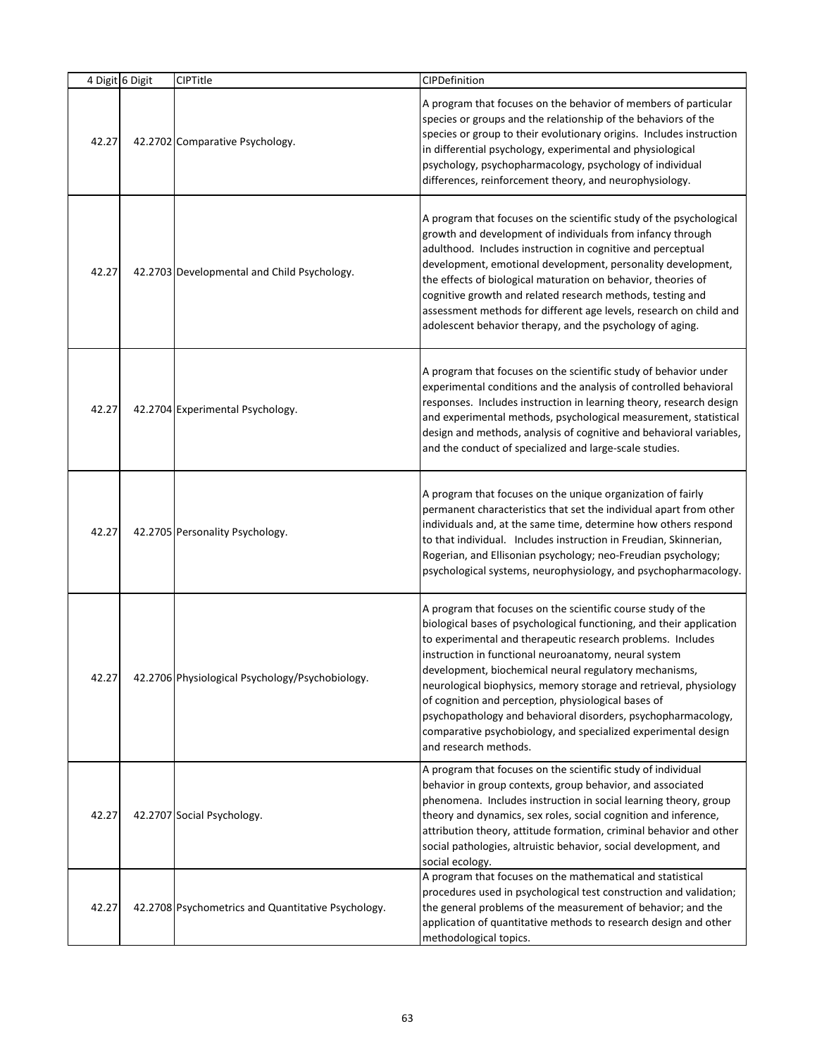| 4 Digit | 6 Digit | CIPTitle | CIPDefinition |
|---|---|---|---|
| 42.27 | 42.2702 | Comparative Psychology. | A program that focuses on the behavior of members of particular species or groups and the relationship of the behaviors of the species or group to their evolutionary origins. Includes instruction in differential psychology, experimental and physiological psychology, psychopharmacology, psychology of individual differences, reinforcement theory, and neurophysiology. |
| 42.27 | 42.2703 | Developmental and Child Psychology. | A program that focuses on the scientific study of the psychological growth and development of individuals from infancy through adulthood. Includes instruction in cognitive and perceptual development, emotional development, personality development, the effects of biological maturation on behavior, theories of cognitive growth and related research methods, testing and assessment methods for different age levels, research on child and adolescent behavior therapy, and the psychology of aging. |
| 42.27 | 42.2704 | Experimental Psychology. | A program that focuses on the scientific study of behavior under experimental conditions and the analysis of controlled behavioral responses. Includes instruction in learning theory, research design and experimental methods, psychological measurement, statistical design and methods, analysis of cognitive and behavioral variables, and the conduct of specialized and large-scale studies. |
| 42.27 | 42.2705 | Personality Psychology. | A program that focuses on the unique organization of fairly permanent characteristics that set the individual apart from other individuals and, at the same time, determine how others respond to that individual. Includes instruction in Freudian, Skinnerian, Rogerian, and Ellisonian psychology; neo-Freudian psychology; psychological systems, neurophysiology, and psychopharmacology. |
| 42.27 | 42.2706 | Physiological Psychology/Psychobiology. | A program that focuses on the scientific course study of the biological bases of psychological functioning, and their application to experimental and therapeutic research problems. Includes instruction in functional neuroanatomy, neural system development, biochemical neural regulatory mechanisms, neurological biophysics, memory storage and retrieval, physiology of cognition and perception, physiological bases of psychopathology and behavioral disorders, psychopharmacology, comparative psychobiology, and specialized experimental design and research methods. |
| 42.27 | 42.2707 | Social Psychology. | A program that focuses on the scientific study of individual behavior in group contexts, group behavior, and associated phenomena. Includes instruction in social learning theory, group theory and dynamics, sex roles, social cognition and inference, attribution theory, attitude formation, criminal behavior and other social pathologies, altruistic behavior, social development, and social ecology. |
| 42.27 | 42.2708 | Psychometrics and Quantitative Psychology. | A program that focuses on the mathematical and statistical procedures used in psychological test construction and validation; the general problems of the measurement of behavior; and the application of quantitative methods to research design and other methodological topics. |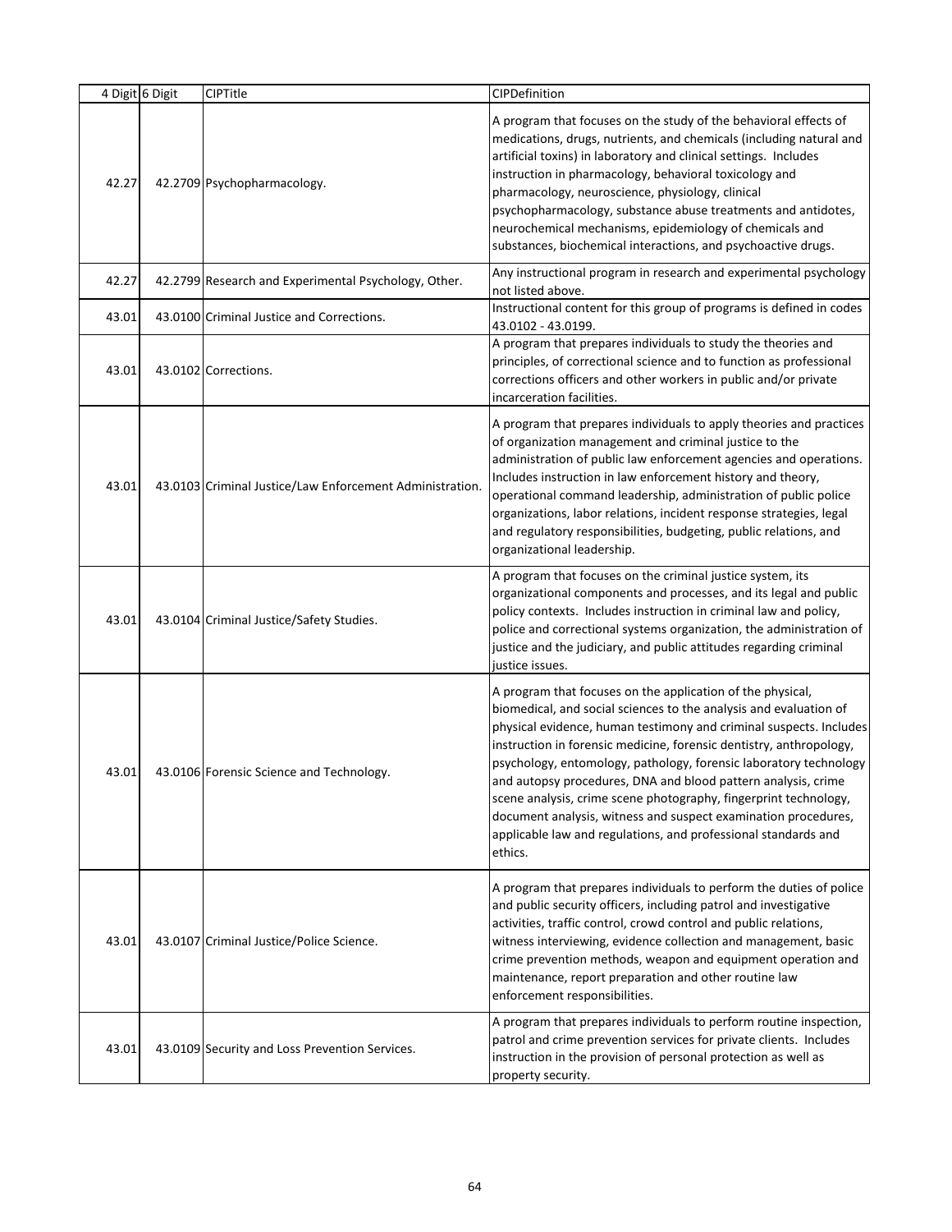| 4 Digit | 6 Digit | CIPTitle | CIPDefinition |
|---|---|---|---|
| 42.27 | 42.2709 | Psychopharmacology. | A program that focuses on the study of the behavioral effects of medications, drugs, nutrients, and chemicals (including natural and artificial toxins) in laboratory and clinical settings. Includes instruction in pharmacology, behavioral toxicology and pharmacology, neuroscience, physiology, clinical psychopharmacology, substance abuse treatments and antidotes, neurochemical mechanisms, epidemiology of chemicals and substances, biochemical interactions, and psychoactive drugs. |
| 42.27 | 42.2799 | Research and Experimental Psychology, Other. | Any instructional program in research and experimental psychology not listed above. |
| 43.01 | 43.0100 | Criminal Justice and Corrections. | Instructional content for this group of programs is defined in codes 43.0102 - 43.0199. |
| 43.01 | 43.0102 | Corrections. | A program that prepares individuals to study the theories and principles, of correctional science and to function as professional corrections officers and other workers in public and/or private incarceration facilities. |
| 43.01 | 43.0103 | Criminal Justice/Law Enforcement Administration. | A program that prepares individuals to apply theories and practices of organization management and criminal justice to the administration of public law enforcement agencies and operations. Includes instruction in law enforcement history and theory, operational command leadership, administration of public police organizations, labor relations, incident response strategies, legal and regulatory responsibilities, budgeting, public relations, and organizational leadership. |
| 43.01 | 43.0104 | Criminal Justice/Safety Studies. | A program that focuses on the criminal justice system, its organizational components and processes, and its legal and public policy contexts. Includes instruction in criminal law and policy, police and correctional systems organization, the administration of justice and the judiciary, and public attitudes regarding criminal justice issues. |
| 43.01 | 43.0106 | Forensic Science and Technology. | A program that focuses on the application of the physical, biomedical, and social sciences to the analysis and evaluation of physical evidence, human testimony and criminal suspects. Includes instruction in forensic medicine, forensic dentistry, anthropology, psychology, entomology, pathology, forensic laboratory technology and autopsy procedures, DNA and blood pattern analysis, crime scene analysis, crime scene photography, fingerprint technology, document analysis, witness and suspect examination procedures, applicable law and regulations, and professional standards and ethics. |
| 43.01 | 43.0107 | Criminal Justice/Police Science. | A program that prepares individuals to perform the duties of police and public security officers, including patrol and investigative activities, traffic control, crowd control and public relations, witness interviewing, evidence collection and management, basic crime prevention methods, weapon and equipment operation and maintenance, report preparation and other routine law enforcement responsibilities. |
| 43.01 | 43.0109 | Security and Loss Prevention Services. | A program that prepares individuals to perform routine inspection, patrol and crime prevention services for private clients. Includes instruction in the provision of personal protection as well as property security. |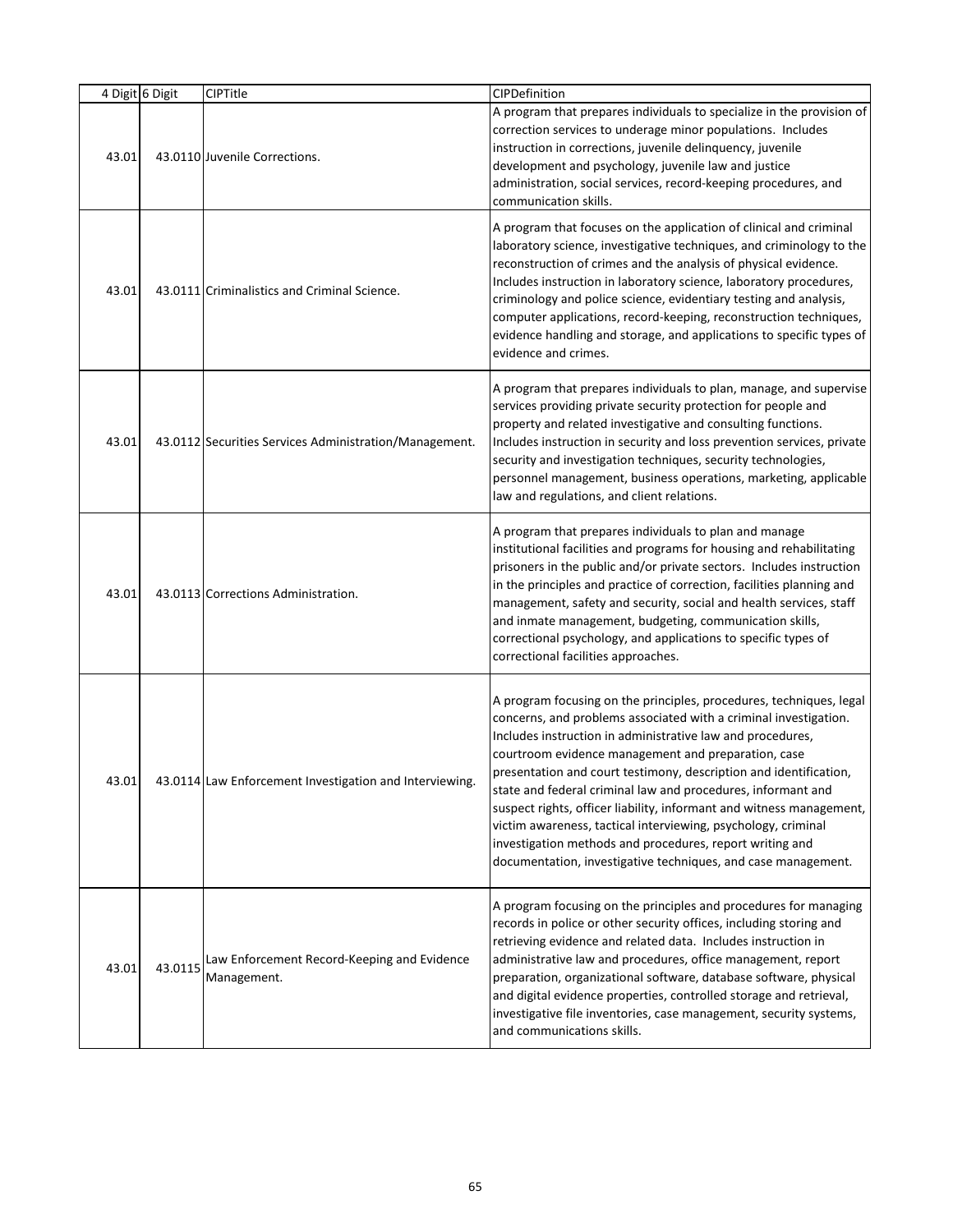| 4 Digit | 6 Digit | CIPTitle | CIPDefinition |
|---|---|---|---|
| 43.01 | 43.0110 | Juvenile Corrections. | A program that prepares individuals to specialize in the provision of correction services to underage minor populations. Includes instruction in corrections, juvenile delinquency, juvenile development and psychology, juvenile law and justice administration, social services, record-keeping procedures, and communication skills. |
| 43.01 | 43.0111 | Criminalistics and Criminal Science. | A program that focuses on the application of clinical and criminal laboratory science, investigative techniques, and criminology to the reconstruction of crimes and the analysis of physical evidence. Includes instruction in laboratory science, laboratory procedures, criminology and police science, evidentiary testing and analysis, computer applications, record-keeping, reconstruction techniques, evidence handling and storage, and applications to specific types of evidence and crimes. |
| 43.01 | 43.0112 | Securities Services Administration/Management. | A program that prepares individuals to plan, manage, and supervise services providing private security protection for people and property and related investigative and consulting functions. Includes instruction in security and loss prevention services, private security and investigation techniques, security technologies, personnel management, business operations, marketing, applicable law and regulations, and client relations. |
| 43.01 | 43.0113 | Corrections Administration. | A program that prepares individuals to plan and manage institutional facilities and programs for housing and rehabilitating prisoners in the public and/or private sectors. Includes instruction in the principles and practice of correction, facilities planning and management, safety and security, social and health services, staff and inmate management, budgeting, communication skills, correctional psychology, and applications to specific types of correctional facilities approaches. |
| 43.01 | 43.0114 | Law Enforcement Investigation and Interviewing. | A program focusing on the principles, procedures, techniques, legal concerns, and problems associated with a criminal investigation. Includes instruction in administrative law and procedures, courtroom evidence management and preparation, case presentation and court testimony, description and identification, state and federal criminal law and procedures, informant and suspect rights, officer liability, informant and witness management, victim awareness, tactical interviewing, psychology, criminal investigation methods and procedures, report writing and documentation, investigative techniques, and case management. |
| 43.01 | 43.0115 | Law Enforcement Record-Keeping and Evidence Management. | A program focusing on the principles and procedures for managing records in police or other security offices, including storing and retrieving evidence and related data. Includes instruction in administrative law and procedures, office management, report preparation, organizational software, database software, physical and digital evidence properties, controlled storage and retrieval, investigative file inventories, case management, security systems, and communications skills. |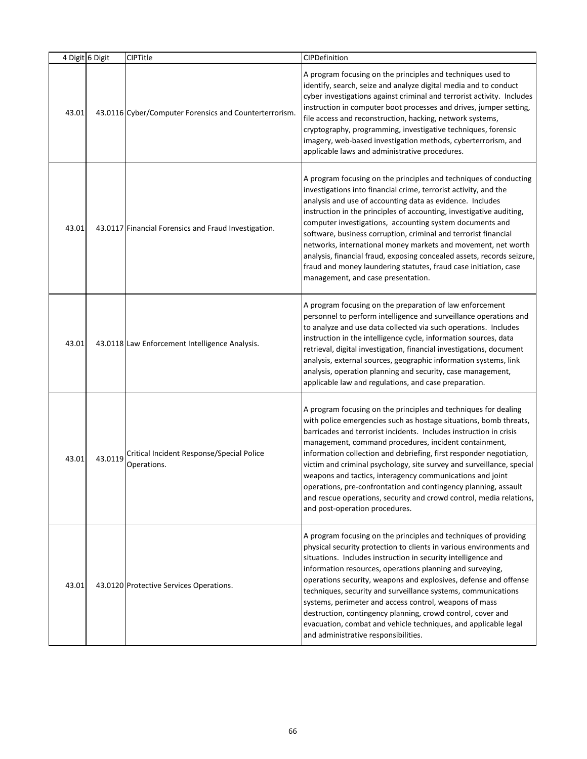| 4 Digit | 6 Digit | CIPTitle | CIPDefinition |
|---|---|---|---|
| 43.01 | 43.0116 | Cyber/Computer Forensics and Counterterrorism. | A program focusing on the principles and techniques used to identify, search, seize and analyze digital media and to conduct cyber investigations against criminal and terrorist activity. Includes instruction in computer boot processes and drives, jumper setting, file access and reconstruction, hacking, network systems, cryptography, programming, investigative techniques, forensic imagery, web-based investigation methods, cyberterrorism, and applicable laws and administrative procedures. |
| 43.01 | 43.0117 | Financial Forensics and Fraud Investigation. | A program focusing on the principles and techniques of conducting investigations into financial crime, terrorist activity, and the analysis and use of accounting data as evidence. Includes instruction in the principles of accounting, investigative auditing, computer investigations, accounting system documents and software, business corruption, criminal and terrorist financial networks, international money markets and movement, net worth analysis, financial fraud, exposing concealed assets, records seizure, fraud and money laundering statutes, fraud case initiation, case management, and case presentation. |
| 43.01 | 43.0118 | Law Enforcement Intelligence Analysis. | A program focusing on the preparation of law enforcement personnel to perform intelligence and surveillance operations and to analyze and use data collected via such operations. Includes instruction in the intelligence cycle, information sources, data retrieval, digital investigation, financial investigations, document analysis, external sources, geographic information systems, link analysis, operation planning and security, case management, applicable law and regulations, and case preparation. |
| 43.01 | 43.0119 | Critical Incident Response/Special Police Operations. | A program focusing on the principles and techniques for dealing with police emergencies such as hostage situations, bomb threats, barricades and terrorist incidents. Includes instruction in crisis management, command procedures, incident containment, information collection and debriefing, first responder negotiation, victim and criminal psychology, site survey and surveillance, special weapons and tactics, interagency communications and joint operations, pre-confrontation and contingency planning, assault and rescue operations, security and crowd control, media relations, and post-operation procedures. |
| 43.01 | 43.0120 | Protective Services Operations. | A program focusing on the principles and techniques of providing physical security protection to clients in various environments and situations. Includes instruction in security intelligence and information resources, operations planning and surveying, operations security, weapons and explosives, defense and offense techniques, security and surveillance systems, communications systems, perimeter and access control, weapons of mass destruction, contingency planning, crowd control, cover and evacuation, combat and vehicle techniques, and applicable legal and administrative responsibilities. |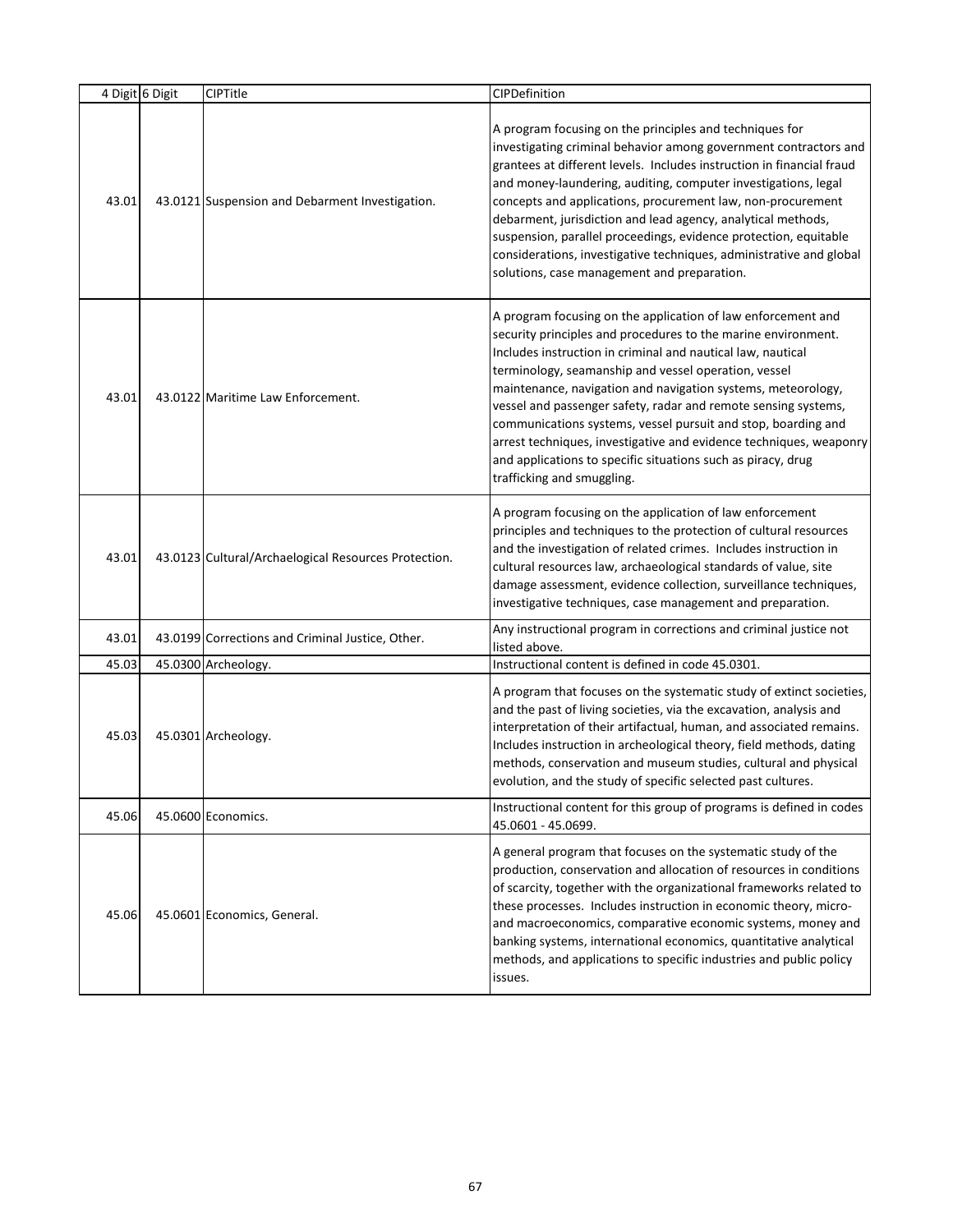| 4 Digit | 6 Digit | CIPTitle | CIPDefinition |
|---|---|---|---|
| 43.01 | 43.0121 | Suspension and Debarment Investigation. | A program focusing on the principles and techniques for investigating criminal behavior among government contractors and grantees at different levels. Includes instruction in financial fraud and money-laundering, auditing, computer investigations, legal concepts and applications, procurement law, non-procurement debarment, jurisdiction and lead agency, analytical methods, suspension, parallel proceedings, evidence protection, equitable considerations, investigative techniques, administrative and global solutions, case management and preparation. |
| 43.01 | 43.0122 | Maritime Law Enforcement. | A program focusing on the application of law enforcement and security principles and procedures to the marine environment. Includes instruction in criminal and nautical law, nautical terminology, seamanship and vessel operation, vessel maintenance, navigation and navigation systems, meteorology, vessel and passenger safety, radar and remote sensing systems, communications systems, vessel pursuit and stop, boarding and arrest techniques, investigative and evidence techniques, weaponry and applications to specific situations such as piracy, drug trafficking and smuggling. |
| 43.01 | 43.0123 | Cultural/Archaelogical Resources Protection. | A program focusing on the application of law enforcement principles and techniques to the protection of cultural resources and the investigation of related crimes. Includes instruction in cultural resources law, archaeological standards of value, site damage assessment, evidence collection, surveillance techniques, investigative techniques, case management and preparation. |
| 43.01 | 43.0199 | Corrections and Criminal Justice, Other. | Any instructional program in corrections and criminal justice not listed above. |
| 45.03 | 45.0300 | Archeology. | Instructional content is defined in code 45.0301. |
| 45.03 | 45.0301 | Archeology. | A program that focuses on the systematic study of extinct societies, and the past of living societies, via the excavation, analysis and interpretation of their artifactual, human, and associated remains. Includes instruction in archeological theory, field methods, dating methods, conservation and museum studies, cultural and physical evolution, and the study of specific selected past cultures. |
| 45.06 | 45.0600 | Economics. | Instructional content for this group of programs is defined in codes 45.0601 - 45.0699. |
| 45.06 | 45.0601 | Economics, General. | A general program that focuses on the systematic study of the production, conservation and allocation of resources in conditions of scarcity, together with the organizational frameworks related to these processes. Includes instruction in economic theory, micro- and macroeconomics, comparative economic systems, money and banking systems, international economics, quantitative analytical methods, and applications to specific industries and public policy issues. |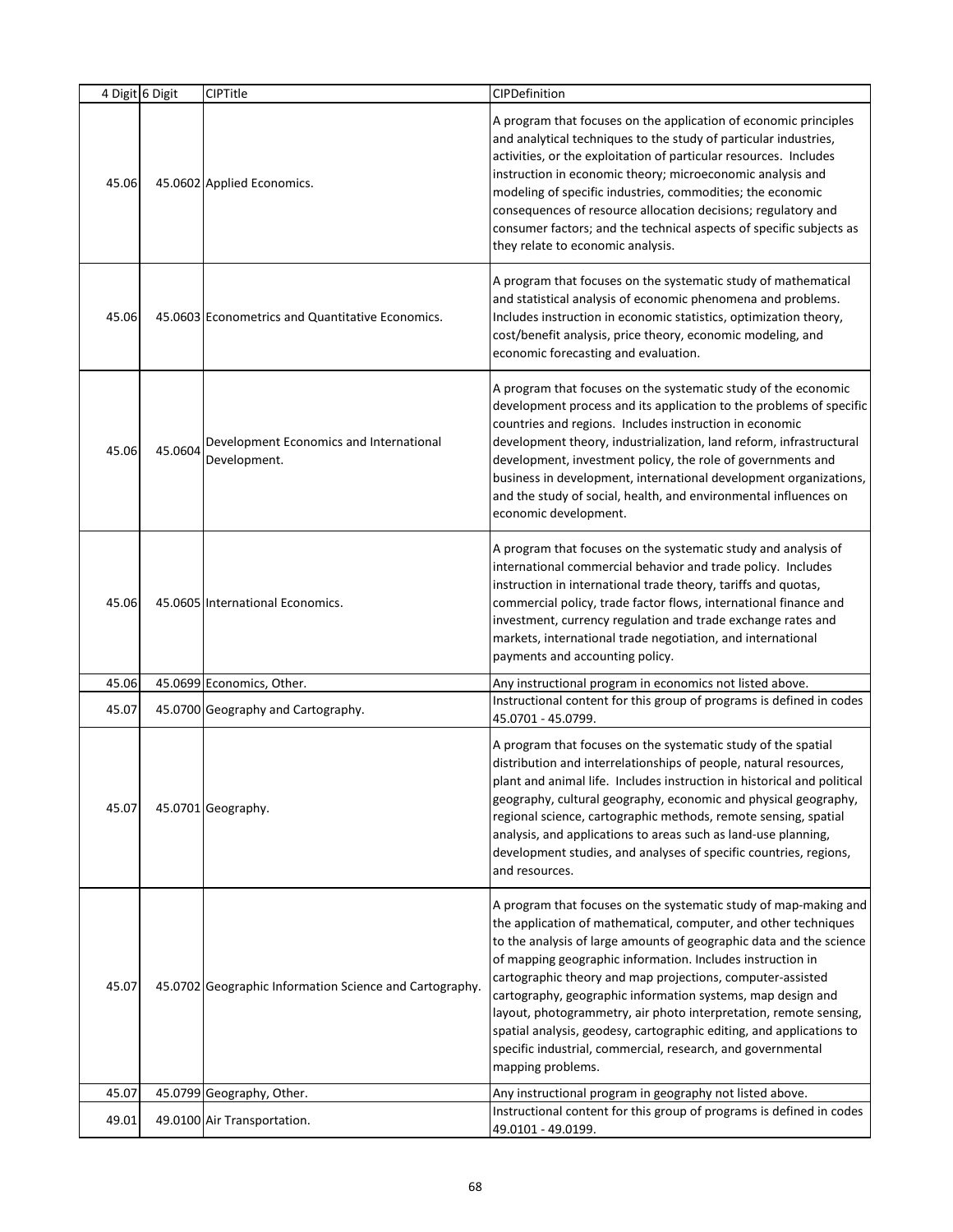| 4 Digit | 6 Digit | CIPTitle | CIPDefinition |
|---|---|---|---|
| 45.06 | 45.0602 | Applied Economics. | A program that focuses on the application of economic principles and analytical techniques to the study of particular industries, activities, or the exploitation of particular resources. Includes instruction in economic theory; microeconomic analysis and modeling of specific industries, commodities; the economic consequences of resource allocation decisions; regulatory and consumer factors; and the technical aspects of specific subjects as they relate to economic analysis. |
| 45.06 | 45.0603 | Econometrics and Quantitative Economics. | A program that focuses on the systematic study of mathematical and statistical analysis of economic phenomena and problems. Includes instruction in economic statistics, optimization theory, cost/benefit analysis, price theory, economic modeling, and economic forecasting and evaluation. |
| 45.06 | 45.0604 | Development Economics and International Development. | A program that focuses on the systematic study of the economic development process and its application to the problems of specific countries and regions. Includes instruction in economic development theory, industrialization, land reform, infrastructural development, investment policy, the role of governments and business in development, international development organizations, and the study of social, health, and environmental influences on economic development. |
| 45.06 | 45.0605 | International Economics. | A program that focuses on the systematic study and analysis of international commercial behavior and trade policy. Includes instruction in international trade theory, tariffs and quotas, commercial policy, trade factor flows, international finance and investment, currency regulation and trade exchange rates and markets, international trade negotiation, and international payments and accounting policy. |
| 45.06 | 45.0699 | Economics, Other. | Any instructional program in economics not listed above. |
| 45.07 | 45.0700 | Geography and Cartography. | Instructional content for this group of programs is defined in codes 45.0701 - 45.0799. |
| 45.07 | 45.0701 | Geography. | A program that focuses on the systematic study of the spatial distribution and interrelationships of people, natural resources, plant and animal life. Includes instruction in historical and political geography, cultural geography, economic and physical geography, regional science, cartographic methods, remote sensing, spatial analysis, and applications to areas such as land-use planning, development studies, and analyses of specific countries, regions, and resources. |
| 45.07 | 45.0702 | Geographic Information Science and Cartography. | A program that focuses on the systematic study of map-making and the application of mathematical, computer, and other techniques to the analysis of large amounts of geographic data and the science of mapping geographic information. Includes instruction in cartographic theory and map projections, computer-assisted cartography, geographic information systems, map design and layout, photogrammetry, air photo interpretation, remote sensing, spatial analysis, geodesy, cartographic editing, and applications to specific industrial, commercial, research, and governmental mapping problems. |
| 45.07 | 45.0799 | Geography, Other. | Any instructional program in geography not listed above. |
| 49.01 | 49.0100 | Air Transportation. | Instructional content for this group of programs is defined in codes 49.0101 - 49.0199. |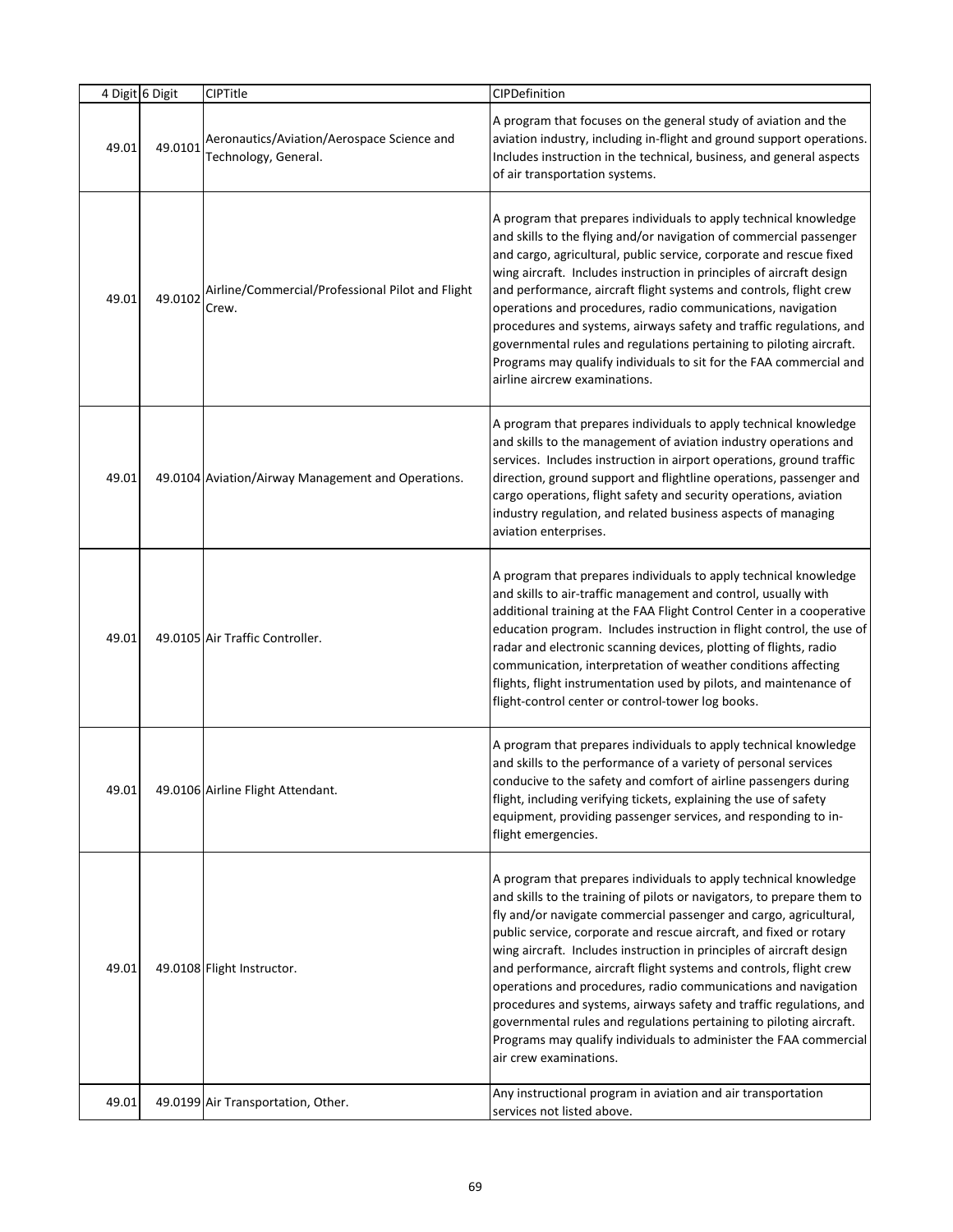| 4 Digit | 6 Digit | CIPTitle | CIPDefinition |
|---|---|---|---|
| 49.01 | 49.0101 | Aeronautics/Aviation/Aerospace Science and Technology, General. | A program that focuses on the general study of aviation and the aviation industry, including in-flight and ground support operations. Includes instruction in the technical, business, and general aspects of air transportation systems. |
| 49.01 | 49.0102 | Airline/Commercial/Professional Pilot and Flight Crew. | A program that prepares individuals to apply technical knowledge and skills to the flying and/or navigation of commercial passenger and cargo, agricultural, public service, corporate and rescue fixed wing aircraft. Includes instruction in principles of aircraft design and performance, aircraft flight systems and controls, flight crew operations and procedures, radio communications, navigation procedures and systems, airways safety and traffic regulations, and governmental rules and regulations pertaining to piloting aircraft. Programs may qualify individuals to sit for the FAA commercial and airline aircrew examinations. |
| 49.01 | 49.0104 | Aviation/Airway Management and Operations. | A program that prepares individuals to apply technical knowledge and skills to the management of aviation industry operations and services. Includes instruction in airport operations, ground traffic direction, ground support and flightline operations, passenger and cargo operations, flight safety and security operations, aviation industry regulation, and related business aspects of managing aviation enterprises. |
| 49.01 | 49.0105 | Air Traffic Controller. | A program that prepares individuals to apply technical knowledge and skills to air-traffic management and control, usually with additional training at the FAA Flight Control Center in a cooperative education program. Includes instruction in flight control, the use of radar and electronic scanning devices, plotting of flights, radio communication, interpretation of weather conditions affecting flights, flight instrumentation used by pilots, and maintenance of flight-control center or control-tower log books. |
| 49.01 | 49.0106 | Airline Flight Attendant. | A program that prepares individuals to apply technical knowledge and skills to the performance of a variety of personal services conducive to the safety and comfort of airline passengers during flight, including verifying tickets, explaining the use of safety equipment, providing passenger services, and responding to in-flight emergencies. |
| 49.01 | 49.0108 | Flight Instructor. | A program that prepares individuals to apply technical knowledge and skills to the training of pilots or navigators, to prepare them to fly and/or navigate commercial passenger and cargo, agricultural, public service, corporate and rescue aircraft, and fixed or rotary wing aircraft. Includes instruction in principles of aircraft design and performance, aircraft flight systems and controls, flight crew operations and procedures, radio communications and navigation procedures and systems, airways safety and traffic regulations, and governmental rules and regulations pertaining to piloting aircraft. Programs may qualify individuals to administer the FAA commercial air crew examinations. |
| 49.01 | 49.0199 | Air Transportation, Other. | Any instructional program in aviation and air transportation services not listed above. |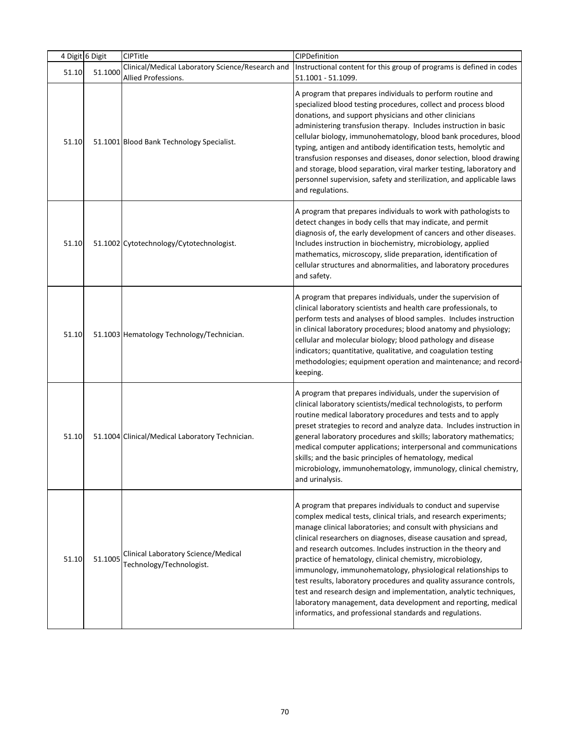| 4 Digit | 6 Digit | CIPTitle | CIPDefinition |
|---|---|---|---|
| 51.10 | 51.1000 | Clinical/Medical Laboratory Science/Research and Allied Professions. | Instructional content for this group of programs is defined in codes 51.1001 - 51.1099. |
| 51.10 | 51.1001 | Blood Bank Technology Specialist. | A program that prepares individuals to perform routine and specialized blood testing procedures, collect and process blood donations, and support physicians and other clinicians administering transfusion therapy. Includes instruction in basic cellular biology, immunohematology, blood bank procedures, blood typing, antigen and antibody identification tests, hemolytic and transfusion responses and diseases, donor selection, blood drawing and storage, blood separation, viral marker testing, laboratory and personnel supervision, safety and sterilization, and applicable laws and regulations. |
| 51.10 | 51.1002 | Cytotechnology/Cytotechnologist. | A program that prepares individuals to work with pathologists to detect changes in body cells that may indicate, and permit diagnosis of, the early development of cancers and other diseases. Includes instruction in biochemistry, microbiology, applied mathematics, microscopy, slide preparation, identification of cellular structures and abnormalities, and laboratory procedures and safety. |
| 51.10 | 51.1003 | Hematology Technology/Technician. | A program that prepares individuals, under the supervision of clinical laboratory scientists and health care professionals, to perform tests and analyses of blood samples. Includes instruction in clinical laboratory procedures; blood anatomy and physiology; cellular and molecular biology; blood pathology and disease indicators; quantitative, qualitative, and coagulation testing methodologies; equipment operation and maintenance; and record-keeping. |
| 51.10 | 51.1004 | Clinical/Medical Laboratory Technician. | A program that prepares individuals, under the supervision of clinical laboratory scientists/medical technologists, to perform routine medical laboratory procedures and tests and to apply preset strategies to record and analyze data. Includes instruction in general laboratory procedures and skills; laboratory mathematics; medical computer applications; interpersonal and communications skills; and the basic principles of hematology, medical microbiology, immunohematology, immunology, clinical chemistry, and urinalysis. |
| 51.10 | 51.1005 | Clinical Laboratory Science/Medical Technology/Technologist. | A program that prepares individuals to conduct and supervise complex medical tests, clinical trials, and research experiments; manage clinical laboratories; and consult with physicians and clinical researchers on diagnoses, disease causation and spread, and research outcomes. Includes instruction in the theory and practice of hematology, clinical chemistry, microbiology, immunology, immunohematology, physiological relationships to test results, laboratory procedures and quality assurance controls, test and research design and implementation, analytic techniques, laboratory management, data development and reporting, medical informatics, and professional standards and regulations. |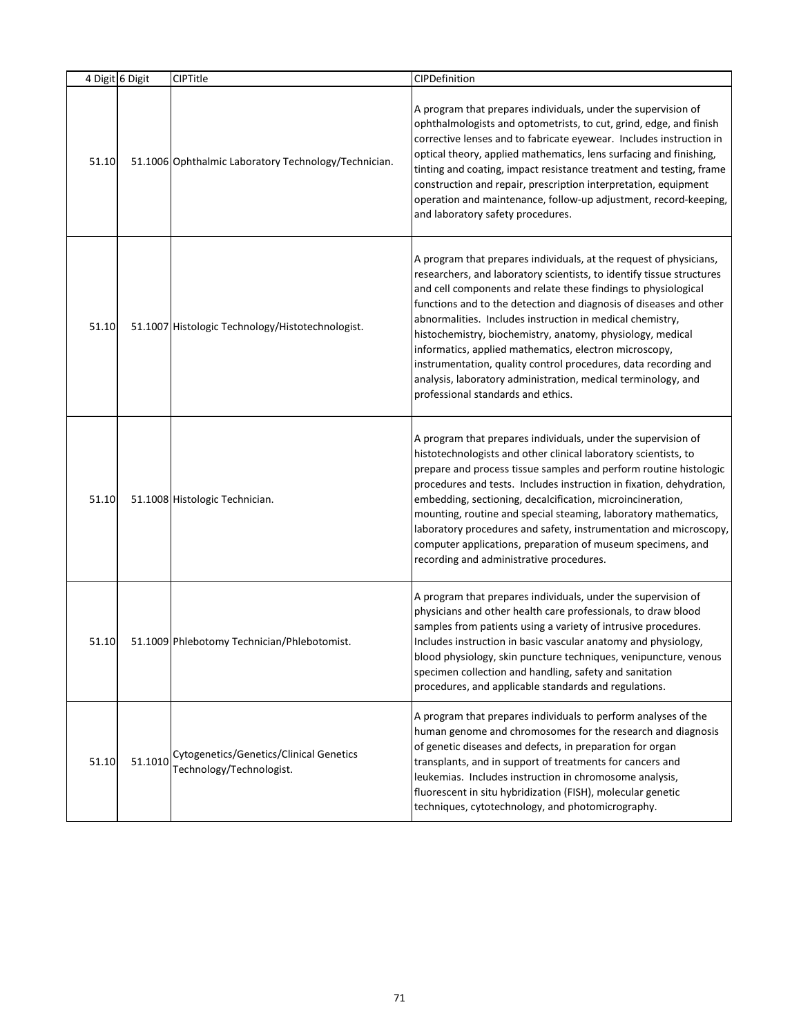| 4 Digit | 6 Digit | CIPTitle | CIPDefinition |
|---|---|---|---|
| 51.10 | 51.1006 | Ophthalmic Laboratory Technology/Technician. | A program that prepares individuals, under the supervision of ophthalmologists and optometrists, to cut, grind, edge, and finish corrective lenses and to fabricate eyewear. Includes instruction in optical theory, applied mathematics, lens surfacing and finishing, tinting and coating, impact resistance treatment and testing, frame construction and repair, prescription interpretation, equipment operation and maintenance, follow-up adjustment, record-keeping, and laboratory safety procedures. |
| 51.10 | 51.1007 | Histologic Technology/Histotechnologist. | A program that prepares individuals, at the request of physicians, researchers, and laboratory scientists, to identify tissue structures and cell components and relate these findings to physiological functions and to the detection and diagnosis of diseases and other abnormalities. Includes instruction in medical chemistry, histochemistry, biochemistry, anatomy, physiology, medical informatics, applied mathematics, electron microscopy, instrumentation, quality control procedures, data recording and analysis, laboratory administration, medical terminology, and professional standards and ethics. |
| 51.10 | 51.1008 | Histologic Technician. | A program that prepares individuals, under the supervision of histotechnologists and other clinical laboratory scientists, to prepare and process tissue samples and perform routine histologic procedures and tests. Includes instruction in fixation, dehydration, embedding, sectioning, decalcification, microincineration, mounting, routine and special steaming, laboratory mathematics, laboratory procedures and safety, instrumentation and microscopy, computer applications, preparation of museum specimens, and recording and administrative procedures. |
| 51.10 | 51.1009 | Phlebotomy Technician/Phlebotomist. | A program that prepares individuals, under the supervision of physicians and other health care professionals, to draw blood samples from patients using a variety of intrusive procedures. Includes instruction in basic vascular anatomy and physiology, blood physiology, skin puncture techniques, venipuncture, venous specimen collection and handling, safety and sanitation procedures, and applicable standards and regulations. |
| 51.10 | 51.1010 | Cytogenetics/Genetics/Clinical Genetics Technology/Technologist. | A program that prepares individuals to perform analyses of the human genome and chromosomes for the research and diagnosis of genetic diseases and defects, in preparation for organ transplants, and in support of treatments for cancers and leukemias. Includes instruction in chromosome analysis, fluorescent in situ hybridization (FISH), molecular genetic techniques, cytotechnology, and photomicrography. |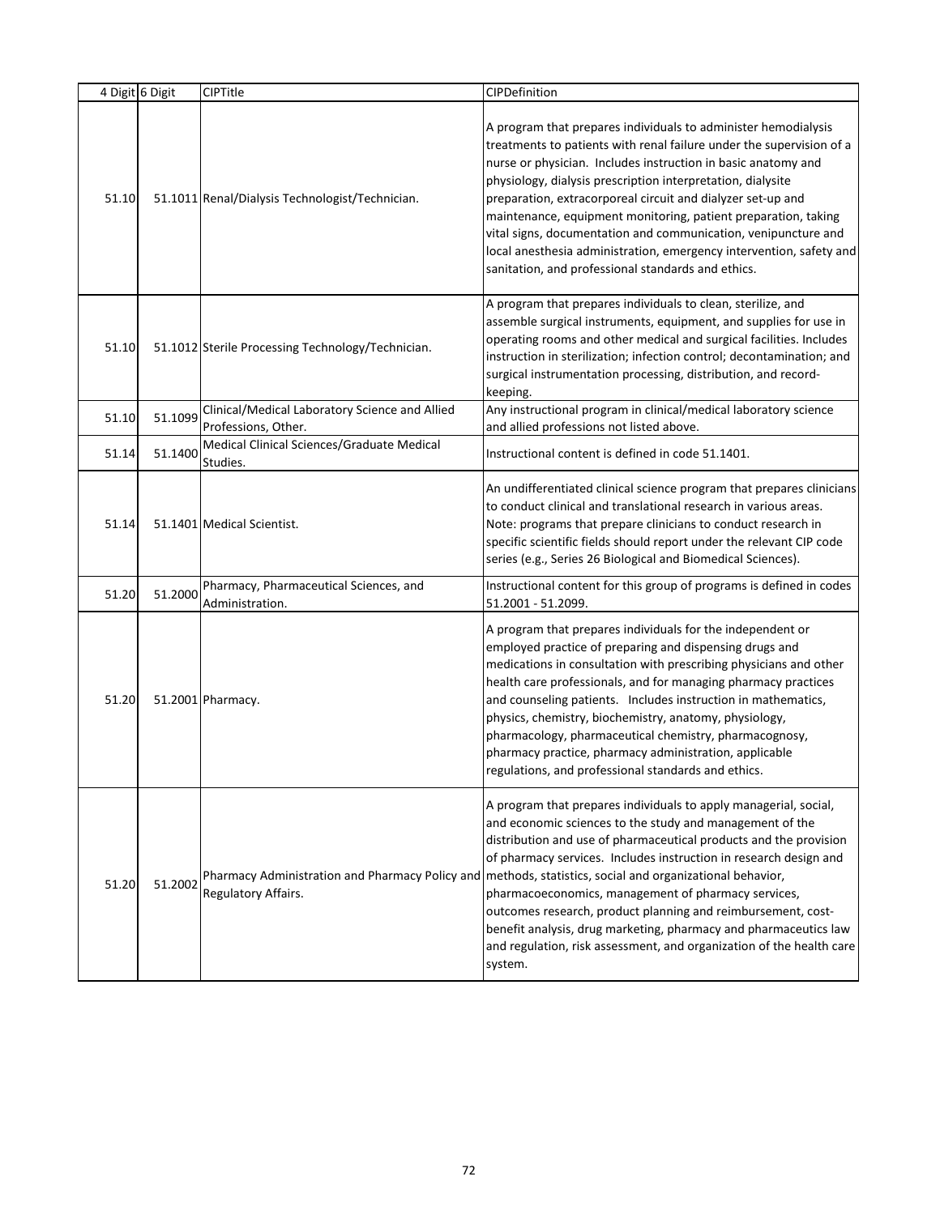| 4 Digit | 6 Digit | CIPTitle | CIPDefinition |
|---|---|---|---|
| 51.10 | 51.1011 | Renal/Dialysis Technologist/Technician. | A program that prepares individuals to administer hemodialysis treatments to patients with renal failure under the supervision of a nurse or physician. Includes instruction in basic anatomy and physiology, dialysis prescription interpretation, dialysite preparation, extracorporeal circuit and dialyzer set-up and maintenance, equipment monitoring, patient preparation, taking vital signs, documentation and communication, venipuncture and local anesthesia administration, emergency intervention, safety and sanitation, and professional standards and ethics. |
| 51.10 | 51.1012 | Sterile Processing Technology/Technician. | A program that prepares individuals to clean, sterilize, and assemble surgical instruments, equipment, and supplies for use in operating rooms and other medical and surgical facilities. Includes instruction in sterilization; infection control; decontamination; and surgical instrumentation processing, distribution, and record-keeping. |
| 51.10 | 51.1099 | Clinical/Medical Laboratory Science and Allied Professions, Other. | Any instructional program in clinical/medical laboratory science and allied professions not listed above. |
| 51.14 | 51.1400 | Medical Clinical Sciences/Graduate Medical Studies. | Instructional content is defined in code 51.1401. |
| 51.14 | 51.1401 | Medical Scientist. | An undifferentiated clinical science program that prepares clinicians to conduct clinical and translational research in various areas. Note: programs that prepare clinicians to conduct research in specific scientific fields should report under the relevant CIP code series (e.g., Series 26 Biological and Biomedical Sciences). |
| 51.20 | 51.2000 | Pharmacy, Pharmaceutical Sciences, and Administration. | Instructional content for this group of programs is defined in codes 51.2001 - 51.2099. |
| 51.20 | 51.2001 | Pharmacy. | A program that prepares individuals for the independent or employed practice of preparing and dispensing drugs and medications in consultation with prescribing physicians and other health care professionals, and for managing pharmacy practices and counseling patients. Includes instruction in mathematics, physics, chemistry, biochemistry, anatomy, physiology, pharmacology, pharmaceutical chemistry, pharmacognosy, pharmacy practice, pharmacy administration, applicable regulations, and professional standards and ethics. |
| 51.20 | 51.2002 | Pharmacy Administration and Pharmacy Policy and Regulatory Affairs. | A program that prepares individuals to apply managerial, social, and economic sciences to the study and management of the distribution and use of pharmaceutical products and the provision of pharmacy services. Includes instruction in research design and methods, statistics, social and organizational behavior, pharmacoeconomics, management of pharmacy services, outcomes research, product planning and reimbursement, cost-benefit analysis, drug marketing, pharmacy and pharmaceutics law and regulation, risk assessment, and organization of the health care system. |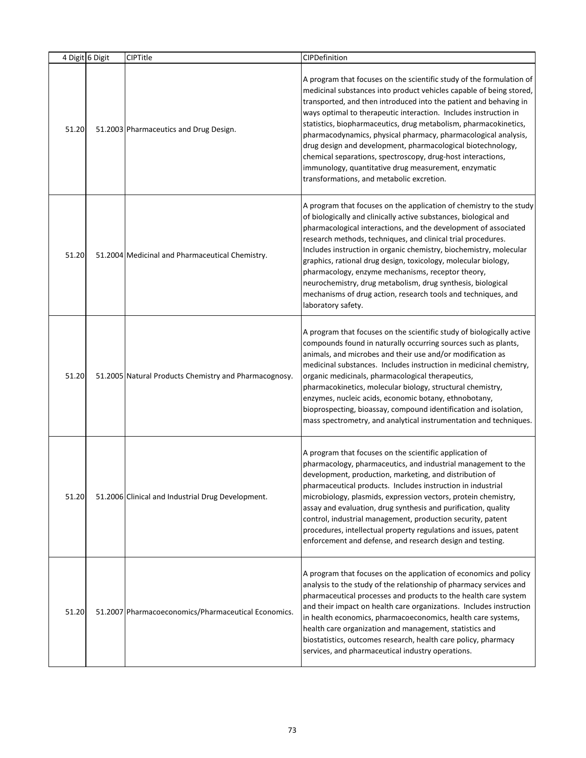| 4 Digit | 6 Digit | CIPTitle | CIPDefinition |
|---|---|---|---|
| 51.20 | 51.2003 | Pharmaceutics and Drug Design. | A program that focuses on the scientific study of the formulation of medicinal substances into product vehicles capable of being stored, transported, and then introduced into the patient and behaving in ways optimal to therapeutic interaction. Includes instruction in statistics, biopharmaceutics, drug metabolism, pharmacokinetics, pharmacodynamics, physical pharmacy, pharmacological analysis, drug design and development, pharmacological biotechnology, chemical separations, spectroscopy, drug-host interactions, immunology, quantitative drug measurement, enzymatic transformations, and metabolic excretion. |
| 51.20 | 51.2004 | Medicinal and Pharmaceutical Chemistry. | A program that focuses on the application of chemistry to the study of biologically and clinically active substances, biological and pharmacological interactions, and the development of associated research methods, techniques, and clinical trial procedures. Includes instruction in organic chemistry, biochemistry, molecular graphics, rational drug design, toxicology, molecular biology, pharmacology, enzyme mechanisms, receptor theory, neurochemistry, drug metabolism, drug synthesis, biological mechanisms of drug action, research tools and techniques, and laboratory safety. |
| 51.20 | 51.2005 | Natural Products Chemistry and Pharmacognosy. | A program that focuses on the scientific study of biologically active compounds found in naturally occurring sources such as plants, animals, and microbes and their use and/or modification as medicinal substances. Includes instruction in medicinal chemistry, organic medicinals, pharmacological therapeutics, pharmacokinetics, molecular biology, structural chemistry, enzymes, nucleic acids, economic botany, ethnobotany, bioprospecting, bioassay, compound identification and isolation, mass spectrometry, and analytical instrumentation and techniques. |
| 51.20 | 51.2006 | Clinical and Industrial Drug Development. | A program that focuses on the scientific application of pharmacology, pharmaceutics, and industrial management to the development, production, marketing, and distribution of pharmaceutical products. Includes instruction in industrial microbiology, plasmids, expression vectors, protein chemistry, assay and evaluation, drug synthesis and purification, quality control, industrial management, production security, patent procedures, intellectual property regulations and issues, patent enforcement and defense, and research design and testing. |
| 51.20 | 51.2007 | Pharmacoeconomics/Pharmaceutical Economics. | A program that focuses on the application of economics and policy analysis to the study of the relationship of pharmacy services and pharmaceutical processes and products to the health care system and their impact on health care organizations. Includes instruction in health economics, pharmacoeconomics, health care systems, health care organization and management, statistics and biostatistics, outcomes research, health care policy, pharmacy services, and pharmaceutical industry operations. |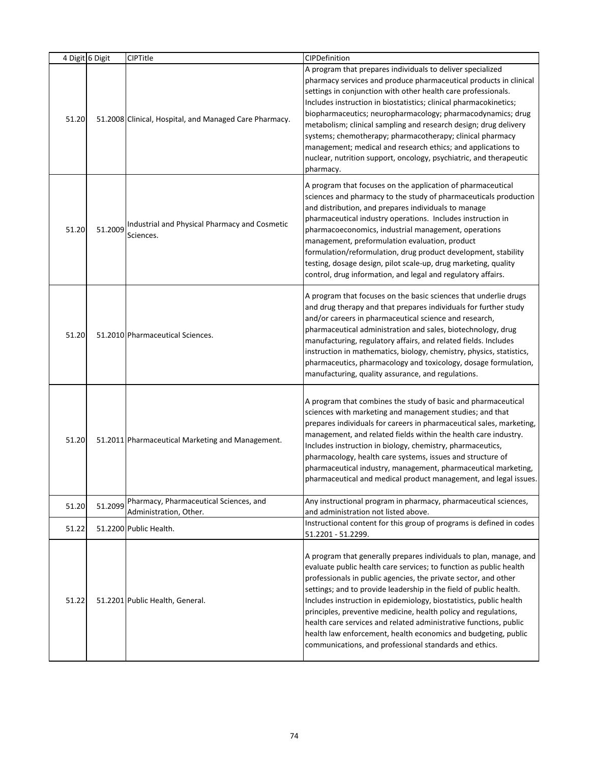| 4 Digit | 6 Digit | CIPTitle | CIPDefinition |
|---|---|---|---|
| 51.20 | 51.2008 | Clinical, Hospital, and Managed Care Pharmacy. | A program that prepares individuals to deliver specialized pharmacy services and produce pharmaceutical products in clinical settings in conjunction with other health care professionals. Includes instruction in biostatistics; clinical pharmacokinetics; biopharmaceutics; neuropharmacology; pharmacodynamics; drug metabolism; clinical sampling and research design; drug delivery systems; chemotherapy; pharmacotherapy; clinical pharmacy management; medical and research ethics; and applications to nuclear, nutrition support, oncology, psychiatric, and therapeutic pharmacy. |
| 51.20 | 51.2009 | Industrial and Physical Pharmacy and Cosmetic Sciences. | A program that focuses on the application of pharmaceutical sciences and pharmacy to the study of pharmaceuticals production and distribution, and prepares individuals to manage pharmaceutical industry operations. Includes instruction in pharmacoeconomics, industrial management, operations management, preformulation evaluation, product formulation/reformulation, drug product development, stability testing, dosage design, pilot scale-up, drug marketing, quality control, drug information, and legal and regulatory affairs. |
| 51.20 | 51.2010 | Pharmaceutical Sciences. | A program that focuses on the basic sciences that underlie drugs and drug therapy and that prepares individuals for further study and/or careers in pharmaceutical science and research, pharmaceutical administration and sales, biotechnology, drug manufacturing, regulatory affairs, and related fields. Includes instruction in mathematics, biology, chemistry, physics, statistics, pharmaceutics, pharmacology and toxicology, dosage formulation, manufacturing, quality assurance, and regulations. |
| 51.20 | 51.2011 | Pharmaceutical Marketing and Management. | A program that combines the study of basic and pharmaceutical sciences with marketing and management studies; and that prepares individuals for careers in pharmaceutical sales, marketing, management, and related fields within the health care industry. Includes instruction in biology, chemistry, pharmaceutics, pharmacology, health care systems, issues and structure of pharmaceutical industry, management, pharmaceutical marketing, pharmaceutical and medical product management, and legal issues. |
| 51.20 | 51.2099 | Pharmacy, Pharmaceutical Sciences, and Administration, Other. | Any instructional program in pharmacy, pharmaceutical sciences, and administration not listed above. |
| 51.22 | 51.2200 | Public Health. | Instructional content for this group of programs is defined in codes 51.2201 - 51.2299. |
| 51.22 | 51.2201 | Public Health, General. | A program that generally prepares individuals to plan, manage, and evaluate public health care services; to function as public health professionals in public agencies, the private sector, and other settings; and to provide leadership in the field of public health. Includes instruction in epidemiology, biostatistics, public health principles, preventive medicine, health policy and regulations, health care services and related administrative functions, public health law enforcement, health economics and budgeting, public communications, and professional standards and ethics. |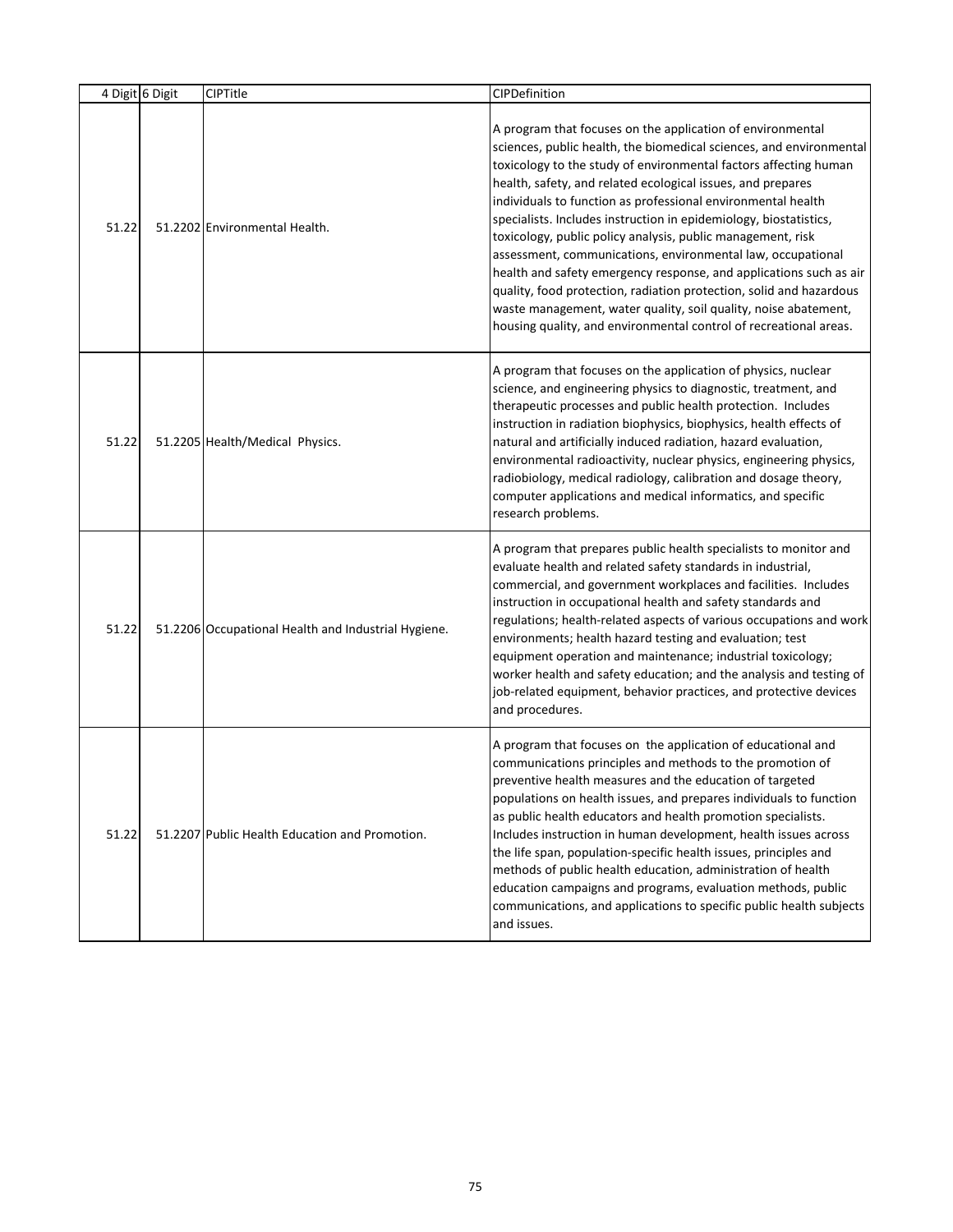| 4 Digit | 6 Digit | CIPTitle | CIPDefinition |
|---|---|---|---|
| 51.22 | 51.2202 | Environmental Health. | A program that focuses on the application of environmental sciences, public health, the biomedical sciences, and environmental toxicology to the study of environmental factors affecting human health, safety, and related ecological issues, and prepares individuals to function as professional environmental health specialists. Includes instruction in epidemiology, biostatistics, toxicology, public policy analysis, public management, risk assessment, communications, environmental law, occupational health and safety emergency response, and applications such as air quality, food protection, radiation protection, solid and hazardous waste management, water quality, soil quality, noise abatement, housing quality, and environmental control of recreational areas. |
| 51.22 | 51.2205 | Health/Medical Physics. | A program that focuses on the application of physics, nuclear science, and engineering physics to diagnostic, treatment, and therapeutic processes and public health protection. Includes instruction in radiation biophysics, biophysics, health effects of natural and artificially induced radiation, hazard evaluation, environmental radioactivity, nuclear physics, engineering physics, radiobiology, medical radiology, calibration and dosage theory, computer applications and medical informatics, and specific research problems. |
| 51.22 | 51.2206 | Occupational Health and Industrial Hygiene. | A program that prepares public health specialists to monitor and evaluate health and related safety standards in industrial, commercial, and government workplaces and facilities. Includes instruction in occupational health and safety standards and regulations; health-related aspects of various occupations and work environments; health hazard testing and evaluation; test equipment operation and maintenance; industrial toxicology; worker health and safety education; and the analysis and testing of job-related equipment, behavior practices, and protective devices and procedures. |
| 51.22 | 51.2207 | Public Health Education and Promotion. | A program that focuses on the application of educational and communications principles and methods to the promotion of preventive health measures and the education of targeted populations on health issues, and prepares individuals to function as public health educators and health promotion specialists. Includes instruction in human development, health issues across the life span, population-specific health issues, principles and methods of public health education, administration of health education campaigns and programs, evaluation methods, public communications, and applications to specific public health subjects and issues. |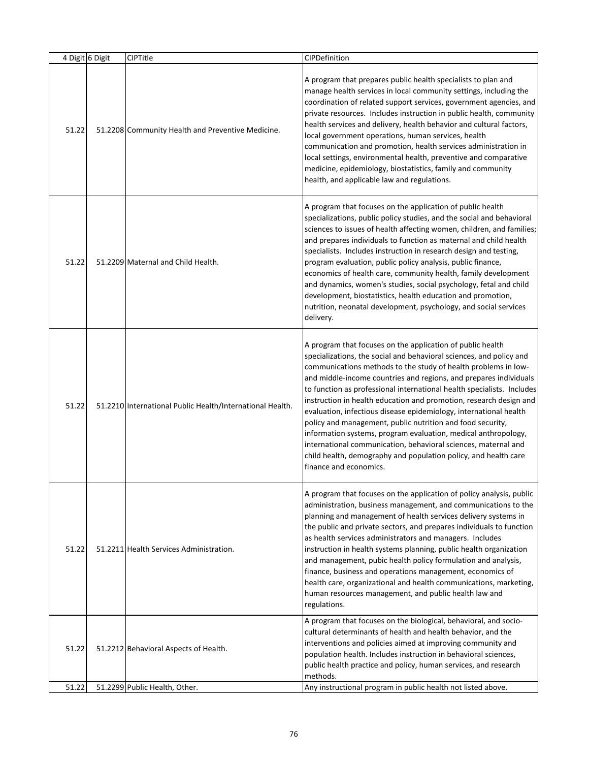| 4 Digit | 6 Digit | CIPTitle | CIPDefinition |
|---|---|---|---|
| 51.22 | 51.2208 | Community Health and Preventive Medicine. | A program that prepares public health specialists to plan and manage health services in local community settings, including the coordination of related support services, government agencies, and private resources. Includes instruction in public health, community health services and delivery, health behavior and cultural factors, local government operations, human services, health communication and promotion, health services administration in local settings, environmental health, preventive and comparative medicine, epidemiology, biostatistics, family and community health, and applicable law and regulations. |
| 51.22 | 51.2209 | Maternal and Child Health. | A program that focuses on the application of public health specializations, public policy studies, and the social and behavioral sciences to issues of health affecting women, children, and families; and prepares individuals to function as maternal and child health specialists. Includes instruction in research design and testing, program evaluation, public policy analysis, public finance, economics of health care, community health, family development and dynamics, women's studies, social psychology, fetal and child development, biostatistics, health education and promotion, nutrition, neonatal development, psychology, and social services delivery. |
| 51.22 | 51.2210 | International Public Health/International Health. | A program that focuses on the application of public health specializations, the social and behavioral sciences, and policy and communications methods to the study of health problems in low- and middle-income countries and regions, and prepares individuals to function as professional international health specialists. Includes instruction in health education and promotion, research design and evaluation, infectious disease epidemiology, international health policy and management, public nutrition and food security, information systems, program evaluation, medical anthropology, international communication, behavioral sciences, maternal and child health, demography and population policy, and health care finance and economics. |
| 51.22 | 51.2211 | Health Services Administration. | A program that focuses on the application of policy analysis, public administration, business management, and communications to the planning and management of health services delivery systems in the public and private sectors, and prepares individuals to function as health services administrators and managers. Includes instruction in health systems planning, public health organization and management, pubic health policy formulation and analysis, finance, business and operations management, economics of health care, organizational and health communications, marketing, human resources management, and public health law and regulations. |
| 51.22 | 51.2212 | Behavioral Aspects of Health. | A program that focuses on the biological, behavioral, and socio-cultural determinants of health and health behavior, and the interventions and policies aimed at improving community and population health. Includes instruction in behavioral sciences, public health practice and policy, human services, and research methods. |
| 51.22 | 51.2299 | Public Health, Other. | Any instructional program in public health not listed above. |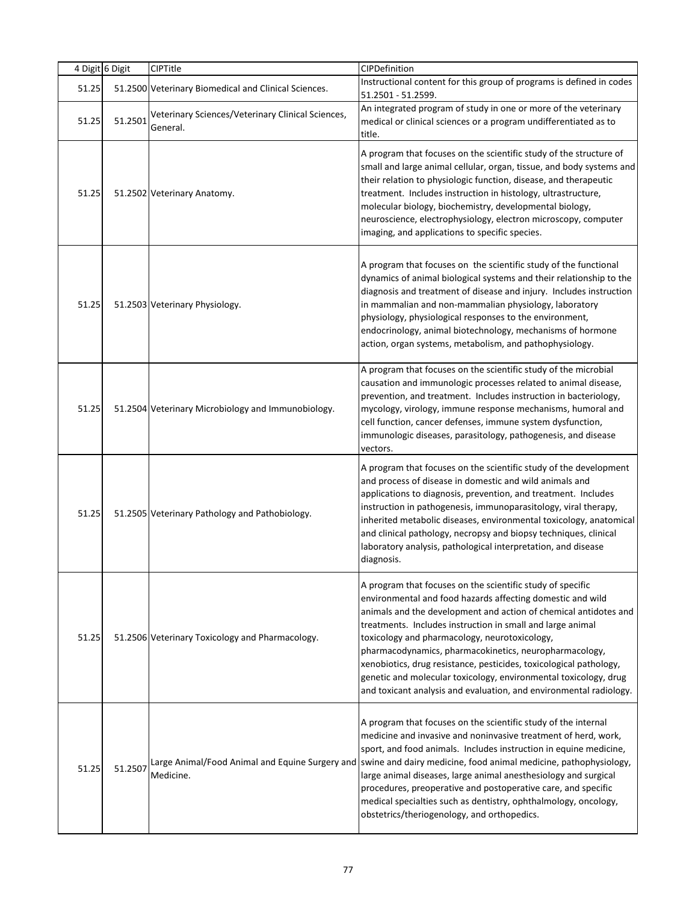| 4 Digit | 6 Digit | CIPTitle | CIPDefinition |
|---|---|---|---|
| 51.25 | 51.2500 | Veterinary Biomedical and Clinical Sciences. | Instructional content for this group of programs is defined in codes 51.2501 - 51.2599. |
| 51.25 | 51.2501 | Veterinary Sciences/Veterinary Clinical Sciences, General. | An integrated program of study in one or more of the veterinary medical or clinical sciences or a program undifferentiated as to title. |
| 51.25 | 51.2502 | Veterinary Anatomy. | A program that focuses on the scientific study of the structure of small and large animal cellular, organ, tissue, and body systems and their relation to physiologic function, disease, and therapeutic treatment. Includes instruction in histology, ultrastructure, molecular biology, biochemistry, developmental biology, neuroscience, electrophysiology, electron microscopy, computer imaging, and applications to specific species. |
| 51.25 | 51.2503 | Veterinary Physiology. | A program that focuses on the scientific study of the functional dynamics of animal biological systems and their relationship to the diagnosis and treatment of disease and injury. Includes instruction in mammalian and non-mammalian physiology, laboratory physiology, physiological responses to the environment, endocrinology, animal biotechnology, mechanisms of hormone action, organ systems, metabolism, and pathophysiology. |
| 51.25 | 51.2504 | Veterinary Microbiology and Immunobiology. | A program that focuses on the scientific study of the microbial causation and immunologic processes related to animal disease, prevention, and treatment. Includes instruction in bacteriology, mycology, virology, immune response mechanisms, humoral and cell function, cancer defenses, immune system dysfunction, immunologic diseases, parasitology, pathogenesis, and disease vectors. |
| 51.25 | 51.2505 | Veterinary Pathology and Pathobiology. | A program that focuses on the scientific study of the development and process of disease in domestic and wild animals and applications to diagnosis, prevention, and treatment. Includes instruction in pathogenesis, immunoparasitology, viral therapy, inherited metabolic diseases, environmental toxicology, anatomical and clinical pathology, necropsy and biopsy techniques, clinical laboratory analysis, pathological interpretation, and disease diagnosis. |
| 51.25 | 51.2506 | Veterinary Toxicology and Pharmacology. | A program that focuses on the scientific study of specific environmental and food hazards affecting domestic and wild animals and the development and action of chemical antidotes and treatments. Includes instruction in small and large animal toxicology and pharmacology, neurotoxicology, pharmacodynamics, pharmacokinetics, neuropharmacology, xenobiotics, drug resistance, pesticides, toxicological pathology, genetic and molecular toxicology, environmental toxicology, drug and toxicant analysis and evaluation, and environmental radiology. |
| 51.25 | 51.2507 | Large Animal/Food Animal and Equine Surgery and Medicine. | A program that focuses on the scientific study of the internal medicine and invasive and noninvasive treatment of herd, work, sport, and food animals. Includes instruction in equine medicine, swine and dairy medicine, food animal medicine, pathophysiology, large animal diseases, large animal anesthesiology and surgical procedures, preoperative and postoperative care, and specific medical specialties such as dentistry, ophthalmology, oncology, obstetrics/theriogenology, and orthopedics. |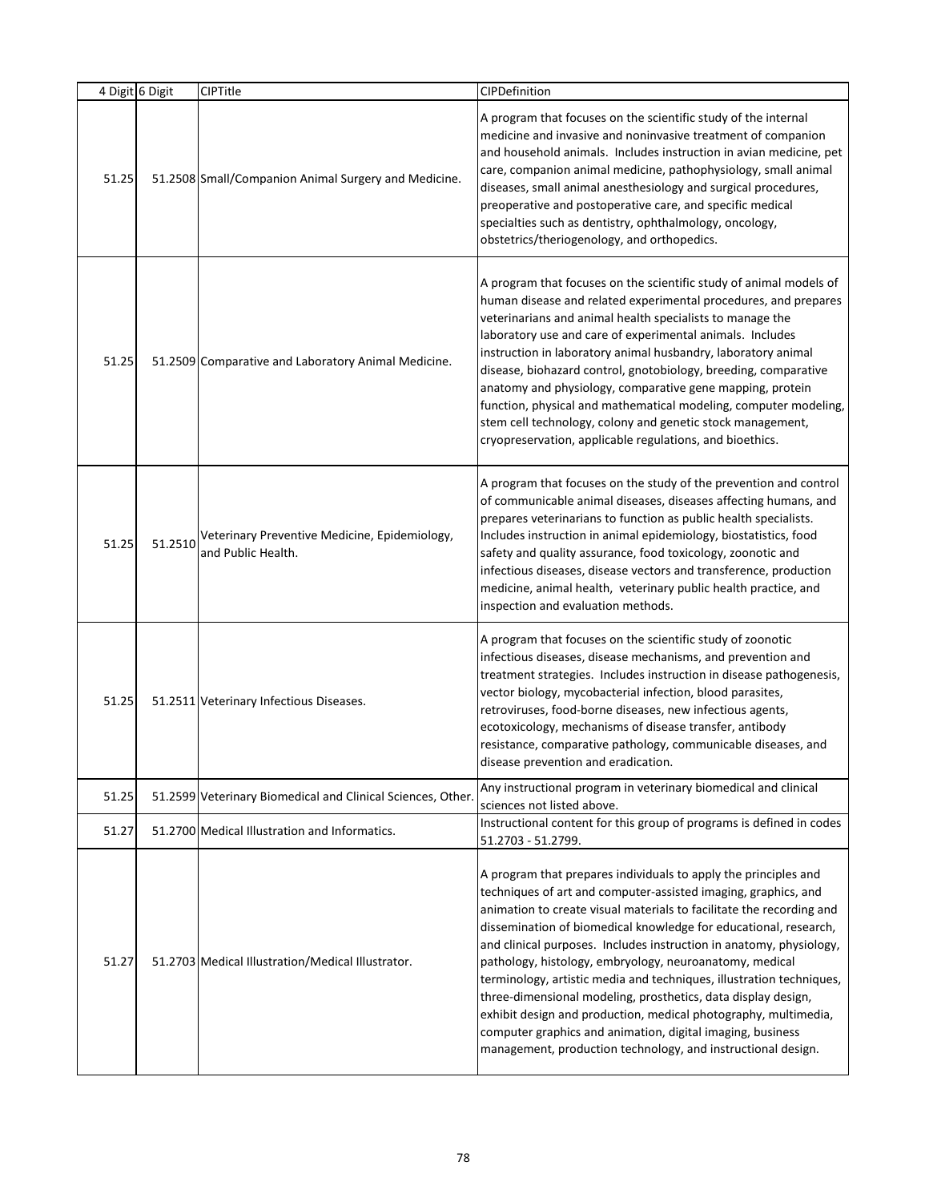| 4 Digit | 6 Digit | CIPTitle | CIPDefinition |
|---|---|---|---|
| 51.25 | 51.2508 | Small/Companion Animal Surgery and Medicine. | A program that focuses on the scientific study of the internal medicine and invasive and noninvasive treatment of companion and household animals. Includes instruction in avian medicine, pet care, companion animal medicine, pathophysiology, small animal diseases, small animal anesthesiology and surgical procedures, preoperative and postoperative care, and specific medical specialties such as dentistry, ophthalmology, oncology, obstetrics/theriogenology, and orthopedics. |
| 51.25 | 51.2509 | Comparative and Laboratory Animal Medicine. | A program that focuses on the scientific study of animal models of human disease and related experimental procedures, and prepares veterinarians and animal health specialists to manage the laboratory use and care of experimental animals. Includes instruction in laboratory animal husbandry, laboratory animal disease, biohazard control, gnotobiology, breeding, comparative anatomy and physiology, comparative gene mapping, protein function, physical and mathematical modeling, computer modeling, stem cell technology, colony and genetic stock management, cryopreservation, applicable regulations, and bioethics. |
| 51.25 | 51.2510 | Veterinary Preventive Medicine, Epidemiology, and Public Health. | A program that focuses on the study of the prevention and control of communicable animal diseases, diseases affecting humans, and prepares veterinarians to function as public health specialists. Includes instruction in animal epidemiology, biostatistics, food safety and quality assurance, food toxicology, zoonotic and infectious diseases, disease vectors and transference, production medicine, animal health, veterinary public health practice, and inspection and evaluation methods. |
| 51.25 | 51.2511 | Veterinary Infectious Diseases. | A program that focuses on the scientific study of zoonotic infectious diseases, disease mechanisms, and prevention and treatment strategies. Includes instruction in disease pathogenesis, vector biology, mycobacterial infection, blood parasites, retroviruses, food-borne diseases, new infectious agents, ecotoxicology, mechanisms of disease transfer, antibody resistance, comparative pathology, communicable diseases, and disease prevention and eradication. |
| 51.25 | 51.2599 | Veterinary Biomedical and Clinical Sciences, Other. | Any instructional program in veterinary biomedical and clinical sciences not listed above. |
| 51.27 | 51.2700 | Medical Illustration and Informatics. | Instructional content for this group of programs is defined in codes 51.2703 - 51.2799. |
| 51.27 | 51.2703 | Medical Illustration/Medical Illustrator. | A program that prepares individuals to apply the principles and techniques of art and computer-assisted imaging, graphics, and animation to create visual materials to facilitate the recording and dissemination of biomedical knowledge for educational, research, and clinical purposes. Includes instruction in anatomy, physiology, pathology, histology, embryology, neuroanatomy, medical terminology, artistic media and techniques, illustration techniques, three-dimensional modeling, prosthetics, data display design, exhibit design and production, medical photography, multimedia, computer graphics and animation, digital imaging, business management, production technology, and instructional design. |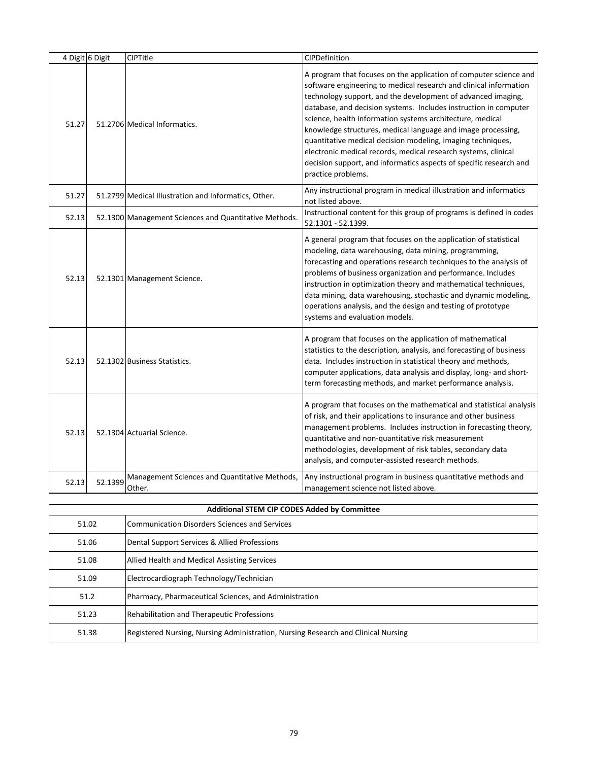| 4 Digit | 6 Digit | CIPTitle | CIPDefinition |
|---|---|---|---|
| 51.27 | 51.2706 | Medical Informatics. | A program that focuses on the application of computer science and software engineering to medical research and clinical information technology support, and the development of advanced imaging, database, and decision systems. Includes instruction in computer science, health information systems architecture, medical knowledge structures, medical language and image processing, quantitative medical decision modeling, imaging techniques, electronic medical records, medical research systems, clinical decision support, and informatics aspects of specific research and practice problems. |
| 51.27 | 51.2799 | Medical Illustration and Informatics, Other. | Any instructional program in medical illustration and informatics not listed above. |
| 52.13 | 52.1300 | Management Sciences and Quantitative Methods. | Instructional content for this group of programs is defined in codes 52.1301 - 52.1399. |
| 52.13 | 52.1301 | Management Science. | A general program that focuses on the application of statistical modeling, data warehousing, data mining, programming, forecasting and operations research techniques to the analysis of problems of business organization and performance. Includes instruction in optimization theory and mathematical techniques, data mining, data warehousing, stochastic and dynamic modeling, operations analysis, and the design and testing of prototype systems and evaluation models. |
| 52.13 | 52.1302 | Business Statistics. | A program that focuses on the application of mathematical statistics to the description, analysis, and forecasting of business data. Includes instruction in statistical theory and methods, computer applications, data analysis and display, long- and short-term forecasting methods, and market performance analysis. |
| 52.13 | 52.1304 | Actuarial Science. | A program that focuses on the mathematical and statistical analysis of risk, and their applications to insurance and other business management problems. Includes instruction in forecasting theory, quantitative and non-quantitative risk measurement methodologies, development of risk tables, secondary data analysis, and computer-assisted research methods. |
| 52.13 | 52.1399 | Management Sciences and Quantitative Methods, Other. | Any instructional program in business quantitative methods and management science not listed above. |

| Additional STEM CIP CODES Added by Committee | |
|---|---|
| 51.02 | Communication Disorders Sciences and Services |
| 51.06 | Dental Support Services & Allied Professions |
| 51.08 | Allied Health and Medical Assisting Services |
| 51.09 | Electrocardiograph Technology/Technician |
| 51.2 | Pharmacy, Pharmaceutical Sciences, and Administration |
| 51.23 | Rehabilitation and Therapeutic Professions |
| 51.38 | Registered Nursing, Nursing Administration, Nursing Research and Clinical Nursing |